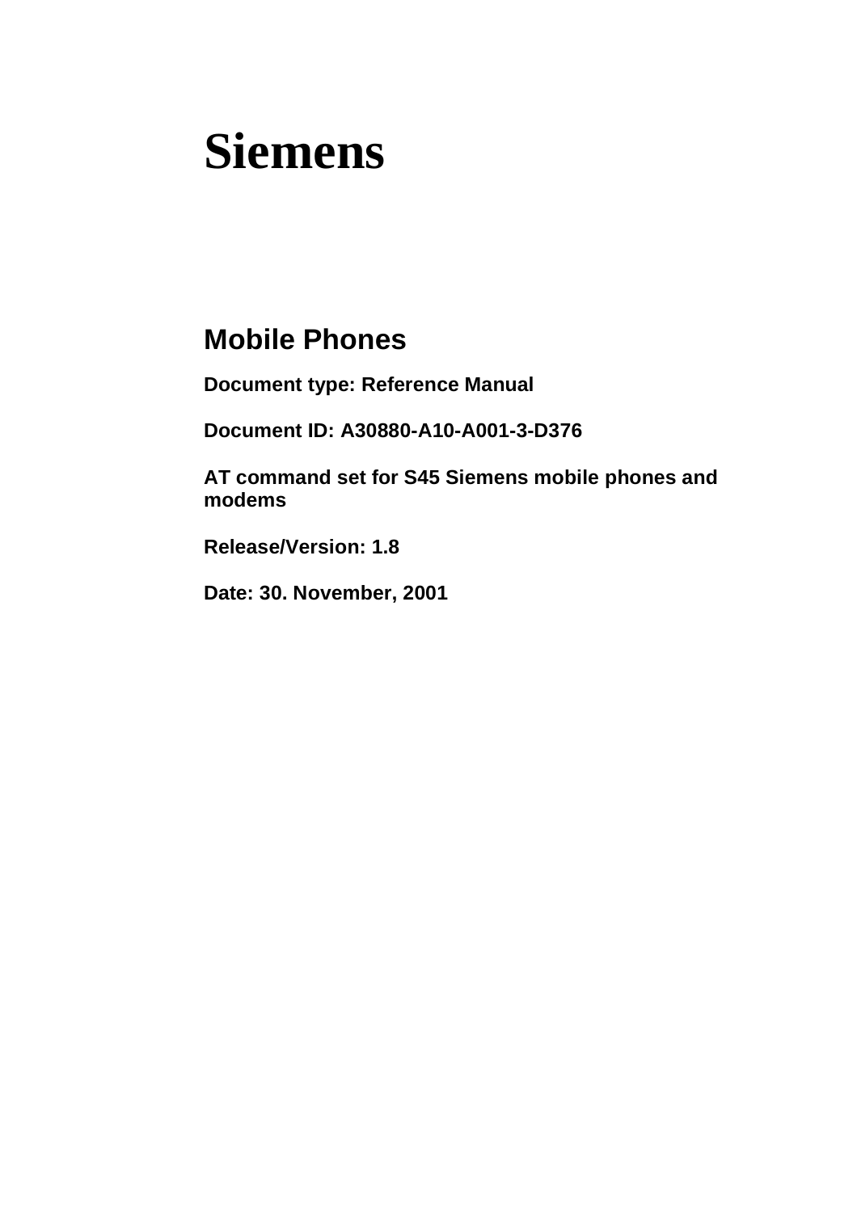# Siemens

## Mobile Phones

**Document type: Reference Manual**

**Document ID: A30880-A10-A001-3-D376**

**AT command set for S45 Siemens mobile phones and modems**

**Release/Version: 1.8**

**Date: 30. November, 2001**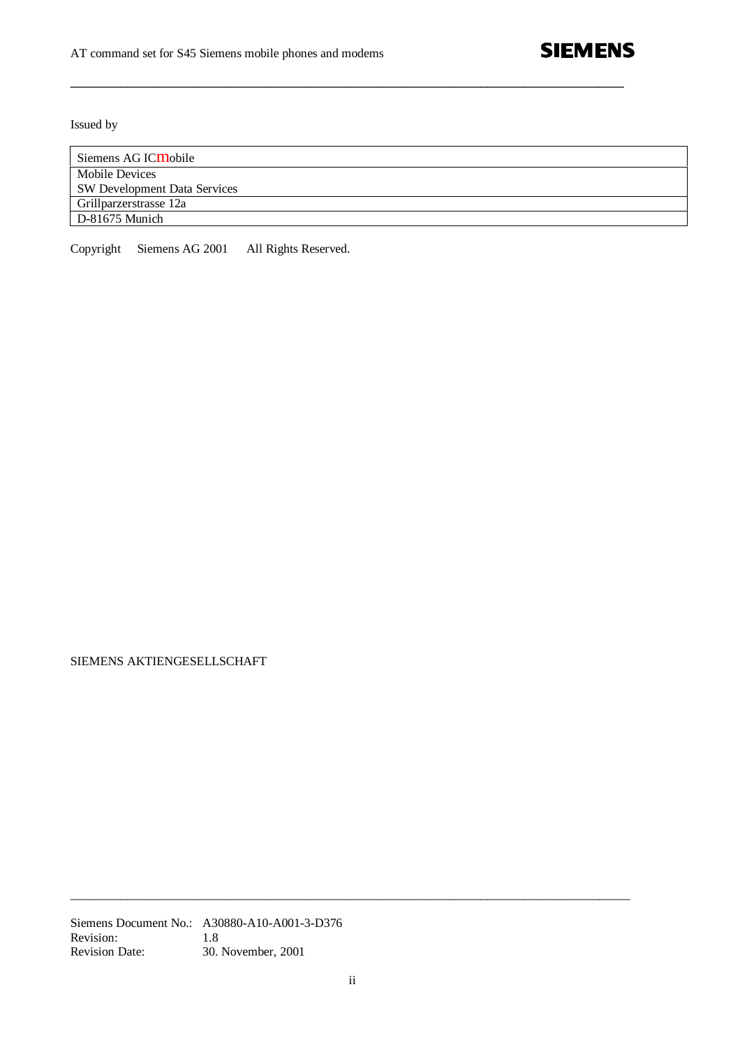Issued by

| Siemens AG ICmobile |
|---|
| Mobile Devices<br>SW Development Data Services |
| Grillparzerstrasse 12a |
| D-81675 Munich |

Copyright Siemens AG 2001 All Rights Reserved.

SIEMENS AKTIENGESELLSCHAFT

Siemens Document No.: A30880-A10-A001-3-D376
Revision: 1.8
Revision Date: 30. November, 2001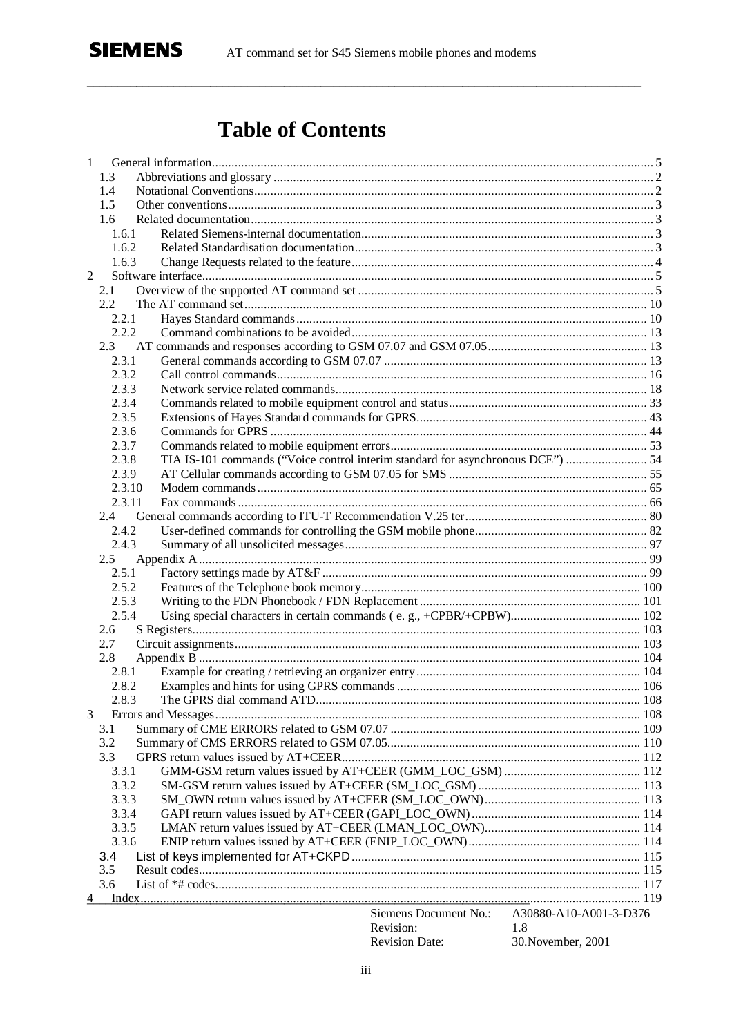# Table of Contents

1 General information ..... 5
- 1.3 Abbreviations and glossary ..... 2
- 1.4 Notational Conventions ..... 2
- 1.5 Other conventions ..... 3
- 1.6 Related documentation ..... 3
  - 1.6.1 Related Siemens-internal documentation ..... 3
  - 1.6.2 Related Standardisation documentation ..... 3
  - 1.6.3 Change Requests related to the feature ..... 4

2 Software interface ..... 5
- 2.1 Overview of the supported AT command set ..... 5
- 2.2 The AT command set ..... 10
  - 2.2.1 Hayes Standard commands ..... 10
  - 2.2.2 Command combinations to be avoided ..... 13
- 2.3 AT commands and responses according to GSM 07.07 and GSM 07.05 ..... 13
  - 2.3.1 General commands according to GSM 07.07 ..... 13
  - 2.3.2 Call control commands ..... 16
  - 2.3.3 Network service related commands ..... 18
  - 2.3.4 Commands related to mobile equipment control and status ..... 33
  - 2.3.5 Extensions of Hayes Standard commands for GPRS ..... 43
  - 2.3.6 Commands for GPRS ..... 44
  - 2.3.7 Commands related to mobile equipment errors ..... 53
  - 2.3.8 TIA IS-101 commands (“Voice control interim standard for asynchronous DCE”) ..... 54
  - 2.3.9 AT Cellular commands according to GSM 07.05 for SMS ..... 55
  - 2.3.10 Modem commands ..... 65
  - 2.3.11 Fax commands ..... 66
- 2.4 General commands according to ITU-T Recommendation V.25 ter ..... 80
  - 2.4.2 User-defined commands for controlling the GSM mobile phone ..... 82
  - 2.4.3 Summary of all unsolicited messages ..... 97
- 2.5 Appendix A ..... 99
  - 2.5.1 Factory settings made by AT&F ..... 99
  - 2.5.2 Features of the Telephone book memory ..... 100
  - 2.5.3 Writing to the FDN Phonebook / FDN Replacement ..... 101
  - 2.5.4 Using special characters in certain commands ( e. g., +CPBR/+CPBW) ..... 102
- 2.6 S Registers ..... 103
- 2.7 Circuit assignments ..... 103
- 2.8 Appendix B ..... 104
  - 2.8.1 Example for creating / retrieving an organizer entry ..... 104
  - 2.8.2 Examples and hints for using GPRS commands ..... 106
  - 2.8.3 The GPRS dial command ATD ..... 108

3 Errors and Messages ..... 108
- 3.1 Summary of CME ERRORS related to GSM 07.07 ..... 109
- 3.2 Summary of CMS ERRORS related to GSM 07.05 ..... 110
- 3.3 GPRS return values issued by AT+CEER ..... 112
  - 3.3.1 GMM-GSM return values issued by AT+CEER (GMM_LOC_GSM) ..... 112
  - 3.3.2 SM-GSM return values issued by AT+CEER (SM_LOC_GSM) ..... 113
  - 3.3.3 SM_OWN return values issued by AT+CEER (SM_LOC_OWN) ..... 113
  - 3.3.4 GAPI return values issued by AT+CEER (GAPI_LOC_OWN) ..... 114
  - 3.3.5 LMAN return values issued by AT+CEER (LMAN_LOC_OWN) ..... 114
  - 3.3.6 ENIP return values issued by AT+CEER (ENIP_LOC_OWN) ..... 114
- 3.4 List of keys implemented for AT+CKPD ..... 115
- 3.5 Result codes ..... 115
- 3.6 List of *# codes ..... 117

4 Index ..... 119

| | |
|---|---|
| Siemens Document No.: | A30880-A10-A001-3-D376 |
| Revision: | 1.8 |
| Revision Date: | 30.November, 2001 |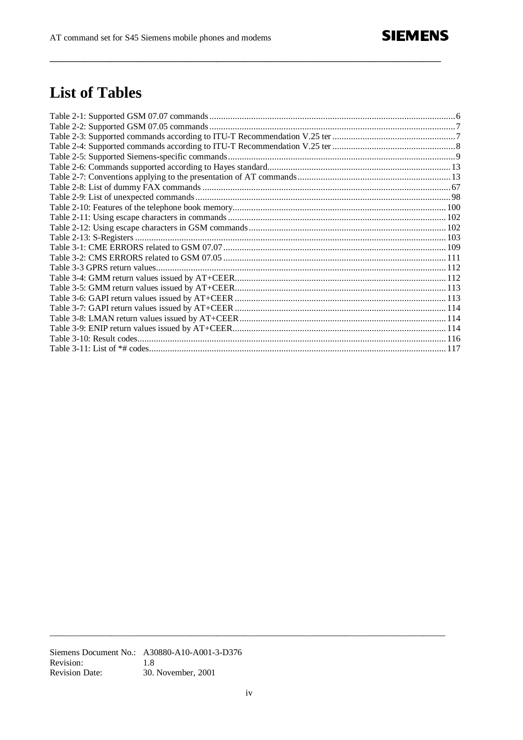# List of Tables

Table 2-1: Supported GSM 07.07 commands ........ 6
Table 2-2: Supported GSM 07.05 commands ........ 7
Table 2-3: Supported commands according to ITU-T Recommendation V.25 ter ........ 7
Table 2-4: Supported commands according to ITU-T Recommendation V.25 ter ........ 8
Table 2-5: Supported Siemens-specific commands ........ 9
Table 2-6: Commands supported according to Hayes standard ........ 13
Table 2-7: Conventions applying to the presentation of AT commands ........ 13
Table 2-8: List of dummy FAX commands ........ 67
Table 2-9: List of unexpected commands ........ 98
Table 2-10: Features of the telephone book memory ........ 100
Table 2-11: Using escape characters in commands ........ 102
Table 2-12: Using escape characters in GSM commands ........ 102
Table 2-13: S-Registers ........ 103
Table 3-1: CME ERRORS related to GSM 07.07 ........ 109
Table 3-2: CMS ERRORS related to GSM 07.05 ........ 111
Table 3-3 GPRS return values ........ 112
Table 3-4: GMM return values issued by AT+CEER ........ 112
Table 3-5: GMM return values issued by AT+CEER ........ 113
Table 3-6: GAPI return values issued by AT+CEER ........ 113
Table 3-7: GAPI return values issued by AT+CEER ........ 114
Table 3-8: LMAN return values issued by AT+CEER ........ 114
Table 3-9: ENIP return values issued by AT+CEER ........ 114
Table 3-10: Result codes ........ 116
Table 3-11: List of *# codes ........ 117

Siemens Document No.: A30880-A10-A001-3-D376
Revision: 1.8
Revision Date: 30. November, 2001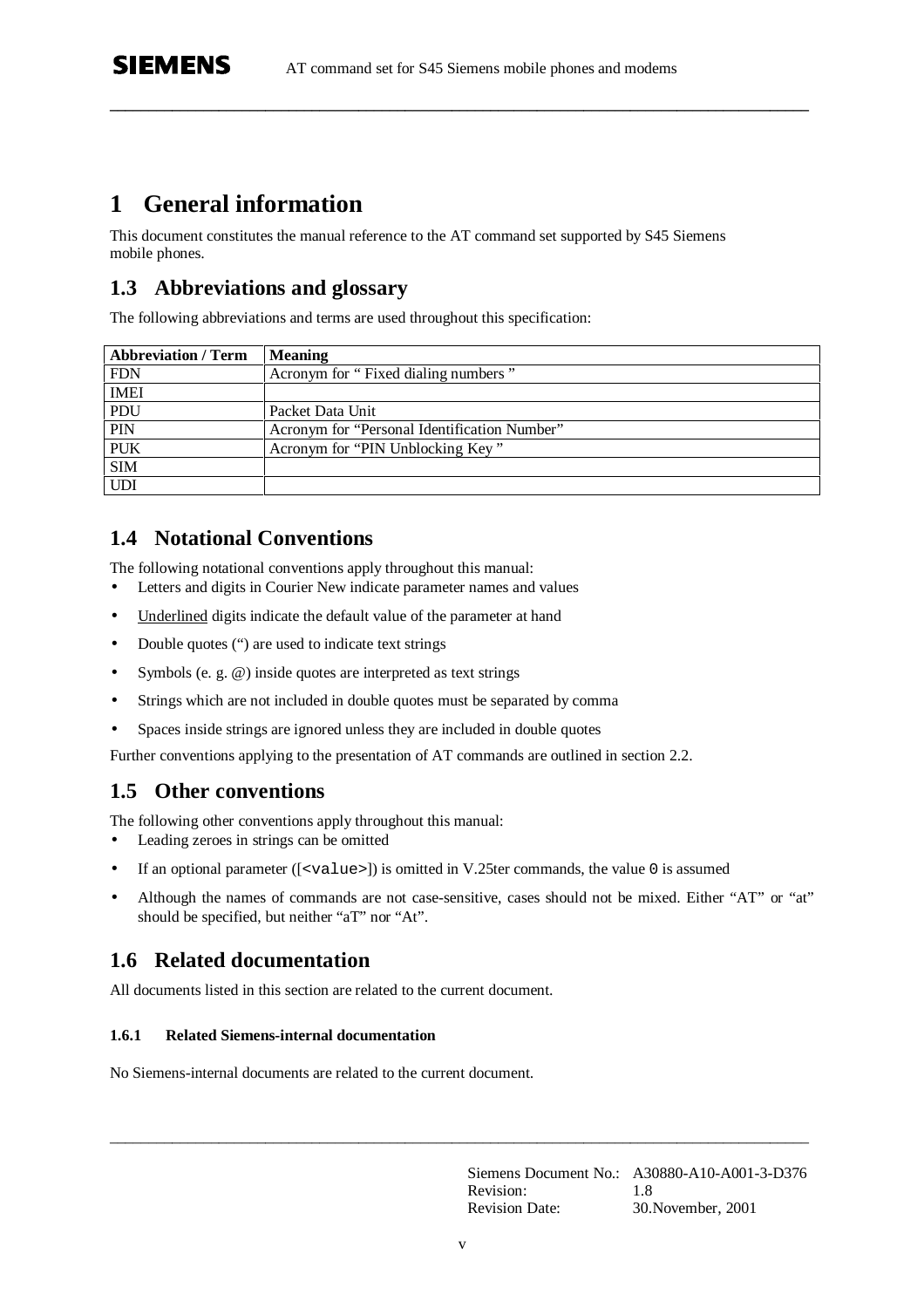# 1 General information

This document constitutes the manual reference to the AT command set supported by S45 Siemens mobile phones.

## 1.3 Abbreviations and glossary

The following abbreviations and terms are used throughout this specification:

| Abbreviation / Term | Meaning |
|---|---|
| FDN | Acronym for " Fixed dialing numbers " |
| IMEI | |
| PDU | Packet Data Unit |
| PIN | Acronym for "Personal Identification Number" |
| PUK | Acronym for "PIN Unblocking Key " |
| SIM | |
| UDI | |

## 1.4 Notational Conventions

The following notational conventions apply throughout this manual:

- Letters and digits in Courier New indicate parameter names and values
- Underlined digits indicate the default value of the parameter at hand
- Double quotes (") are used to indicate text strings
- Symbols (e. g. @) inside quotes are interpreted as text strings
- Strings which are not included in double quotes must be separated by comma
- Spaces inside strings are ignored unless they are included in double quotes

Further conventions applying to the presentation of AT commands are outlined in section 2.2.

## 1.5 Other conventions

The following other conventions apply throughout this manual:

- Leading zeroes in strings can be omitted
- If an optional parameter ([`<value>`]) is omitted in V.25ter commands, the value `0` is assumed
- Although the names of commands are not case-sensitive, cases should not be mixed. Either "AT" or "at" should be specified, but neither "aT" nor "At".

## 1.6 Related documentation

All documents listed in this section are related to the current document.

### 1.6.1 Related Siemens-internal documentation

No Siemens-internal documents are related to the current document.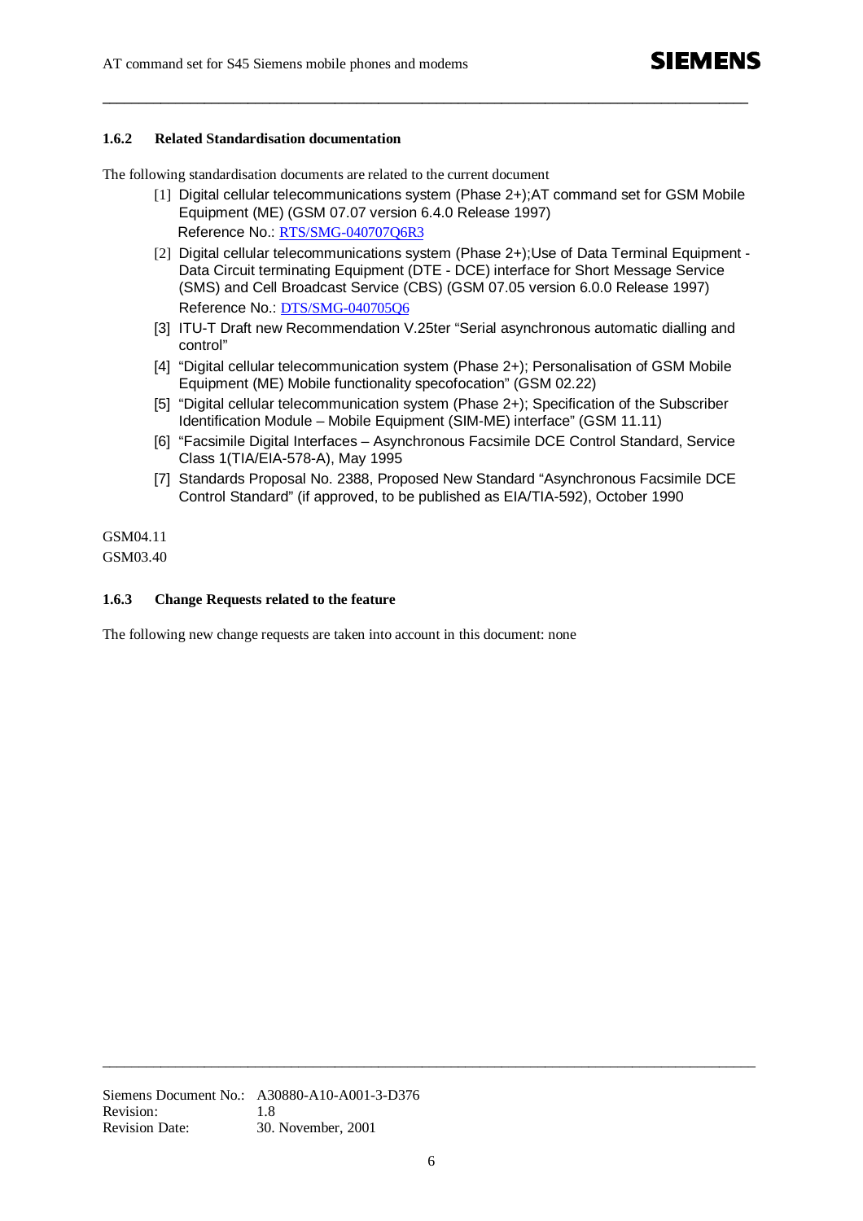### 1.6.2 Related Standardisation documentation

The following standardisation documents are related to the current document

[1] Digital cellular telecommunications system (Phase 2+);AT command set for GSM Mobile Equipment (ME) (GSM 07.07 version 6.4.0 Release 1997)
Reference No.: RTS/SMG-040707Q6R3

[2] Digital cellular telecommunications system (Phase 2+);Use of Data Terminal Equipment - Data Circuit terminating Equipment (DTE - DCE) interface for Short Message Service (SMS) and Cell Broadcast Service (CBS) (GSM 07.05 version 6.0.0 Release 1997)
Reference No.: DTS/SMG-040705Q6

[3] ITU-T Draft new Recommendation V.25ter "Serial asynchronous automatic dialling and control"

[4] "Digital cellular telecommunication system (Phase 2+); Personalisation of GSM Mobile Equipment (ME) Mobile functionality specofocation" (GSM 02.22)

[5] "Digital cellular telecommunication system (Phase 2+); Specification of the Subscriber Identification Module – Mobile Equipment (SIM-ME) interface" (GSM 11.11)

[6] "Facsimile Digital Interfaces – Asynchronous Facsimile DCE Control Standard, Service Class 1(TIA/EIA-578-A), May 1995

[7] Standards Proposal No. 2388, Proposed New Standard "Asynchronous Facsimile DCE Control Standard" (if approved, to be published as EIA/TIA-592), October 1990

GSM04.11
GSM03.40

### 1.6.3 Change Requests related to the feature

The following new change requests are taken into account in this document: none

Siemens Document No.: A30880-A10-A001-3-D376
Revision: 1.8
Revision Date: 30. November, 2001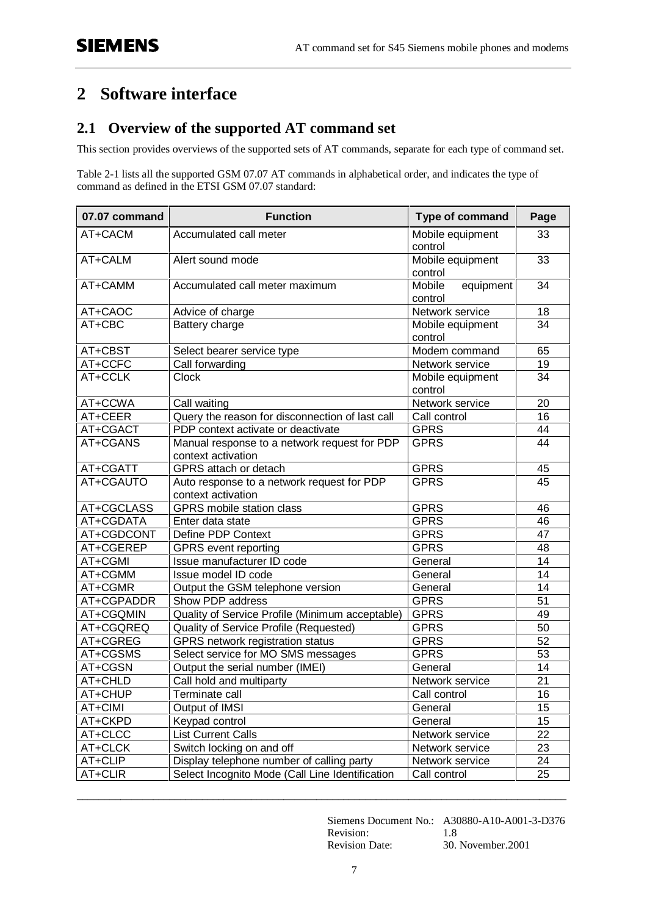# 2 Software interface

## 2.1 Overview of the supported AT command set

This section provides overviews of the supported sets of AT commands, separate for each type of command set.

Table 2-1 lists all the supported GSM 07.07 AT commands in alphabetical order, and indicates the type of command as defined in the ETSI GSM 07.07 standard:

| 07.07 command | Function | Type of command | Page |
|---|---|---|---|
| AT+CACM | Accumulated call meter | Mobile equipment control | 33 |
| AT+CALM | Alert sound mode | Mobile equipment control | 33 |
| AT+CAMM | Accumulated call meter maximum | Mobile equipment control | 34 |
| AT+CAOC | Advice of charge | Network service | 18 |
| AT+CBC | Battery charge | Mobile equipment control | 34 |
| AT+CBST | Select bearer service type | Modem command | 65 |
| AT+CCFC | Call forwarding | Network service | 19 |
| AT+CCLK | Clock | Mobile equipment control | 34 |
| AT+CCWA | Call waiting | Network service | 20 |
| AT+CEER | Query the reason for disconnection of last call | Call control | 16 |
| AT+CGACT | PDP context activate or deactivate | GPRS | 44 |
| AT+CGANS | Manual response to a network request for PDP context activation | GPRS | 44 |
| AT+CGATT | GPRS attach or detach | GPRS | 45 |
| AT+CGAUTO | Auto response to a network request for PDP context activation | GPRS | 45 |
| AT+CGCLASS | GPRS mobile station class | GPRS | 46 |
| AT+CGDATA | Enter data state | GPRS | 46 |
| AT+CGDCONT | Define PDP Context | GPRS | 47 |
| AT+CGEREP | GPRS event reporting | GPRS | 48 |
| AT+CGMI | Issue manufacturer ID code | General | 14 |
| AT+CGMM | Issue model ID code | General | 14 |
| AT+CGMR | Output the GSM telephone version | General | 14 |
| AT+CGPADDR | Show PDP address | GPRS | 51 |
| AT+CGQMIN | Quality of Service Profile (Minimum acceptable) | GPRS | 49 |
| AT+CGQREQ | Quality of Service Profile (Requested) | GPRS | 50 |
| AT+CGREG | GPRS network registration status | GPRS | 52 |
| AT+CGSMS | Select service for MO SMS messages | GPRS | 53 |
| AT+CGSN | Output the serial number (IMEI) | General | 14 |
| AT+CHLD | Call hold and multiparty | Network service | 21 |
| AT+CHUP | Terminate call | Call control | 16 |
| AT+CIMI | Output of IMSI | General | 15 |
| AT+CKPD | Keypad control | General | 15 |
| AT+CLCC | List Current Calls | Network service | 22 |
| AT+CLCK | Switch locking on and off | Network service | 23 |
| AT+CLIP | Display telephone number of calling party | Network service | 24 |
| AT+CLIR | Select Incognito Mode (Call Line Identification | Call control | 25 |

Siemens Document No.: A30880-A10-A001-3-D376
Revision: 1.8
Revision Date: 30. November.2001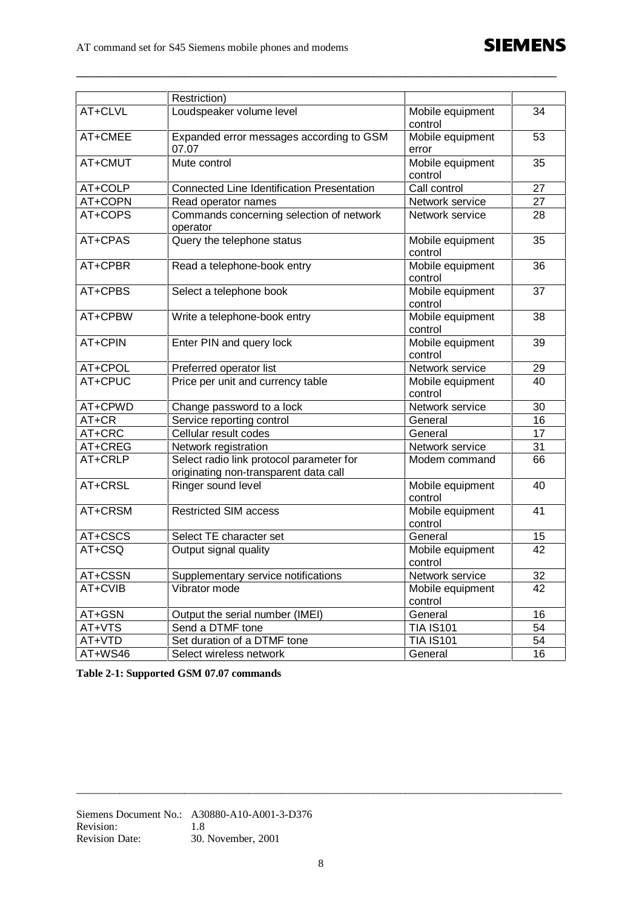| | | | |
|---|---|---|---|
| | Restriction) | | |
| AT+CLVL | Loudspeaker volume level | Mobile equipment control | 34 |
| AT+CMEE | Expanded error messages according to GSM 07.07 | Mobile equipment error | 53 |
| AT+CMUT | Mute control | Mobile equipment control | 35 |
| AT+COLP | Connected Line Identification Presentation | Call control | 27 |
| AT+COPN | Read operator names | Network service | 27 |
| AT+COPS | Commands concerning selection of network operator | Network service | 28 |
| AT+CPAS | Query the telephone status | Mobile equipment control | 35 |
| AT+CPBR | Read a telephone-book entry | Mobile equipment control | 36 |
| AT+CPBS | Select a telephone book | Mobile equipment control | 37 |
| AT+CPBW | Write a telephone-book entry | Mobile equipment control | 38 |
| AT+CPIN | Enter PIN and query lock | Mobile equipment control | 39 |
| AT+CPOL | Preferred operator list | Network service | 29 |
| AT+CPUC | Price per unit and currency table | Mobile equipment control | 40 |
| AT+CPWD | Change password to a lock | Network service | 30 |
| AT+CR | Service reporting control | General | 16 |
| AT+CRC | Cellular result codes | General | 17 |
| AT+CREG | Network registration | Network service | 31 |
| AT+CRLP | Select radio link protocol parameter for originating non-transparent data call | Modem command | 66 |
| AT+CRSL | Ringer sound level | Mobile equipment control | 40 |
| AT+CRSM | Restricted SIM access | Mobile equipment control | 41 |
| AT+CSCS | Select TE character set | General | 15 |
| AT+CSQ | Output signal quality | Mobile equipment control | 42 |
| AT+CSSN | Supplementary service notifications | Network service | 32 |
| AT+CVIB | Vibrator mode | Mobile equipment control | 42 |
| AT+GSN | Output the serial number (IMEI) | General | 16 |
| AT+VTS | Send a DTMF tone | TIA IS101 | 54 |
| AT+VTD | Set duration of a DTMF tone | TIA IS101 | 54 |
| AT+WS46 | Select wireless network | General | 16 |

**Table 2-1: Supported GSM 07.07 commands**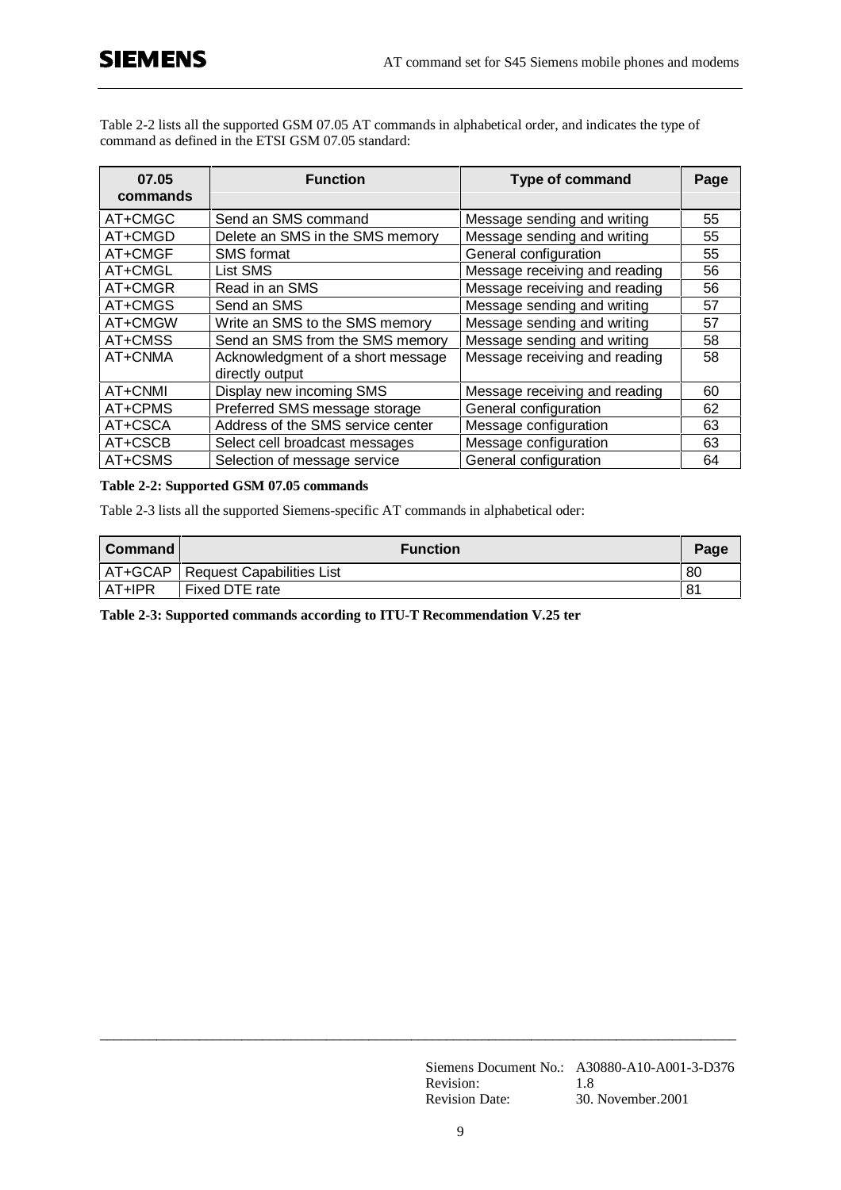Table 2-2 lists all the supported GSM 07.05 AT commands in alphabetical order, and indicates the type of command as defined in the ETSI GSM 07.05 standard:

| 07.05 commands | Function | Type of command | Page |
|---|---|---|---|
| AT+CMGC | Send an SMS command | Message sending and writing | 55 |
| AT+CMGD | Delete an SMS in the SMS memory | Message sending and writing | 55 |
| AT+CMGF | SMS format | General configuration | 55 |
| AT+CMGL | List SMS | Message receiving and reading | 56 |
| AT+CMGR | Read in an SMS | Message receiving and reading | 56 |
| AT+CMGS | Send an SMS | Message sending and writing | 57 |
| AT+CMGW | Write an SMS to the SMS memory | Message sending and writing | 57 |
| AT+CMSS | Send an SMS from the SMS memory | Message sending and writing | 58 |
| AT+CNMA | Acknowledgment of a short message directly output | Message receiving and reading | 58 |
| AT+CNMI | Display new incoming SMS | Message receiving and reading | 60 |
| AT+CPMS | Preferred SMS message storage | General configuration | 62 |
| AT+CSCA | Address of the SMS service center | Message configuration | 63 |
| AT+CSCB | Select cell broadcast messages | Message configuration | 63 |
| AT+CSMS | Selection of message service | General configuration | 64 |

**Table 2-2: Supported GSM 07.05 commands**

Table 2-3 lists all the supported Siemens-specific AT commands in alphabetical oder:

| Command | Function | Page |
|---|---|---|
| AT+GCAP | Request Capabilities List | 80 |
| AT+IPR | Fixed DTE rate | 81 |

**Table 2-3: Supported commands according to ITU-T Recommendation V.25 ter**

Siemens Document No.: A30880-A10-A001-3-D376
Revision: 1.8
Revision Date: 30. November.2001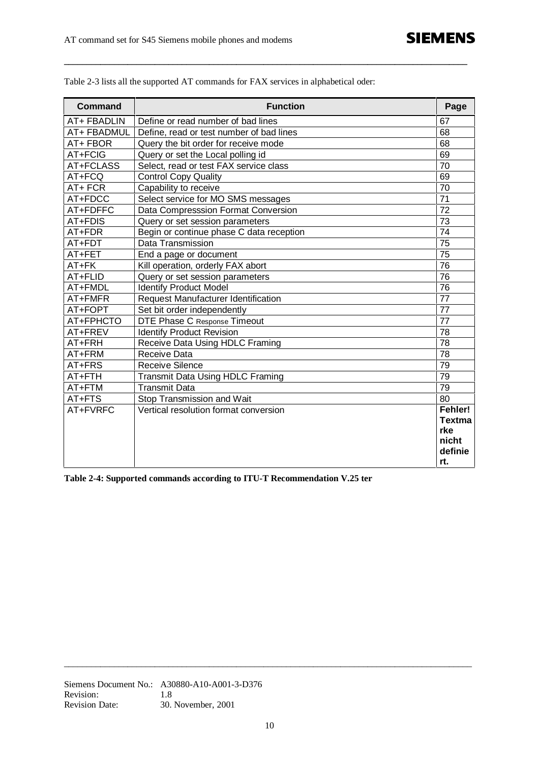Table 2-3 lists all the supported AT commands for FAX services in alphabetical oder:

| Command | Function | Page |
|---|---|---|
| AT+ FBADLIN | Define or read number of bad lines | 67 |
| AT+ FBADMUL | Define, read or test number of bad lines | 68 |
| AT+ FBOR | Query the bit order for receive mode | 68 |
| AT+FCIG | Query or set the Local polling id | 69 |
| AT+FCLASS | Select, read or test FAX service class | 70 |
| AT+FCQ | Control Copy Quality | 69 |
| AT+ FCR | Capability to receive | 70 |
| AT+FDCC | Select service for MO SMS messages | 71 |
| AT+FDFFC | Data Compresssion Format Conversion | 72 |
| AT+FDIS | Query or set session parameters | 73 |
| AT+FDR | Begin or continue phase C data reception | 74 |
| AT+FDT | Data Transmission | 75 |
| AT+FET | End a page or document | 75 |
| AT+FK | Kill operation, orderly FAX abort | 76 |
| AT+FLID | Query or set session parameters | 76 |
| AT+FMDL | Identify Product Model | 76 |
| AT+FMFR | Request Manufacturer Identification | 77 |
| AT+FOPT | Set bit order independently | 77 |
| AT+FPHCTO | DTE Phase C Response Timeout | 77 |
| AT+FREV | Identify Product Revision | 78 |
| AT+FRH | Receive Data Using HDLC Framing | 78 |
| AT+FRM | Receive Data | 78 |
| AT+FRS | Receive Silence | 79 |
| AT+FTH | Transmit Data Using HDLC Framing | 79 |
| AT+FTM | Transmit Data | 79 |
| AT+FTS | Stop Transmission and Wait | 80 |
| AT+FVRFC | Vertical resolution format conversion | **Fehler! Textmarke nicht definiert.** |

**Table 2-4: Supported commands according to ITU-T Recommendation V.25 ter**

Siemens Document No.: A30880-A10-A001-3-D376
Revision: 1.8
Revision Date: 30. November, 2001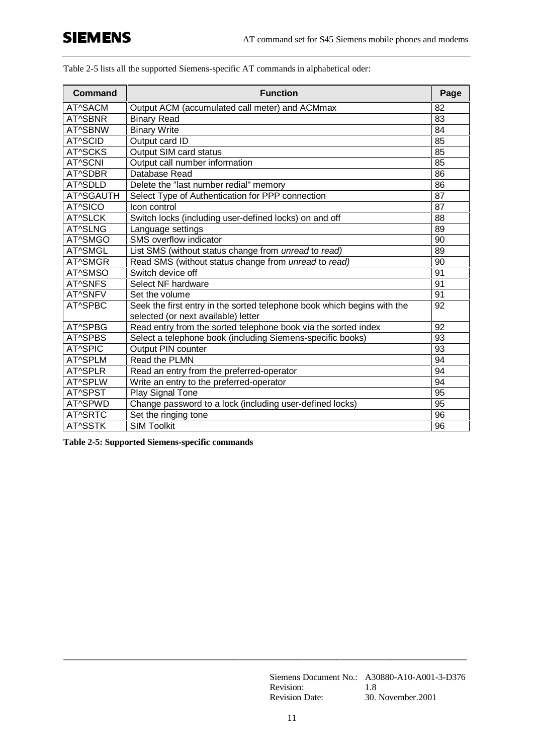Table 2-5 lists all the supported Siemens-specific AT commands in alphabetical oder:

| Command | Function | Page |
|---|---|---|
| AT^SACM | Output ACM (accumulated call meter) and ACMmax | 82 |
| AT^SBNR | Binary Read | 83 |
| AT^SBNW | Binary Write | 84 |
| AT^SCID | Output card ID | 85 |
| AT^SCKS | Output SIM card status | 85 |
| AT^SCNI | Output call number information | 85 |
| AT^SDBR | Database Read | 86 |
| AT^SDLD | Delete the "last number redial" memory | 86 |
| AT^SGAUTH | Select Type of Authentication for PPP connection | 87 |
| AT^SICO | Icon control | 87 |
| AT^SLCK | Switch locks (including user-defined locks) on and off | 88 |
| AT^SLNG | Language settings | 89 |
| AT^SMGO | SMS overflow indicator | 90 |
| AT^SMGL | List SMS (without status change from *unread* to *read)* | 89 |
| AT^SMGR | Read SMS (without status change from *unread* to *read)* | 90 |
| AT^SMSO | Switch device off | 91 |
| AT^SNFS | Select NF hardware | 91 |
| AT^SNFV | Set the volume | 91 |
| AT^SPBC | Seek the first entry in the sorted telephone book which begins with the selected (or next available) letter | 92 |
| AT^SPBG | Read entry from the sorted telephone book via the sorted index | 92 |
| AT^SPBS | Select a telephone book (including Siemens-specific books) | 93 |
| AT^SPIC | Output PIN counter | 93 |
| AT^SPLM | Read the PLMN | 94 |
| AT^SPLR | Read an entry from the preferred-operator | 94 |
| AT^SPLW | Write an entry to the preferred-operator | 94 |
| AT^SPST | Play Signal Tone | 95 |
| AT^SPWD | Change password to a lock (including user-defined locks) | 95 |
| AT^SRTC | Set the ringing tone | 96 |
| AT^SSTK | SIM Toolkit | 96 |

**Table 2-5: Supported Siemens-specific commands**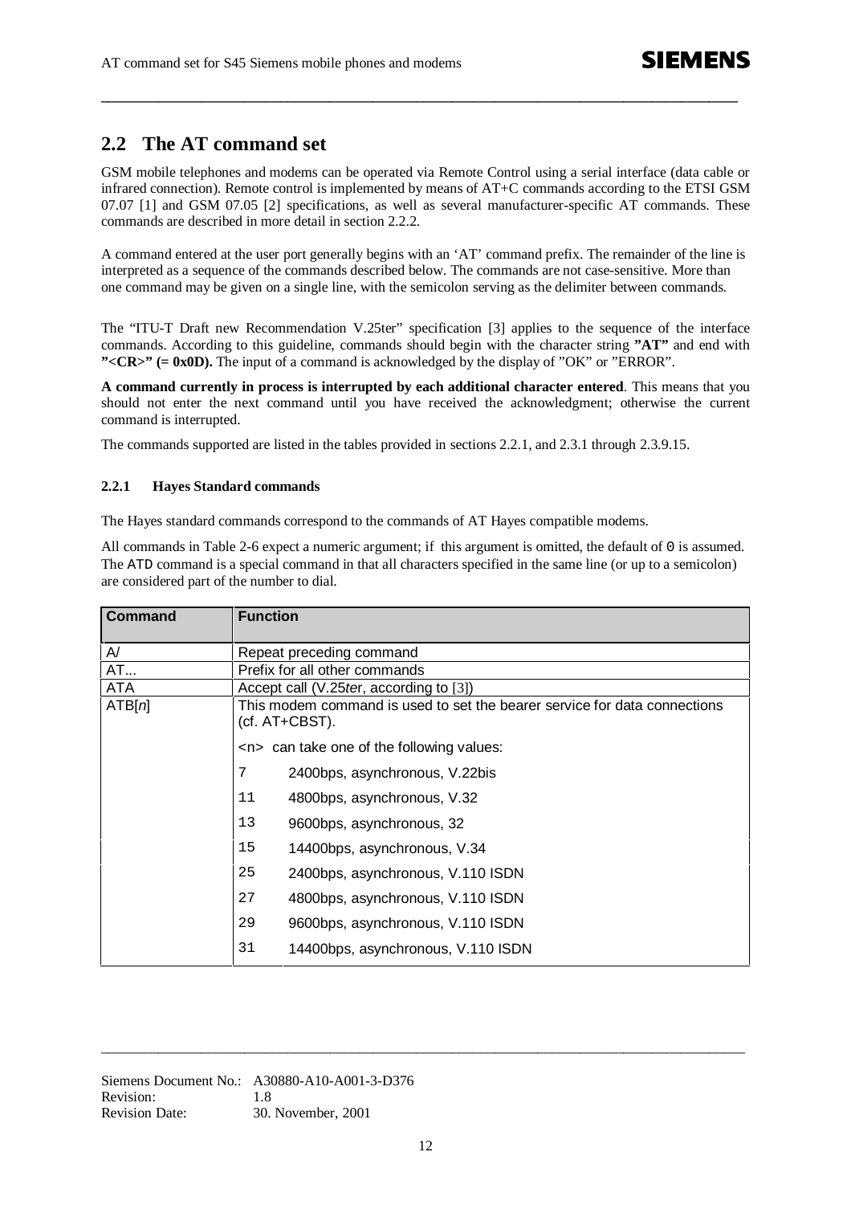## 2.2 The AT command set

GSM mobile telephones and modems can be operated via Remote Control using a serial interface (data cable or infrared connection). Remote control is implemented by means of AT+C commands according to the ETSI GSM 07.07 [1] and GSM 07.05 [2] specifications, as well as several manufacturer-specific AT commands. These commands are described in more detail in section 2.2.2.

A command entered at the user port generally begins with an 'AT' command prefix. The remainder of the line is interpreted as a sequence of the commands described below. The commands are not case-sensitive. More than one command may be given on a single line, with the semicolon serving as the delimiter between commands.

The "ITU-T Draft new Recommendation V.25ter" specification [3] applies to the sequence of the interface commands. According to this guideline, commands should begin with the character string **"AT"** and end with **"<CR>" (= 0x0D).** The input of a command is acknowledged by the display of "OK" or "ERROR".

**A command currently in process is interrupted by each additional character entered**. This means that you should not enter the next command until you have received the acknowledgment; otherwise the current command is interrupted.

The commands supported are listed in the tables provided in sections 2.2.1, and 2.3.1 through 2.3.9.15.

### 2.2.1 Hayes Standard commands

The Hayes standard commands correspond to the commands of AT Hayes compatible modems.

All commands in Table 2-6 expect a numeric argument; if this argument is omitted, the default of `0` is assumed. The `ATD` command is a special command in that all characters specified in the same line (or up to a semicolon) are considered part of the number to dial.

| Command | Function | |
|---|---|---|
| A/ | Repeat preceding command | |
| AT... | Prefix for all other commands | |
| ATA | Accept call (V.25*ter*, according to [3]) | |
| ATB[*n*] | This modem command is used to set the bearer service for data connections (cf. AT+CBST). | |
| | <n> can take one of the following values: | |
| | 7 | 2400bps, asynchronous, V.22bis |
| | 11 | 4800bps, asynchronous, V.32 |
| | 13 | 9600bps, asynchronous, 32 |
| | 15 | 14400bps, asynchronous, V.34 |
| | 25 | 2400bps, asynchronous, V.110 ISDN |
| | 27 | 4800bps, asynchronous, V.110 ISDN |
| | 29 | 9600bps, asynchronous, V.110 ISDN |
| | 31 | 14400bps, asynchronous, V.110 ISDN |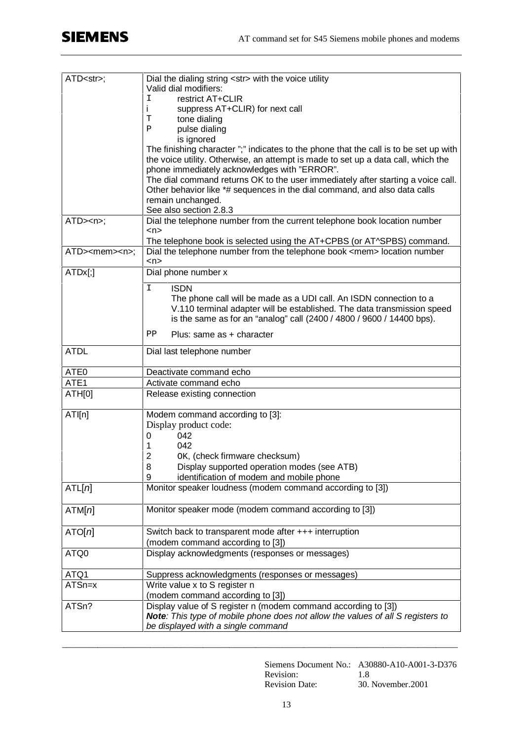| Command | Description |
|---|---|
| ATD<str>; | Dial the dialing string <str> with the voice utility<br>Valid dial modifiers:<br>I restrict AT+CLIR<br>i suppress AT+CLIR) for next call<br>T tone dialing<br>P pulse dialing<br>is ignored<br>The finishing character ";" indicates to the phone that the call is to be set up with the voice utility. Otherwise, an attempt is made to set up a data call, which the phone immediately acknowledges with "ERROR".<br>The dial command returns OK to the user immediately after starting a voice call. Other behavior like *# sequences in the dial command, and also data calls remain unchanged.<br>See also section 2.8.3 |
| ATD><n>; | Dial the telephone number from the current telephone book location number <n><br>The telephone book is selected using the AT+CPBS (or AT^SPBS) command. |
| ATD><mem><n>; | Dial the telephone number from the telephone book <mem> location number <n> |
| ATDx[;] | Dial phone number x<br>I ISDN<br>The phone call will be made as a UDI call. An ISDN connection to a V.110 terminal adapter will be established. The data transmission speed is the same as for an "analog" call (2400 / 4800 / 9600 / 14400 bps).<br>PP Plus: same as + character |
| ATDL | Dial last telephone number |
| ATE0 | Deactivate command echo |
| ATE1 | Activate command echo |
| ATH[0] | Release existing connection |
| ATI[n] | Modem command according to [3]:<br>Display product code:<br>0 042<br>1 042<br>2 OK, (check firmware checksum)<br>8 Display supported operation modes (see ATB)<br>9 identification of modem and mobile phone |
| ATL[*n*] | Monitor speaker loudness (modem command according to [3]) |
| ATM[*n*] | Monitor speaker mode (modem command according to [3]) |
| ATO[*n*] | Switch back to transparent mode after +++ interruption<br>(modem command according to [3]) |
| ATQ0 | Display acknowledgments (responses or messages) |
| ATQ1 | Suppress acknowledgments (responses or messages) |
| ATSn=x | Write value x to S register n<br>(modem command according to [3]) |
| ATSn? | Display value of S register n (modem command according to [3])<br>***Note**: This type of mobile phone does not allow the values of all S registers to be displayed with a single command* |

Siemens Document No.: A30880-A10-A001-3-D376
Revision: 1.8
Revision Date: 30. November.2001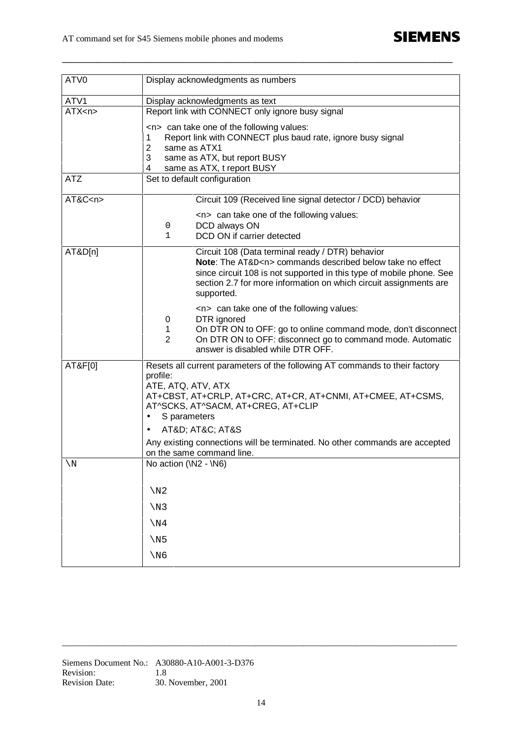| Command | Description |
| --- | --- |
| ATV0 | Display acknowledgments as numbers |
| ATV1 | Display acknowledgments as text |
| ATX<n> | Report link with CONNECT only ignore busy signal<br><br><n> can take one of the following values:<br>1 Report link with CONNECT plus baud rate, ignore busy signal<br>2 same as ATX1<br>3 same as ATX, but report BUSY<br>4 same as ATX, t report BUSY |
| ATZ | Set to default configuration |
| AT&C<n> | Circuit 109 (Received line signal detector / DCD) behavior<br><br><n> can take one of the following values:<br>0 DCD always ON<br>1 DCD ON if carrier detected |
| AT&D[n] | Circuit 108 (Data terminal ready / DTR) behavior<br>**Note**: The AT&D<n> commands described below take no effect since circuit 108 is not supported in this type of mobile phone. See section 2.7 for more information on which circuit assignments are supported.<br><br><n> can take one of the following values:<br>0 DTR ignored<br>1 On DTR ON to OFF: go to online command mode, don't disconnect<br>2 On DTR ON to OFF: disconnect go to command mode. Automatic answer is disabled while DTR OFF. |
| AT&F[0] | Resets all current parameters of the following AT commands to their factory profile:<br>ATE, ATQ, ATV, ATX<br>AT+CBST, AT+CRLP, AT+CRC, AT+CR, AT+CNMI, AT+CMEE, AT+CSMS, AT^SCKS, AT^SACM, AT+CREG, AT+CLIP<br>• S parameters<br>• AT&D; AT&C; AT&S<br><br>Any existing connections will be terminated. No other commands are accepted on the same command line. |
| \N | No action (\N2 - \N6)<br><br>\N2<br>\N3<br>\N4<br>\N5<br>\N6 |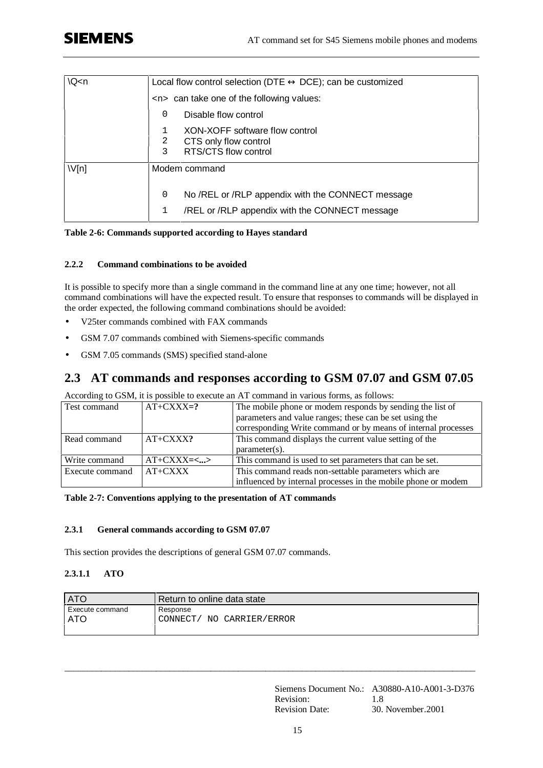| | |
|---|---|
| \Q<n | Local flow control selection (DTE ↔ DCE); can be customized |
| | <n> can take one of the following values: |
| | 0 Disable flow control |
| | 1 XON-XOFF software flow control<br>2 CTS only flow control<br>3 RTS/CTS flow control |
| \V[n] | Modem command |
| | 0 No /REL or /RLP appendix with the CONNECT message |
| | 1 /REL or /RLP appendix with the CONNECT message |

**Table 2-6: Commands supported according to Hayes standard**

#### 2.2.2 Command combinations to be avoided

It is possible to specify more than a single command in the command line at any one time; however, not all command combinations will have the expected result. To ensure that responses to commands will be displayed in the order expected, the following command combinations should be avoided:

- V25ter commands combined with FAX commands
- GSM 7.07 commands combined with Siemens-specific commands
- GSM 7.05 commands (SMS) specified stand-alone

## 2.3 AT commands and responses according to GSM 07.07 and GSM 07.05

According to GSM, it is possible to execute an AT command in various forms, as follows:

| | | |
|---|---|---|
| Test command | AT+CXXX=**?** | The mobile phone or modem responds by sending the list of parameters and value ranges; these can be set using the corresponding Write command or by means of internal processes |
| Read command | AT+CXXX**?** | This command displays the current value setting of the parameter(s). |
| Write command | AT+CXXX=**<...>** | This command is used to set parameters that can be set. |
| Execute command | AT+CXXX | This command reads non-settable parameters which are influenced by internal processes in the mobile phone or modem |

**Table 2-7: Conventions applying to the presentation of AT commands**

#### 2.3.1 General commands according to GSM 07.07

This section provides the descriptions of general GSM 07.07 commands.

##### 2.3.1.1 ATO

| ATO | Return to online data state |
|---|---|
| Execute command<br>ATO | Response<br>CONNECT/ NO CARRIER/ERROR |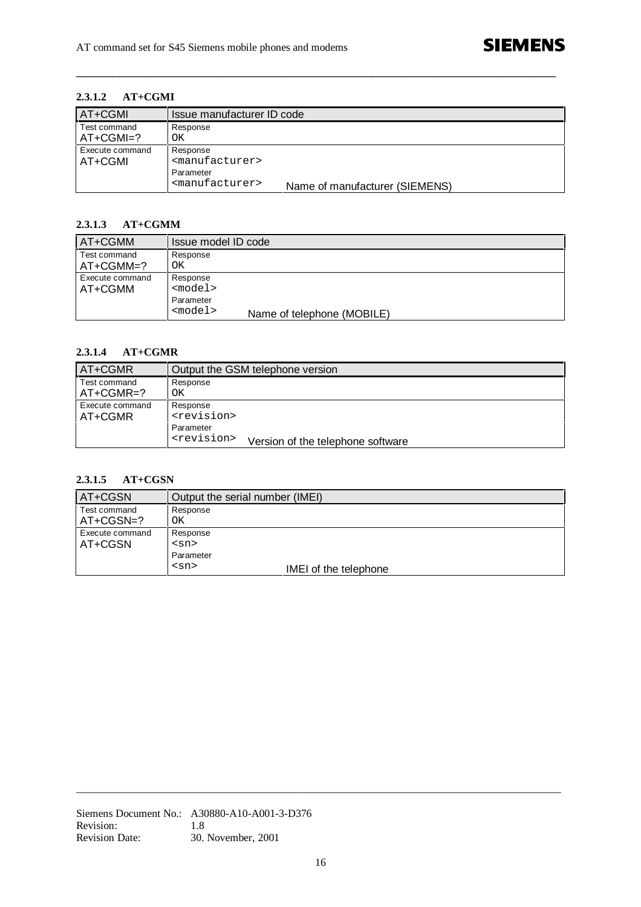### 2.3.1.2 AT+CGMI

| AT+CGMI | Issue manufacturer ID code |
|---|---|
| Test command<br>AT+CGMI=? | Response<br>OK |
| Execute command<br>AT+CGMI | Response<br>`<manufacturer>`<br>Parameter<br>`<manufacturer>` Name of manufacturer (SIEMENS) |

### 2.3.1.3 AT+CGMM

| AT+CGMM | Issue model ID code |
|---|---|
| Test command<br>AT+CGMM=? | Response<br>OK |
| Execute command<br>AT+CGMM | Response<br>`<model>`<br>Parameter<br>`<model>` Name of telephone (MOBILE) |

### 2.3.1.4 AT+CGMR

| AT+CGMR | Output the GSM telephone version |
|---|---|
| Test command<br>AT+CGMR=? | Response<br>OK |
| Execute command<br>AT+CGMR | Response<br>`<revision>`<br>Parameter<br>`<revision>` Version of the telephone software |

### 2.3.1.5 AT+CGSN

| AT+CGSN | Output the serial number (IMEI) |
|---|---|
| Test command<br>AT+CGSN=? | Response<br>OK |
| Execute command<br>AT+CGSN | Response<br>`<sn>`<br>Parameter<br>`<sn>` IMEI of the telephone |

Siemens Document No.: A30880-A10-A001-3-D376
Revision: 1.8
Revision Date: 30. November, 2001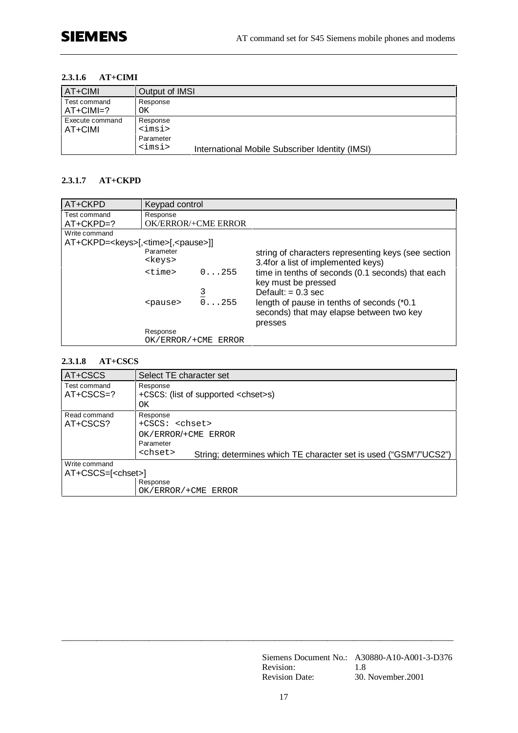#### 2.3.1.6 AT+CIMI

| AT+CIMI | Output of IMSI | |
|---|---|---|
| Test command<br>AT+CIMI=? | Response<br>OK | |
| Execute command<br>AT+CIMI | Response<br><imsi> | |
| | Parameter<br><imsi> | International Mobile Subscriber Identity (IMSI) |

#### 2.3.1.7 AT+CKPD

| AT+CKPD | Keypad control | | |
|---|---|---|---|
| Test command<br>AT+CKPD=? | Response<br>OK/ERROR/+CME ERROR | | |
| Write command<br>AT+CKPD=<keys>[,<time>[,<pause>]] | | | |
| | Parameter<br><keys> | | string of characters representing keys (see section 3.4for a list of implemented keys) |
| | <time> | 0...255<br><br>3 | time in tenths of seconds (0.1 seconds) that each key must be pressed<br>Default: = 0.3 sec |
| | <pause> | 0...255 | length of pause in tenths of seconds (*0.1 seconds) that may elapse between two key presses |
| | Response<br>OK/ERROR/+CME ERROR | | |

#### 2.3.1.8 AT+CSCS

| AT+CSCS | Select TE character set | |
|---|---|---|
| Test command<br>AT+CSCS=? | Response<br>+CSCS: (list of supported <chset>s)<br>OK | |
| Read command<br>AT+CSCS? | Response<br>+CSCS: <chset><br>OK/ERROR/+CME ERROR | |
| | Parameter<br><chset> | String; determines which TE character set is used ("GSM"/"UCS2") |
| Write command<br>AT+CSCS=[<chset>] | | |
| | Response<br>OK/ERROR/+CME ERROR | |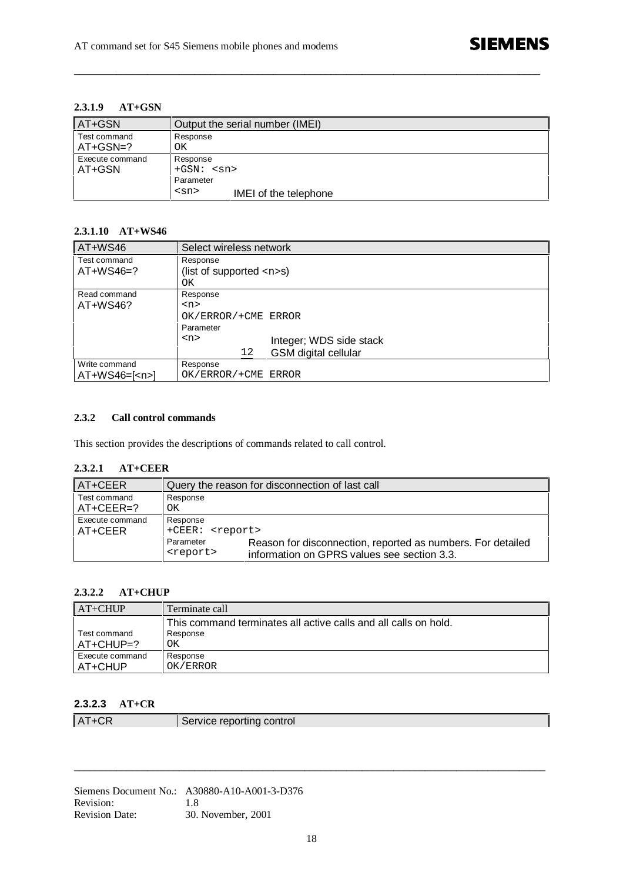#### 2.3.1.9 AT+GSN

| AT+GSN | Output the serial number (IMEI) |
|---|---|
| Test command<br>AT+GSN=? | Response<br>OK |
| Execute command<br>AT+GSN | Response<br>+GSN: <sn><br>Parameter<br><sn> IMEI of the telephone |

#### 2.3.1.10 AT+WS46

| AT+WS46 | Select wireless network |
|---|---|
| Test command<br>AT+WS46=? | Response<br>(list of supported <n>s)<br>OK |
| Read command<br>AT+WS46? | Response<br><n><br>OK/ERROR/+CME ERROR<br>Parameter<br><n> Integer; WDS side stack<br>12 GSM digital cellular |
| Write command<br>AT+WS46=[<n>] | Response<br>OK/ERROR/+CME ERROR |

### 2.3.2 Call control commands

This section provides the descriptions of commands related to call control.

#### 2.3.2.1 AT+CEER

| AT+CEER | Query the reason for disconnection of last call |
|---|---|
| Test command<br>AT+CEER=? | Response<br>OK |
| Execute command<br>AT+CEER | Response<br>+CEER: <report><br>Parameter<br><report> Reason for disconnection, reported as numbers. For detailed information on GPRS values see section 3.3. |

#### 2.3.2.2 AT+CHUP

| AT+CHUP | Terminate call |
|---|---|
| Test command<br>AT+CHUP=? | This command terminates all active calls and all calls on hold.<br>Response<br>OK |
| Execute command<br>AT+CHUP | Response<br>OK/ERROR |

#### 2.3.2.3 AT+CR

| AT+CR | Service reporting control |
|---|---|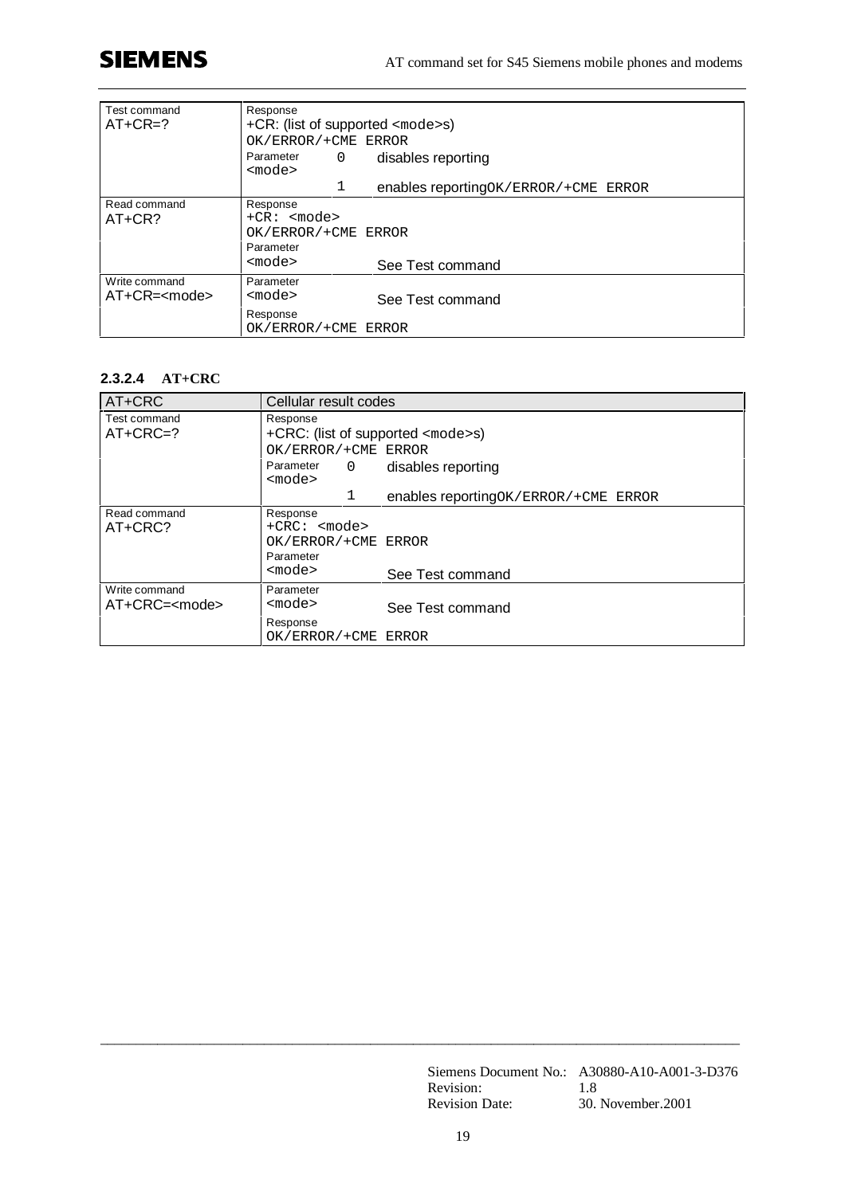| | |
|---|---|
| Test command<br>AT+CR=? | Response<br>+CR: (list of supported <mode>s)<br>OK/ERROR/+CME ERROR<br>Parameter<br><mode> 0 disables reporting<br>1 enables reportingOK/ERROR/+CME ERROR |
| Read command<br>AT+CR? | Response<br>+CR: <mode><br>OK/ERROR/+CME ERROR<br>Parameter<br><mode> See Test command |
| Write command<br>AT+CR=<mode> | Parameter<br><mode> See Test command<br>Response<br>OK/ERROR/+CME ERROR |

#### 2.3.2.4 AT+CRC

| AT+CRC | Cellular result codes |
|---|---|
| Test command<br>AT+CRC=? | Response<br>+CRC: (list of supported <mode>s)<br>OK/ERROR/+CME ERROR<br>Parameter<br><mode> 0 disables reporting<br>1 enables reportingOK/ERROR/+CME ERROR |
| Read command<br>AT+CRC? | Response<br>+CRC: <mode><br>OK/ERROR/+CME ERROR<br>Parameter<br><mode> See Test command |
| Write command<br>AT+CRC=<mode> | Parameter<br><mode> See Test command<br>Response<br>OK/ERROR/+CME ERROR |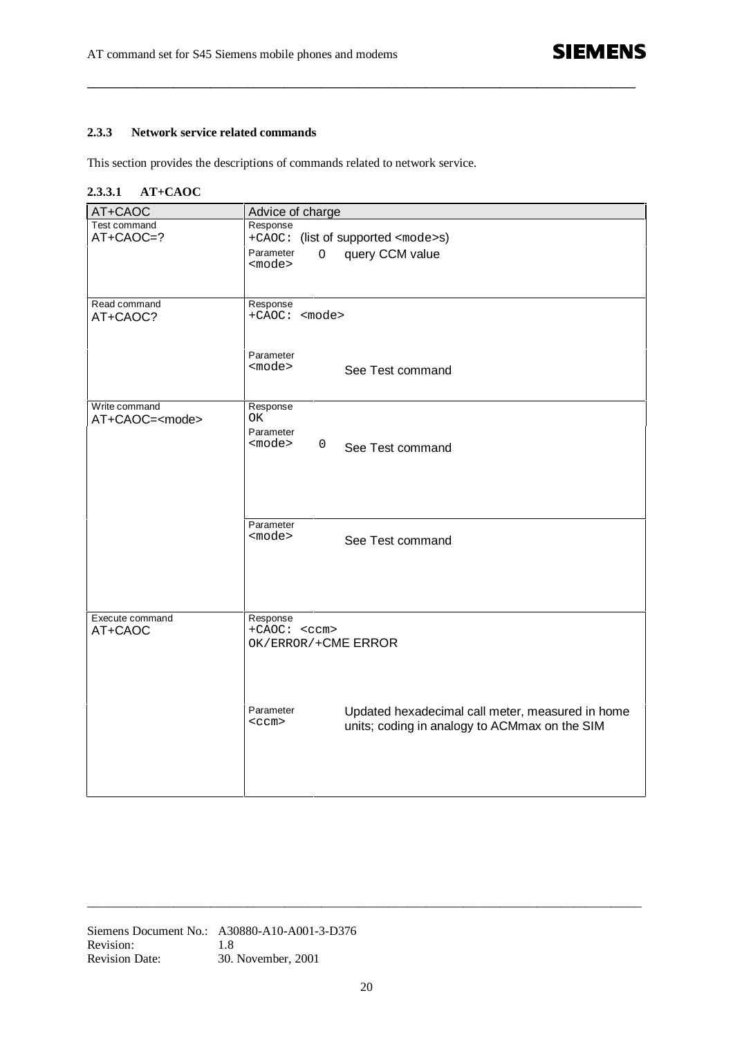### 2.3.3 Network service related commands

This section provides the descriptions of commands related to network service.

#### 2.3.3.1 AT+CAOC

| AT+CAOC | Advice of charge |
|---|---|
| Test command<br>AT+CAOC=? | Response<br>+CAOC: (list of supported <mode>s)<br>Parameter<br><mode> 0 query CCM value |
| Read command<br>AT+CAOC? | Response<br>+CAOC: <mode> |
| | Parameter<br><mode> See Test command |
| Write command<br>AT+CAOC=<mode> | Response<br>OK<br>Parameter<br><mode> 0 See Test command |
| | Parameter<br><mode> See Test command |
| Execute command<br>AT+CAOC | Response<br>+CAOC: <ccm><br>OK/ERROR/+CME ERROR |
| | Parameter<br><ccm> Updated hexadecimal call meter, measured in home units; coding in analogy to ACMmax on the SIM |

Siemens Document No.: A30880-A10-A001-3-D376
Revision: 1.8
Revision Date: 30. November, 2001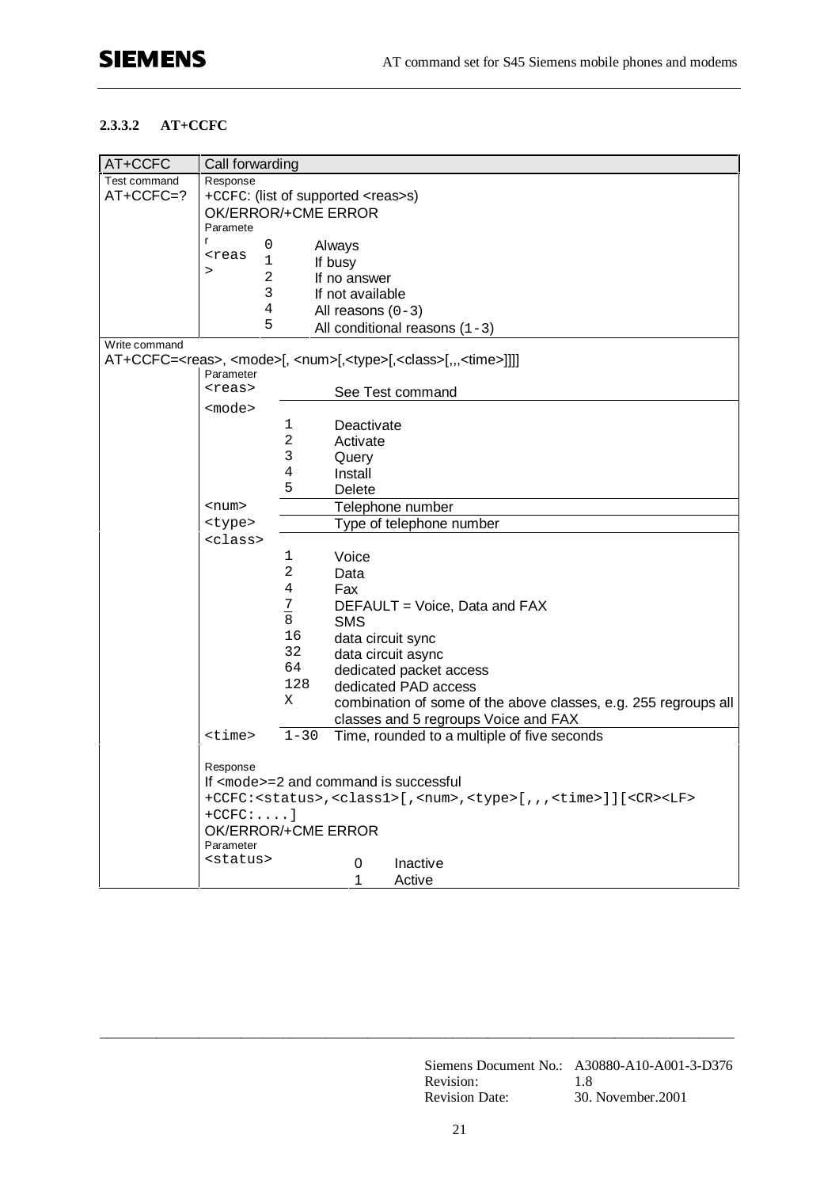#### 2.3.3.2 AT+CCFC

| AT+CCFC | Call forwarding | | |
|---|---|---|---|
| Test command<br>AT+CCFC=? | Response<br>+CCFC: (list of supported <reas>s)<br>OK/ERROR/+CME ERROR<br>Parameter | | |
| | <reas> | 0 | Always |
| | | 1 | If busy |
| | | 2 | If no answer |
| | | 3 | If not available |
| | | 4 | All reasons (0-3) |
| | | 5 | All conditional reasons (1-3) |
| Write command<br>AT+CCFC=<reas>, <mode>[, <num>[,<type>[,<class>[,,,<time>]]]] | Parameter | | |
| | <reas> | | See Test command |
| | <mode> | 1 | Deactivate |
| | | 2 | Activate |
| | | 3 | Query |
| | | 4 | Install |
| | | 5 | Delete |
| | <num> | | Telephone number |
| | <type> | | Type of telephone number |
| | <class> | 1 | Voice |
| | | 2 | Data |
| | | 4 | Fax |
| | | 7 | DEFAULT = Voice, Data and FAX |
| | | 8 | SMS |
| | | 16 | data circuit sync |
| | | 32 | data circuit async |
| | | 64 | dedicated packet access |
| | | 128 | dedicated PAD access |
| | | X | combination of some of the above classes, e.g. 255 regroups all classes and 5 regroups Voice and FAX |
| | <time> | 1-30 | Time, rounded to a multiple of five seconds |
| | Response<br>If <mode>=2 and command is successful<br>+CCFC:<status>,<class1>[,<num>,<type>[,,,<time>]][<CR><LF><br>+CCFC:....]<br>OK/ERROR/+CME ERROR<br>Parameter | | |
| | <status> | 0 | Inactive |
| | | 1 | Active |

Siemens Document No.: A30880-A10-A001-3-D376
Revision: 1.8
Revision Date: 30. November.2001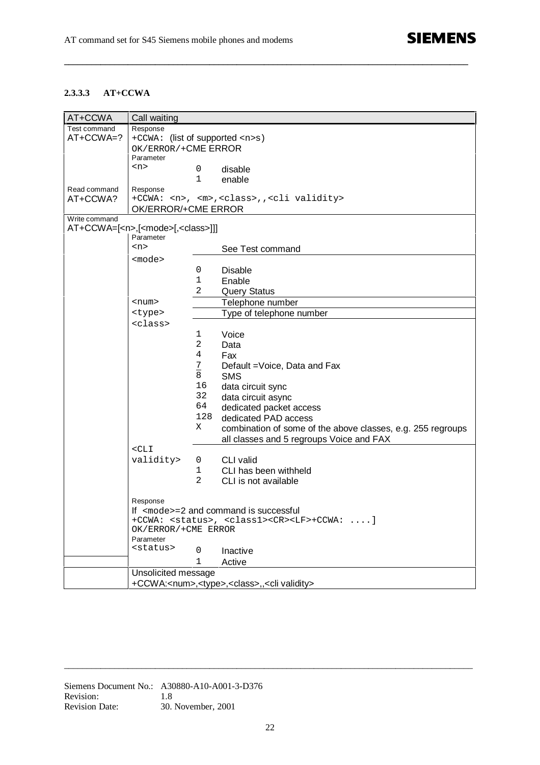#### 2.3.3.3 AT+CCWA

| AT+CCWA | Call waiting | | |
|---|---|---|---|
| Test command<br>AT+CCWA=? | Response<br>+CCWA: (list of supported <n>s)<br>OK/ERROR/+CME ERROR | | |
| | Parameter<br><n> | 0<br>1 | disable<br>enable |
| Read command<br>AT+CCWA? | Response<br>+CCWA: <n>, <m>,<class>,,<cli validity><br>OK/ERROR/+CME ERROR | | |
| Write command<br>AT+CCWA=[<n>,[<mode>[,<class>]]] | | | |
| | Parameter<br><n> | | See Test command |
| | <mode> | 0<br>1<br>2 | Disable<br>Enable<br>Query Status |
| | <num> | | Telephone number |
| | <type> | | Type of telephone number |
| | <class> | 1<br>2<br>4<br>7<br>8<br>16<br>32<br>64<br>128<br>X | Voice<br>Data<br>Fax<br>Default =Voice, Data and Fax<br>SMS<br>data circuit sync<br>data circuit async<br>dedicated packet access<br>dedicated PAD access<br>combination of some of the above classes, e.g. 255 regroups all classes and 5 regroups Voice and FAX |
| | <CLI validity> | 0<br>1<br>2 | CLI valid<br>CLI has been withheld<br>CLI is not available |
| | Response<br>If <mode>=2 and command is successful<br>+CCWA: <status>, <class1><CR><LF>+CCWA: ....]<br>OK/ERROR/+CME ERROR | | |
| | Parameter<br><status> | 0<br>1 | Inactive<br>Active |
| | Unsolicited message<br>+CCWA:<num>,<type>,<class>,,<cli validity> | | |

Siemens Document No.: A30880-A10-A001-3-D376
Revision: 1.8
Revision Date: 30. November, 2001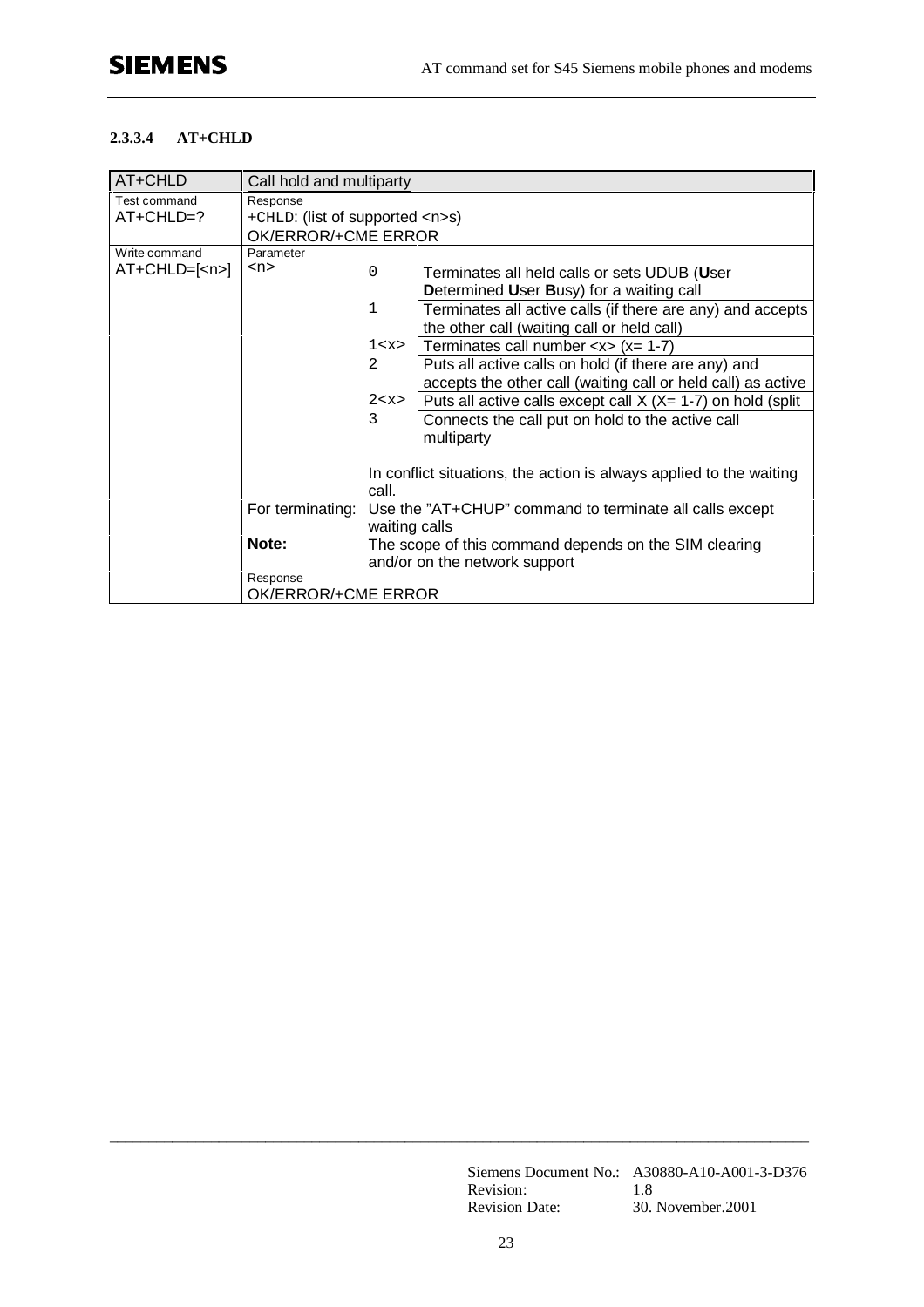#### 2.3.3.4 AT+CHLD

| AT+CHLD | Call hold and multiparty | | |
|---|---|---|---|
| Test command<br>AT+CHLD=? | Response<br>+CHLD: (list of supported <n>s)<br>OK/ERROR/+CME ERROR | | |
| Write command<br>AT+CHLD=[<n>] | Parameter<br><n> | 0 | Terminates all held calls or sets UDUB (**U**ser **D**etermined **U**ser **B**usy) for a waiting call |
| | | 1 | Terminates all active calls (if there are any) and accepts the other call (waiting call or held call) |
| | | 1<x> | Terminates call number <x> (x= 1-7) |
| | | 2 | Puts all active calls on hold (if there are any) and accepts the other call (waiting call or held call) as active |
| | | 2<x> | Puts all active calls except call X (X= 1-7) on hold (split |
| | | 3 | Connects the call put on hold to the active call multiparty |
| | | In conflict situations, the action is always applied to the waiting call. | |
| | For terminating: | Use the "AT+CHUP" command to terminate all calls except waiting calls | |
| | **Note:** | The scope of this command depends on the SIM clearing and/or on the network support | |
| | Response<br>OK/ERROR/+CME ERROR | | |

Siemens Document No.: A30880-A10-A001-3-D376
Revision: 1.8
Revision Date: 30. November.2001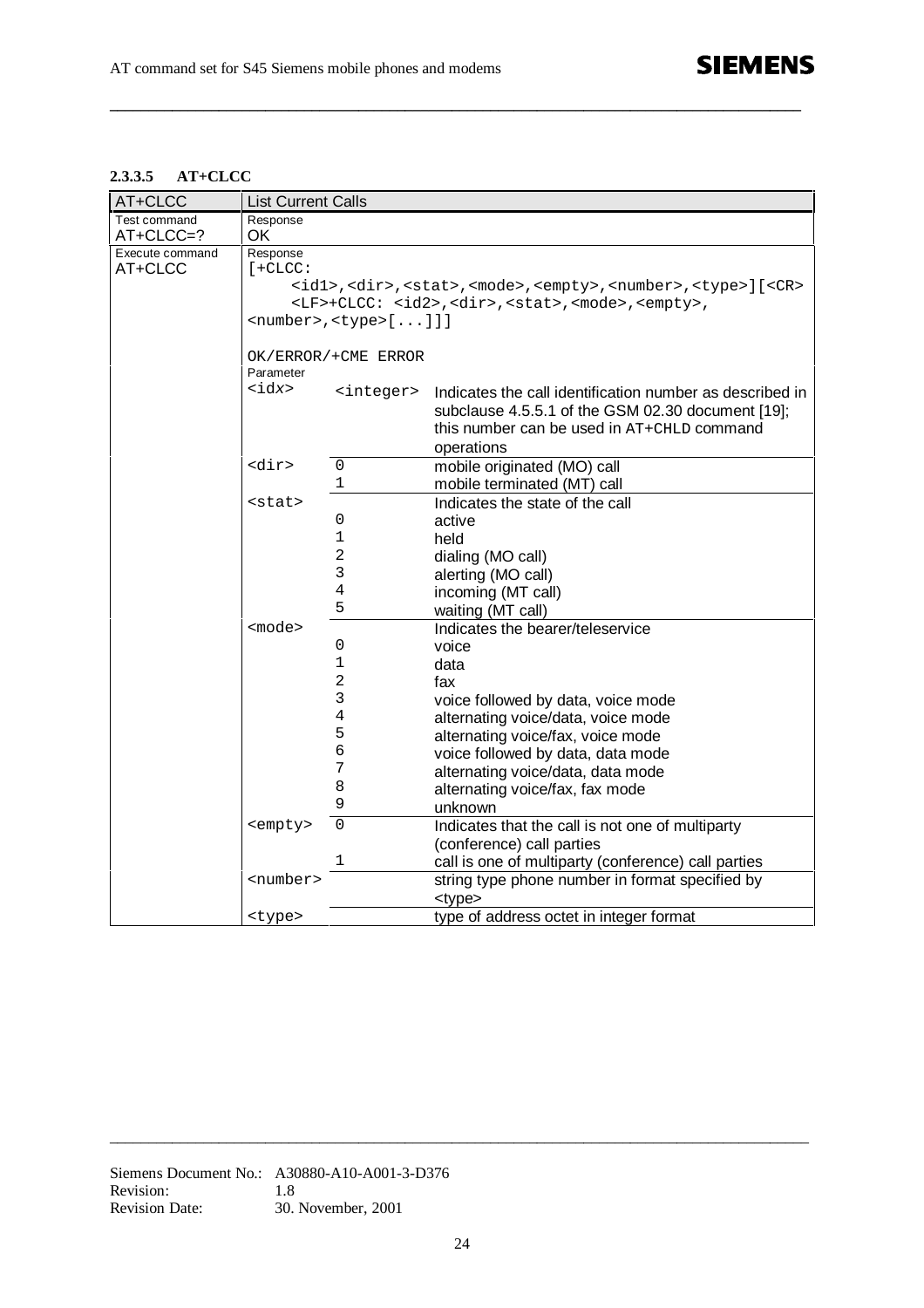#### 2.3.3.5 AT+CLCC

| AT+CLCC | List Current Calls | | |
|---|---|---|---|
| Test command<br>AT+CLCC=? | Response<br>OK | | |
| Execute command<br>AT+CLCC | Response<br>[+CLCC: <id1>,<dir>,<stat>,<mode>,<empty>,<number>,<type>][<CR><LF>+CLCC: <id2>,<dir>,<stat>,<mode>,<empty>,<number>,<type>[...]]]<br><br>OK/ERROR/+CME ERROR | | |
| | Parameter<br><idx> | <integer> | Indicates the call identification number as described in subclause 4.5.5.1 of the GSM 02.30 document [19]; this number can be used in AT+CHLD command operations |
| | <dir> | 0<br>1 | mobile originated (MO) call<br>mobile terminated (MT) call |
| | <stat> | <br>0<br>1<br>2<br>3<br>4<br>5 | Indicates the state of the call<br>active<br>held<br>dialing (MO call)<br>alerting (MO call)<br>incoming (MT call)<br>waiting (MT call) |
| | <mode> | <br>0<br>1<br>2<br>3<br>4<br>5<br>6<br>7<br>8<br>9 | Indicates the bearer/teleservice<br>voice<br>data<br>fax<br>voice followed by data, voice mode<br>alternating voice/data, voice mode<br>alternating voice/fax, voice mode<br>voice followed by data, data mode<br>alternating voice/data, data mode<br>alternating voice/fax, fax mode<br>unknown |
| | <empty> | 0<br><br>1 | Indicates that the call is not one of multiparty (conference) call parties<br>call is one of multiparty (conference) call parties |
| | <number> | | string type phone number in format specified by <type> |
| | <type> | | type of address octet in integer format |

Siemens Document No.: A30880-A10-A001-3-D376
Revision: 1.8
Revision Date: 30. November, 2001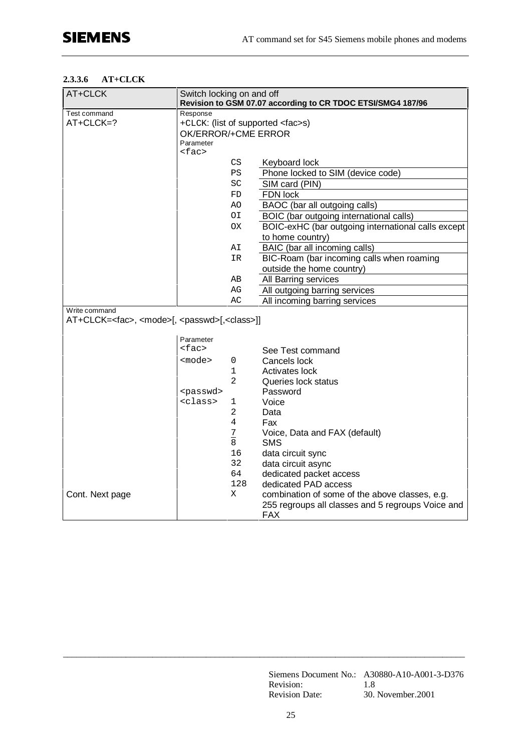#### 2.3.3.6 AT+CLCK

| AT+CLCK | Switch locking on and off<br>**Revision to GSM 07.07 according to CR TDOC ETSI/SMG4 187/96** | | |
|---|---|---|---|
| Test command<br>AT+CLCK=? | Response<br>+CLCK: (list of supported <fac>s)<br>OK/ERROR/+CME ERROR<br>Parameter<br><fac> | | |
| | | CS | Keyboard lock |
| | | PS | Phone locked to SIM (device code) |
| | | SC | SIM card (PIN) |
| | | FD | FDN lock |
| | | AO | BAOC (bar all outgoing calls) |
| | | OI | BOIC (bar outgoing international calls) |
| | | OX | BOIC-exHC (bar outgoing international calls except to home country) |
| | | AI | BAIC (bar all incoming calls) |
| | | IR | BIC-Roam (bar incoming calls when roaming outside the home country) |
| | | AB | All Barring services |
| | | AG | All outgoing barring services |
| | | AC | All incoming barring services |
| Write command<br>AT+CLCK=<fac>, <mode>[, <passwd>[,<class>]] | | | |
| | Parameter<br><fac> | | See Test command |
| | <mode> | 0 | Cancels lock |
| | | 1 | Activates lock |
| | | 2 | Queries lock status |
| | <passwd> | | Password |
| | <class> | 1 | Voice |
| | | 2 | Data |
| | | 4 | Fax |
| | | 7 | Voice, Data and FAX (default) |
| | | 8 | SMS |
| | | 16 | data circuit sync |
| | | 32 | data circuit async |
| | | 64 | dedicated packet access |
| | | 128 | dedicated PAD access |
| Cont. Next page | | X | combination of some of the above classes, e.g. 255 regroups all classes and 5 regroups Voice and FAX |

Siemens Document No.: A30880-A10-A001-3-D376
Revision: 1.8
Revision Date: 30. November.2001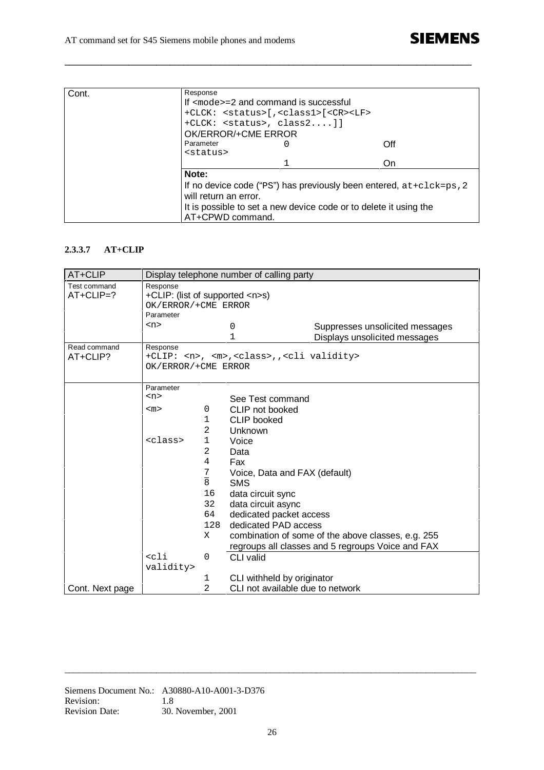| Cont. | Response | | |
|---|---|---|---|
| | If <mode>=2 and command is successful<br>+CLCK: <status>[,<class1>[<CR><LF><br>+CLCK: <status>, class2....]]<br>OK/ERROR/+CME ERROR | | |
| | Parameter<br><status> | 0 | Off |
| | | 1 | On |
| | **Note:**<br>If no device code ("PS") has previously been entered, at+clck=ps,2 will return an error.<br>It is possible to set a new device code or to delete it using the AT+CPWD command. | | |

#### 2.3.3.7 AT+CLIP

| AT+CLIP | Display telephone number of calling party | | |
|---|---|---|---|
| Test command<br>AT+CLIP=? | Response<br>+CLIP: (list of supported <n>s)<br>OK/ERROR/+CME ERROR | | |
| | Parameter | | |
| | <n> | 0 | Suppresses unsolicited messages |
| | | 1 | Displays unsolicited messages |
| Read command<br>AT+CLIP? | Response<br>+CLIP: <n>, <m>,<class>,,<cli validity><br>OK/ERROR/+CME ERROR | | |
| | Parameter | | |
| | <n> | | See Test command |
| | <m> | 0 | CLIP not booked |
| | | 1 | CLIP booked |
| | | 2 | Unknown |
| | <class> | 1 | Voice |
| | | 2 | Data |
| | | 4 | Fax |
| | | 7 | Voice, Data and FAX (default) |
| | | 8 | SMS |
| | | 16 | data circuit sync |
| | | 32 | data circuit async |
| | | 64 | dedicated packet access |
| | | 128 | dedicated PAD access |
| | | X | combination of some of the above classes, e.g. 255 regroups all classes and 5 regroups Voice and FAX |
| | <cli validity> | 0 | CLI valid |
| | | 1 | CLI withheld by originator |
| Cont. Next page | | 2 | CLI not available due to network |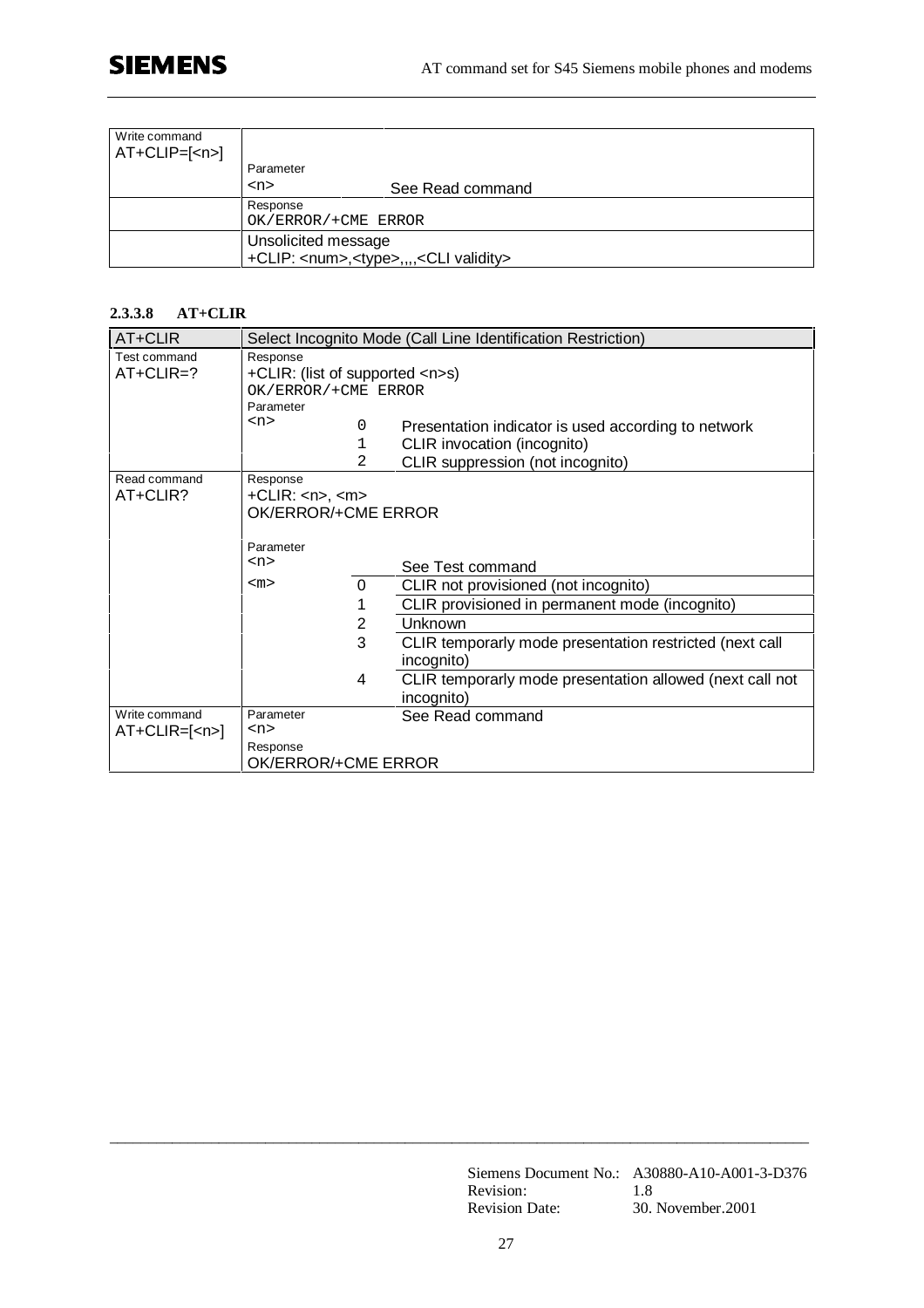| Write command AT+CLIP=[<n>] | Parameter | |
|---|---|---|
| | <n> | See Read command |
| | Response OK/ERROR/+CME ERROR | |
| | Unsolicited message +CLIP: <num>,<type>,,,,<CLI validity> | |

#### 2.3.3.8 AT+CLIR

| AT+CLIR | Select Incognito Mode (Call Line Identification Restriction) | | |
|---|---|---|---|
| Test command AT+CLIR=? | Response +CLIR: (list of supported <n>s) OK/ERROR/+CME ERROR | | |
| | Parameter <n> | 0 | Presentation indicator is used according to network |
| | | 1 | CLIR invocation (incognito) |
| | | 2 | CLIR suppression (not incognito) |
| Read command AT+CLIR? | Response +CLIR: <n>, <m> OK/ERROR/+CME ERROR | | |
| | Parameter <n> | | See Test command |
| | <m> | 0 | CLIR not provisioned (not incognito) |
| | | 1 | CLIR provisioned in permanent mode (incognito) |
| | | 2 | Unknown |
| | | 3 | CLIR temporarly mode presentation restricted (next call incognito) |
| | | 4 | CLIR temporarly mode presentation allowed (next call not incognito) |
| Write command AT+CLIR=[<n>] | Parameter <n> | | See Read command |
| | Response OK/ERROR/+CME ERROR | | |

Siemens Document No.: A30880-A10-A001-3-D376
Revision: 1.8
Revision Date: 30. November.2001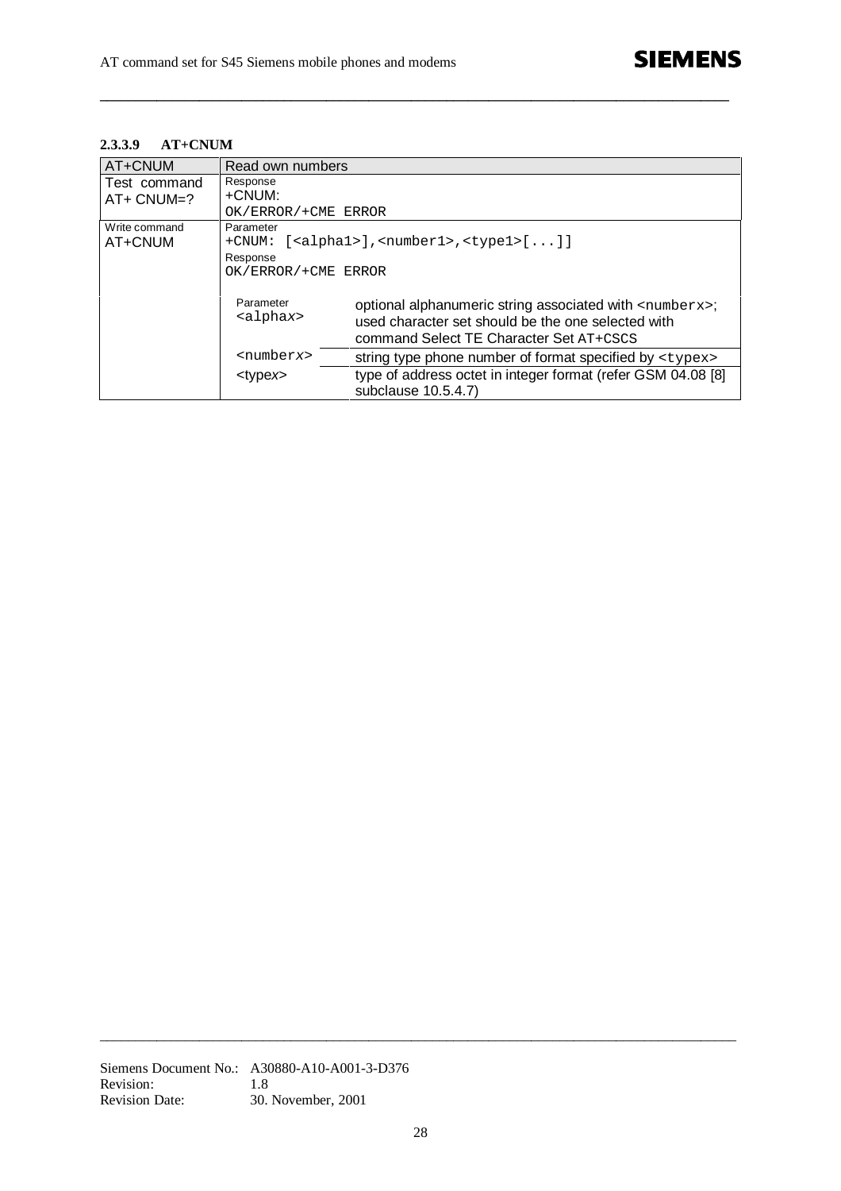### 2.3.3.9 AT+CNUM

| AT+CNUM | Read own numbers | |
|---|---|---|
| Test command<br>AT+ CNUM=? | Response<br>+CNUM:<br>OK/ERROR/+CME ERROR | |
| Write command<br>AT+CNUM | Parameter<br>+CNUM: [<alpha1>],<number1>,<type1>[...]]<br>Response<br>OK/ERROR/+CME ERROR | |
| | Parameter<br><alphax> | optional alphanumeric string associated with <numberx>; used character set should be the one selected with command Select TE Character Set AT+CSCS |
| | <numberx> | string type phone number of format specified by <typex> |
| | <typex> | type of address octet in integer format (refer GSM 04.08 [8] subclause 10.5.4.7) |

Siemens Document No.: A30880-A10-A001-3-D376
Revision: 1.8
Revision Date: 30. November, 2001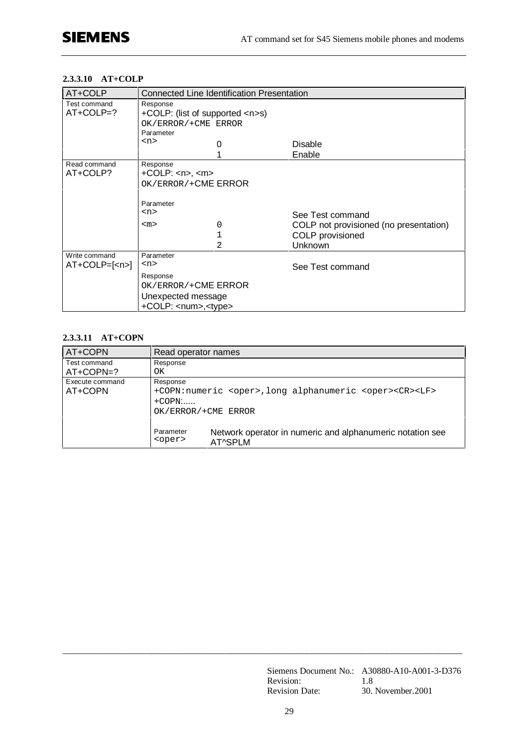#### 2.3.3.10 AT+COLP

| AT+COLP | Connected Line Identification Presentation | | |
|---|---|---|---|
| Test command<br>AT+COLP=? | Response<br>+COLP: (list of supported <n>s)<br>OK/ERROR/+CME ERROR | | |
| | Parameter<br><n> | 0 | Disable |
| | | 1 | Enable |
| Read command<br>AT+COLP? | Response<br>+COLP: <n>, <m><br>OK/ERROR/+CME ERROR | | |
| | Parameter<br><n> | | See Test command |
| | <m> | 0 | COLP not provisioned (no presentation) |
| | | 1 | COLP provisioned |
| | | 2 | Unknown |
| Write command<br>AT+COLP=[<n>] | Parameter<br><n> | | See Test command |
| | Response<br>OK/ERROR/+CME ERROR<br>Unexpected message<br>+COLP: <num>,<type> | | |

#### 2.3.3.11 AT+COPN

| AT+COPN | Read operator names | |
|---|---|---|
| Test command<br>AT+COPN=? | Response<br>OK | |
| Execute command<br>AT+COPN | Response<br>+COPN:numeric <oper>,long alphanumeric <oper><CR><LF><br>+COPN:.....<br>OK/ERROR/+CME ERROR | |
| | Parameter<br><oper> | Network operator in numeric and alphanumeric notation see AT^SPLM |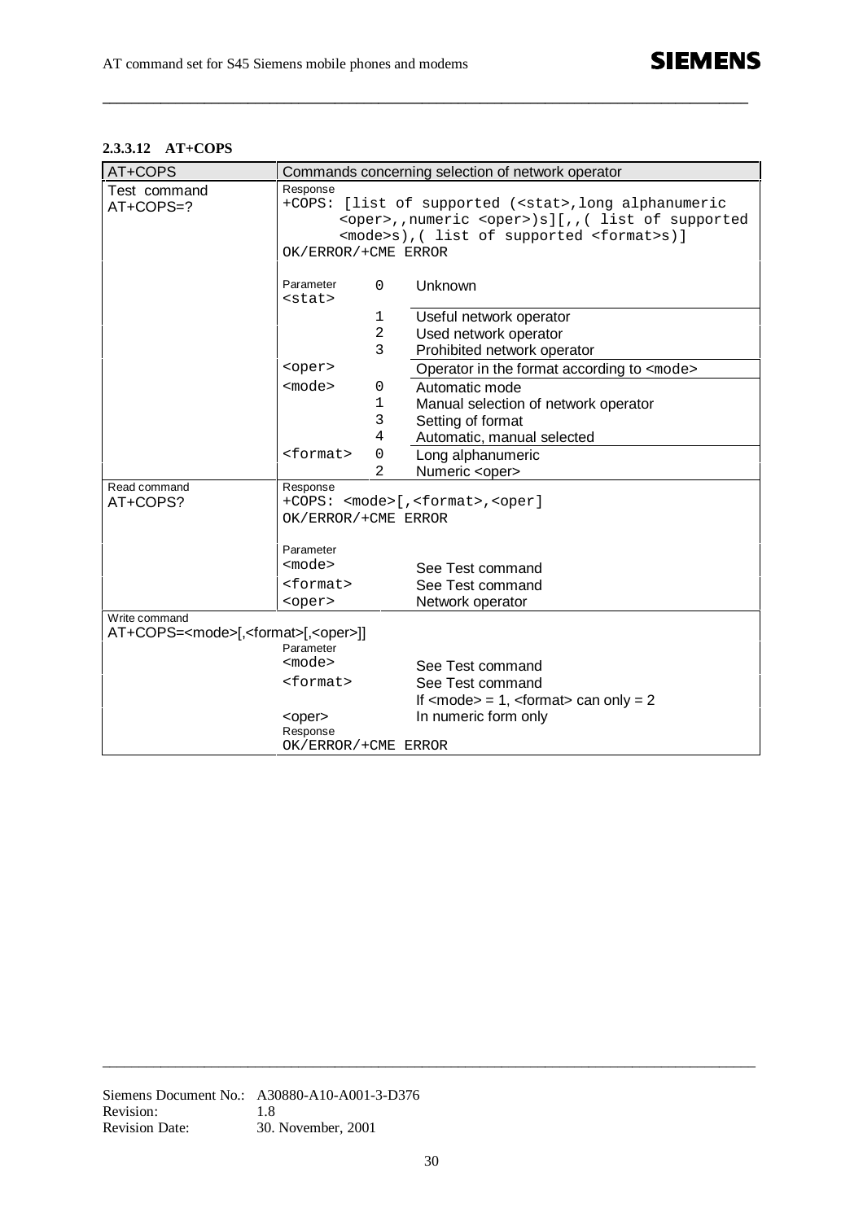#### 2.3.3.12 AT+COPS

| AT+COPS | Commands concerning selection of network operator | | |
|---|---|---|---|
| Test command<br>AT+COPS=? | Response<br>+COPS: [list of supported (<stat>,long alphanumeric <oper>,,numeric <oper>)s][,,( list of supported <mode>s),( list of supported <format>s)]<br>OK/ERROR/+CME ERROR | | |
| | Parameter<br><stat> | 0 | Unknown |
| | | 1 | Useful network operator |
| | | 2 | Used network operator |
| | | 3 | Prohibited network operator |
| | <oper> | | Operator in the format according to <mode> |
| | <mode> | 0 | Automatic mode |
| | | 1 | Manual selection of network operator |
| | | 3 | Setting of format |
| | | 4 | Automatic, manual selected |
| | <format> | 0 | Long alphanumeric |
| | | 2 | Numeric <oper> |
| Read command<br>AT+COPS? | Response<br>+COPS: <mode>[,<format>,<oper>]<br>OK/ERROR/+CME ERROR | | |
| | Parameter<br><mode> | | See Test command |
| | <format> | | See Test command |
| | <oper> | | Network operator |
| Write command<br>AT+COPS=<mode>[,<format>[,<oper>]] | | | |
| | Parameter<br><mode> | | See Test command |
| | <format> | | See Test command<br>If <mode> = 1, <format> can only = 2 |
| | <oper> | | In numeric form only |
| | Response<br>OK/ERROR/+CME ERROR | | |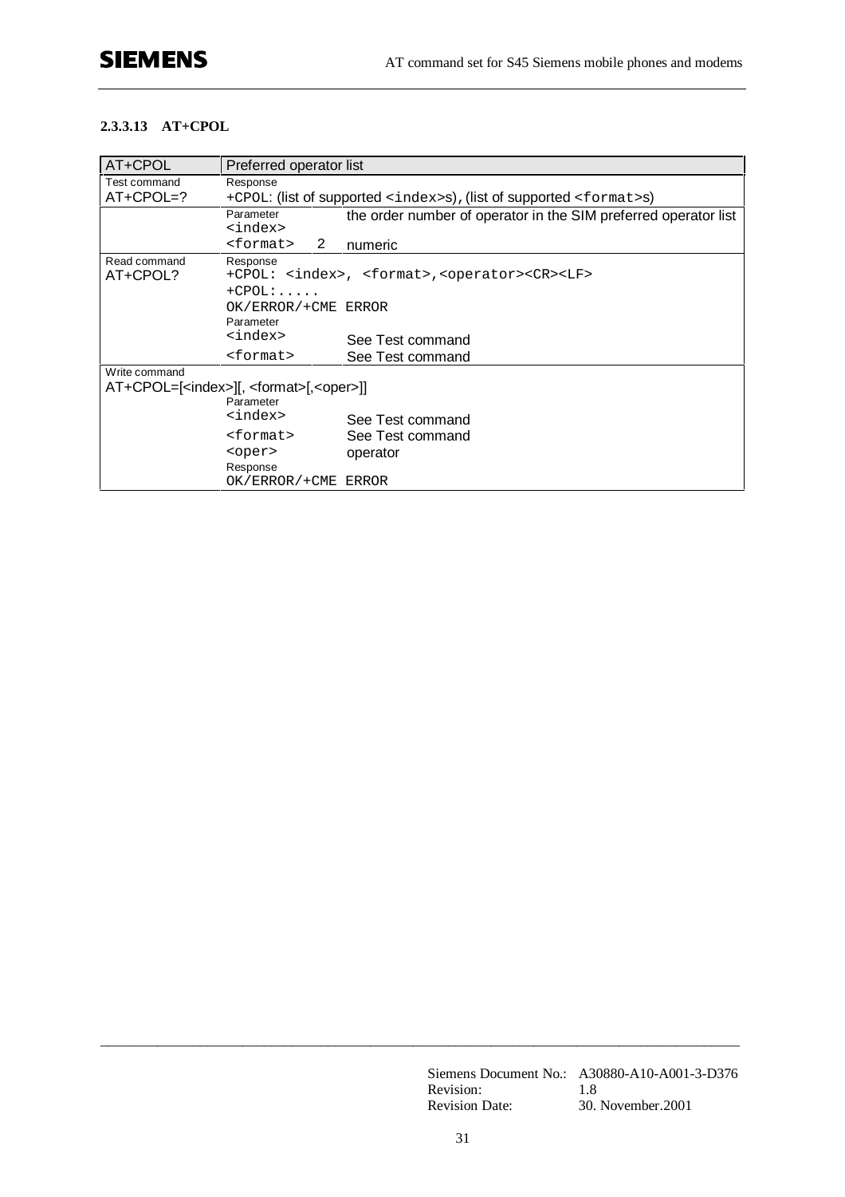#### 2.3.3.13 AT+CPOL

| AT+CPOL | Preferred operator list | |
|---|---|---|
| Test command<br>AT+CPOL=? | Response<br>+CPOL: (list of supported <index>s), (list of supported <format>s) | |
| | Parameter<br><index> | the order number of operator in the SIM preferred operator list |
| | <format> 2 | numeric |
| Read command<br>AT+CPOL? | Response<br>+CPOL: <index>, <format>,<operator><CR><LF><br>+CPOL:.....<br>OK/ERROR/+CME ERROR | |
| | Parameter<br><index> | See Test command |
| | <format> | See Test command |
| Write command<br>AT+CPOL=[<index>][, <format>[,<oper>]] | | |
| | Parameter<br><index> | See Test command |
| | <format> | See Test command |
| | <oper> | operator |
| | Response<br>OK/ERROR/+CME ERROR | |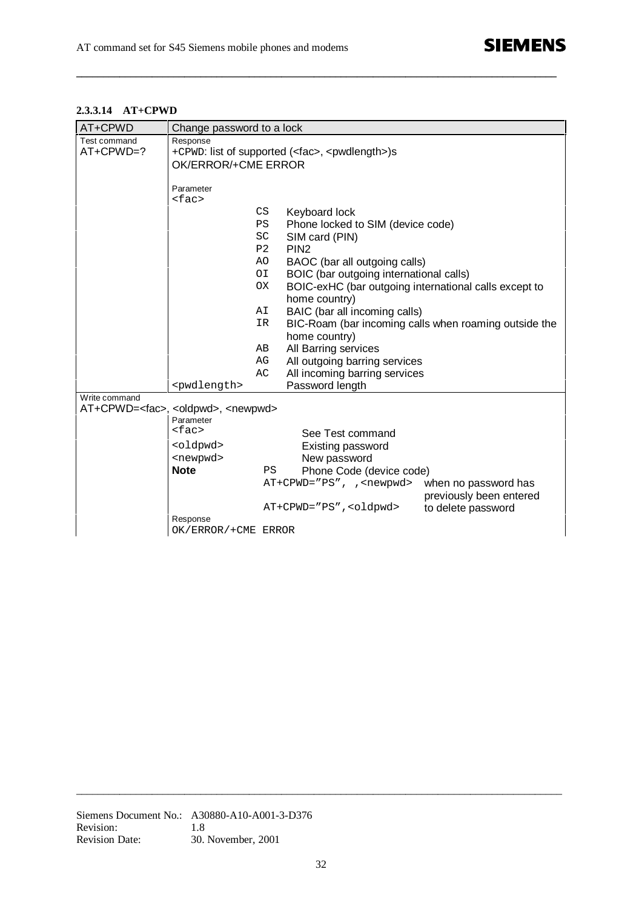#### 2.3.3.14 AT+CPWD

| AT+CPWD | Change password to a lock | |
|---|---|---|
| Test command<br>AT+CPWD=? | Response<br>+CPWD: list of supported (<fac>, <pwdlength>)s<br>OK/ERROR/+CME ERROR | |
| | Parameter<br><fac> | |
| | CS | Keyboard lock |
| | PS | Phone locked to SIM (device code) |
| | SC | SIM card (PIN) |
| | P2 | PIN2 |
| | AO | BAOC (bar all outgoing calls) |
| | OI | BOIC (bar outgoing international calls) |
| | OX | BOIC-exHC (bar outgoing international calls except to home country) |
| | AI | BAIC (bar all incoming calls) |
| | IR | BIC-Roam (bar incoming calls when roaming outside the home country) |
| | AB | All Barring services |
| | AG | All outgoing barring services |
| | AC | All incoming barring services |
| | <pwdlength> | Password length |
| Write command<br>AT+CPWD=<fac>, <oldpwd>, <newpwd> | Parameter | |
| | <fac> | See Test command |
| | <oldpwd> | Existing password |
| | <newpwd> | New password |
| | **Note** PS | Phone Code (device code) |
| | AT+CPWD=”PS”, ,<newpwd> | when no password has previously been entered |
| | AT+CPWD=”PS”,<oldpwd> | to delete password |
| | Response<br>OK/ERROR/+CME ERROR | |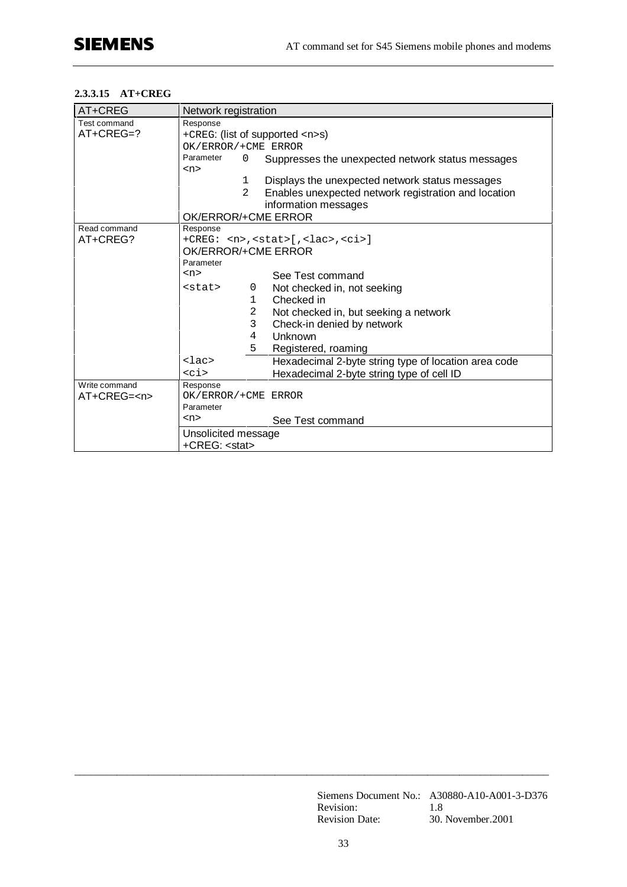#### 2.3.3.15 AT+CREG

| AT+CREG | Network registration | | |
|---|---|---|---|
| Test command<br>AT+CREG=? | Response<br>+CREG: (list of supported <n>s)<br>OK/ERROR/+CME ERROR | | |
| | Parameter<br><n> | 0 | Suppresses the unexpected network status messages |
| | | 1 | Displays the unexpected network status messages |
| | | 2 | Enables unexpected network registration and location information messages |
| | OK/ERROR/+CME ERROR | | |
| Read command<br>AT+CREG? | Response<br>+CREG: <n>,<stat>[,<lac>,<ci>]<br>OK/ERROR/+CME ERROR | | |
| | Parameter<br><n> | | See Test command |
| | <stat> | 0 | Not checked in, not seeking |
| | | 1 | Checked in |
| | | 2 | Not checked in, but seeking a network |
| | | 3 | Check-in denied by network |
| | | 4 | Unknown |
| | | 5 | Registered, roaming |
| | <lac> | | Hexadecimal 2-byte string type of location area code |
| | <ci> | | Hexadecimal 2-byte string type of cell ID |
| Write command<br>AT+CREG=<n> | Response<br>OK/ERROR/+CME ERROR | | |
| | Parameter<br><n> | | See Test command |
| | Unsolicited message<br>+CREG: <stat> | | |

Siemens Document No.: A30880-A10-A001-3-D376
Revision: 1.8
Revision Date: 30. November.2001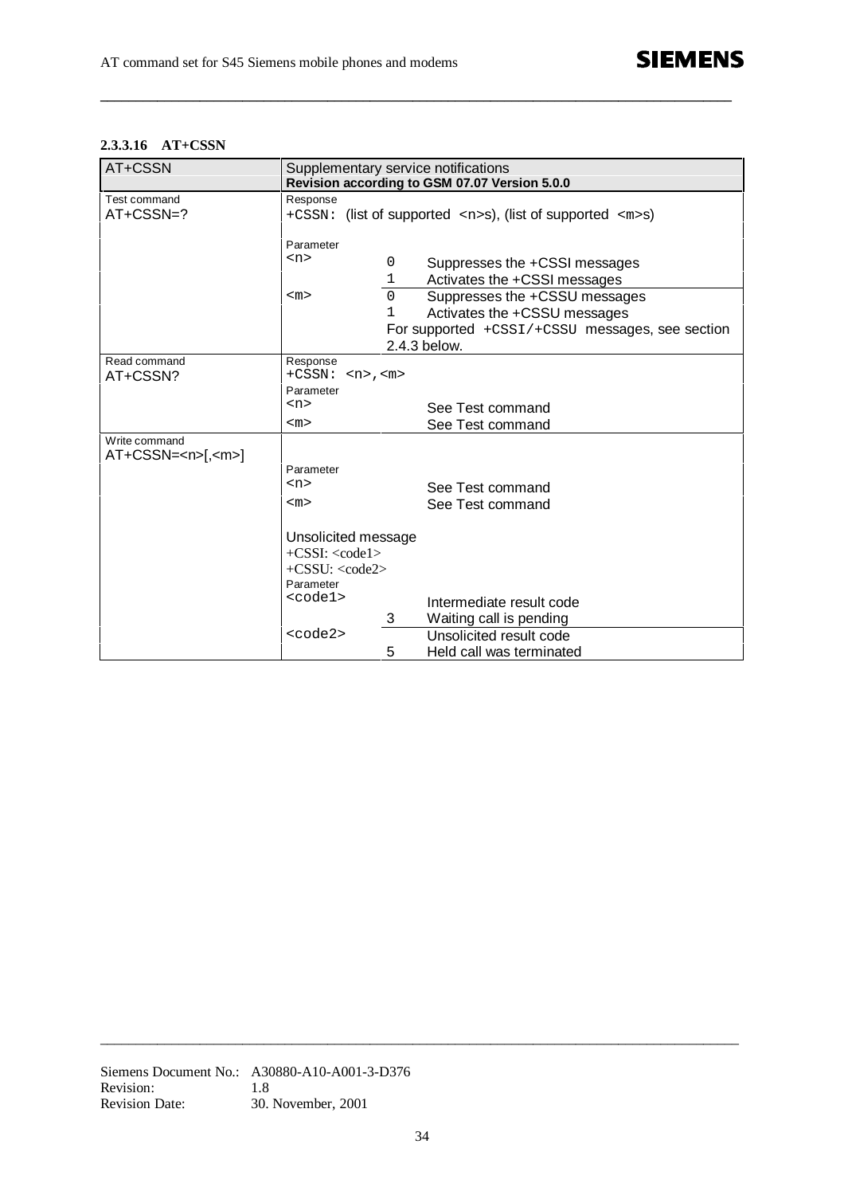#### 2.3.3.16 AT+CSSN

| AT+CSSN | Supplementary service notifications **Revision according to GSM 07.07 Version 5.0.0** | | |
|---|---|---|---|
| Test command AT+CSSN=? | Response +CSSN: (list of supported <n>s), (list of supported <m>s) | | |
| | Parameter <n> | 0 | Suppresses the +CSSI messages |
| | | 1 | Activates the +CSSI messages |
| | <m> | 0 | Suppresses the +CSSU messages |
| | | 1 | Activates the +CSSU messages |
| | | For supported +CSSI/+CSSU messages, see section 2.4.3 below. | |
| Read command AT+CSSN? | Response +CSSN: <n>,<m> | | |
| | Parameter <n> | | See Test command |
| | <m> | | See Test command |
| Write command AT+CSSN=<n>[,<m>] | | | |
| | Parameter <n> | | See Test command |
| | <m> | | See Test command |
| | Unsolicited message +CSSI: <code1> +CSSU: <code2> | | |
| | Parameter <code1> | | Intermediate result code |
| | | 3 | Waiting call is pending |
| | <code2> | | Unsolicited result code |
| | | 5 | Held call was terminated |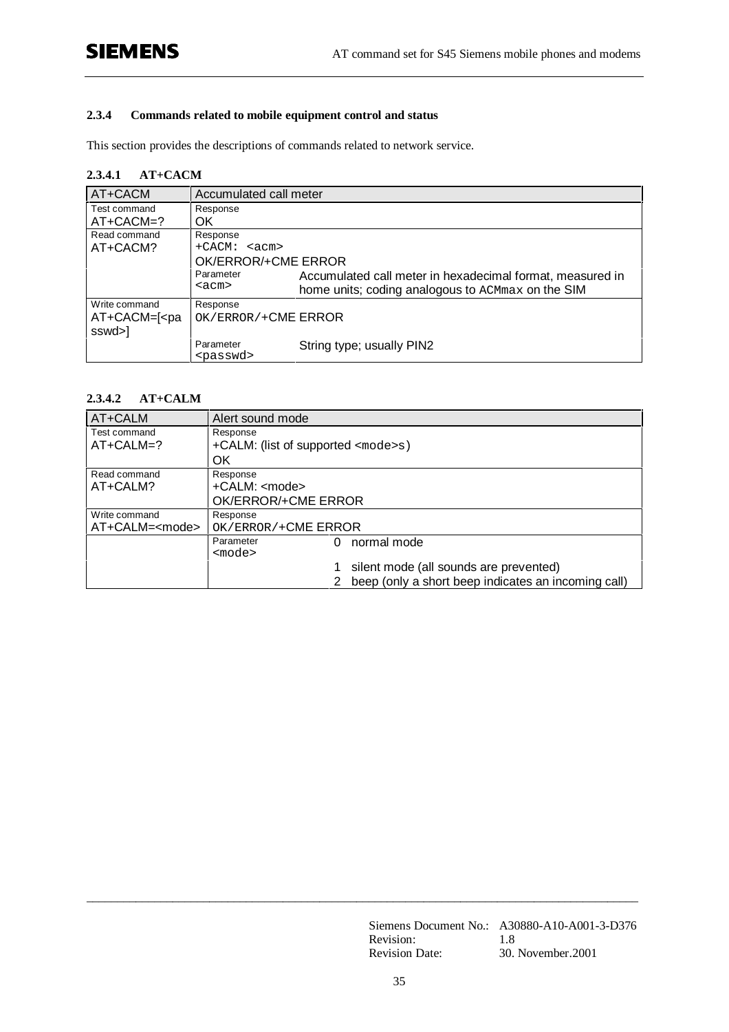### 2.3.4 Commands related to mobile equipment control and status

This section provides the descriptions of commands related to network service.

#### 2.3.4.1 AT+CACM

| AT+CACM | Accumulated call meter | |
|---|---|---|
| Test command<br>AT+CACM=? | Response<br>OK | |
| Read command<br>AT+CACM? | Response<br>+CACM: <acm><br>OK/ERROR/+CME ERROR | |
| | Parameter<br><acm> | Accumulated call meter in hexadecimal format, measured in home units; coding analogous to ACMmax on the SIM |
| Write command<br>AT+CACM=[<passwd>] | Response<br>OK/ERROR/+CME ERROR | |
| | Parameter<br><passwd> | String type; usually PIN2 |

#### 2.3.4.2 AT+CALM

| AT+CALM | Alert sound mode | |
|---|---|---|
| Test command<br>AT+CALM=? | Response<br>+CALM: (list of supported <mode>s)<br>OK | |
| Read command<br>AT+CALM? | Response<br>+CALM: <mode><br>OK/ERROR/+CME ERROR | |
| Write command<br>AT+CALM=<mode> | Response<br>OK/ERROR/+CME ERROR | |
| | Parameter<br><mode> | 0 normal mode |
| | | 1 silent mode (all sounds are prevented)<br>2 beep (only a short beep indicates an incoming call) |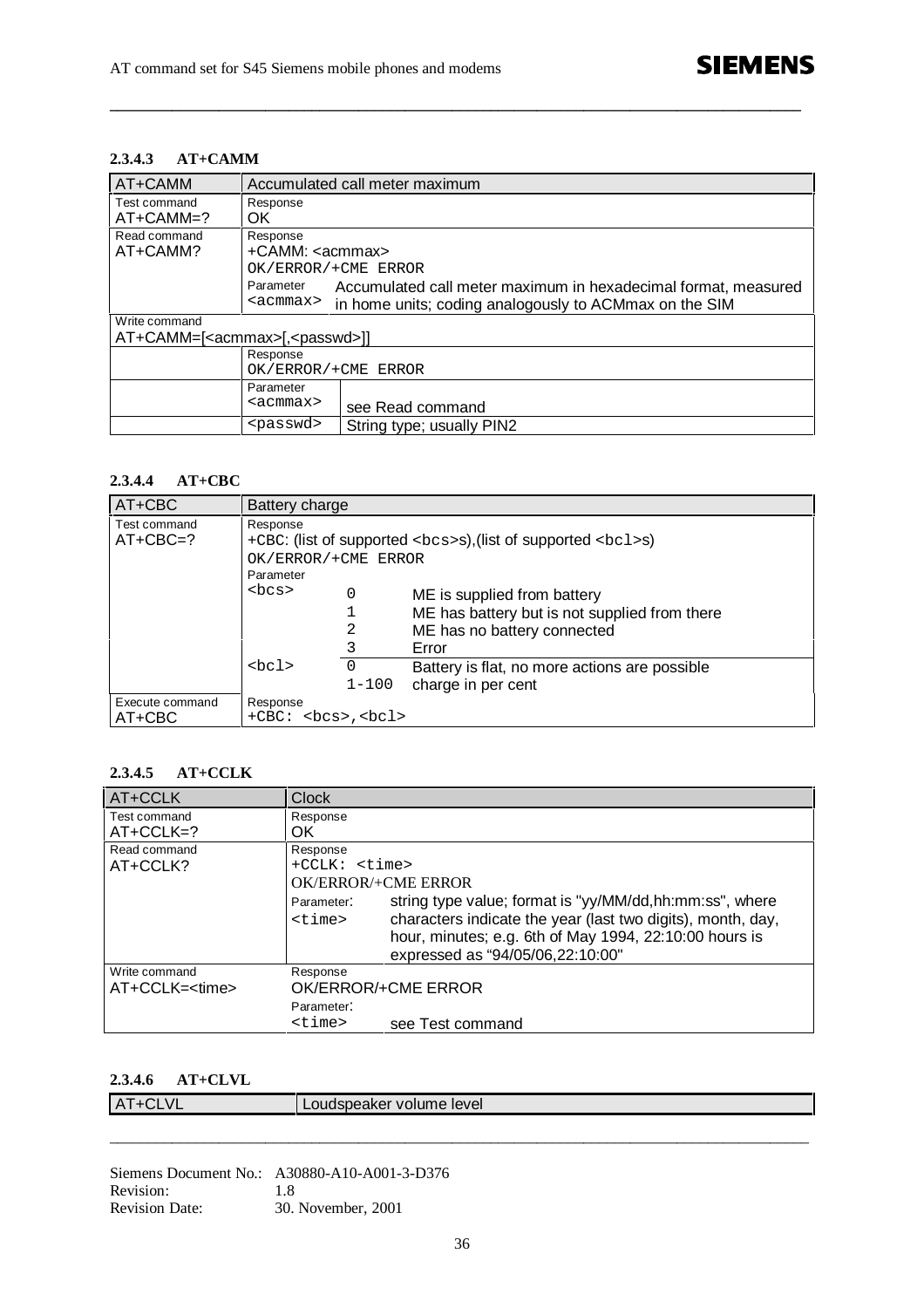#### 2.3.4.3 AT+CAMM

| AT+CAMM | Accumulated call meter maximum | |
|---|---|---|
| Test command<br>AT+CAMM=? | Response<br>OK | |
| Read command<br>AT+CAMM? | Response<br>+CAMM: <acmmax><br>OK/ERROR/+CME ERROR | |
| | Parameter<br><acmmax> | Accumulated call meter maximum in hexadecimal format, measured in home units; coding analogously to ACMmax on the SIM |
| Write command<br>AT+CAMM=[<acmmax>[,<passwd>]] | | |
| | Response<br>OK/ERROR/+CME ERROR | |
| | Parameter<br><acmmax> | see Read command |
| | <passwd> | String type; usually PIN2 |

#### 2.3.4.4 AT+CBC

| AT+CBC | Battery charge | | |
|---|---|---|---|
| Test command<br>AT+CBC=? | Response<br>+CBC: (list of supported <bcs>s),(list of supported <bcl>s)<br>OK/ERROR/+CME ERROR | | |
| | Parameter<br><bcs> | 0 | ME is supplied from battery |
| | | 1 | ME has battery but is not supplied from there |
| | | 2 | ME has no battery connected |
| | | 3 | Error |
| | <bcl> | 0 | Battery is flat, no more actions are possible |
| | | 1-100 | charge in per cent |
| Execute command<br>AT+CBC | Response<br>+CBC: <bcs>,<bcl> | | |

#### 2.3.4.5 AT+CCLK

| AT+CCLK | Clock | |
|---|---|---|
| Test command<br>AT+CCLK=? | Response<br>OK | |
| Read command<br>AT+CCLK? | Response<br>+CCLK: <time><br>OK/ERROR/+CME ERROR | |
| | Parameter:<br><time> | string type value; format is "yy/MM/dd,hh:mm:ss", where characters indicate the year (last two digits), month, day, hour, minutes; e.g. 6th of May 1994, 22:10:00 hours is expressed as "94/05/06,22:10:00" |
| Write command<br>AT+CCLK=<time> | Response<br>OK/ERROR/+CME ERROR | |
| | Parameter:<br><time> | see Test command |

#### 2.3.4.6 AT+CLVL

| AT+CLVL | Loudspeaker volume level |
|---|---|

Siemens Document No.: A30880-A10-A001-3-D376
Revision: 1.8
Revision Date: 30. November, 2001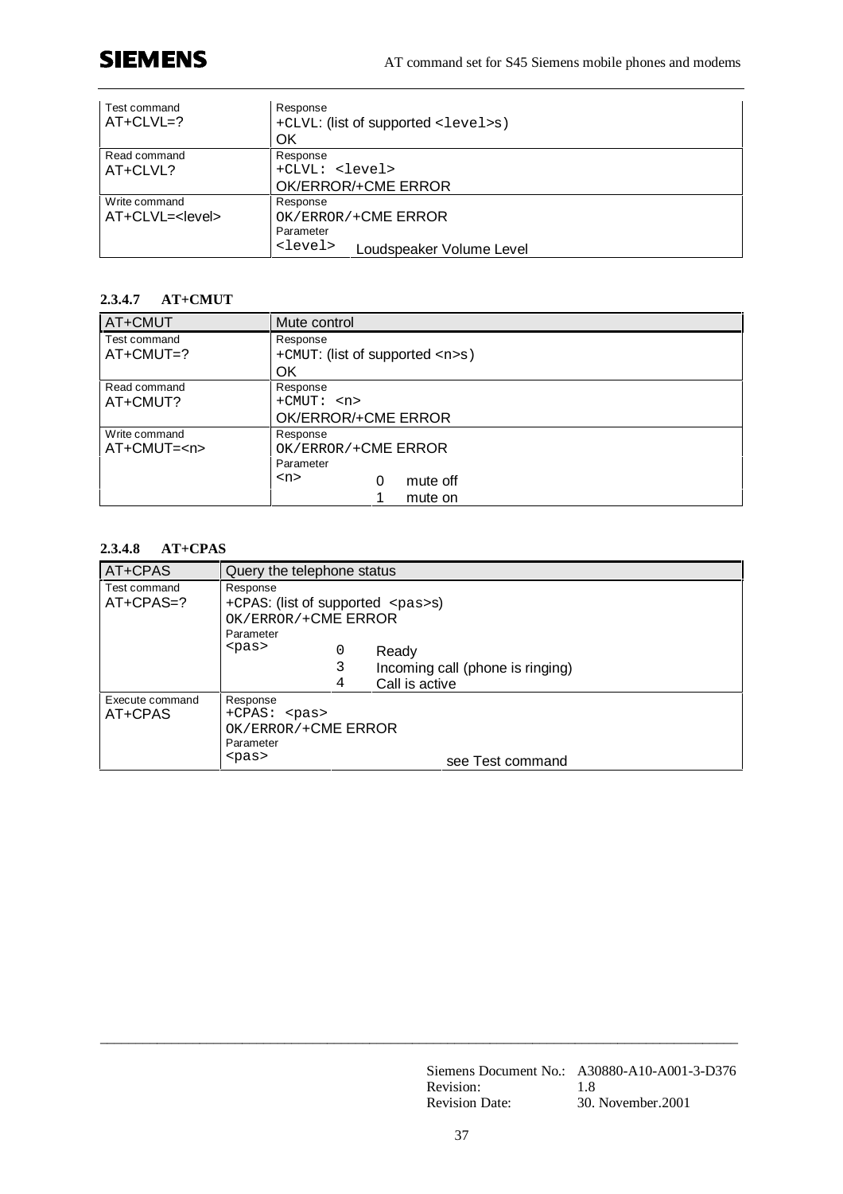| | |
|---|---|
| Test command<br>AT+CLVL=? | Response<br>+CLVL: (list of supported <level>s)<br>OK |
| Read command<br>AT+CLVL? | Response<br>+CLVL: <level><br>OK/ERROR/+CME ERROR |
| Write command<br>AT+CLVL=<level> | Response<br>OK/ERROR/+CME ERROR<br>Parameter<br><level> Loudspeaker Volume Level |

### 2.3.4.7 AT+CMUT

| AT+CMUT | Mute control |
|---|---|
| Test command<br>AT+CMUT=? | Response<br>+CMUT: (list of supported <n>s)<br>OK |
| Read command<br>AT+CMUT? | Response<br>+CMUT: <n><br>OK/ERROR/+CME ERROR |
| Write command<br>AT+CMUT=<n> | Response<br>OK/ERROR/+CME ERROR<br>Parameter<br><n> 0 mute off<br>1 mute on |

### 2.3.4.8 AT+CPAS

| AT+CPAS | Query the telephone status |
|---|---|
| Test command<br>AT+CPAS=? | Response<br>+CPAS: (list of supported <pas>s)<br>OK/ERROR/+CME ERROR<br>Parameter<br><pas> 0 Ready<br>3 Incoming call (phone is ringing)<br>4 Call is active |
| Execute command<br>AT+CPAS | Response<br>+CPAS: <pas><br>OK/ERROR/+CME ERROR<br>Parameter<br><pas> see Test command |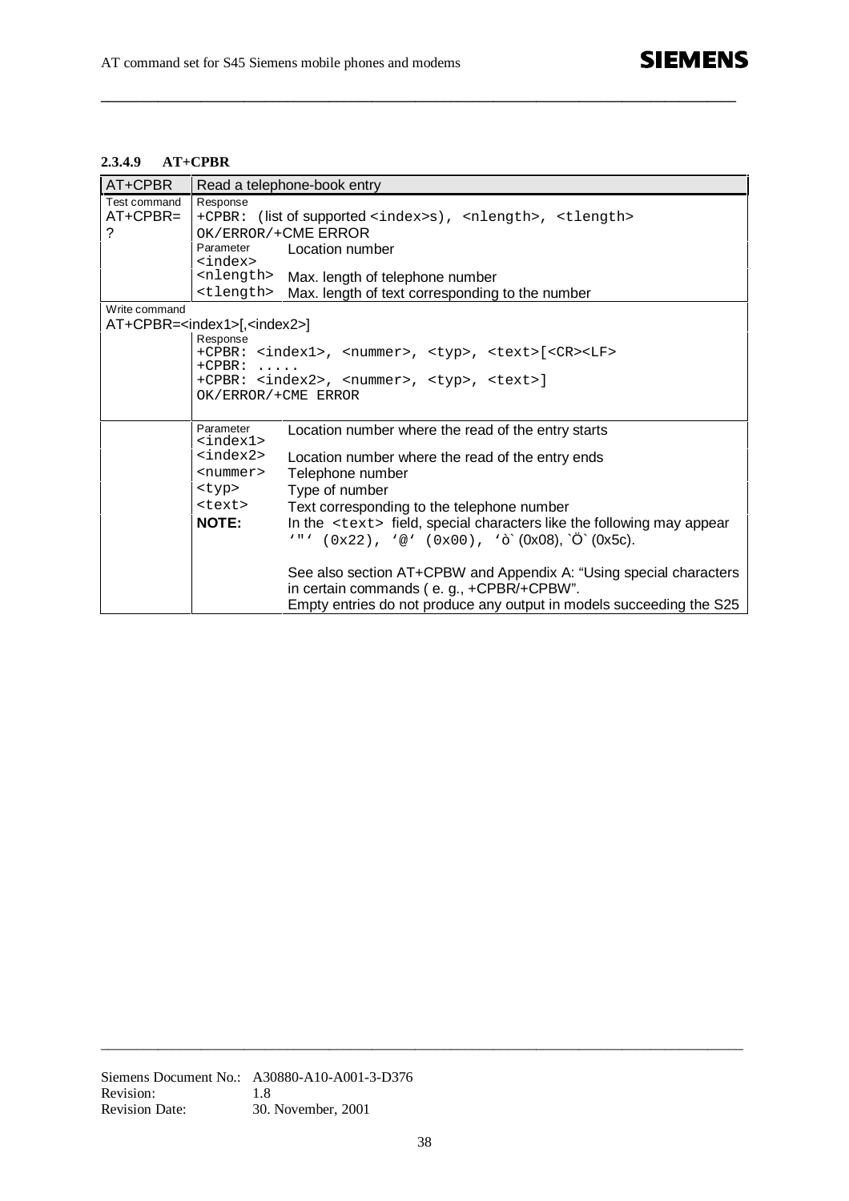### 2.3.4.9 AT+CPBR

| AT+CPBR | Read a telephone-book entry | |
|---|---|---|
| Test command<br>AT+CPBR=? | Response<br>+CPBR: (list of supported <index>s), <nlength>, <tlength><br>OK/ERROR/+CME ERROR | |
| | Parameter<br><index> | Location number |
| | <nlength> | Max. length of telephone number |
| | <tlength> | Max. length of text corresponding to the number |
| Write command<br>AT+CPBR=<index1>[,<index2>] | | |
| | Response<br>+CPBR: <index1>, <nummer>, <typ>, <text>[<CR><LF><br>+CPBR: .....<br>+CPBR: <index2>, <nummer>, <typ>, <text>]<br>OK/ERROR/+CME ERROR | |
| | Parameter<br><index1> | Location number where the read of the entry starts |
| | <index2> | Location number where the read of the entry ends |
| | <nummer> | Telephone number |
| | <typ> | Type of number |
| | <text> | Text corresponding to the telephone number |
| | **NOTE:** | In the <text> field, special characters like the following may appear '"' (0x22), '@' (0x00), 'ò` (0x08), `Ö` (0x5c).<br><br>See also section AT+CPBW and Appendix A: "Using special characters in certain commands ( e. g., +CPBR/+CPBW".<br>Empty entries do not produce any output in models succeeding the S25 |

Siemens Document No.: A30880-A10-A001-3-D376
Revision: 1.8
Revision Date: 30. November, 2001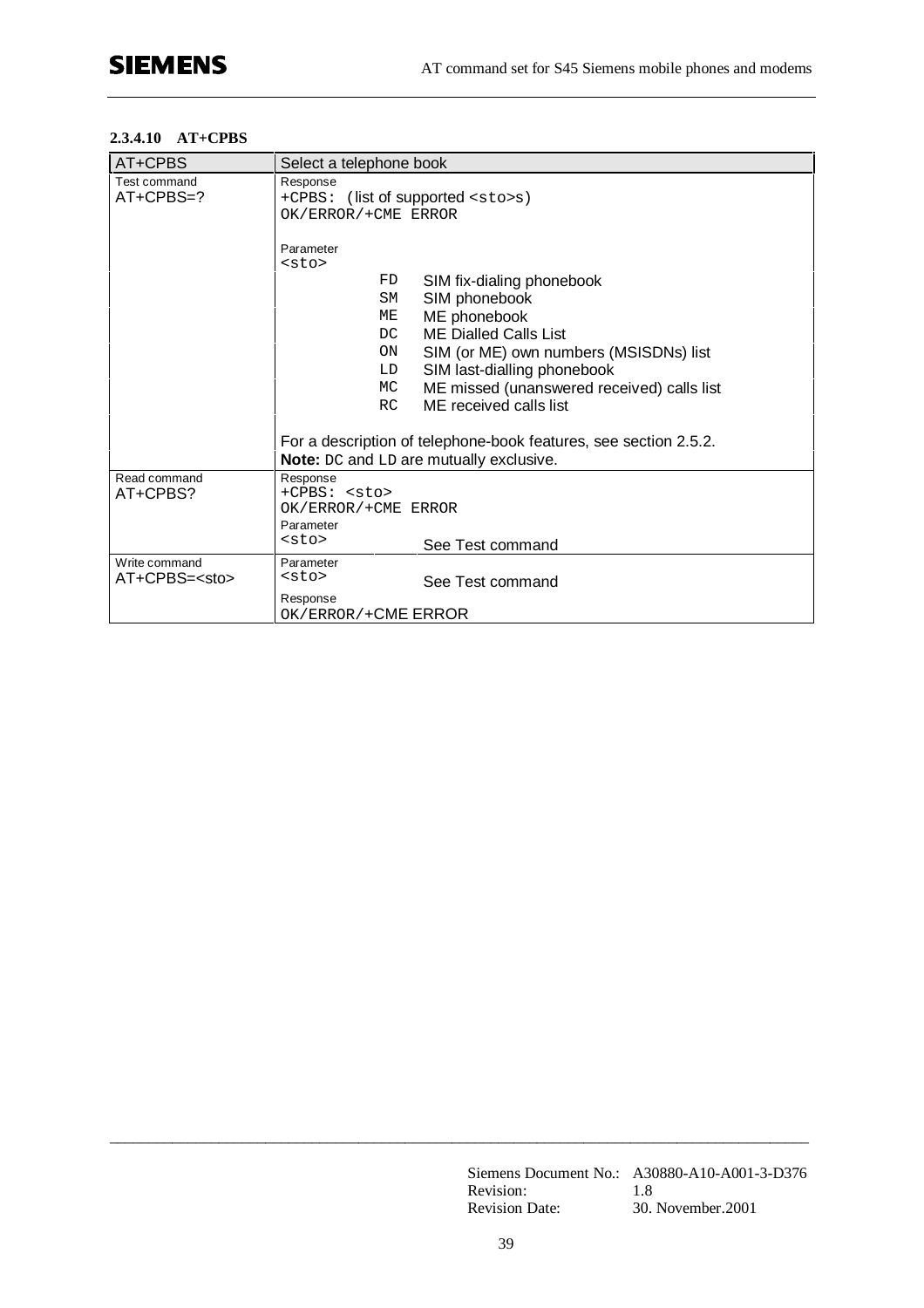#### 2.3.4.10 AT+CPBS

| AT+CPBS | Select a telephone book |
|---|---|
| Test command<br>AT+CPBS=? | Response<br>+CPBS: (list of supported <sto>s)<br>OK/ERROR/+CME ERROR<br><br>Parameter<br><sto><br>FD SIM fix-dialing phonebook<br>SM SIM phonebook<br>ME ME phonebook<br>DC ME Dialled Calls List<br>ON SIM (or ME) own numbers (MSISDNs) list<br>LD SIM last-dialling phonebook<br>MC ME missed (unanswered received) calls list<br>RC ME received calls list<br><br>For a description of telephone-book features, see section 2.5.2.<br>**Note:** DC and LD are mutually exclusive. |
| Read command<br>AT+CPBS? | Response<br>+CPBS: <sto><br>OK/ERROR/+CME ERROR<br>Parameter<br><sto> See Test command |
| Write command<br>AT+CPBS=<sto> | Parameter<br><sto> See Test command<br>Response<br>OK/ERROR/+CME ERROR |

Siemens Document No.: A30880-A10-A001-3-D376
Revision: 1.8
Revision Date: 30. November.2001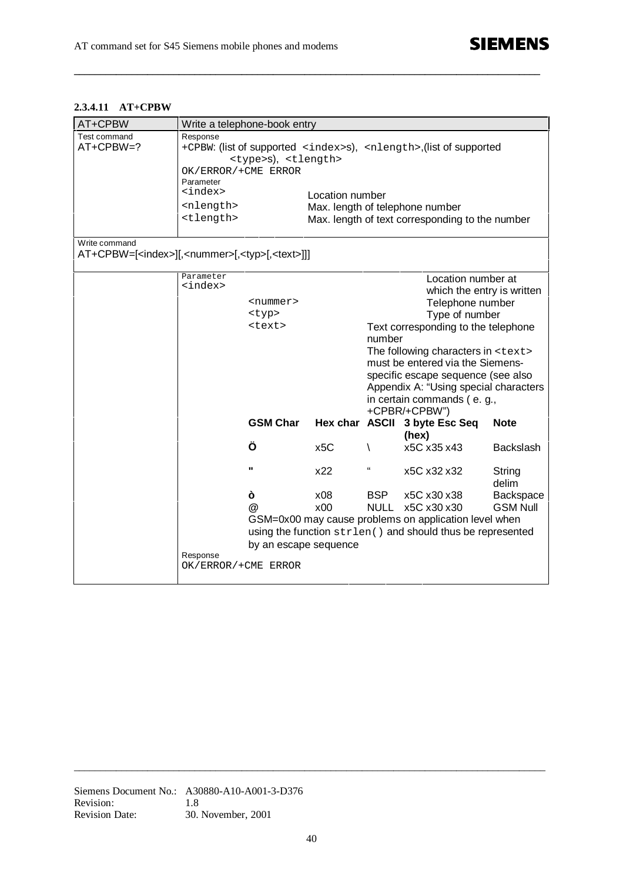### 2.3.4.11 AT+CPBW

| AT+CPBW | Write a telephone-book entry |
|---|---|
| Test command<br>AT+CPBW=? | Response<br>+CPBW: (list of supported <index>s), <nlength>,(list of supported <type>s), <tlength><br>OK/ERROR/+CME ERROR<br>Parameter<br><index> Location number<br><nlength> Max. length of telephone number<br><tlength> Max. length of text corresponding to the number |
| Write command<br>AT+CPBW=[<index>][,<nummer>[,<typ>[,<text>]]] | |
| | Parameter<br><index> Location number at which the entry is written<br><nummer> Telephone number<br><typ> Type of number<br><text> Text corresponding to the telephone number<br>The following characters in <text> must be entered via the Siemens-specific escape sequence (see also Appendix A: "Using special characters in certain commands ( e. g., +CPBR/+CPBW") |

| GSM Char | Hex char | ASCII | 3 byte Esc Seq (hex) | Note |
|---|---|---|---|---|
| Ö | x5C | \ | x5C x35 x43 | Backslash |
| " | x22 | " | x5C x32 x32 | String delim |
| ò | x08 | BSP | x5C x30 x38 | Backspace |
| @ | x00 | NULL | x5C x30 x30 | GSM Null |

GSM=0x00 may cause problems on application level when using the function `strlen()` and should thus be represented by an escape sequence

Response
OK/ERROR/+CME ERROR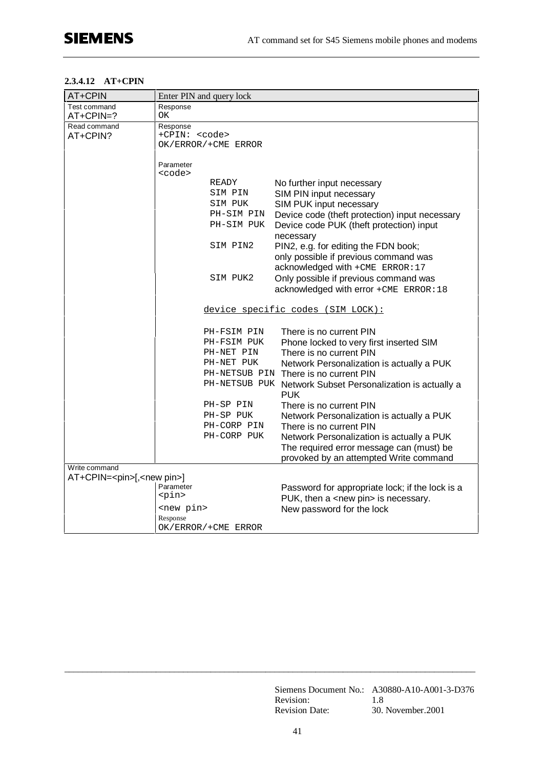#### 2.3.4.12 AT+CPIN

| AT+CPIN | Enter PIN and query lock | |
|---|---|---|
| Test command<br>AT+CPIN=? | Response<br>OK | |
| Read command<br>AT+CPIN? | Response<br>+CPIN: <code><br>OK/ERROR/+CME ERROR | |
| | Parameter<br><code> | |
| | READY | No further input necessary |
| | SIM PIN | SIM PIN input necessary |
| | SIM PUK | SIM PUK input necessary |
| | PH-SIM PIN | Device code (theft protection) input necessary |
| | PH-SIM PUK | Device code PUK (theft protection) input necessary |
| | SIM PIN2 | PIN2, e.g. for editing the FDN book; only possible if previous command was acknowledged with +CME ERROR:17 |
| | SIM PUK2 | Only possible if previous command was acknowledged with error +CME ERROR:18 |
| | device specific codes (SIM LOCK): | |
| | PH-FSIM PIN | There is no current PIN |
| | PH-FSIM PUK | Phone locked to very first inserted SIM |
| | PH-NET PIN | There is no current PIN |
| | PH-NET PUK | Network Personalization is actually a PUK |
| | PH-NETSUB PIN | There is no current PIN |
| | PH-NETSUB PUK | Network Subset Personalization is actually a PUK |
| | PH-SP PIN | There is no current PIN |
| | PH-SP PUK | Network Personalization is actually a PUK |
| | PH-CORP PIN | There is no current PIN |
| | PH-CORP PUK | Network Personalization is actually a PUK<br>The required error message can (must) be provoked by an attempted Write command |
| Write command<br>AT+CPIN=<pin>[,<new pin>] | | |
| | Parameter<br><pin> | Password for appropriate lock; if the lock is a PUK, then a <new pin> is necessary. |
| | <new pin> | New password for the lock |
| | Response<br>OK/ERROR/+CME ERROR | |

Siemens Document No.: A30880-A10-A001-3-D376
Revision: 1.8
Revision Date: 30. November.2001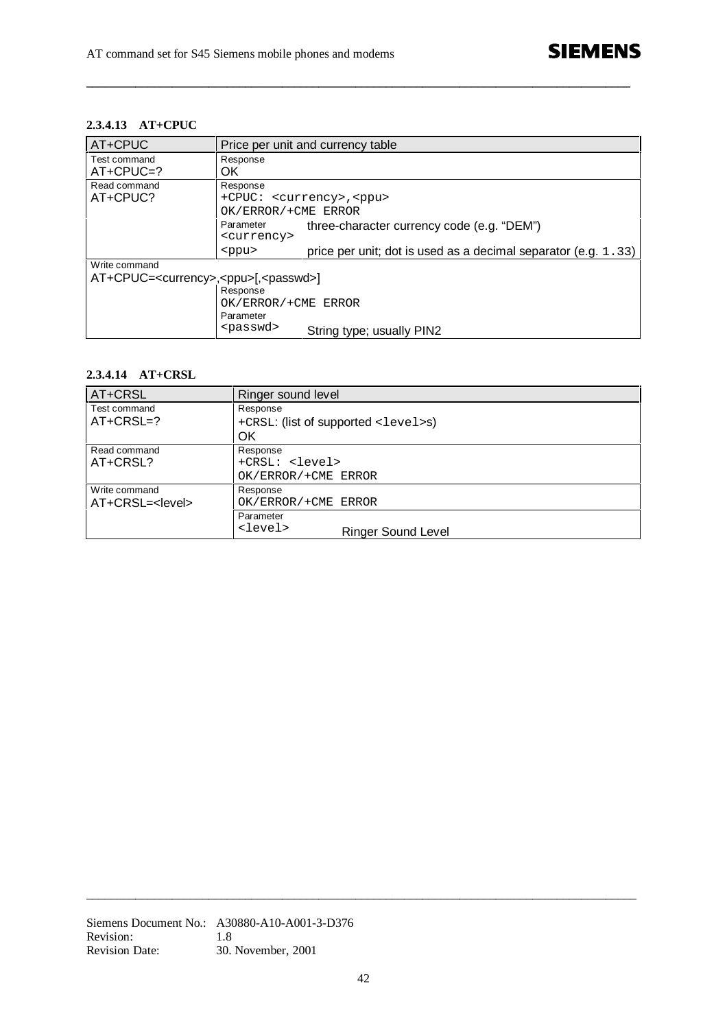#### 2.3.4.13 AT+CPUC

| AT+CPUC | Price per unit and currency table | |
|---|---|---|
| Test command<br>AT+CPUC=? | Response<br>OK | |
| Read command<br>AT+CPUC? | Response<br>+CPUC: <currency>,<ppu><br>OK/ERROR/+CME ERROR | |
| | Parameter<br><currency> | three-character currency code (e.g. "DEM") |
| | <ppu> | price per unit; dot is used as a decimal separator (e.g. 1.33) |
| Write command<br>AT+CPUC=<currency>,<ppu>[,<passwd>] | Response<br>OK/ERROR/+CME ERROR | |
| | Parameter<br><passwd> | String type; usually PIN2 |

#### 2.3.4.14 AT+CRSL

| AT+CRSL | Ringer sound level | |
|---|---|---|
| Test command<br>AT+CRSL=? | Response<br>+CRSL: (list of supported <level>s)<br>OK | |
| Read command<br>AT+CRSL? | Response<br>+CRSL: <level><br>OK/ERROR/+CME ERROR | |
| Write command<br>AT+CRSL=<level> | Response<br>OK/ERROR/+CME ERROR | |
| | Parameter<br><level> | Ringer Sound Level |

Siemens Document No.: A30880-A10-A001-3-D376
Revision: 1.8
Revision Date: 30. November, 2001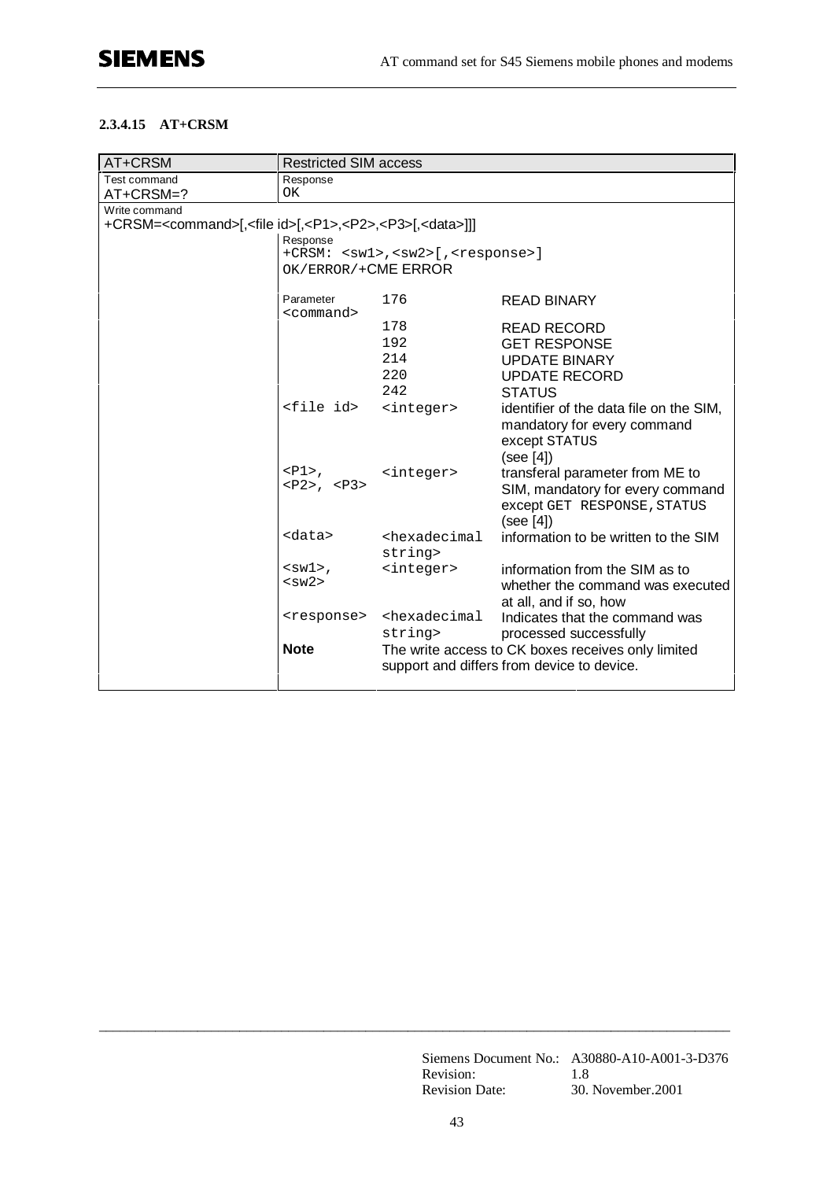#### 2.3.4.15 AT+CRSM

| AT+CRSM | Restricted SIM access | | |
|---|---|---|---|
| Test command<br>AT+CRSM=? | Response<br>OK | | |
| Write command<br>+CRSM=<command>[,<file id>[,<P1>,<P2>,<P3>[,<data>]]] | | | |
| | Response<br>+CRSM: <sw1>,<sw2>[,<response>]<br>OK/ERROR/+CME ERROR | | |
| | Parameter<br><command> | 176 | READ BINARY |
| | | 178 | READ RECORD |
| | | 192 | GET RESPONSE |
| | | 214 | UPDATE BINARY |
| | | 220 | UPDATE RECORD |
| | | 242 | STATUS |
| | <file id> | <integer> | identifier of the data file on the SIM, mandatory for every command except STATUS (see [4]) |
| | <P1>, <P2>, <P3> | <integer> | transferal parameter from ME to SIM, mandatory for every command except GET RESPONSE, STATUS (see [4]) |
| | <data> | <hexadecimal string> | information to be written to the SIM |
| | <sw1>, <sw2> | <integer> | information from the SIM as to whether the command was executed at all, and if so, how |
| | <response> | <hexadecimal string> | Indicates that the command was processed successfully |
| | **Note** | The write access to CK boxes receives only limited support and differs from device to device. | |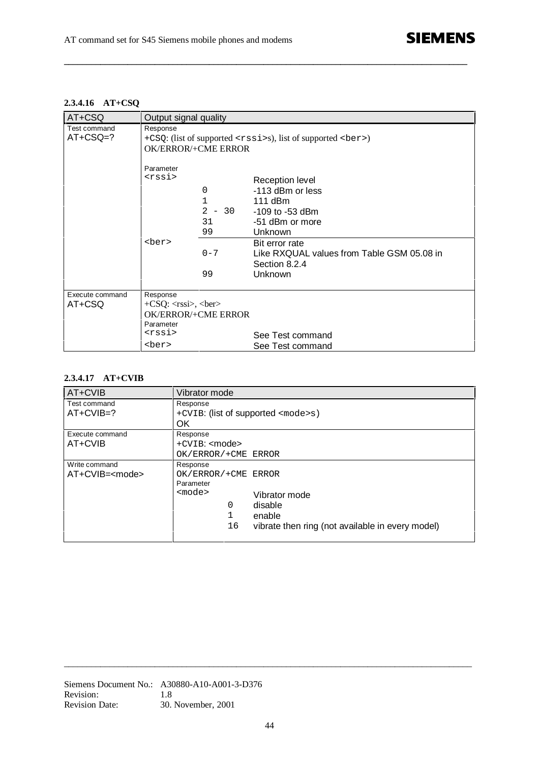#### 2.3.4.16 AT+CSQ

| AT+CSQ | Output signal quality | | |
|---|---|---|---|
| Test command<br>AT+CSQ=? | Response<br>+CSQ: (list of supported <rssi>s), list of supported <ber>)<br>OK/ERROR/+CME ERROR | | |
| | Parameter<br><rssi> | | Reception level |
| | | 0 | -113 dBm or less |
| | | 1 | 111 dBm |
| | | 2 - 30 | -109 to -53 dBm |
| | | 31 | -51 dBm or more |
| | | 99 | Unknown |
| | <ber> | | Bit error rate |
| | | 0-7 | Like RXQUAL values from Table GSM 05.08 in Section 8.2.4 |
| | | 99 | Unknown |
| Execute command<br>AT+CSQ | Response<br>+CSQ: <rssi>, <ber><br>OK/ERROR/+CME ERROR | | |
| | Parameter<br><rssi> | | See Test command |
| | <ber> | | See Test command |

#### 2.3.4.17 AT+CVIB

| AT+CVIB | Vibrator mode | | |
|---|---|---|---|
| Test command<br>AT+CVIB=? | Response<br>+CVIB: (list of supported <mode>s)<br>OK | | |
| Execute command<br>AT+CVIB | Response<br>+CVIB: <mode><br>OK/ERROR/+CME ERROR | | |
| Write command<br>AT+CVIB=<mode> | Response<br>OK/ERROR/+CME ERROR | | |
| | Parameter<br><mode> | | Vibrator mode |
| | | 0 | disable |
| | | 1 | enable |
| | | 16 | vibrate then ring (not available in every model) |

Siemens Document No.: A30880-A10-A001-3-D376
Revision: 1.8
Revision Date: 30. November, 2001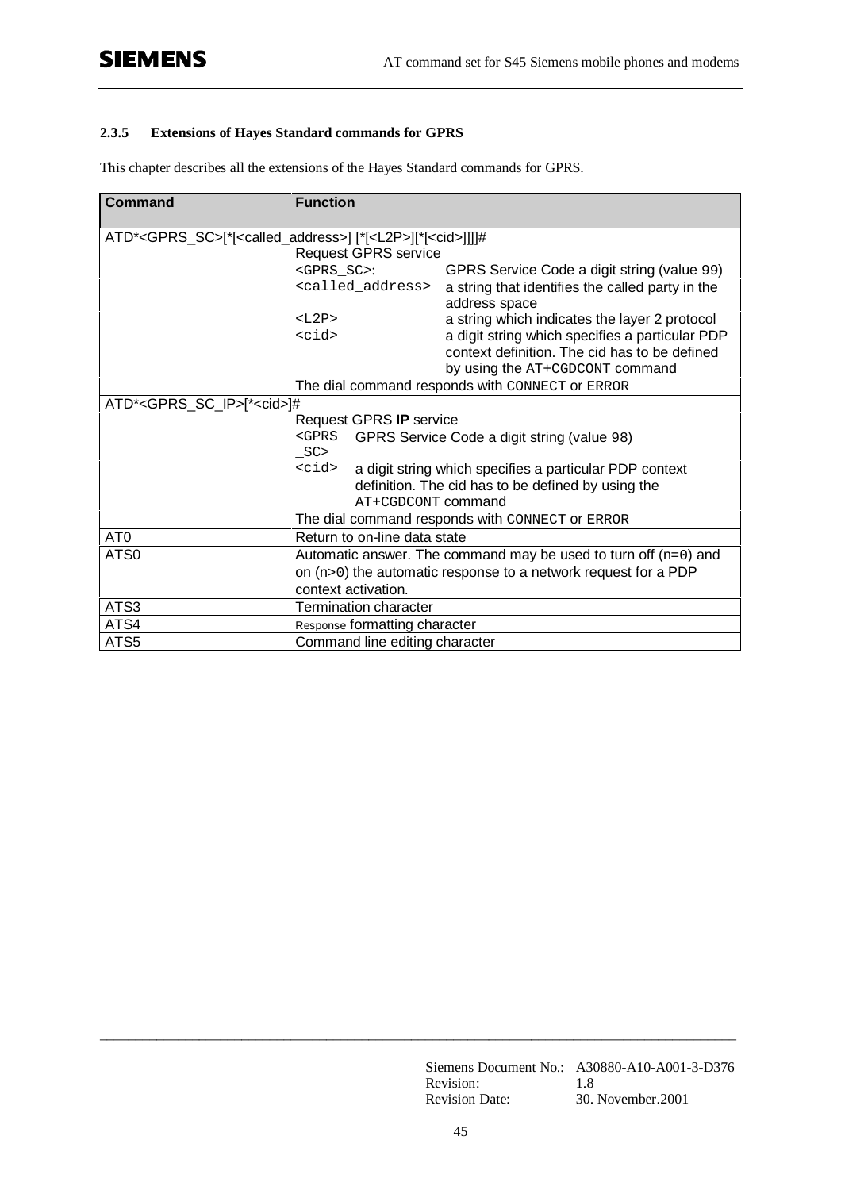### 2.3.5 Extensions of Hayes Standard commands for GPRS

This chapter describes all the extensions of the Hayes Standard commands for GPRS.

| Command | Function |
|---|---|
| ATD*<GPRS_SC>[*[<called_address>] [*[<L2P>][*[<cid>]]]]# | |
| | Request GPRS service<br>`<GPRS_SC>`: GPRS Service Code a digit string (value 99)<br>`<called_address>` a string that identifies the called party in the address space<br>`<L2P>` a string which indicates the layer 2 protocol<br>`<cid>` a digit string which specifies a particular PDP context definition. The cid has to be defined by using the `AT+CGDCONT` command |
| | The dial command responds with `CONNECT` or `ERROR` |
| ATD*<GPRS_SC_IP>[*<cid>]# | |
| | Request GPRS **IP** service<br>`<GPRS_SC>` GPRS Service Code a digit string (value 98)<br>`<cid>` a digit string which specifies a particular PDP context definition. The cid has to be defined by using the `AT+CGDCONT` command |
| | The dial command responds with `CONNECT` or `ERROR` |
| ATO | Return to on-line data state |
| ATS0 | Automatic answer. The command may be used to turn off (n=0) and on (n>0) the automatic response to a network request for a PDP context activation. |
| ATS3 | Termination character |
| ATS4 | Response formatting character |
| ATS5 | Command line editing character |

Siemens Document No.: A30880-A10-A001-3-D376
Revision: 1.8
Revision Date: 30. November.2001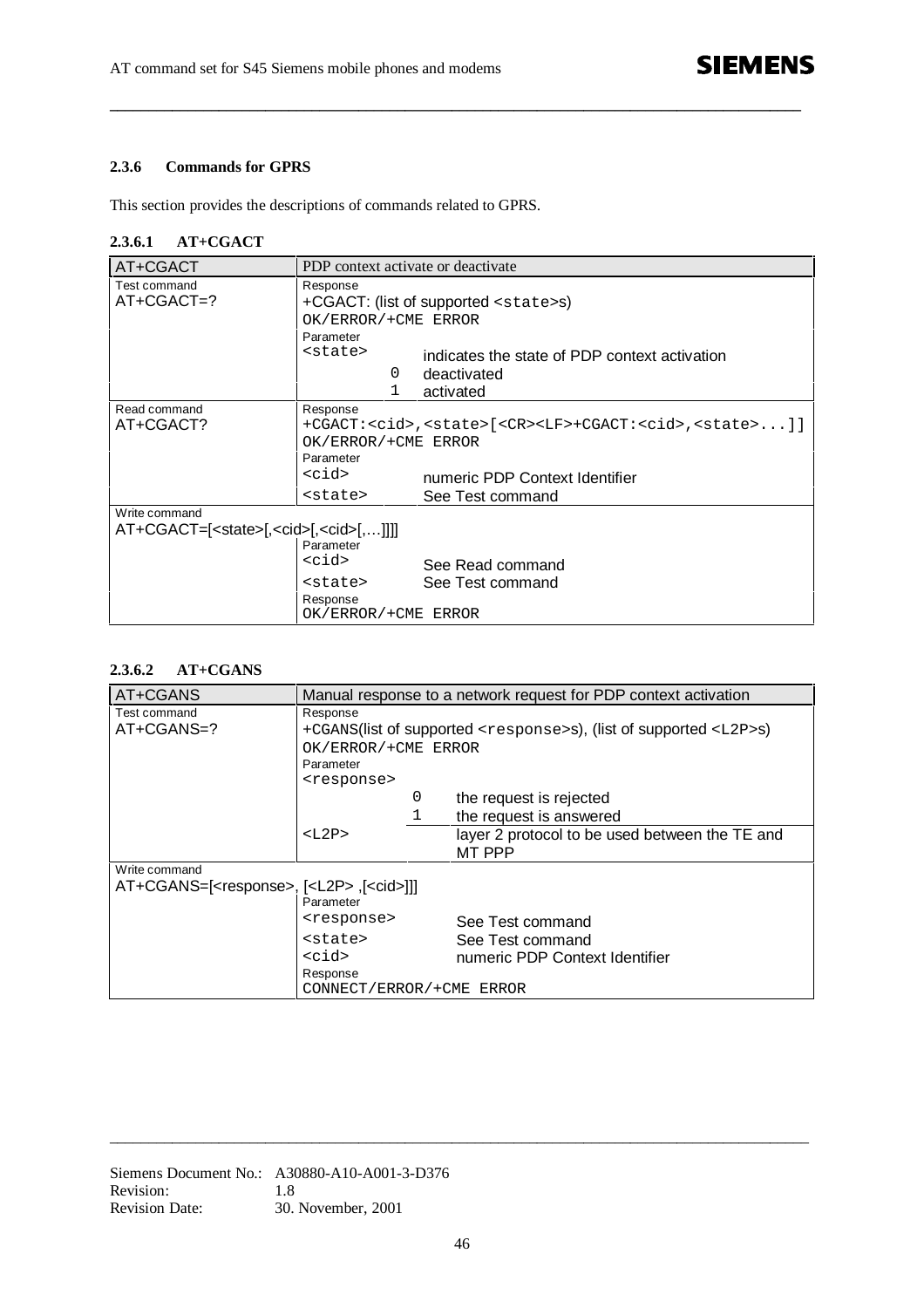### 2.3.6 Commands for GPRS

This section provides the descriptions of commands related to GPRS.

#### 2.3.6.1 AT+CGACT

| AT+CGACT | PDP context activate or deactivate | | |
|---|---|---|---|
| Test command<br>AT+CGACT=? | Response<br>+CGACT: (list of supported <state>s)<br>OK/ERROR/+CME ERROR | | |
| | Parameter<br><state> | | indicates the state of PDP context activation |
| | | 0 | deactivated |
| | | 1 | activated |
| Read command<br>AT+CGACT? | Response<br>+CGACT:<cid>,<state>[<CR><LF>+CGACT:<cid>,<state>...]]<br>OK/ERROR/+CME ERROR | | |
| | Parameter<br><cid> | | numeric PDP Context Identifier |
| | <state> | | See Test command |
| Write command<br>AT+CGACT=[<state>[,<cid>[,<cid>[,…]]]] | Parameter<br><cid> | | See Read command |
| | <state> | | See Test command |
| | Response<br>OK/ERROR/+CME ERROR | | |

#### 2.3.6.2 AT+CGANS

| AT+CGANS | Manual response to a network request for PDP context activation | | |
|---|---|---|---|
| Test command<br>AT+CGANS=? | Response<br>+CGANS(list of supported <response>s), (list of supported <L2P>s)<br>OK/ERROR/+CME ERROR | | |
| | Parameter<br><response> | | |
| | | 0 | the request is rejected |
| | | 1 | the request is answered |
| | <L2P> | | layer 2 protocol to be used between the TE and MT PPP |
| Write command<br>AT+CGANS=[<response>, [<L2P> ,[<cid>]]] | Parameter<br><response> | | See Test command |
| | <state> | | See Test command |
| | <cid> | | numeric PDP Context Identifier |
| | Response<br>CONNECT/ERROR/+CME ERROR | | |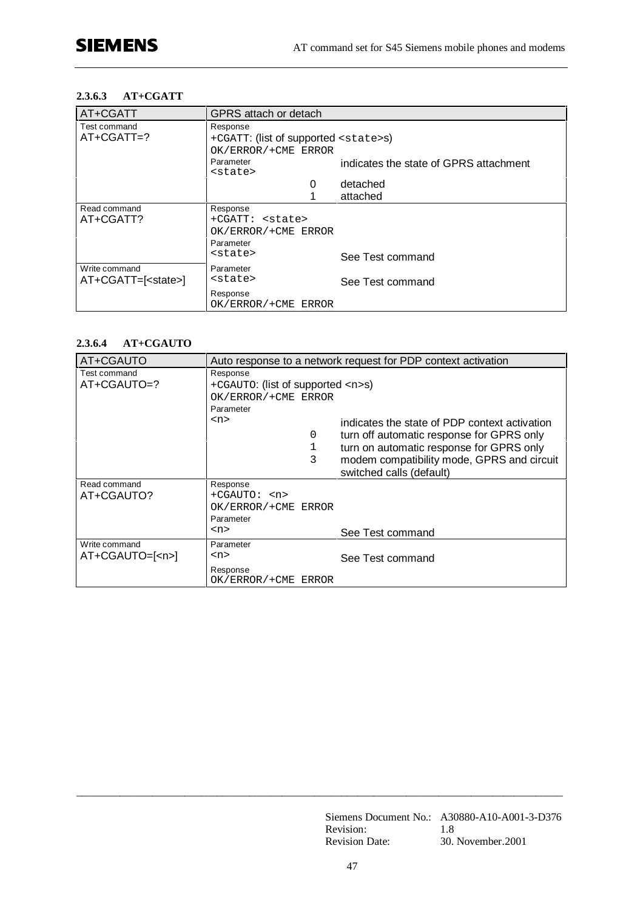#### 2.3.6.3 AT+CGATT

| AT+CGATT | GPRS attach or detach | |
|---|---|---|
| Test command<br>AT+CGATT=? | Response<br>+CGATT: (list of supported `<state>`s)<br>OK/ERROR/+CME ERROR | |
| | Parameter<br>`<state>` | indicates the state of GPRS attachment |
| | 0<br>1 | detached<br>attached |
| Read command<br>AT+CGATT? | Response<br>+CGATT: `<state>`<br>OK/ERROR/+CME ERROR | |
| | Parameter<br>`<state>` | See Test command |
| Write command<br>AT+CGATT=[`<state>`] | Parameter<br>`<state>` | See Test command |
| | Response<br>OK/ERROR/+CME ERROR | |

#### 2.3.6.4 AT+CGAUTO

| AT+CGAUTO | Auto response to a network request for PDP context activation | |
|---|---|---|
| Test command<br>AT+CGAUTO=? | Response<br>+CGAUTO: (list of supported `<n>`s)<br>OK/ERROR/+CME ERROR | |
| | Parameter<br>`<n>` | indicates the state of PDP context activation |
| | 0 | turn off automatic response for GPRS only |
| | 1 | turn on automatic response for GPRS only |
| | 3 | modem compatibility mode, GPRS and circuit switched calls (default) |
| Read command<br>AT+CGAUTO? | Response<br>+CGAUTO: `<n>`<br>OK/ERROR/+CME ERROR | |
| | Parameter<br>`<n>` | See Test command |
| Write command<br>AT+CGAUTO=[`<n>`] | Parameter<br>`<n>` | See Test command |
| | Response<br>OK/ERROR/+CME ERROR | |

Siemens Document No.: A30880-A10-A001-3-D376
Revision: 1.8
Revision Date: 30. November.2001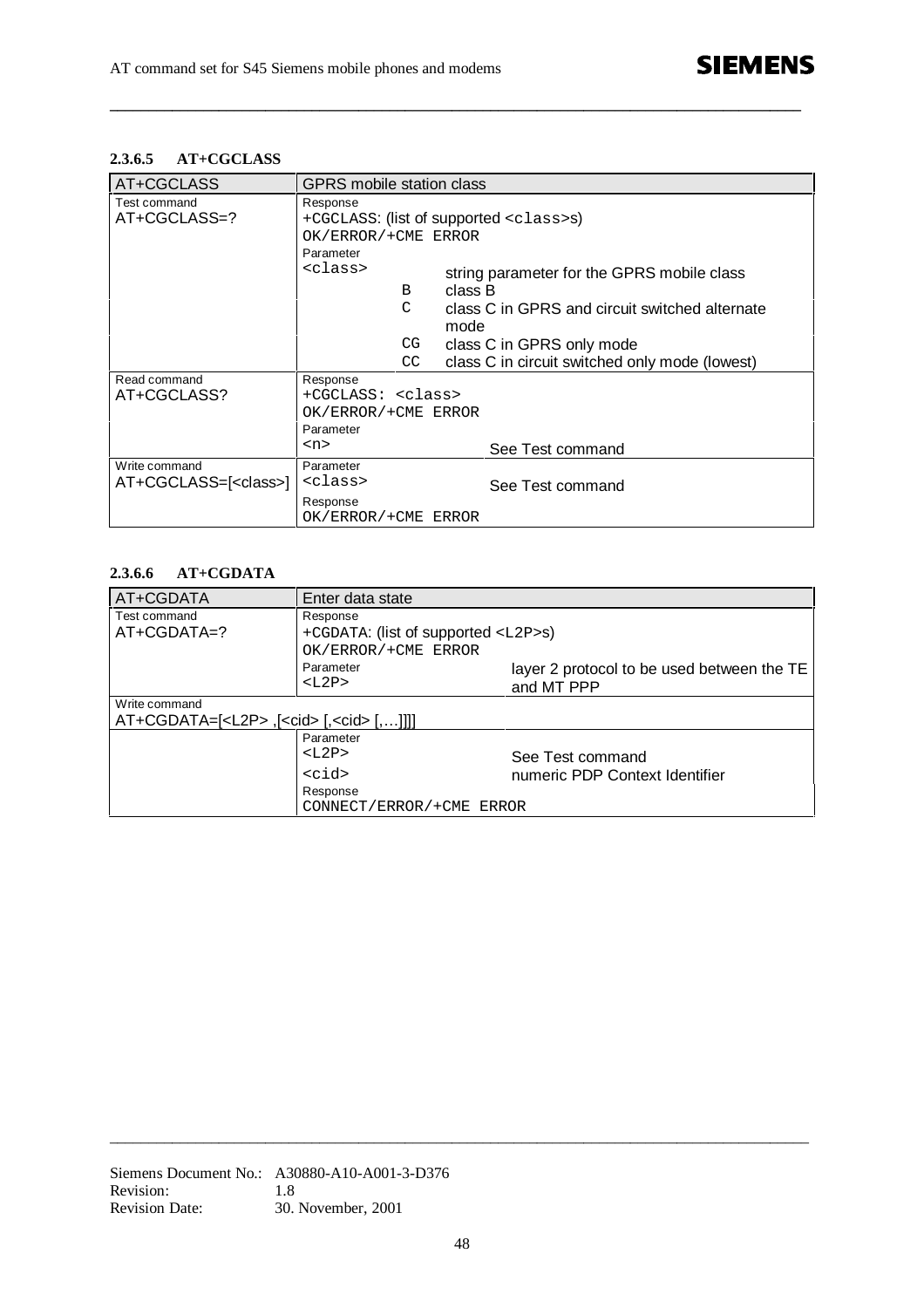#### 2.3.6.5 AT+CGCLASS

| AT+CGCLASS | GPRS mobile station class | | |
|---|---|---|---|
| Test command<br>AT+CGCLASS=? | Response<br>+CGCLASS: (list of supported <class>s)<br>OK/ERROR/+CME ERROR | | |
| | Parameter<br><class> | | string parameter for the GPRS mobile class |
| | | B | class B |
| | | C | class C in GPRS and circuit switched alternate mode |
| | | CG | class C in GPRS only mode |
| | | CC | class C in circuit switched only mode (lowest) |
| Read command<br>AT+CGCLASS? | Response<br>+CGCLASS: <class><br>OK/ERROR/+CME ERROR | | |
| | Parameter<br><n> | | See Test command |
| Write command<br>AT+CGCLASS=[<class>] | Parameter<br><class> | | See Test command |
| | Response<br>OK/ERROR/+CME ERROR | | |

#### 2.3.6.6 AT+CGDATA

| AT+CGDATA | Enter data state | |
|---|---|---|
| Test command<br>AT+CGDATA=? | Response<br>+CGDATA: (list of supported <L2P>s)<br>OK/ERROR/+CME ERROR | |
| | Parameter<br><L2P> | layer 2 protocol to be used between the TE and MT PPP |
| Write command<br>AT+CGDATA=[<L2P> ,[<cid> [,<cid> [,…]]]] | | |
| | Parameter<br><L2P> | See Test command |
| | <cid> | numeric PDP Context Identifier |
| | Response<br>CONNECT/ERROR/+CME ERROR | |

Siemens Document No.: A30880-A10-A001-3-D376
Revision: 1.8
Revision Date: 30. November, 2001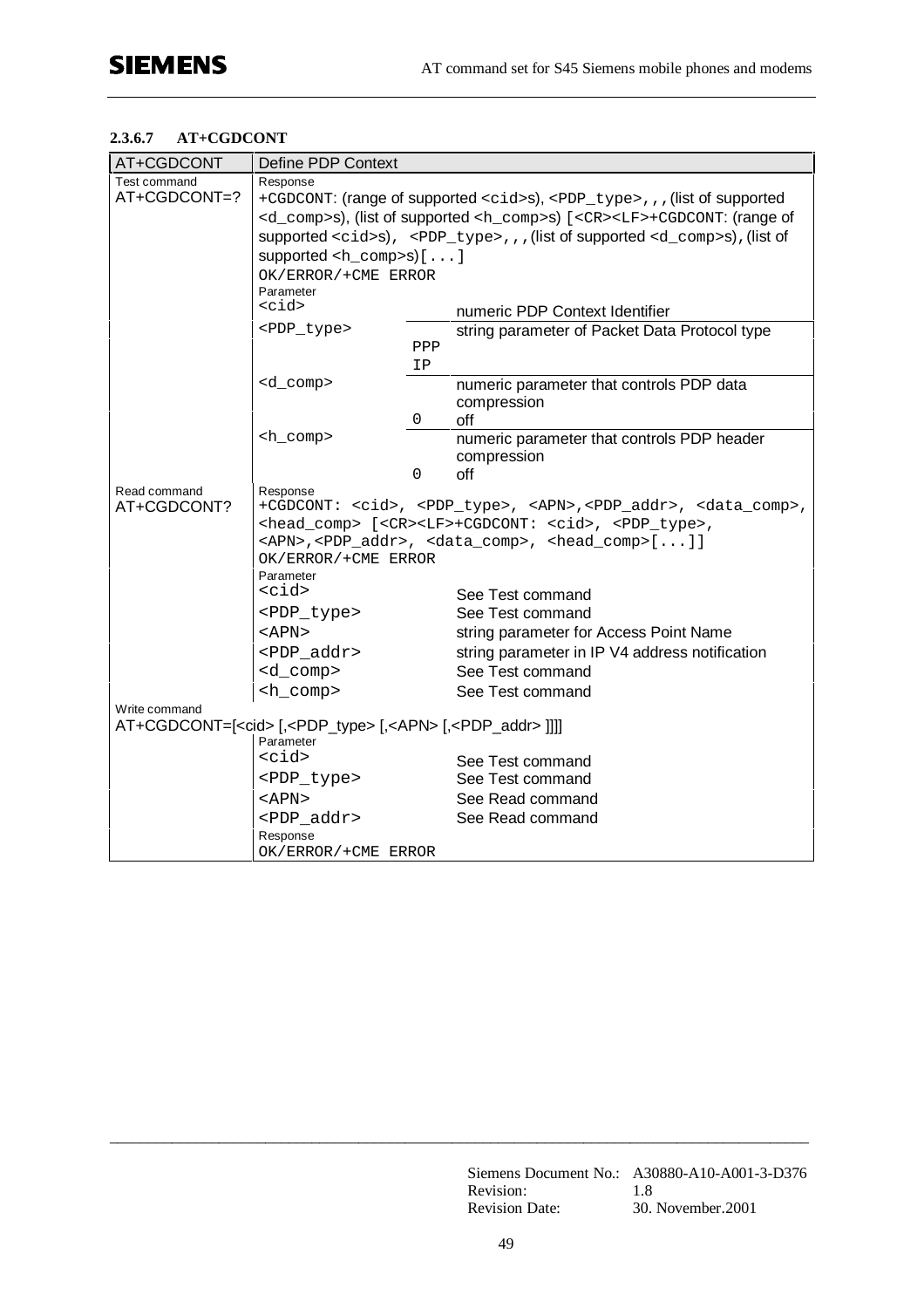### 2.3.6.7 AT+CGDCONT

| AT+CGDCONT | Define PDP Context | | |
|---|---|---|---|
| Test command<br>AT+CGDCONT=? | Response<br>+CGDCONT: (range of supported <cid>s), <PDP_type>,,,(list of supported <d_comp>s), (list of supported <h_comp>s) [<CR><LF>+CGDCONT: (range of supported <cid>s), <PDP_type>,,,(list of supported <d_comp>s),(list of supported <h_comp>s)[...]<br>OK/ERROR/+CME ERROR | | |
| | Parameter<br><cid> | | numeric PDP Context Identifier |
| | <PDP_type> | | string parameter of Packet Data Protocol type |
| | | PPP | |
| | | IP | |
| | <d_comp> | | numeric parameter that controls PDP data compression |
| | | 0 | off |
| | <h_comp> | | numeric parameter that controls PDP header compression |
| | | 0 | off |
| Read command<br>AT+CGDCONT? | Response<br>+CGDCONT: <cid>, <PDP_type>, <APN>,<PDP_addr>, <data_comp>, <head_comp> [<CR><LF>+CGDCONT: <cid>, <PDP_type>, <APN>,<PDP_addr>, <data_comp>, <head_comp>[...]]<br>OK/ERROR/+CME ERROR | | |
| | Parameter<br><cid> | | See Test command |
| | <PDP_type> | | See Test command |
| | <APN> | | string parameter for Access Point Name |
| | <PDP_addr> | | string parameter in IP V4 address notification |
| | <d_comp> | | See Test command |
| | <h_comp> | | See Test command |
| Write command<br>AT+CGDCONT=[<cid> [,<PDP_type> [,<APN> [,<PDP_addr> ]]]] | | | |
| | Parameter<br><cid> | | See Test command |
| | <PDP_type> | | See Test command |
| | <APN> | | See Read command |
| | <PDP_addr> | | See Read command |
| | Response<br>OK/ERROR/+CME ERROR | | |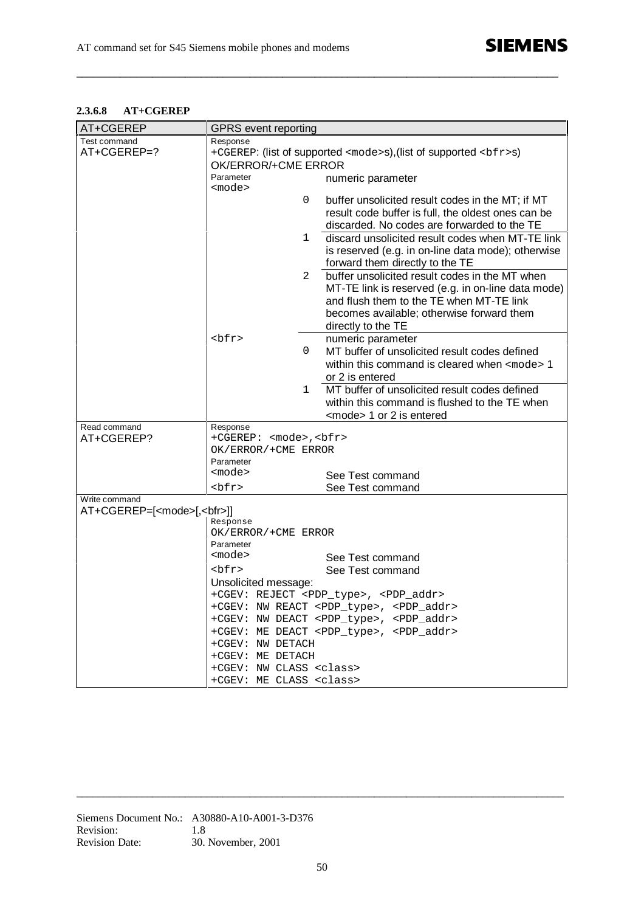#### 2.3.6.8 AT+CGEREP

| AT+CGEREP | GPRS event reporting | | |
|---|---|---|---|
| Test command<br>AT+CGEREP=? | Response<br>+CGEREP: (list of supported <mode>s),(list of supported <bfr>s)<br>OK/ERROR/+CME ERROR | | |
| | Parameter<br><mode> | | numeric parameter |
| | | 0 | buffer unsolicited result codes in the MT; if MT result code buffer is full, the oldest ones can be discarded. No codes are forwarded to the TE |
| | | 1 | discard unsolicited result codes when MT-TE link is reserved (e.g. in on-line data mode); otherwise forward them directly to the TE |
| | | 2 | buffer unsolicited result codes in the MT when MT-TE link is reserved (e.g. in on-line data mode) and flush them to the TE when MT-TE link becomes available; otherwise forward them directly to the TE |
| | <bfr> | | numeric parameter |
| | | 0 | MT buffer of unsolicited result codes defined within this command is cleared when <mode> 1 or 2 is entered |
| | | 1 | MT buffer of unsolicited result codes defined within this command is flushed to the TE when <mode> 1 or 2 is entered |
| Read command<br>AT+CGEREP? | Response<br>+CGEREP: <mode>,<bfr><br>OK/ERROR/+CME ERROR | | |
| | Parameter<br><mode> | | See Test command |
| | <bfr> | | See Test command |
| Write command<br>AT+CGEREP=[<mode>[,<bfr>]] | Response<br>OK/ERROR/+CME ERROR | | |
| | Parameter<br><mode> | | See Test command |
| | <bfr> | | See Test command |
| | Unsolicited message:<br>+CGEV: REJECT <PDP_type>, <PDP_addr><br>+CGEV: NW REACT <PDP_type>, <PDP_addr><br>+CGEV: NW DEACT <PDP_type>, <PDP_addr><br>+CGEV: ME DEACT <PDP_type>, <PDP_addr><br>+CGEV: NW DETACH<br>+CGEV: ME DETACH<br>+CGEV: NW CLASS <class><br>+CGEV: ME CLASS <class> | | |

Siemens Document No.: A30880-A10-A001-3-D376
Revision: 1.8
Revision Date: 30. November, 2001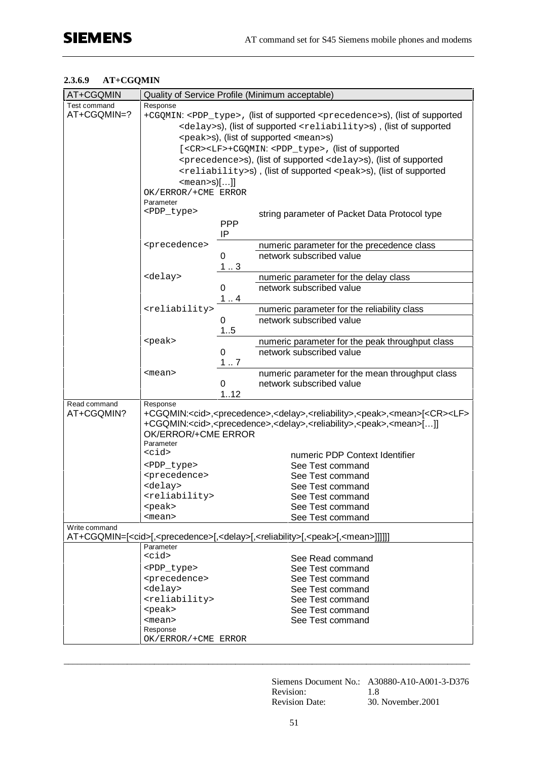#### 2.3.6.9 AT+CGQMIN

| AT+CGQMIN | Quality of Service Profile (Minimum acceptable) | | |
|---|---|---|---|
| Test command<br>AT+CGQMIN=? | Response<br>+CGQMIN: <PDP_type>, (list of supported <precedence>s), (list of supported <delay>s), (list of supported <reliability>s) , (list of supported <peak>s), (list of supported <mean>s)<br>[<CR><LF>+CGQMIN: <PDP_type>, (list of supported <precedence>s), (list of supported <delay>s), (list of supported <reliability>s) , (list of supported <peak>s), (list of supported <mean>s)[…]]<br>OK/ERROR/+CME ERROR | | |
| | Parameter<br><PDP_type> | | string parameter of Packet Data Protocol type |
| | | PPP<br>IP | |
| | <precedence> | | numeric parameter for the precedence class |
| | | 0<br>1 .. 3 | network subscribed value |
| | <delay> | | numeric parameter for the delay class |
| | | 0<br>1 .. 4 | network subscribed value |
| | <reliability> | | numeric parameter for the reliability class |
| | | 0<br>1..5 | network subscribed value |
| | <peak> | | numeric parameter for the peak throughput class |
| | | 0<br>1 .. 7 | network subscribed value |
| | <mean> | | numeric parameter for the mean throughput class |
| | | 0<br>1..12 | network subscribed value |
| Read command<br>AT+CGQMIN? | Response<br>+CGQMIN:<cid>,<precedence>,<delay>,<reliability>,<peak>,<mean>[<CR><LF><br>+CGQMIN:<cid>,<precedence>,<delay>,<reliability>,<peak>,<mean>[…]]<br>OK/ERROR/+CME ERROR | | |
| | Parameter<br><cid> | | numeric PDP Context Identifier |
| | <PDP_type> | | See Test command |
| | <precedence> | | See Test command |
| | <delay> | | See Test command |
| | <reliability> | | See Test command |
| | <peak> | | See Test command |
| | <mean> | | See Test command |
| Write command<br>AT+CGQMIN=[<cid>[,<precedence>[,<delay>[,<reliability>[,<peak>[,<mean>]]]]]] | | | |
| | Parameter<br><cid> | | See Read command |
| | <PDP_type> | | See Test command |
| | <precedence> | | See Test command |
| | <delay> | | See Test command |
| | <reliability> | | See Test command |
| | <peak> | | See Test command |
| | <mean> | | See Test command |
| | Response<br>OK/ERROR/+CME ERROR | | |

Siemens Document No.: A30880-A10-A001-3-D376
Revision: 1.8
Revision Date: 30. November.2001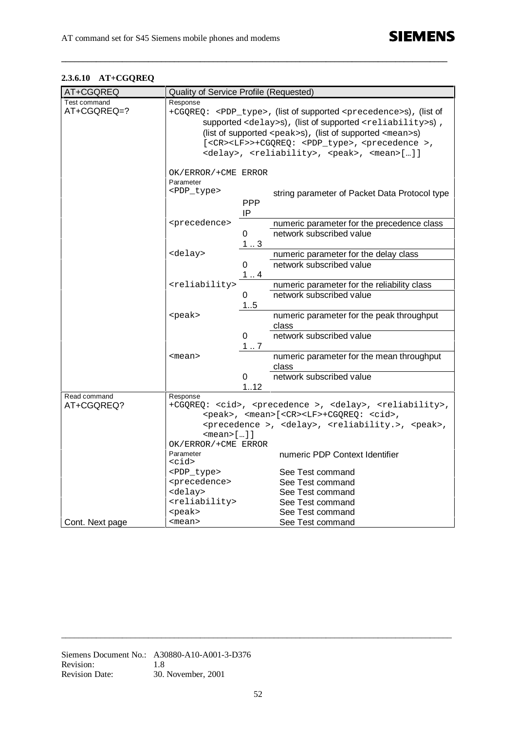#### 2.3.6.10 AT+CGQREQ

| AT+CGQREQ | Quality of Service Profile (Requested) | | |
|---|---|---|---|
| Test command<br>AT+CGQREQ=? | Response<br>+CGQREQ: <PDP_type>, (list of supported <precedence>s), (list of supported <delay>s), (list of supported <reliability>s) , (list of supported <peak>s), (list of supported <mean>s) [<CR><LF>>+CGQREQ: <PDP_type>, <precedence >, <delay>, <reliability>, <peak>, <mean>[…]]<br><br>OK/ERROR/+CME ERROR | | |
| | Parameter<br><PDP_type> | | string parameter of Packet Data Protocol type |
| | | PPP<br>IP | |
| | <precedence> | | numeric parameter for the precedence class |
| | | 0<br>1 .. 3 | network subscribed value |
| | <delay> | | numeric parameter for the delay class |
| | | 0<br>1 .. 4 | network subscribed value |
| | <reliability> | | numeric parameter for the reliability class |
| | | 0<br>1..5 | network subscribed value |
| | <peak> | | numeric parameter for the peak throughput class |
| | | 0<br>1 .. 7 | network subscribed value |
| | <mean> | | numeric parameter for the mean throughput class |
| | | 0<br>1..12 | network subscribed value |
| Read command<br>AT+CGQREQ? | Response<br>+CGQREQ: <cid>, <precedence >, <delay>, <reliability>, <peak>, <mean>[<CR><LF>+CGQREQ: <cid>, <precedence >, <delay>, <reliability.>, <peak>, <mean>[…]]<br>OK/ERROR/+CME ERROR | | |
| | Parameter<br><cid> | | numeric PDP Context Identifier |
| | <PDP_type> | | See Test command |
| | <precedence> | | See Test command |
| | <delay> | | See Test command |
| | <reliability> | | See Test command |
| | <peak> | | See Test command |
| Cont. Next page | <mean> | | See Test command |

Siemens Document No.: A30880-A10-A001-3-D376
Revision: 1.8
Revision Date: 30. November, 2001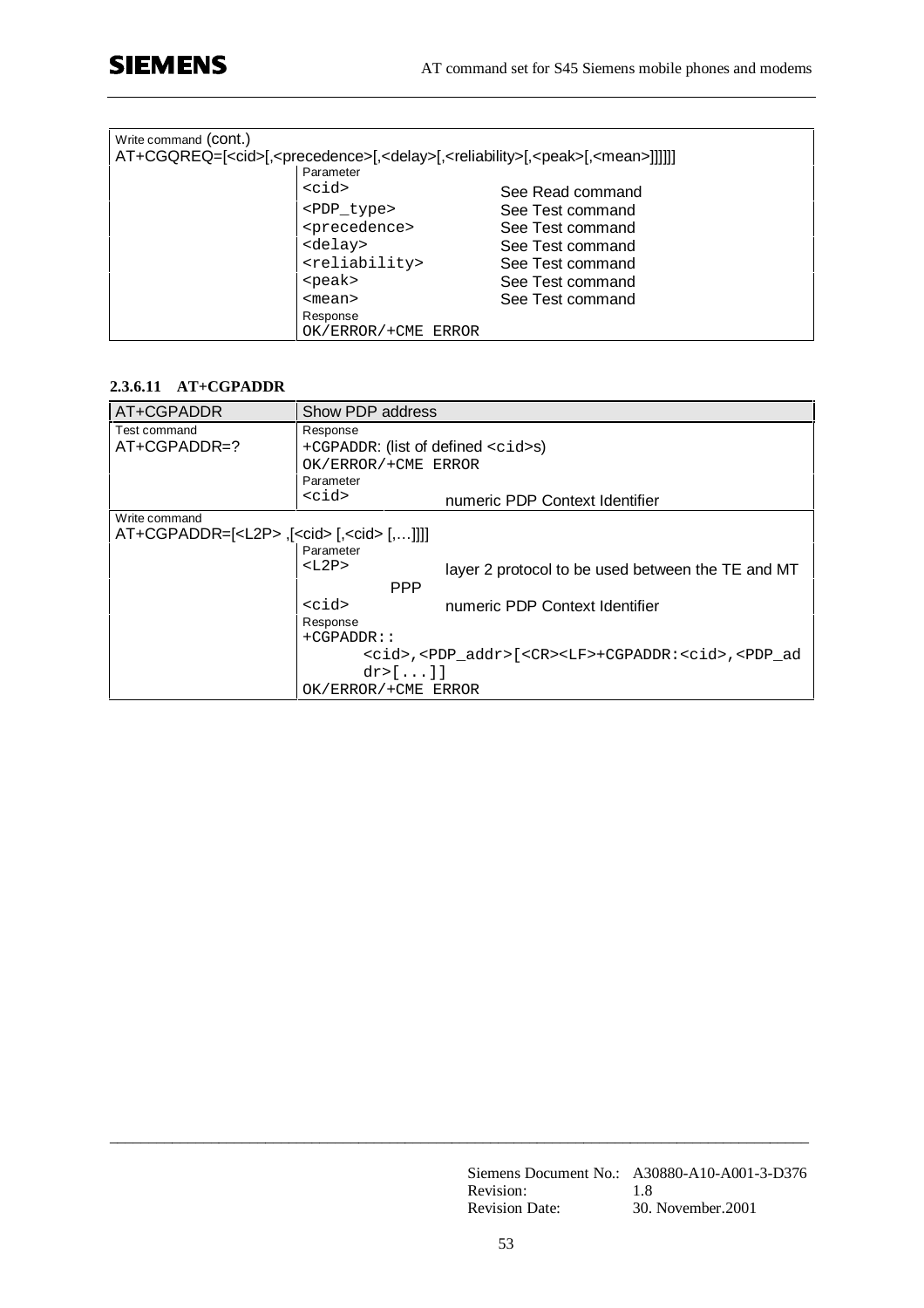| Write command (cont.) | | |
|---|---|---|
| AT+CGQREQ=[<cid>[,<precedence>[,<delay>[,<reliability>[,<peak>[,<mean>]]]]]] | | |
| | Parameter | |
| | <cid> | See Read command |
| | <PDP_type> | See Test command |
| | <precedence> | See Test command |
| | <delay> | See Test command |
| | <reliability> | See Test command |
| | <peak> | See Test command |
| | <mean> | See Test command |
| | Response<br>OK/ERROR/+CME ERROR | |

### 2.3.6.11 AT+CGPADDR

| AT+CGPADDR | Show PDP address | |
|---|---|---|
| Test command<br>AT+CGPADDR=? | Response<br>+CGPADDR: (list of defined <cid>s)<br>OK/ERROR/+CME ERROR | |
| | Parameter<br><cid> | numeric PDP Context Identifier |
| Write command<br>AT+CGPADDR=[<L2P> ,[<cid> [,<cid> [,…]]]] | | |
| | Parameter<br><L2P> | layer 2 protocol to be used between the TE and MT |
| | PPP | |
| | <cid> | numeric PDP Context Identifier |
| | Response<br>+CGPADDR::<br><cid>,<PDP_addr>[<CR><LF>+CGPADDR:<cid>,<PDP_addr>[...]]<br>OK/ERROR/+CME ERROR | |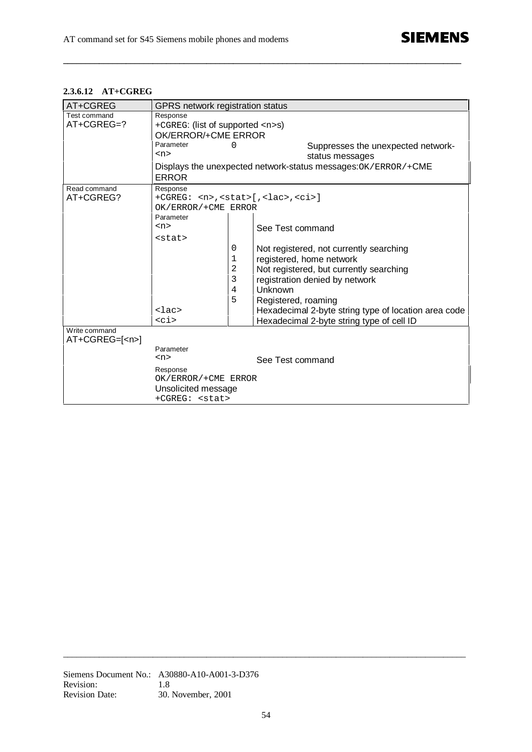### 2.3.6.12 AT+CGREG

| AT+CGREG | GPRS network registration status | | |
|---|---|---|---|
| Test command<br>AT+CGREG=? | Response<br>+CGREG: (list of supported <n>s)<br>OK/ERROR/+CME ERROR | | |
| | Parameter<br><n> | 0 | Suppresses the unexpected network-status messages |
| | Displays the unexpected network-status messages:OK/ERROR/+CME ERROR | | |
| Read command<br>AT+CGREG? | Response<br>+CGREG: <n>,<stat>[,<lac>,<ci>]<br>OK/ERROR/+CME ERROR | | |
| | Parameter<br><n> | | See Test command |
| | <stat> | | |
| | | 0 | Not registered, not currently searching |
| | | 1 | registered, home network |
| | | 2 | Not registered, but currently searching |
| | | 3 | registration denied by network |
| | | 4 | Unknown |
| | | 5 | Registered, roaming |
| | <lac> | | Hexadecimal 2-byte string type of location area code |
| | <ci> | | Hexadecimal 2-byte string type of cell ID |
| Write command<br>AT+CGREG=[<n>] | | | |
| | Parameter<br><n> | | See Test command |
| | Response<br>OK/ERROR/+CME ERROR<br>Unsolicited message<br>+CGREG: <stat> | | |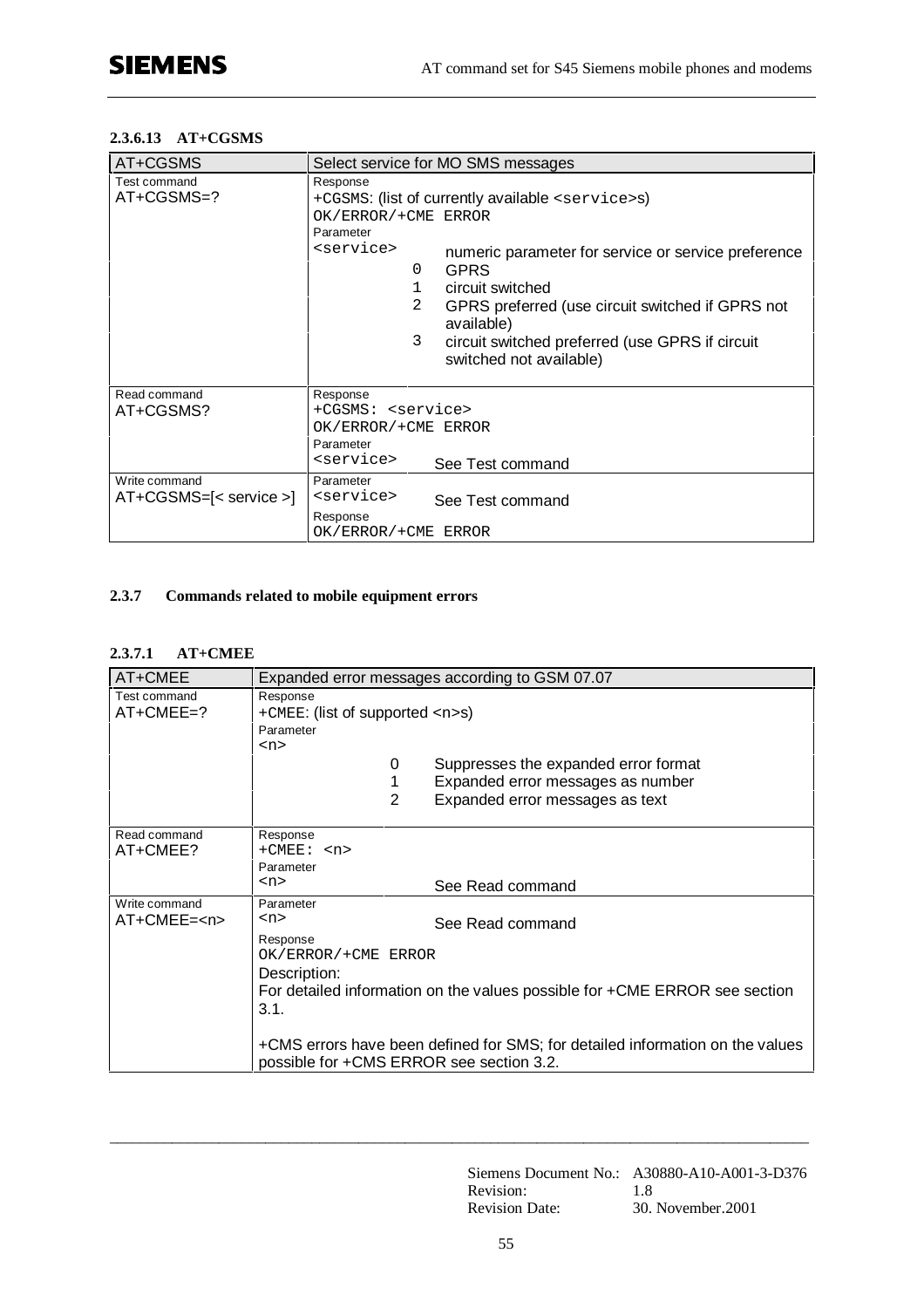#### 2.3.6.13 AT+CGSMS

| AT+CGSMS | Select service for MO SMS messages |
|---|---|
| Test command<br>AT+CGSMS=? | Response<br>+CGSMS: (list of currently available <service>s)<br>OK/ERROR/+CME ERROR<br>Parameter<br><service> numeric parameter for service or service preference<br>0 GPRS<br>1 circuit switched<br>2 GPRS preferred (use circuit switched if GPRS not available)<br>3 circuit switched preferred (use GPRS if circuit switched not available) |
| Read command<br>AT+CGSMS? | Response<br>+CGSMS: <service><br>OK/ERROR/+CME ERROR<br>Parameter<br><service> See Test command |
| Write command<br>AT+CGSMS=[< service >] | Parameter<br><service> See Test command<br>Response<br>OK/ERROR/+CME ERROR |

### 2.3.7 Commands related to mobile equipment errors

#### 2.3.7.1 AT+CMEE

| AT+CMEE | Expanded error messages according to GSM 07.07 |
|---|---|
| Test command<br>AT+CMEE=? | Response<br>+CMEE: (list of supported <n>s)<br>Parameter<br><n><br>0 Suppresses the expanded error format<br>1 Expanded error messages as number<br>2 Expanded error messages as text |
| Read command<br>AT+CMEE? | Response<br>+CMEE: <n><br>Parameter<br><n> See Read command |
| Write command<br>AT+CMEE=<n> | Parameter<br><n> See Read command<br>Response<br>OK/ERROR/+CME ERROR<br>Description:<br>For detailed information on the values possible for +CME ERROR see section 3.1.<br><br>+CMS errors have been defined for SMS; for detailed information on the values possible for +CMS ERROR see section 3.2. |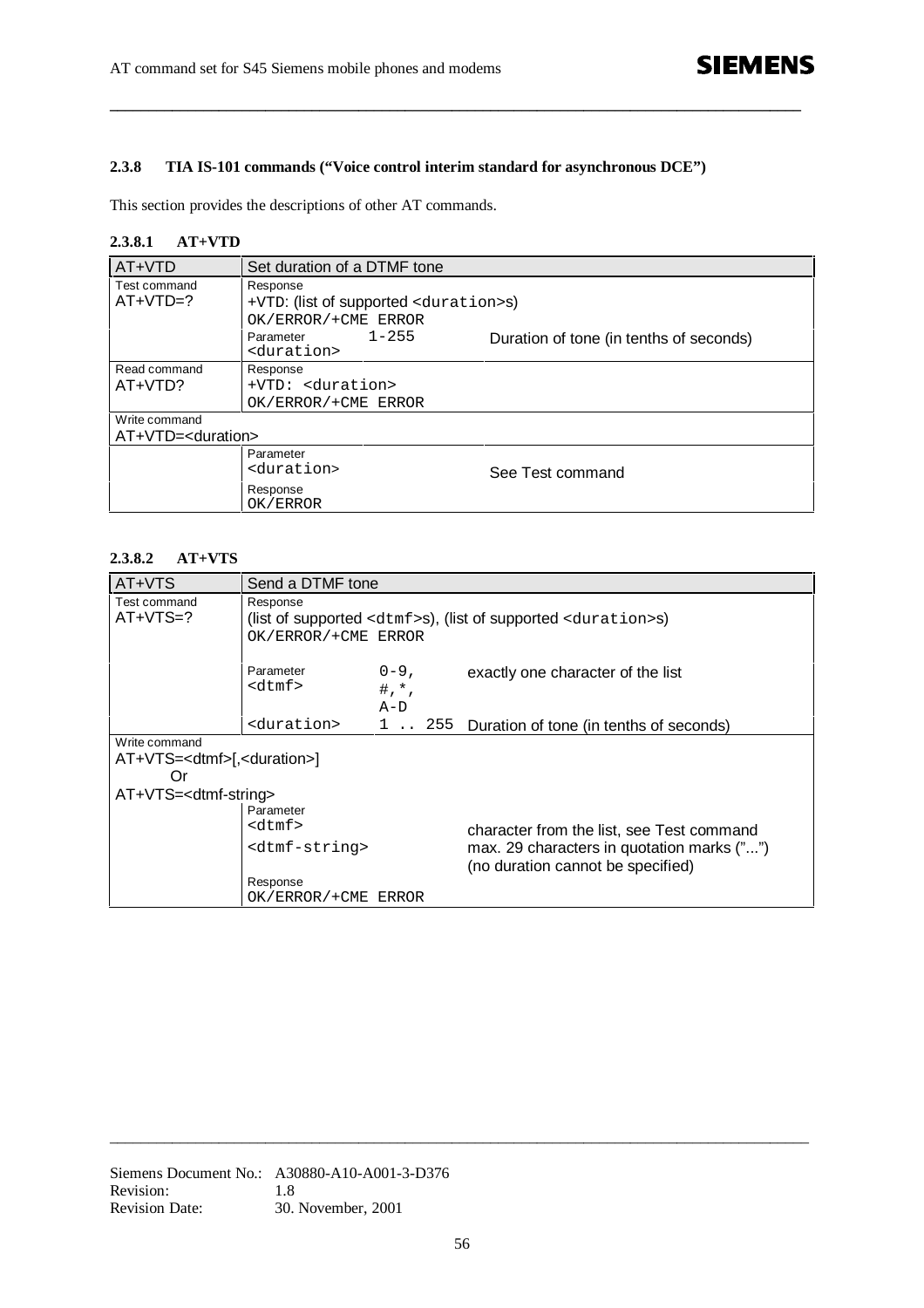### 2.3.8 TIA IS-101 commands ("Voice control interim standard for asynchronous DCE")

This section provides the descriptions of other AT commands.

#### 2.3.8.1 AT+VTD

| AT+VTD | Set duration of a DTMF tone | | |
|---|---|---|---|
| Test command<br>AT+VTD=? | Response<br>+VTD: (list of supported <duration>s)<br>OK/ERROR/+CME ERROR | | |
| | Parameter<br><duration> | 1-255 | Duration of tone (in tenths of seconds) |
| Read command<br>AT+VTD? | Response<br>+VTD: <duration><br>OK/ERROR/+CME ERROR | | |
| Write command<br>AT+VTD=<duration> | | | |
| | Parameter<br><duration> | | See Test command |
| | Response<br>OK/ERROR | | |

#### 2.3.8.2 AT+VTS

| AT+VTS | Send a DTMF tone | | |
|---|---|---|---|
| Test command<br>AT+VTS=? | Response<br>(list of supported <dtmf>s), (list of supported <duration>s)<br>OK/ERROR/+CME ERROR | | |
| | Parameter<br><dtmf> | 0-9, #,*, A-D | exactly one character of the list |
| | <duration> | 1 .. 255 | Duration of tone (in tenths of seconds) |
| Write command<br>AT+VTS=<dtmf>[,<duration>]<br>Or<br>AT+VTS=<dtmf-string> | | | |
| | Parameter<br><dtmf> | | character from the list, see Test command |
| | <dtmf-string> | | max. 29 characters in quotation marks ("...")<br>(no duration cannot be specified) |
| | Response<br>OK/ERROR/+CME ERROR | | |

Siemens Document No.: A30880-A10-A001-3-D376
Revision: 1.8
Revision Date: 30. November, 2001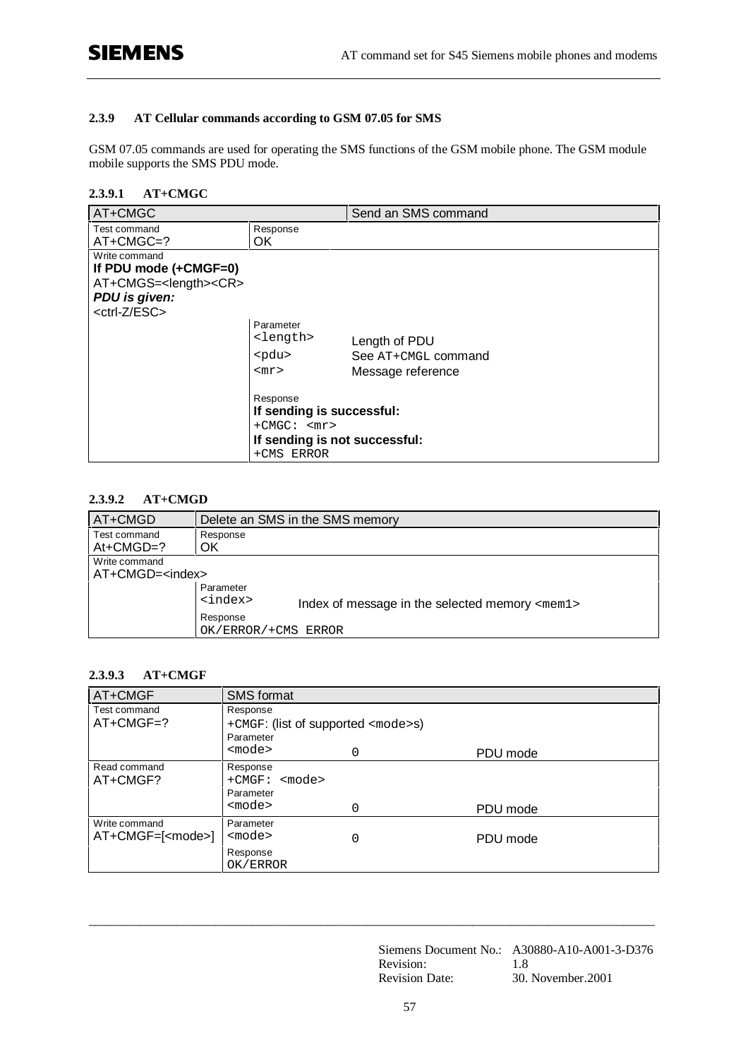### 2.3.9 AT Cellular commands according to GSM 07.05 for SMS

GSM 07.05 commands are used for operating the SMS functions of the GSM mobile phone. The GSM module mobile supports the SMS PDU mode.

#### 2.3.9.1 AT+CMGC

| AT+CMGC | | Send an SMS command |
|---|---|---|
| Test command<br>AT+CMGC=? | Response<br>OK | |
| Write command<br>**If PDU mode (+CMGF=0)**<br>AT+CMGS=<length><CR><br>***PDU is given:***<br><ctrl-Z/ESC> | | |
| | Parameter<br><length><br><pdu><br><mr> | <br>Length of PDU<br>See AT+CMGL command<br>Message reference |
| | Response<br>**If sending is successful:**<br>+CMGC: <mr><br>**If sending is not successful:**<br>+CMS ERROR | |

#### 2.3.9.2 AT+CMGD

| AT+CMGD | Delete an SMS in the SMS memory | |
|---|---|---|
| Test command<br>At+CMGD=? | Response<br>OK | |
| Write command<br>AT+CMGD=<index> | | |
| | Parameter<br><index> | Index of message in the selected memory <mem1> |
| | Response<br>OK/ERROR/+CMS ERROR | |

#### 2.3.9.3 AT+CMGF

| AT+CMGF | SMS format | | |
|---|---|---|---|
| Test command<br>AT+CMGF=? | Response<br>+CMGF: (list of supported <mode>s) | | |
| | Parameter<br><mode> | 0 | PDU mode |
| Read command<br>AT+CMGF? | Response<br>+CMGF: <mode> | | |
| | Parameter<br><mode> | 0 | PDU mode |
| Write command<br>AT+CMGF=[<mode>] | Parameter<br><mode> | 0 | PDU mode |
| | Response<br>OK/ERROR | | |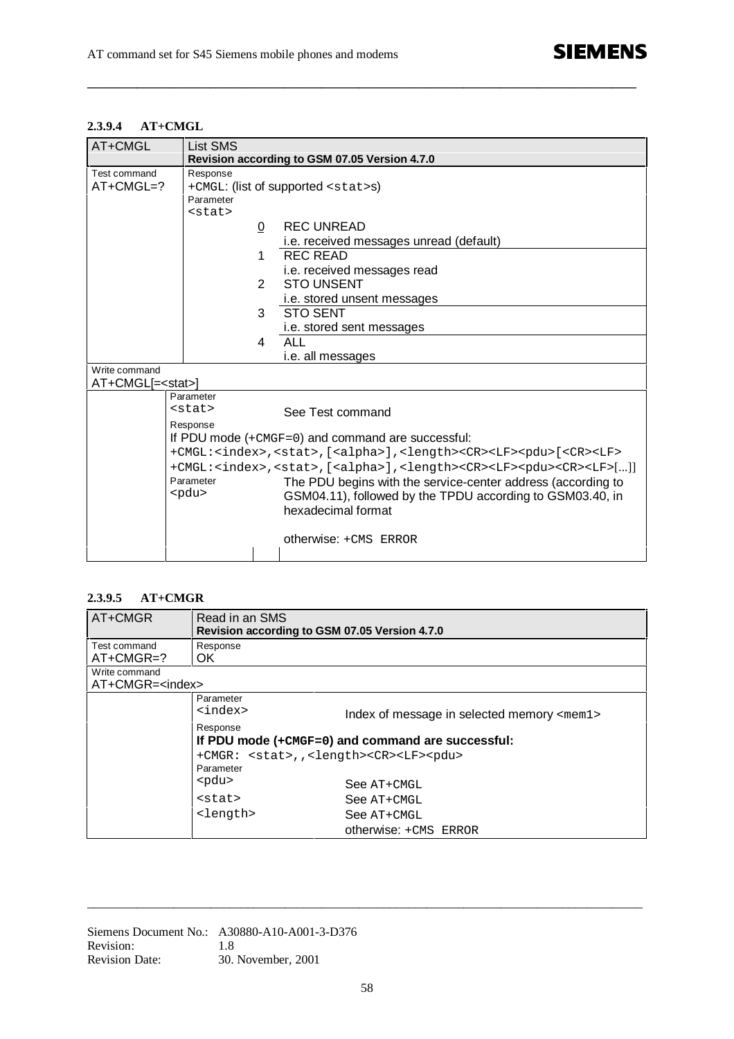#### 2.3.9.4 AT+CMGL

| AT+CMGL | List SMS<br>**Revision according to GSM 07.05 Version 4.7.0** | |
|---|---|---|
| Test command<br>AT+CMGL=? | Response<br>+CMGL: (list of supported <stat>s)<br>Parameter<br><stat> | |
| | 0 | REC UNREAD<br>i.e. received messages unread (default) |
| | 1 | REC READ<br>i.e. received messages read |
| | 2 | STO UNSENT<br>i.e. stored unsent messages |
| | 3 | STO SENT<br>i.e. stored sent messages |
| | 4 | ALL<br>i.e. all messages |
| Write command<br>AT+CMGL[=<stat>] | | |
| | Parameter<br><stat> | See Test command |
| | Response<br>If PDU mode (+CMGF=0) and command are successful:<br>+CMGL:<index>,<stat>,[<alpha>],<length><CR><LF><pdu>[<CR><LF><br>+CMGL:<index>,<stat>,[<alpha>],<length><CR><LF><pdu><CR><LF>[...]] | |
| | Parameter<br><pdu> | The PDU begins with the service-center address (according to GSM04.11), followed by the TPDU according to GSM03.40, in hexadecimal format<br><br>otherwise: +CMS ERROR |

#### 2.3.9.5 AT+CMGR

| AT+CMGR | Read in an SMS<br>**Revision according to GSM 07.05 Version 4.7.0** | |
|---|---|---|
| Test command<br>AT+CMGR=? | Response<br>OK | |
| Write command<br>AT+CMGR=<index> | | |
| | Parameter<br><index> | Index of message in selected memory <mem1> |
| | Response<br>**If PDU mode (+CMGF=0) and command are successful:**<br>+CMGR: <stat>,,<length><CR><LF><pdu> | |
| | Parameter<br><pdu> | See AT+CMGL |
| | <stat> | See AT+CMGL |
| | <length> | See AT+CMGL<br>otherwise: +CMS ERROR |

Siemens Document No.: A30880-A10-A001-3-D376
Revision: 1.8
Revision Date: 30. November, 2001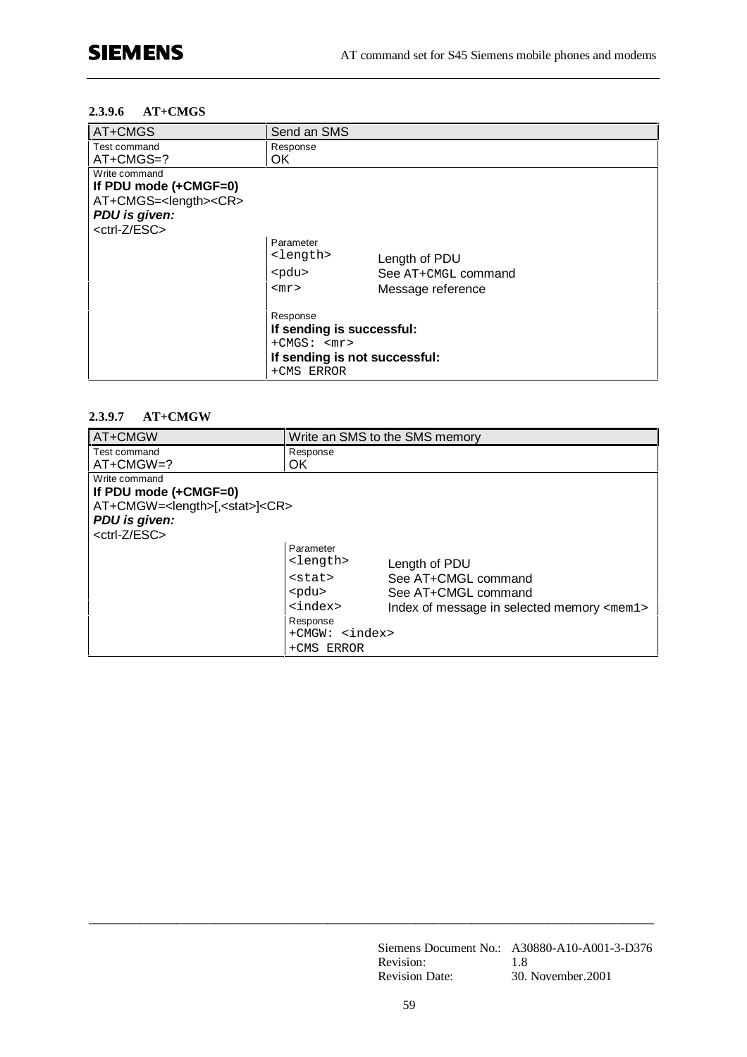#### 2.3.9.6 AT+CMGS

| AT+CMGS | Send an SMS | |
|---|---|---|
| Test command<br>AT+CMGS=? | Response<br>OK | |
| Write command<br>**If PDU mode (+CMGF=0)**<br>AT+CMGS=<length><CR><br>***PDU is given:***<br><ctrl-Z/ESC> | | |
| | Parameter<br><length> | Length of PDU |
| | <pdu> | See AT+CMGL command |
| | <mr> | Message reference |
| | Response<br>**If sending is successful:**<br>+CMGS: <mr><br>**If sending is not successful:**<br>+CMS ERROR | |

#### 2.3.9.7 AT+CMGW

| AT+CMGW | Write an SMS to the SMS memory | |
|---|---|---|
| Test command<br>AT+CMGW=? | Response<br>OK | |
| Write command<br>**If PDU mode (+CMGF=0)**<br>AT+CMGW=<length>[,<stat>]<CR><br>***PDU is given:***<br><ctrl-Z/ESC> | | |
| | Parameter<br><length> | Length of PDU |
| | <stat> | See AT+CMGL command |
| | <pdu> | See AT+CMGL command |
| | <index> | Index of message in selected memory <mem1> |
| | Response<br>+CMGW: <index><br>+CMS ERROR | |

Siemens Document No.: A30880-A10-A001-3-D376
Revision: 1.8
Revision Date: 30. November.2001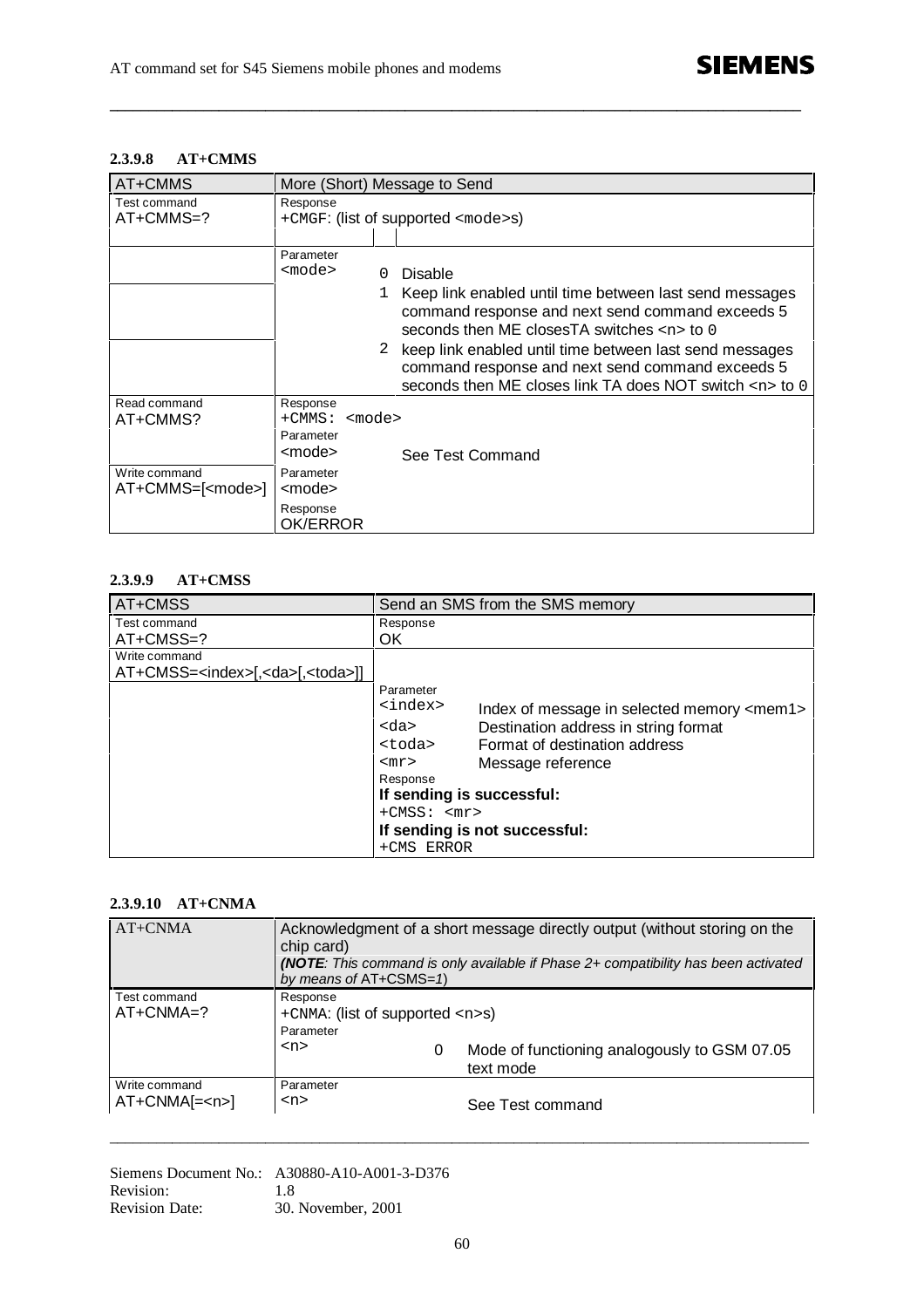#### 2.3.9.8 AT+CMMS

| AT+CMMS | More (Short) Message to Send | | |
|---|---|---|---|
| Test command<br>AT+CMMS=? | Response<br>+CMGF: (list of supported <mode>s) | | |
| | Parameter<br><mode> | 0 | Disable |
| | | 1 | Keep link enabled until time between last send messages command response and next send command exceeds 5 seconds then ME closesTA switches <n> to 0 |
| | | 2 | keep link enabled until time between last send messages command response and next send command exceeds 5 seconds then ME closes link TA does NOT switch <n> to 0 |
| Read command<br>AT+CMMS? | Response<br>+CMMS: <mode> | | |
| | Parameter<br><mode> | | See Test Command |
| Write command<br>AT+CMMS=[<mode>] | Parameter<br><mode><br>Response<br>OK/ERROR | | |

#### 2.3.9.9 AT+CMSS

| AT+CMSS | Send an SMS from the SMS memory | |
|---|---|---|
| Test command<br>AT+CMSS=? | Response<br>OK | |
| Write command<br>AT+CMSS=<index>[,<da>[,<toda>]] | | |
| | Parameter<br><index> | Index of message in selected memory <mem1> |
| | <da> | Destination address in string format |
| | <toda> | Format of destination address |
| | <mr> | Message reference |
| | Response<br>**If sending is successful:**<br>+CMSS: <mr><br>**If sending is not successful:**<br>+CMS ERROR | |

#### 2.3.9.10 AT+CNMA

| AT+CNMA | Acknowledgment of a short message directly output (without storing on the chip card)<br>***(NOTE**: This command is only available if Phase 2+ compatibility has been activated by means of AT+CSMS=1)* | | |
|---|---|---|---|
| Test command<br>AT+CNMA=? | Response<br>+CNMA: (list of supported <n>s)<br>Parameter<br><n> | 0 | Mode of functioning analogously to GSM 07.05 text mode |
| Write command<br>AT+CNMA[=<n>] | Parameter<br><n> | | See Test command |

Siemens Document No.: A30880-A10-A001-3-D376
Revision: 1.8
Revision Date: 30. November, 2001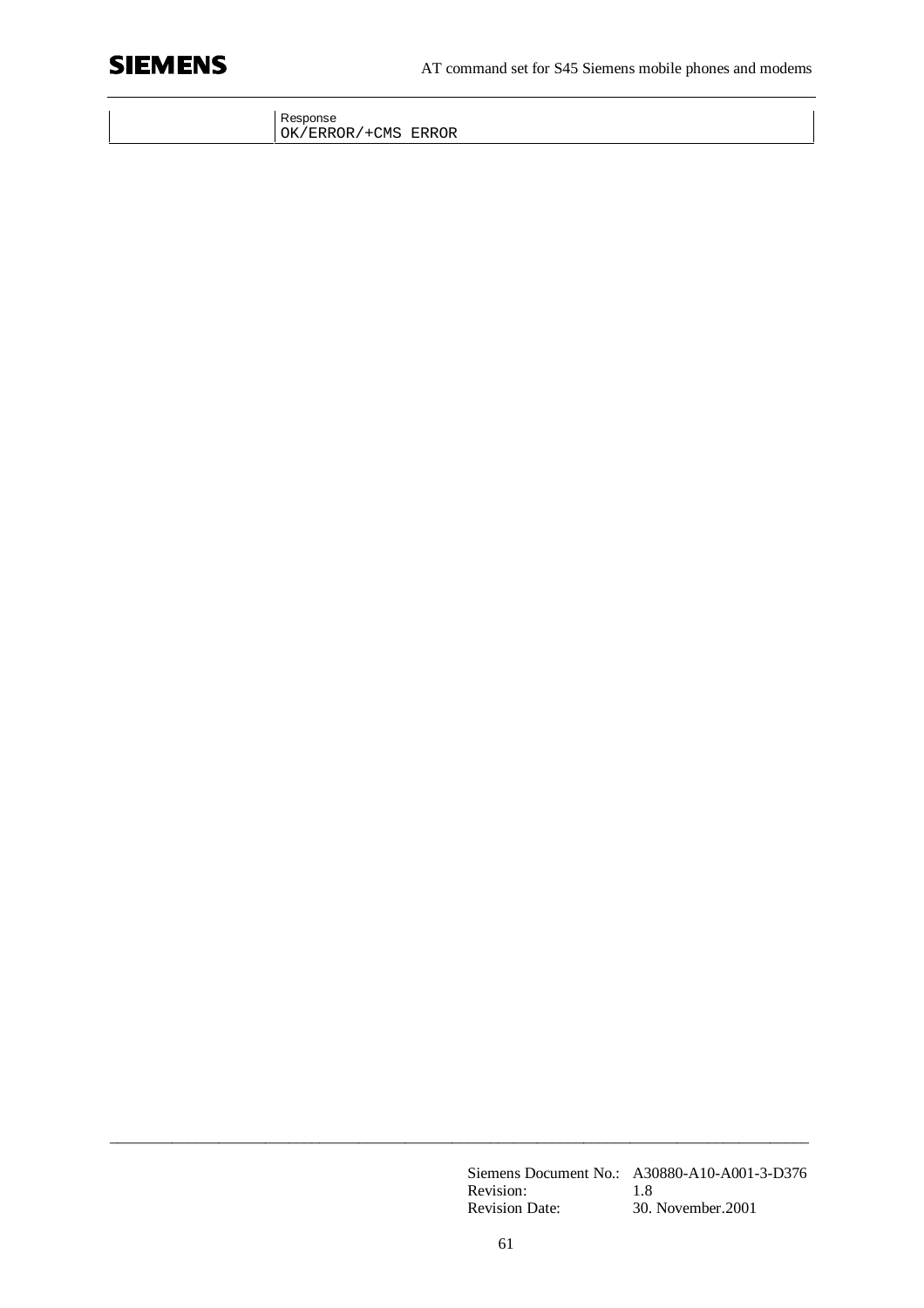|  | Response<br>OK/ERROR/+CMS ERROR |
| --- | --- |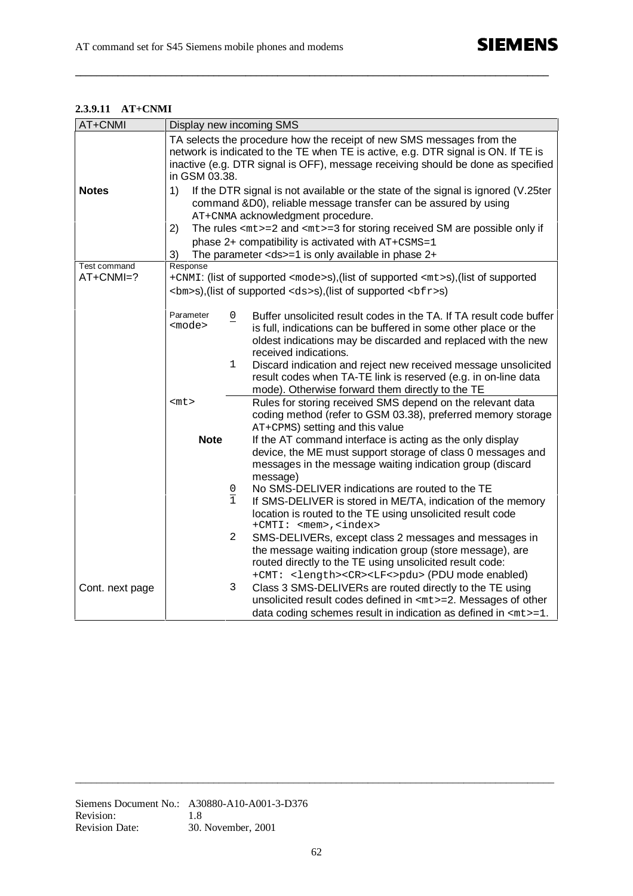#### 2.3.9.11 AT+CNMI

| AT+CNMI | Display new incoming SMS | | |
|---|---|---|---|
| | TA selects the procedure how the receipt of new SMS messages from the network is indicated to the TE when TE is active, e.g. DTR signal is ON. If TE is inactive (e.g. DTR signal is OFF), message receiving should be done as specified in GSM 03.38. | | |
| **Notes** | 1) If the DTR signal is not available or the state of the signal is ignored (V.25ter command &D0), reliable message transfer can be assured by using AT+CNMA acknowledgment procedure. | | |
| | 2) The rules <mt>=2 and <mt>=3 for storing received SM are possible only if phase 2+ compatibility is activated with AT+CSMS=1 | | |
| | 3) The parameter <ds>=1 is only available in phase 2+ | | |
| Test command<br>AT+CNMI=? | Response<br>+CNMI: (list of supported <mode>s),(list of supported <mt>s),(list of supported <bm>s),(list of supported <ds>s),(list of supported <bfr>s) | | |
| | Parameter<br><mode> | 0 | Buffer unsolicited result codes in the TA. If TA result code buffer is full, indications can be buffered in some other place or the oldest indications may be discarded and replaced with the new received indications. |
| | | 1 | Discard indication and reject new received message unsolicited result codes when TA-TE link is reserved (e.g. in on-line data mode). Otherwise forward them directly to the TE |
| | <mt> | | Rules for storing received SMS depend on the relevant data coding method (refer to GSM 03.38), preferred memory storage AT+CPMS) setting and this value |
| | **Note** | | If the AT command interface is acting as the only display device, the ME must support storage of class 0 messages and messages in the message waiting indication group (discard message) |
| | | 0 | No SMS-DELIVER indications are routed to the TE |
| | | 1 | If SMS-DELIVER is stored in ME/TA, indication of the memory location is routed to the TE using unsolicited result code +CMTI: <mem>,<index> |
| | | 2 | SMS-DELIVERs, except class 2 messages and messages in the message waiting indication group (store message), are routed directly to the TE using unsolicited result code: +CMT: <length><CR><LF<>pdu> (PDU mode enabled) |
| Cont. next page | | 3 | Class 3 SMS-DELIVERs are routed directly to the TE using unsolicited result codes defined in <mt>=2. Messages of other data coding schemes result in indication as defined in <mt>=1. |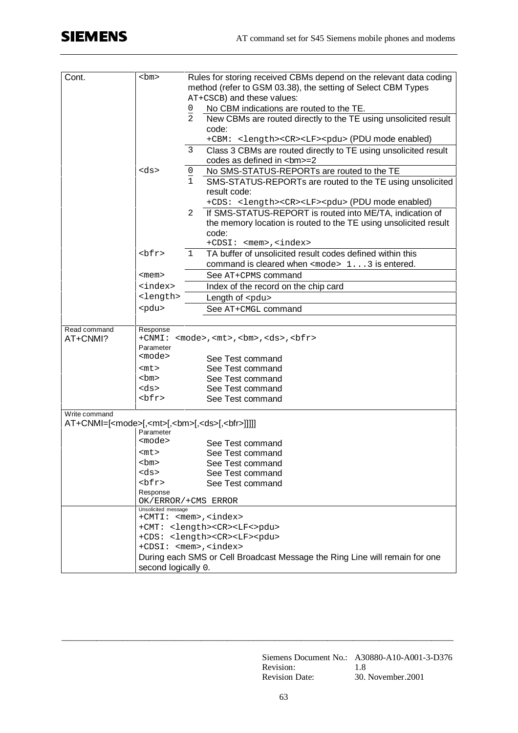| | | | |
|---|---|---|---|
| Cont. | `<bm>` | | Rules for storing received CBMs depend on the relevant data coding method (refer to GSM 03.38), the setting of Select CBM Types AT+CSCB) and these values: |
| | | 0 | No CBM indications are routed to the TE. |
| | | 2 | New CBMs are routed directly to the TE using unsolicited result code:<br>`+CBM: <length><CR><LF><pdu>` (PDU mode enabled) |
| | | 3 | Class 3 CBMs are routed directly to TE using unsolicited result codes as defined in `<bm>`=2 |
| | `<ds>` | 0 | No SMS-STATUS-REPORTs are routed to the TE |
| | | 1 | SMS-STATUS-REPORTs are routed to the TE using unsolicited result code:<br>`+CDS: <length><CR><LF><pdu>` (PDU mode enabled) |
| | | 2 | If SMS-STATUS-REPORT is routed into ME/TA, indication of the memory location is routed to the TE using unsolicited result code:<br>`+CDSI: <mem>,<index>` |
| | `<bfr>` | 1 | TA buffer of unsolicited result codes defined within this command is cleared when `<mode> 1...3` is entered. |
| | `<mem>` | | See AT+CPMS command |
| | `<index>` | | Index of the record on the chip card |
| | `<length>` | | Length of `<pdu>` |
| | `<pdu>` | | See AT+CMGL command |
| Read command<br>AT+CNMI? | Response<br>`+CNMI: <mode>,<mt>,<bm>,<ds>,<bfr>`<br>Parameter | | |
| | `<mode>` | | See Test command |
| | `<mt>` | | See Test command |
| | `<bm>` | | See Test command |
| | `<ds>` | | See Test command |
| | `<bfr>` | | See Test command |
| Write command<br>AT+CNMI=[<mode>[,<mt>[,<bm>[,<ds>[,<bfr>]]]]] | Parameter | | |
| | `<mode>` | | See Test command |
| | `<mt>` | | See Test command |
| | `<bm>` | | See Test command |
| | `<ds>` | | See Test command |
| | `<bfr>` | | See Test command |
| | Response<br>OK/ERROR/+CMS ERROR | | |
| | Unsolicited message<br>`+CMTI: <mem>,<index>`<br>`+CMT: <length><CR><LF<>pdu>`<br>`+CDS: <length><CR><LF><pdu>`<br>`+CDSI: <mem>,<index>`<br>During each SMS or Cell Broadcast Message the Ring Line will remain for one second logically 0. | | |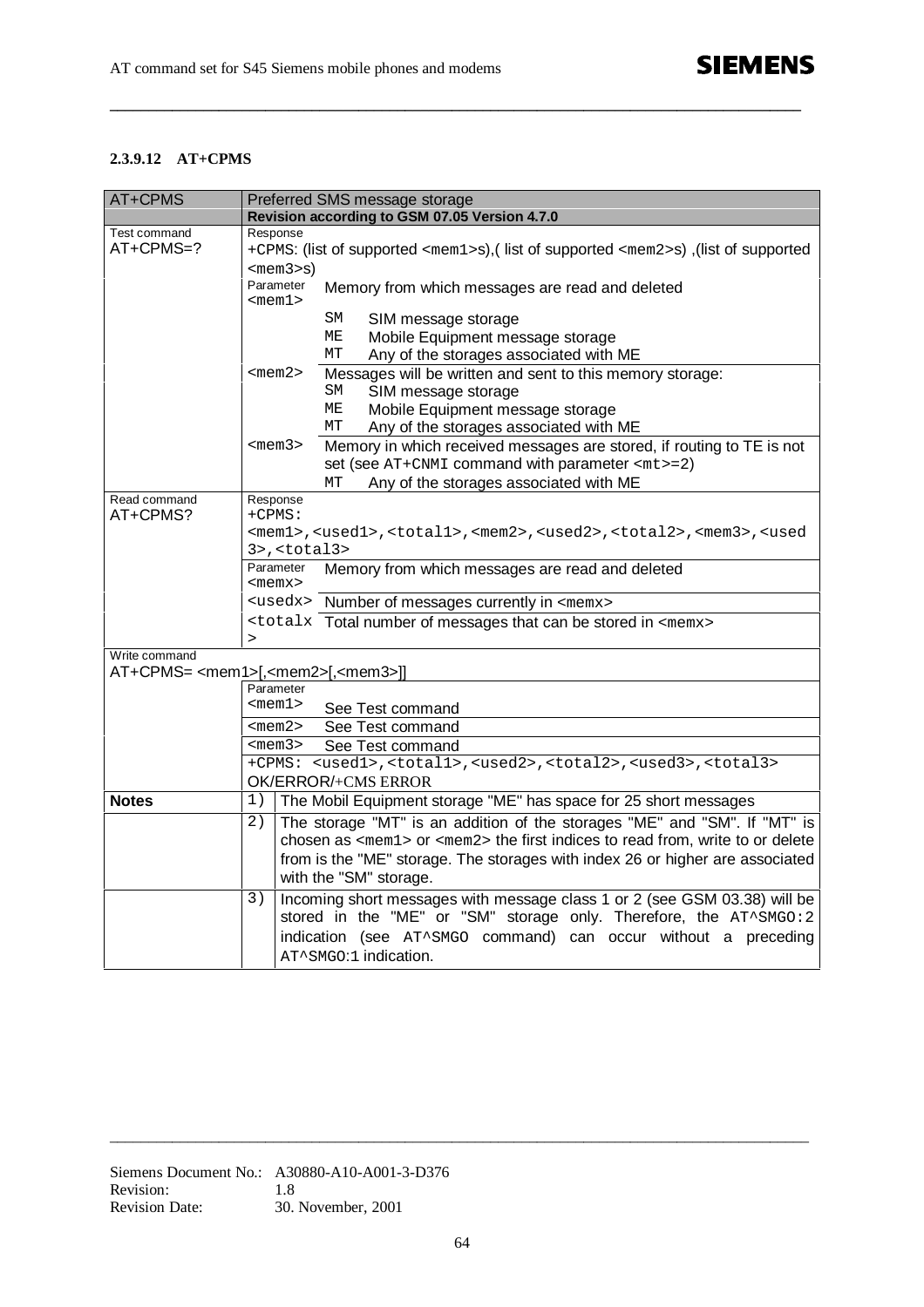#### 2.3.9.12 AT+CPMS

| AT+CPMS | Preferred SMS message storage | |
|---|---|---|
| | **Revision according to GSM 07.05 Version 4.7.0** | |
| Test command<br>AT+CPMS=? | Response<br>+CPMS: (list of supported <mem1>s),( list of supported <mem2>s) ,(list of supported <mem3>s) | |
| | Parameter<br><mem1> | Memory from which messages are read and deleted<br>SM SIM message storage<br>ME Mobile Equipment message storage<br>MT Any of the storages associated with ME |
| | <mem2> | Messages will be written and sent to this memory storage:<br>SM SIM message storage<br>ME Mobile Equipment message storage<br>MT Any of the storages associated with ME |
| | <mem3> | Memory in which received messages are stored, if routing to TE is not set (see AT+CNMI command with parameter <mt>=2)<br>MT Any of the storages associated with ME |
| Read command<br>AT+CPMS? | Response<br>+CPMS:<br><mem1>,<used1>,<total1>,<mem2>,<used2>,<total2>,<mem3>,<used3>,<total3> | |
| | Parameter<br><memx> | Memory from which messages are read and deleted |
| | <usedx> | Number of messages currently in <memx> |
| | <totalx> | Total number of messages that can be stored in <memx> |
| Write command<br>AT+CPMS= <mem1>[,<mem2>[,<mem3>]] | | |
| | Parameter<br><mem1> | See Test command |
| | <mem2> | See Test command |
| | <mem3> | See Test command |
| | +CPMS: <used1>,<total1>,<used2>,<total2>,<used3>,<total3><br>OK/ERROR/+CMS ERROR | |
| **Notes** | 1) | The Mobil Equipment storage "ME" has space for 25 short messages |
| | 2) | The storage "MT" is an addition of the storages "ME" and "SM". If "MT" is chosen as <mem1> or <mem2> the first indices to read from, write to or delete from is the "ME" storage. The storages with index 26 or higher are associated with the "SM" storage. |
| | 3) | Incoming short messages with message class 1 or 2 (see GSM 03.38) will be stored in the "ME" or "SM" storage only. Therefore, the AT^SMGO:2 indication (see AT^SMGO command) can occur without a preceding AT^SMGO:1 indication. |

Siemens Document No.: A30880-A10-A001-3-D376
Revision: 1.8
Revision Date: 30. November, 2001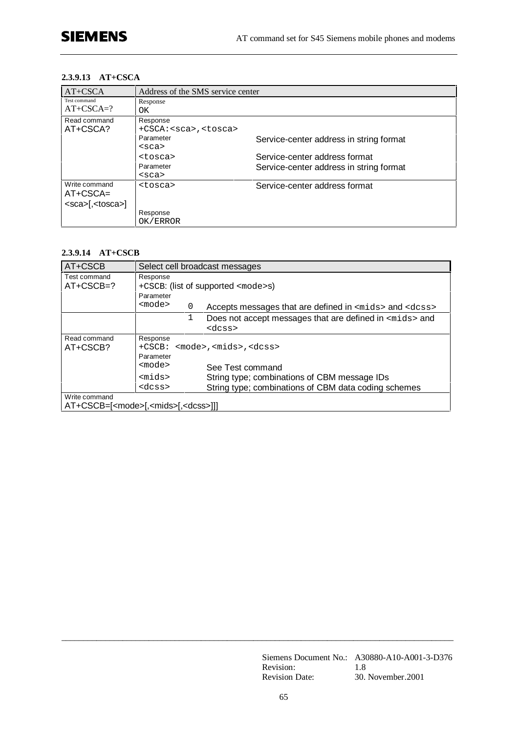#### 2.3.9.13 AT+CSCA

| AT+CSCA | Address of the SMS service center | |
|---|---|---|
| Test command<br>AT+CSCA=? | Response<br>OK | |
| Read command<br>AT+CSCA? | Response<br>+CSCA:<sca>,<tosca> | |
| | Parameter<br><sca> | Service-center address in string format |
| | <tosca> | Service-center address format |
| | Parameter<br><sca> | Service-center address in string format |
| Write command<br>AT+CSCA=<br><sca>[,<tosca>] | <tosca> | Service-center address format |
| | Response<br>OK/ERROR | |

#### 2.3.9.14 AT+CSCB

| AT+CSCB | Select cell broadcast messages | | |
|---|---|---|---|
| Test command<br>AT+CSCB=? | Response<br>+CSCB: (list of supported <mode>s) | | |
| | Parameter<br><mode> | 0 | Accepts messages that are defined in <mids> and <dcss> |
| | | 1 | Does not accept messages that are defined in <mids> and <dcss> |
| Read command<br>AT+CSCB? | Response<br>+CSCB: <mode>,<mids>,<dcss> | | |
| | Parameter<br><mode> | | See Test command |
| | <mids> | | String type; combinations of CBM message IDs |
| | <dcss> | | String type; combinations of CBM data coding schemes |
| Write command<br>AT+CSCB=[<mode>[,<mids>[,<dcss>]]] | | | |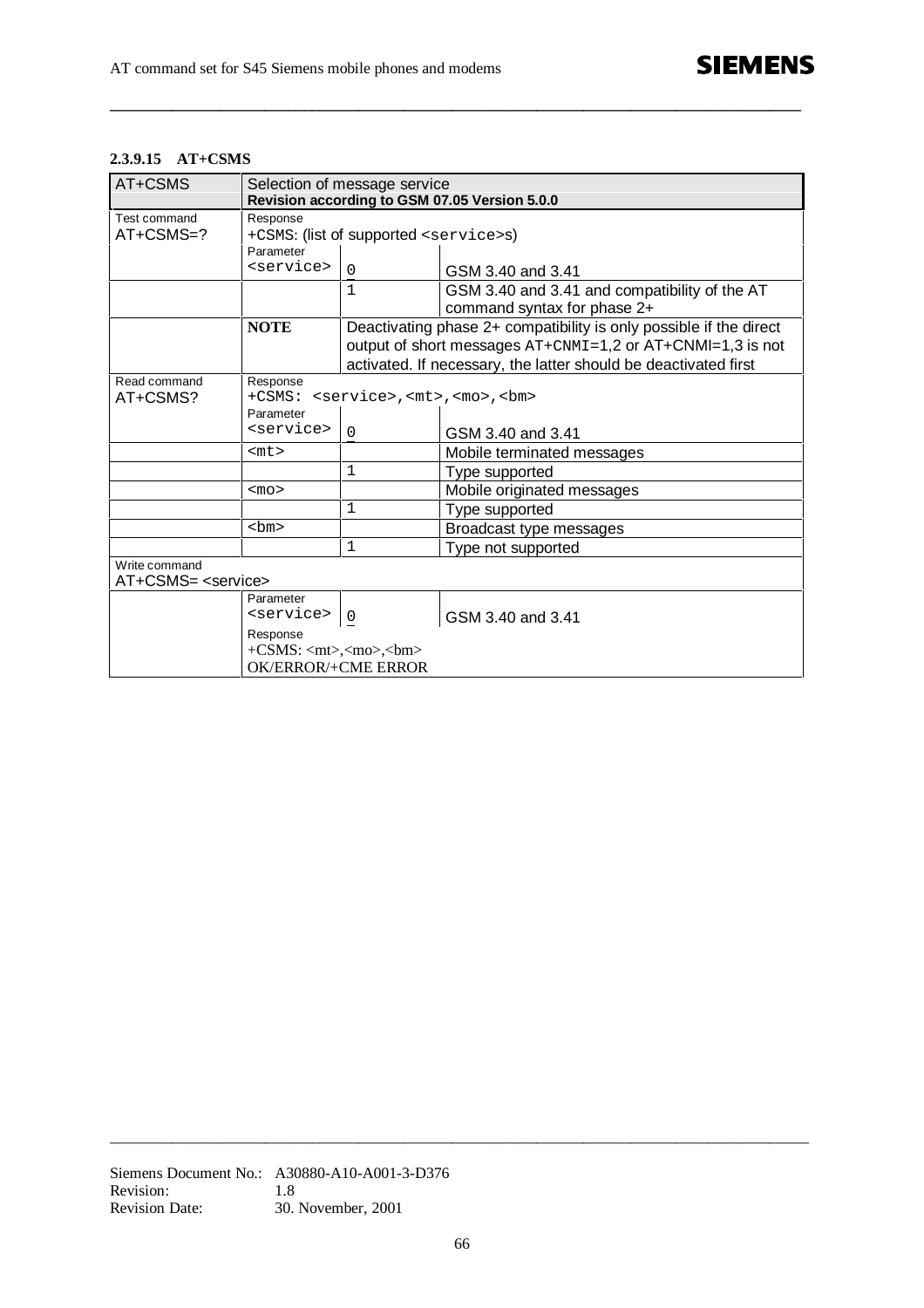#### 2.3.9.15 AT+CSMS

| AT+CSMS | Selection of message service<br>**Revision according to GSM 07.05 Version 5.0.0** | | |
|---|---|---|---|
| Test command<br>AT+CSMS=? | Response<br>+CSMS: (list of supported `<service>`s) | | |
| | Parameter<br>`<service>` | 0 | GSM 3.40 and 3.41 |
| | | 1 | GSM 3.40 and 3.41 and compatibility of the AT command syntax for phase 2+ |
| | **NOTE** | Deactivating phase 2+ compatibility is only possible if the direct output of short messages AT+CNMI=1,2 or AT+CNMI=1,3 is not activated. If necessary, the latter should be deactivated first | |
| Read command<br>AT+CSMS? | Response<br>+CSMS: `<service>,<mt>,<mo>,<bm>` | | |
| | Parameter<br>`<service>` | 0 | GSM 3.40 and 3.41 |
| | `<mt>` | | Mobile terminated messages |
| | | 1 | Type supported |
| | `<mo>` | | Mobile originated messages |
| | | 1 | Type supported |
| | `<bm>` | | Broadcast type messages |
| | | 1 | Type not supported |
| Write command<br>AT+CSMS= `<service>` | | | |
| | Parameter<br>`<service>` | 0 | GSM 3.40 and 3.41 |
| | Response<br>+CSMS: `<mt>,<mo>,<bm>`<br>OK/ERROR/+CME ERROR | | |

Siemens Document No.: A30880-A10-A001-3-D376
Revision: 1.8
Revision Date: 30. November, 2001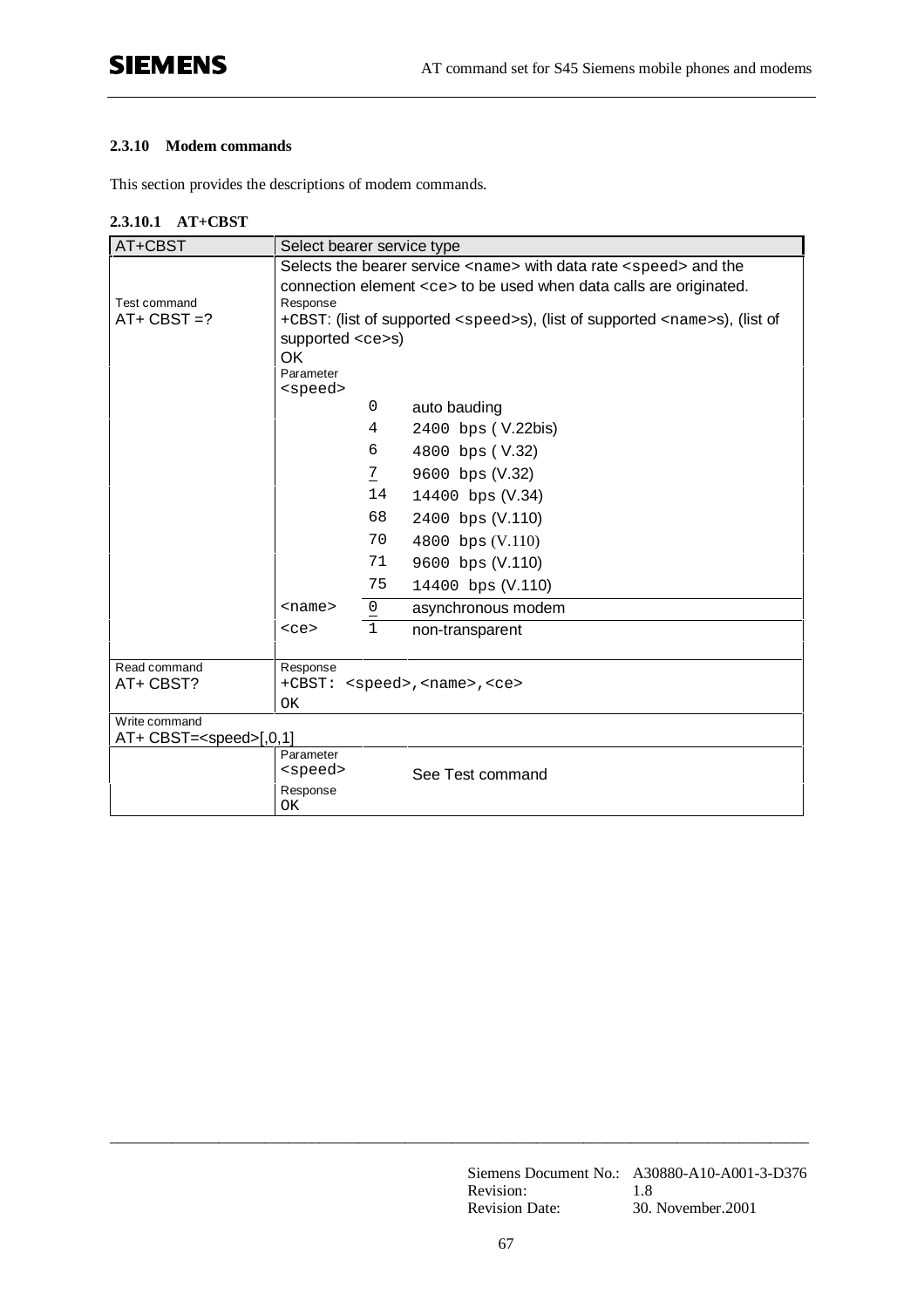### 2.3.10 Modem commands

This section provides the descriptions of modem commands.

#### 2.3.10.1 AT+CBST

| AT+CBST | Select bearer service type | | |
|---|---|---|---|
| | Selects the bearer service <name> with data rate <speed> and the connection element <ce> to be used when data calls are originated. | | |
| Test command<br>AT+ CBST =? | Response<br>+CBST: (list of supported <speed>s), (list of supported <name>s), (list of supported <ce>s)<br>OK | | |
| | Parameter<br><speed> | | |
| | | 0 | auto bauding |
| | | 4 | 2400 bps ( V.22bis) |
| | | 6 | 4800 bps ( V.32) |
| | | 7 | 9600 bps (V.32) |
| | | 14 | 14400 bps (V.34) |
| | | 68 | 2400 bps (V.110) |
| | | 70 | 4800 bps (V.110) |
| | | 71 | 9600 bps (V.110) |
| | | 75 | 14400 bps (V.110) |
| | <name> | 0 | asynchronous modem |
| | <ce> | 1 | non-transparent |
| Read command<br>AT+ CBST? | Response<br>+CBST: <speed>,<name>,<ce><br>OK | | |
| Write command<br>AT+ CBST=<speed>[,0,1] | | | |
| | Parameter<br><speed> | | See Test command |
| | Response<br>OK | | |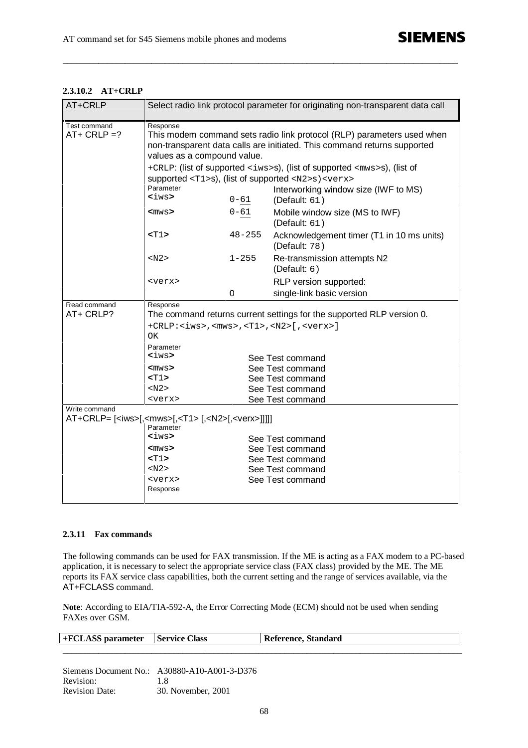#### 2.3.10.2 AT+CRLP

| AT+CRLP | Select radio link protocol parameter for originating non-transparent data call | | |
|---|---|---|---|
| Test command<br>AT+ CRLP =? | Response<br>This modem command sets radio link protocol (RLP) parameters used when non-transparent data calls are initiated. This command returns supported values as a compound value.<br>+CRLP: (list of supported <iws>s), (list of supported <mws>s), (list of supported <T1>s), (list of supported <N2>s)<verx> | | |
| | Parameter<br>**<iws>** | 0-61 | Interworking window size (IWF to MS) (Default: 61) |
| | **<mws>** | 0-61 | Mobile window size (MS to IWF) (Default: 61) |
| | **<T1>** | 48-255 | Acknowledgement timer (T1 in 10 ms units) (Default: 78) |
| | <N2> | 1-255 | Re-transmission attempts N2 (Default: 6) |
| | <verx> | | RLP version supported: |
| | | 0 | single-link basic version |
| Read command<br>AT+ CRLP? | Response<br>The command returns current settings for the supported RLP version 0.<br>+CRLP:<iws>,<mws>,<T1>,<N2>[,<verx>]<br>OK | | |
| | Parameter<br>**<iws>** | See Test command | |
| | **<mws>** | See Test command | |
| | **<T1>** | See Test command | |
| | <N2> | See Test command | |
| | <verx> | See Test command | |
| Write command<br>AT+CRLP= [<iws>[,<mws>[,<T1> [,<N2>[,<verx>]]]]] | Parameter<br>**<iws>** | See Test command | |
| | **<mws>** | See Test command | |
| | **<T1>** | See Test command | |
| | <N2> | See Test command | |
| | <verx> | See Test command | |
| | Response | | |

### 2.3.11 Fax commands

The following commands can be used for FAX transmission. If the ME is acting as a FAX modem to a PC-based application, it is necessary to select the appropriate service class (FAX class) provided by the ME. The ME reports its FAX service class capabilities, both the current setting and the range of services available, via the AT+FCLASS command.

**Note**: According to EIA/TIA-592-A, the Error Correcting Mode (ECM) should not be used when sending FAXes over GSM.

| +FCLASS parameter | Service Class | Reference, Standard |
|---|---|---|

Siemens Document No.: A30880-A10-A001-3-D376
Revision: 1.8
Revision Date: 30. November, 2001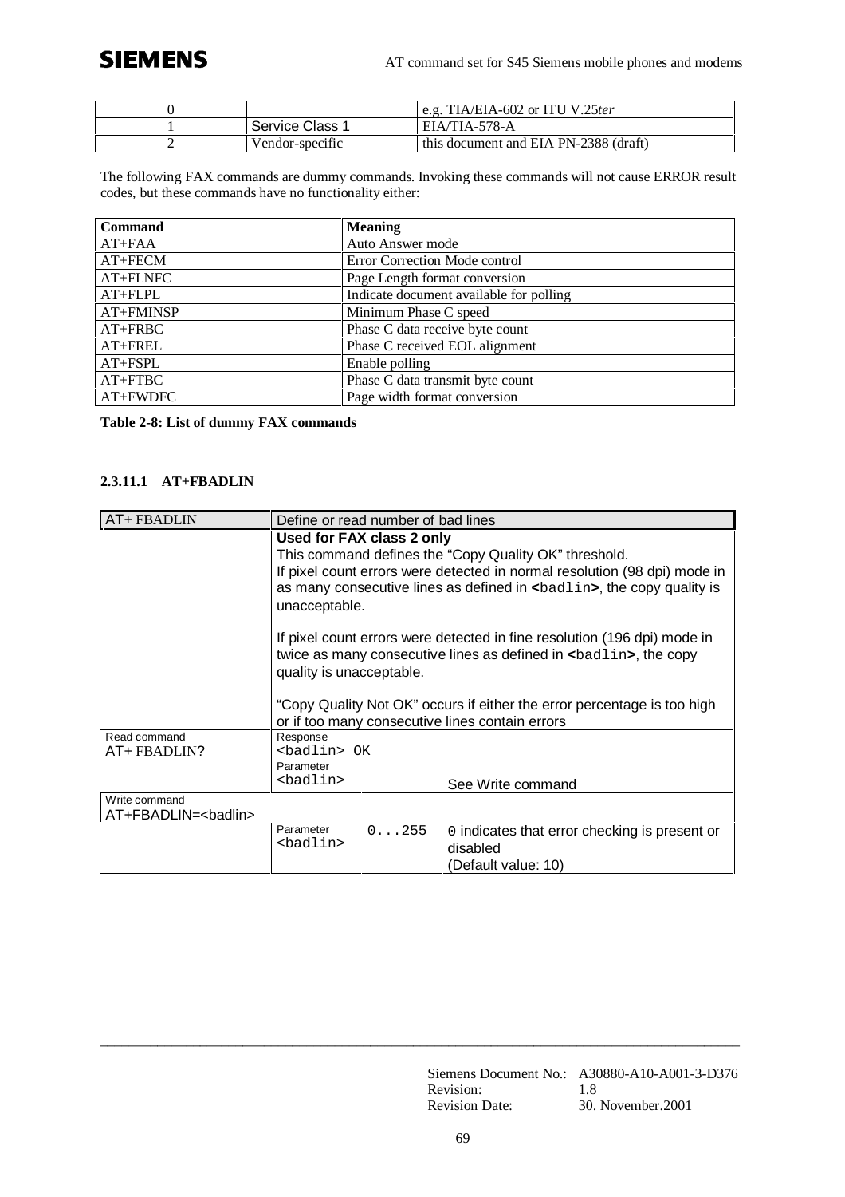| | | |
|---|---|---|
| 0 | | e.g. TIA/EIA-602 or ITU V.25*ter* |
| 1 | Service Class 1 | EIA/TIA-578-A |
| 2 | Vendor-specific | this document and EIA PN-2388 (draft) |

The following FAX commands are dummy commands. Invoking these commands will not cause ERROR result codes, but these commands have no functionality either:

| **Command** | **Meaning** |
|---|---|
| AT+FAA | Auto Answer mode |
| AT+FECM | Error Correction Mode control |
| AT+FLNFC | Page Length format conversion |
| AT+FLPL | Indicate document available for polling |
| AT+FMINSP | Minimum Phase C speed |
| AT+FRBC | Phase C data receive byte count |
| AT+FREL | Phase C received EOL alignment |
| AT+FSPL | Enable polling |
| AT+FTBC | Phase C data transmit byte count |
| AT+FWDFC | Page width format conversion |

**Table 2-8: List of dummy FAX commands**

#### 2.3.11.1 AT+FBADLIN

| AT+ FBADLIN | Define or read number of bad lines | | |
|---|---|---|---|
| | **Used for FAX class 2 only**<br>This command defines the "Copy Quality OK" threshold.<br>If pixel count errors were detected in normal resolution (98 dpi) mode in as many consecutive lines as defined in **<**`badlin`**>**, the copy quality is unacceptable.<br><br>If pixel count errors were detected in fine resolution (196 dpi) mode in twice as many consecutive lines as defined in **<**`badlin`**>**, the copy quality is unacceptable.<br><br>"Copy Quality Not OK" occurs if either the error percentage is too high or if too many consecutive lines contain errors | | |
| Read command<br>AT+ FBADLIN? | Response<br>`<badlin> OK`<br>Parameter<br>`<badlin>` | | See Write command |
| Write command<br>AT+FBADLIN=<badlin> | | | |
| | Parameter<br>`<badlin>` | `0...255` | `0` indicates that error checking is present or disabled<br>(Default value: 10) |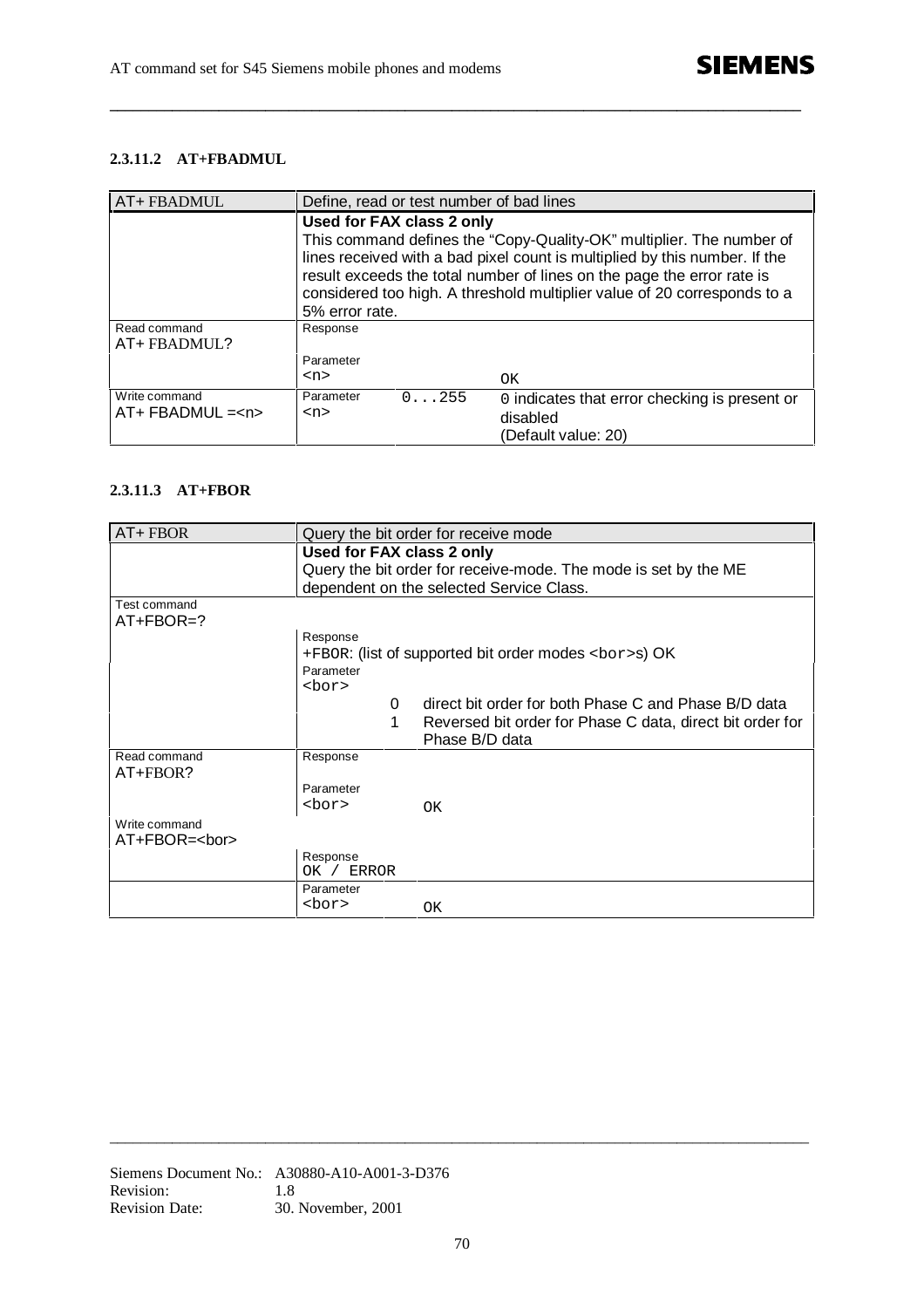#### 2.3.11.2 AT+FBADMUL

| AT+ FBADMUL | Define, read or test number of bad lines | | |
|---|---|---|---|
| | **Used for FAX class 2 only**<br>This command defines the "Copy-Quality-OK" multiplier. The number of lines received with a bad pixel count is multiplied by this number. If the result exceeds the total number of lines on the page the error rate is considered too high. A threshold multiplier value of 20 corresponds to a 5% error rate. | | |
| Read command<br>AT+ FBADMUL? | Response<br><br>Parameter<br>`<n>` | | OK |
| Write command<br>AT+ FBADMUL =`<n>` | Parameter<br>`<n>` | 0...255 | 0 indicates that error checking is present or disabled<br>(Default value: 20) |

#### 2.3.11.3 AT+FBOR

| AT+ FBOR | Query the bit order for receive mode | | |
|---|---|---|---|
| | **Used for FAX class 2 only**<br>Query the bit order for receive-mode. The mode is set by the ME dependent on the selected Service Class. | | |
| Test command<br>AT+FBOR=? | | | |
| | Response<br>+FBOR: (list of supported bit order modes `<bor>`s) OK | | |
| | Parameter<br>`<bor>` | | |
| | | 0 | direct bit order for both Phase C and Phase B/D data |
| | | 1 | Reversed bit order for Phase C data, direct bit order for Phase B/D data |
| Read command<br>AT+FBOR? | Response<br><br>Parameter<br>`<bor>` | | OK |
| Write command<br>AT+FBOR=`<bor>` | | | |
| | Response<br>OK / ERROR | | |
| | Parameter<br>`<bor>` | | OK |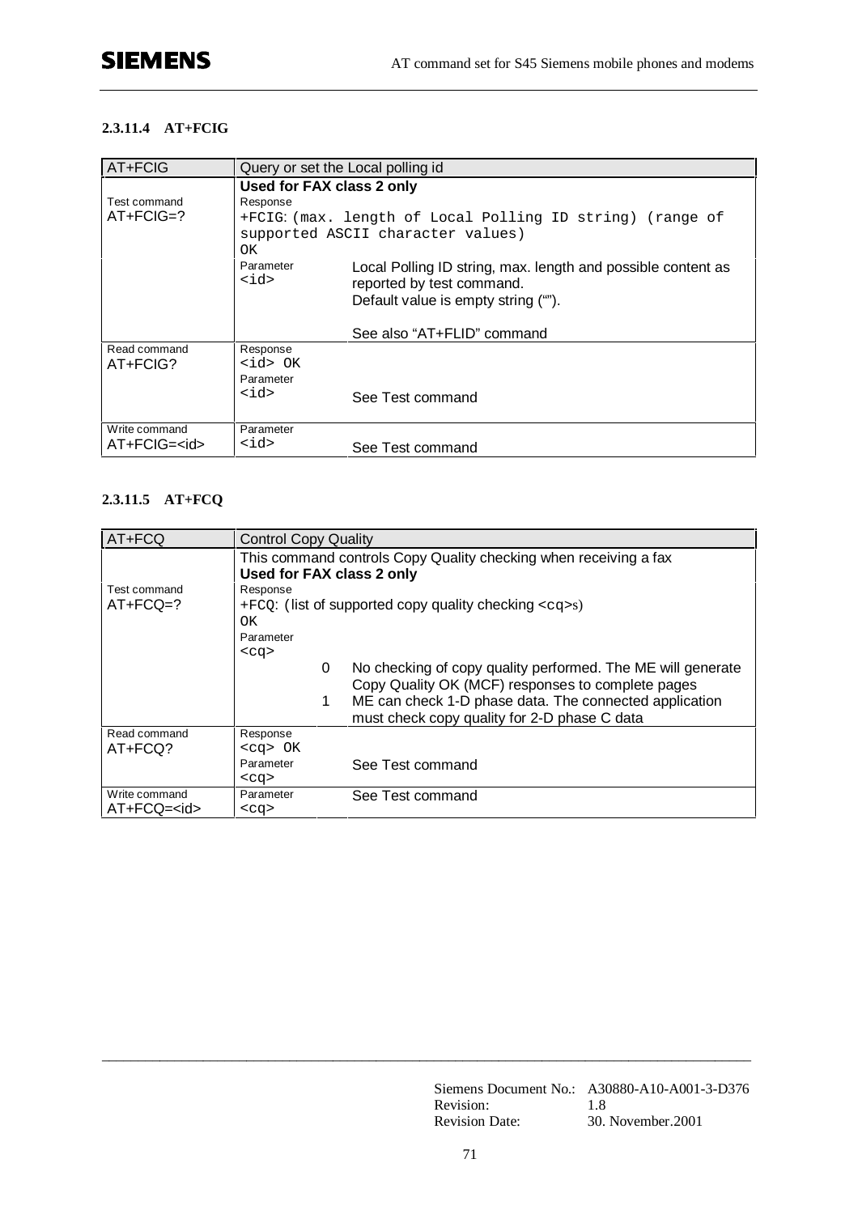#### 2.3.11.4 AT+FCIG

| AT+FCIG | Query or set the Local polling id | |
|---|---|---|
| | **Used for FAX class 2 only** | |
| Test command<br>AT+FCIG=? | Response<br>+FCIG: (max. length of Local Polling ID string) (range of supported ASCII character values)<br>OK | |
| | Parameter<br>`<id>` | Local Polling ID string, max. length and possible content as reported by test command.<br>Default value is empty string (""). <br><br>See also "AT+FLID" command |
| Read command<br>AT+FCIG? | Response<br>`<id>` OK<br>Parameter<br>`<id>` | See Test command |
| Write command<br>AT+FCIG=`<id>` | Parameter<br>`<id>` | See Test command |

#### 2.3.11.5 AT+FCQ

| AT+FCQ | Control Copy Quality | | |
|---|---|---|---|
| | This command controls Copy Quality checking when receiving a fax<br>**Used for FAX class 2 only** | | |
| Test command<br>AT+FCQ=? | Response<br>+FCQ: (list of supported copy quality checking `<cq>`s)<br>OK<br>Parameter<br>`<cq>` | | |
| | | 0 | No checking of copy quality performed. The ME will generate Copy Quality OK (MCF) responses to complete pages |
| | | 1 | ME can check 1-D phase data. The connected application must check copy quality for 2-D phase C data |
| Read command<br>AT+FCQ? | Response<br>`<cq>` OK<br>Parameter<br>`<cq>` | | See Test command |
| Write command<br>AT+FCQ=`<id>` | Parameter<br>`<cq>` | | See Test command |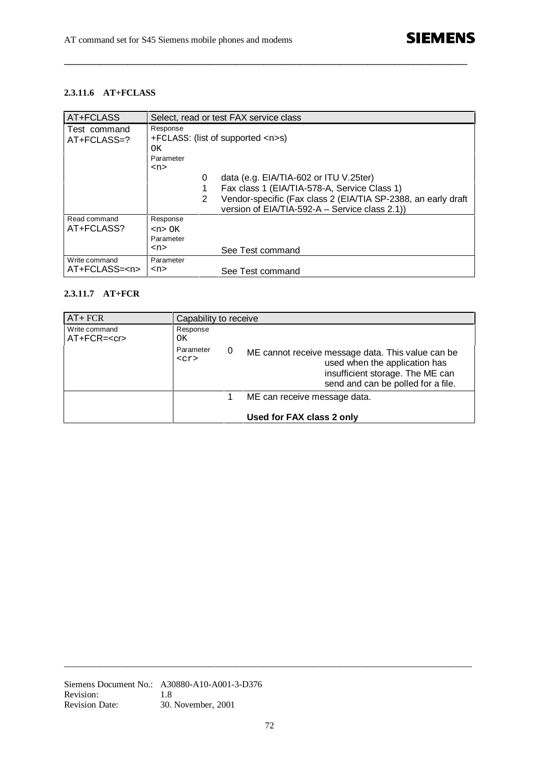#### 2.3.11.6 AT+FCLASS

| AT+FCLASS | Select, read or test FAX service class | | |
|---|---|---|---|
| Test command<br>AT+FCLASS=? | Response<br>+FCLASS: (list of supported <n>s)<br>OK | | |
| | Parameter<br><n> | | |
| | | 0 | data (e.g. EIA/TIA-602 or ITU V.25ter) |
| | | 1 | Fax class 1 (EIA/TIA-578-A, Service Class 1) |
| | | 2 | Vendor-specific (Fax class 2 (EIA/TIA SP-2388, an early draft version of EIA/TIA-592-A – Service class 2.1)) |
| Read command<br>AT+FCLASS? | Response<br><n> OK<br>Parameter<br><n> | | See Test command |
| Write command<br>AT+FCLASS=<n> | Parameter<br><n> | | See Test command |

#### 2.3.11.7 AT+FCR

| AT+ FCR | Capability to receive | | |
|---|---|---|---|
| Write command<br>AT+FCR=<cr> | Response<br>OK | | |
| | Parameter<br><cr> | 0 | ME cannot receive message data. This value can be used when the application has insufficient storage. The ME can send and can be polled for a file. |
| | | 1 | ME can receive message data.<br><br>**Used for FAX class 2 only** |

Siemens Document No.: A30880-A10-A001-3-D376
Revision: 1.8
Revision Date: 30. November, 2001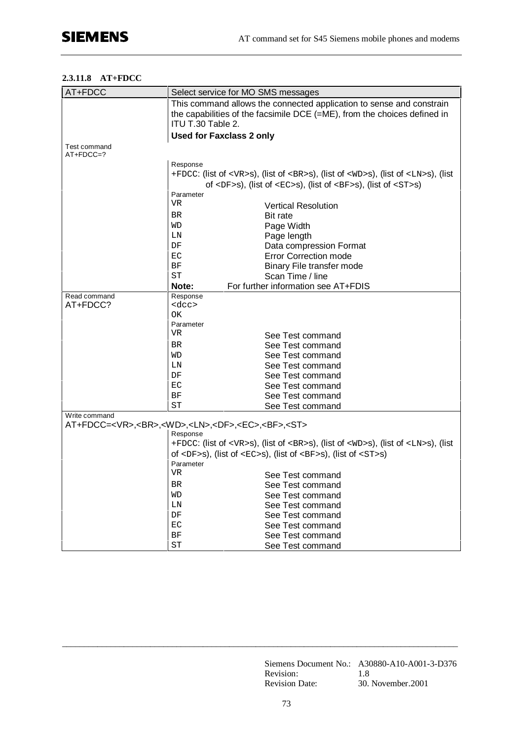#### 2.3.11.8 AT+FDCC

| AT+FDCC | Select service for MO SMS messages | |
|---|---|---|
| | This command allows the connected application to sense and constrain the capabilities of the facsimile DCE (=ME), from the choices defined in ITU T.30 Table 2. | |
| | **Used for Faxclass 2 only** | |
| Test command<br>AT+FDCC=? | | |
| | Response<br>+FDCC: (list of <VR>s), (list of <BR>s), (list of <WD>s), (list of <LN>s), (list of <DF>s), (list of <EC>s), (list of <BF>s), (list of <ST>s) | |
| | Parameter<br>VR | Vertical Resolution |
| | BR | Bit rate |
| | WD | Page Width |
| | LN | Page length |
| | DF | Data compression Format |
| | EC | Error Correction mode |
| | BF | Binary File transfer mode |
| | ST | Scan Time / line |
| | **Note:** | For further information see AT+FDIS |
| Read command<br>AT+FDCC? | Response<br><dcc><br>OK | |
| | Parameter<br>VR | See Test command |
| | BR | See Test command |
| | WD | See Test command |
| | LN | See Test command |
| | DF | See Test command |
| | EC | See Test command |
| | BF | See Test command |
| | ST | See Test command |
| Write command<br>AT+FDCC=<VR>,<BR>,<WD>,<LN>,<DF>,<EC>,<BF>,<ST> | | |
| | Response<br>+FDCC: (list of <VR>s), (list of <BR>s), (list of <WD>s), (list of <LN>s), (list of <DF>s), (list of <EC>s), (list of <BF>s), (list of <ST>s) | |
| | Parameter<br>VR | See Test command |
| | BR | See Test command |
| | WD | See Test command |
| | LN | See Test command |
| | DF | See Test command |
| | EC | See Test command |
| | BF | See Test command |
| | ST | See Test command |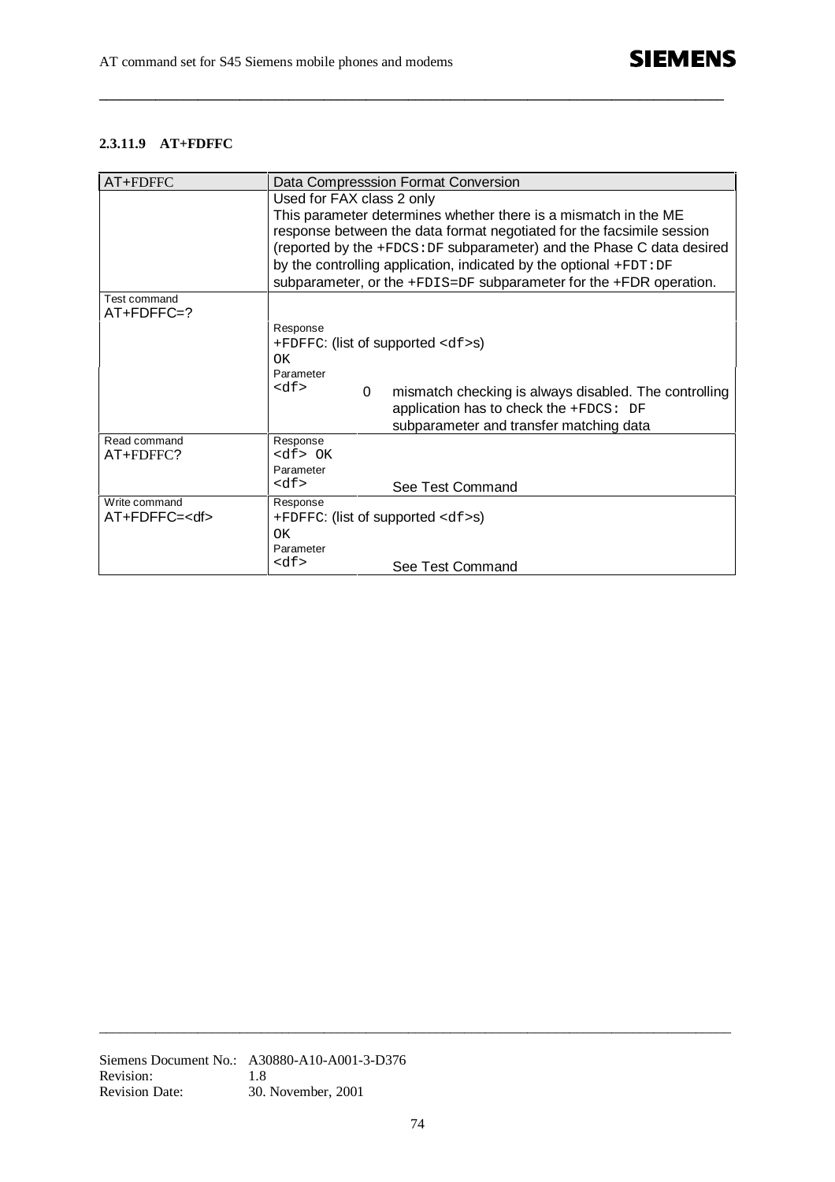### 2.3.11.9 AT+FDFFC

| AT+FDFFC | Data Compresssion Format Conversion | |
|---|---|---|
| | Used for FAX class 2 only<br>This parameter determines whether there is a mismatch in the ME response between the data format negotiated for the facsimile session (reported by the +FDCS:DF subparameter) and the Phase C data desired by the controlling application, indicated by the optional +FDT:DF subparameter, or the +FDIS=DF subparameter for the +FDR operation. | |
| Test command<br>AT+FDFFC=? | Response<br>+FDFFC: (list of supported <df>s)<br>OK<br>Parameter<br><df> | 0 mismatch checking is always disabled. The controlling application has to check the +FDCS: DF subparameter and transfer matching data |
| Read command<br>AT+FDFFC? | Response<br><df> OK<br>Parameter<br><df> | See Test Command |
| Write command<br>AT+FDFFC=<df> | Response<br>+FDFFC: (list of supported <df>s)<br>OK<br>Parameter<br><df> | See Test Command |

Siemens Document No.: A30880-A10-A001-3-D376
Revision: 1.8
Revision Date: 30. November, 2001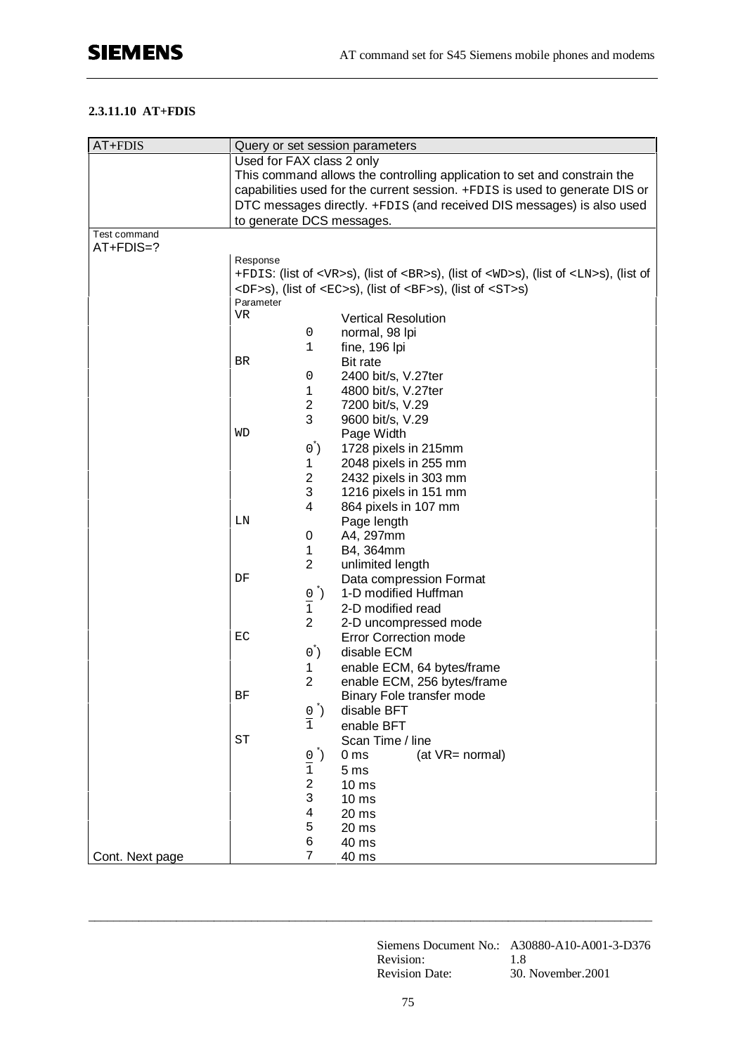#### 2.3.11.10 AT+FDIS

| AT+FDIS | Query or set session parameters | |
|---|---|---|
| | Used for FAX class 2 only<br>This command allows the controlling application to set and constrain the capabilities used for the current session. +FDIS is used to generate DIS or DTC messages directly. +FDIS (and received DIS messages) is also used to generate DCS messages. | |
| Test command<br>AT+FDIS=? | | |
| | Response<br>+FDIS: (list of <VR>s), (list of <BR>s), (list of <WD>s), (list of <LN>s), (list of <DF>s), (list of <EC>s), (list of <BF>s), (list of <ST>s) | |
| | Parameter<br>VR | Vertical Resolution |
| | 0 | normal, 98 lpi |
| | 1 | fine, 196 lpi |
| | BR | Bit rate |
| | 0 | 2400 bit/s, V.27ter |
| | 1 | 4800 bit/s, V.27ter |
| | 2 | 7200 bit/s, V.29 |
| | 3 | 9600 bit/s, V.29 |
| | WD | Page Width |
| | 0*) | 1728 pixels in 215mm |
| | 1 | 2048 pixels in 255 mm |
| | 2 | 2432 pixels in 303 mm |
| | 3 | 1216 pixels in 151 mm |
| | 4 | 864 pixels in 107 mm |
| | LN | Page length |
| | 0 | A4, 297mm |
| | 1 | B4, 364mm |
| | 2 | unlimited length |
| | DF | Data compression Format |
| | 0*) | 1-D modified Huffman |
| | 1 | 2-D modified read |
| | 2 | 2-D uncompressed mode |
| | EC | Error Correction mode |
| | 0*) | disable ECM |
| | 1 | enable ECM, 64 bytes/frame |
| | 2 | enable ECM, 256 bytes/frame |
| | BF | Binary Fole transfer mode |
| | 0*) | disable BFT |
| | 1 | enable BFT |
| | ST | Scan Time / line |
| | 0*) | 0 ms (at VR= normal) |
| | 1 | 5 ms |
| | 2 | 10 ms |
| | 3 | 10 ms |
| | 4 | 20 ms |
| | 5 | 20 ms |
| | 6 | 40 ms |
| Cont. Next page | 7 | 40 ms |

Siemens Document No.: A30880-A10-A001-3-D376
Revision: 1.8
Revision Date: 30. November.2001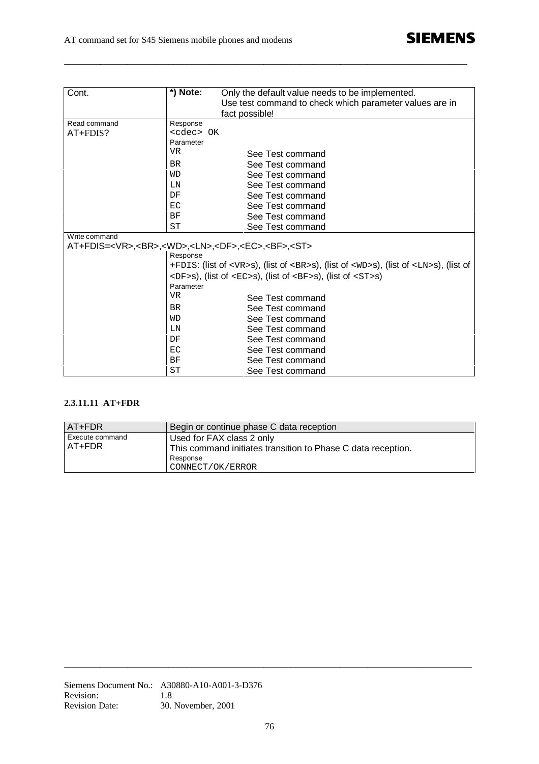| Cont. | *) Note: Only the default value needs to be implemented. Use test command to check which parameter values are in fact possible! |
|---|---|
| Read command<br>AT+FDIS? | Response<br>`<cdec> OK`<br>Parameter<br>VR See Test command<br>BR See Test command<br>WD See Test command<br>LN See Test command<br>DF See Test command<br>EC See Test command<br>BF See Test command<br>ST See Test command |
| Write command<br>AT+FDIS=<VR>,<BR>,<WD>,<LN>,<DF>,<EC>,<BF>,<ST> | Response<br>+FDIS: (list of <VR>s), (list of <BR>s), (list of <WD>s), (list of <LN>s), (list of <DF>s), (list of <EC>s), (list of <BF>s), (list of <ST>s)<br>Parameter<br>VR See Test command<br>BR See Test command<br>WD See Test command<br>LN See Test command<br>DF See Test command<br>EC See Test command<br>BF See Test command<br>ST See Test command |

### 2.3.11.11 AT+FDR

| AT+FDR | Begin or continue phase C data reception |
|---|---|
| Execute command<br>AT+FDR | Used for FAX class 2 only<br>This command initiates transition to Phase C data reception.<br>Response<br>CONNECT/OK/ERROR |

Siemens Document No.: A30880-A10-A001-3-D376
Revision: 1.8
Revision Date: 30. November, 2001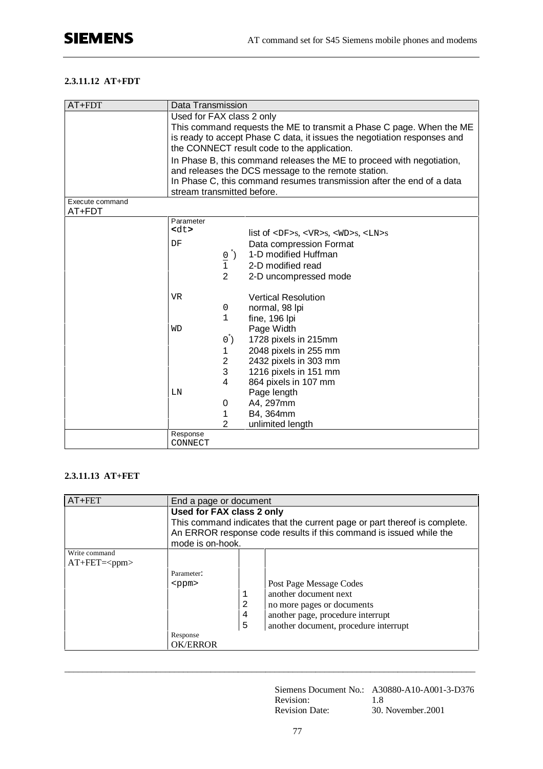#### 2.3.11.12 AT+FDT

| AT+FDT | Data Transmission | | |
|---|---|---|---|
| | Used for FAX class 2 only<br>This command requests the ME to transmit a Phase C page. When the ME is ready to accept Phase C data, it issues the negotiation responses and the CONNECT result code to the application.<br>In Phase B, this command releases the ME to proceed with negotiation, and releases the DCS message to the remote station.<br>In Phase C, this command resumes transmission after the end of a data stream transmitted before. | | |
| Execute command<br>AT+FDT | | | |
| | Parameter<br>`<dt>` | | list of `<DF>`s, `<VR>`s, `<WD>`s, `<LN>`s |
| | DF | | Data compression Format |
| | | 0 *) | 1-D modified Huffman |
| | | 1 | 2-D modified read |
| | | 2 | 2-D uncompressed mode |
| | VR | | Vertical Resolution |
| | | 0 | normal, 98 lpi |
| | | 1 | fine, 196 lpi |
| | WD | | Page Width |
| | | 0 *) | 1728 pixels in 215mm |
| | | 1 | 2048 pixels in 255 mm |
| | | 2 | 2432 pixels in 303 mm |
| | | 3 | 1216 pixels in 151 mm |
| | | 4 | 864 pixels in 107 mm |
| | LN | | Page length |
| | | 0 | A4, 297mm |
| | | 1 | B4, 364mm |
| | | 2 | unlimited length |
| | Response<br>CONNECT | | |

#### 2.3.11.13 AT+FET

| AT+FET | End a page or document | | |
|---|---|---|---|
| | **Used for FAX class 2 only**<br>This command indicates that the current page or part thereof is complete. An ERROR response code results if this command is issued while the mode is on-hook. | | |
| Write command<br>AT+FET=<ppm> | | | |
| | Parameter:<br>`<ppm>` | | Post Page Message Codes |
| | | 1 | another document next |
| | | 2 | no more pages or documents |
| | | 4 | another page, procedure interrupt |
| | | 5 | another document, procedure interrupt |
| | Response<br>OK/ERROR | | |

Siemens Document No.: A30880-A10-A001-3-D376
Revision: 1.8
Revision Date: 30. November.2001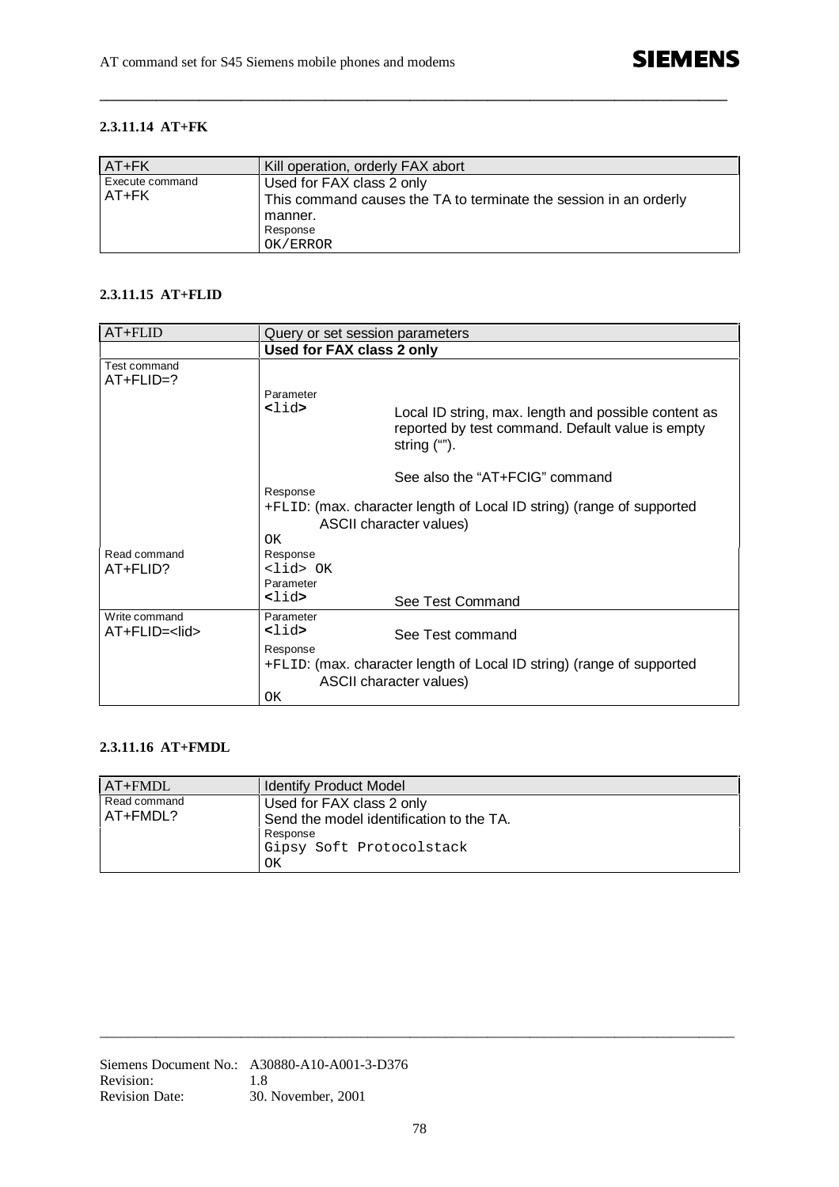#### 2.3.11.14 AT+FK

| AT+FK | Kill operation, orderly FAX abort |
|---|---|
| Execute command<br>AT+FK | Used for FAX class 2 only<br>This command causes the TA to terminate the session in an orderly manner.<br>Response<br>OK/ERROR |

#### 2.3.11.15 AT+FLID

| AT+FLID | Query or set session parameters |
|---|---|
| | **Used for FAX class 2 only** |
| Test command<br>AT+FLID=? | Parameter<br>**<**lid**>** Local ID string, max. length and possible content as reported by test command. Default value is empty string (“”).<br><br>See also the “AT+FCIG” command<br>Response<br>+FLID: (max. character length of Local ID string) (range of supported ASCII character values)<br>OK |
| Read command<br>AT+FLID? | Response<br><lid> OK<br>Parameter<br>**<**lid**>** See Test Command |
| Write command<br>AT+FLID=<lid> | Parameter<br>**<**lid**>** See Test command<br>Response<br>+FLID: (max. character length of Local ID string) (range of supported ASCII character values)<br>OK |

#### 2.3.11.16 AT+FMDL

| AT+FMDL | Identify Product Model |
|---|---|
| Read command<br>AT+FMDL? | Used for FAX class 2 only<br>Send the model identification to the TA.<br>Response<br>Gipsy Soft Protocolstack<br>OK |

Siemens Document No.: A30880-A10-A001-3-D376
Revision: 1.8
Revision Date: 30. November, 2001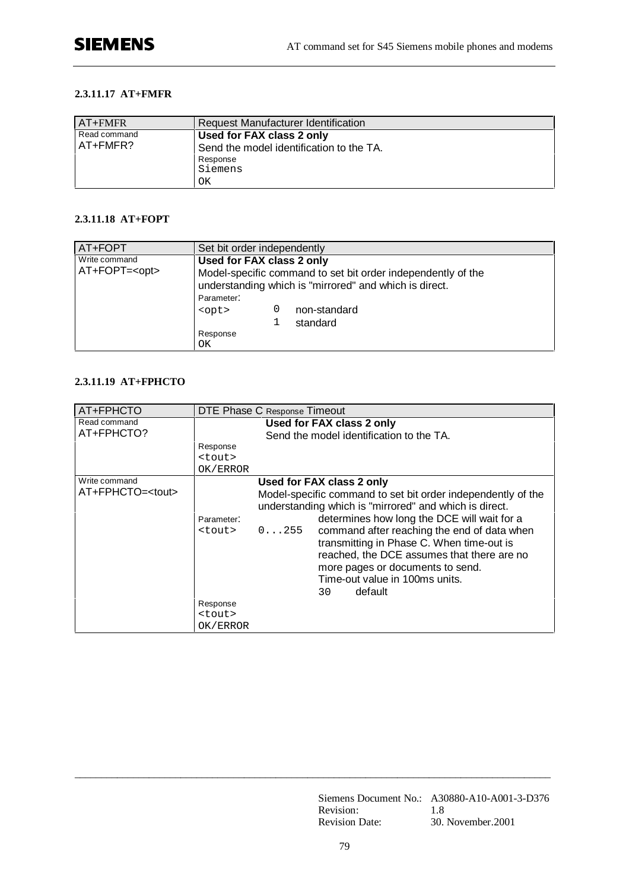#### 2.3.11.17 AT+FMFR

| AT+FMFR | Request Manufacturer Identification |
|---|---|
| Read command<br>AT+FMFR? | **Used for FAX class 2 only**<br>Send the model identification to the TA.<br>Response<br>`Siemens`<br>`OK` |

#### 2.3.11.18 AT+FOPT

| AT+FOPT | Set bit order independently |
|---|---|
| Write command<br>AT+FOPT=<opt> | **Used for FAX class 2 only**<br>Model-specific command to set bit order independently of the understanding which is "mirrored" and which is direct.<br>Parameter:<br>`<opt>` `0` non-standard<br>`1` standard<br>Response<br>`OK` |

#### 2.3.11.19 AT+FPHCTO

| AT+FPHCTO | DTE Phase C Response Timeout |
|---|---|
| Read command<br>AT+FPHCTO? | **Used for FAX class 2 only**<br>Send the model identification to the TA.<br>Response<br>`<tout>`<br>`OK/ERROR` |
| Write command<br>AT+FPHCTO=<tout> | **Used for FAX class 2 only**<br>Model-specific command to set bit order independently of the understanding which is "mirrored" and which is direct.<br>Parameter:<br>`<tout>` `0...255` determines how long the DCE will wait for a command after reaching the end of data when transmitting in Phase C. When time-out is reached, the DCE assumes that there are no more pages or documents to send.<br>Time-out value in 100ms units.<br>`30` default<br>Response<br>`<tout>`<br>`OK/ERROR` |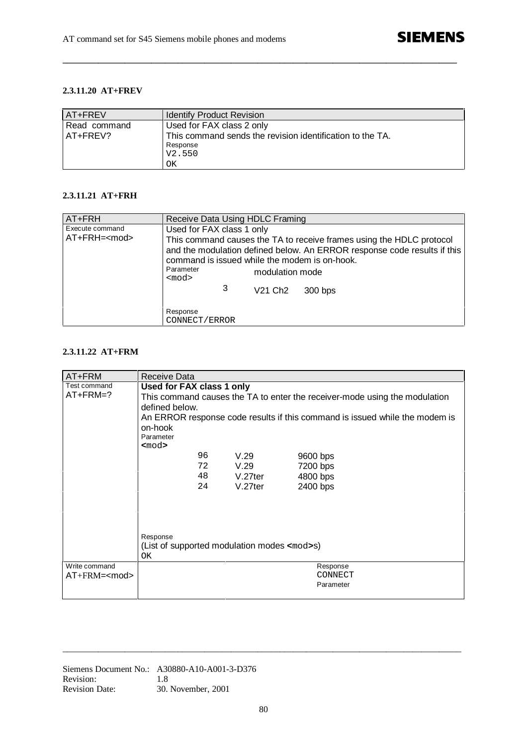#### 2.3.11.20 AT+FREV

| AT+FREV | Identify Product Revision |
|---|---|
| Read command<br>AT+FREV? | Used for FAX class 2 only<br>This command sends the revision identification to the TA.<br>Response<br>V2.550<br>OK |

#### 2.3.11.21 AT+FRH

| AT+FRH | Receive Data Using HDLC Framing |
|---|---|
| Execute command<br>AT+FRH=<mod> | Used for FAX class 1 only<br>This command causes the TA to receive frames using the HDLC protocol and the modulation defined below. An ERROR response code results if this command is issued while the modem is on-hook.<br>Parameter<br><mod> modulation mode<br>3 V21 Ch2 300 bps |
| | Response<br>CONNECT/ERROR |

#### 2.3.11.22 AT+FRM

| AT+FRM | Receive Data |
|---|---|
| Test command<br>AT+FRM=? | **Used for FAX class 1 only**<br>This command causes the TA to enter the receiver-mode using the modulation defined below.<br>An ERROR response code results if this command is issued while the modem is on-hook<br>Parameter<br>**<mod>**<br>96 V.29 9600 bps<br>72 V.29 7200 bps<br>48 V.27ter 4800 bps<br>24 V.27ter 2400 bps<br><br>Response<br>(List of supported modulation modes **<**mod**>**s)<br>OK |
| Write command<br>AT+FRM=<mod> | Response<br>CONNECT<br>Parameter |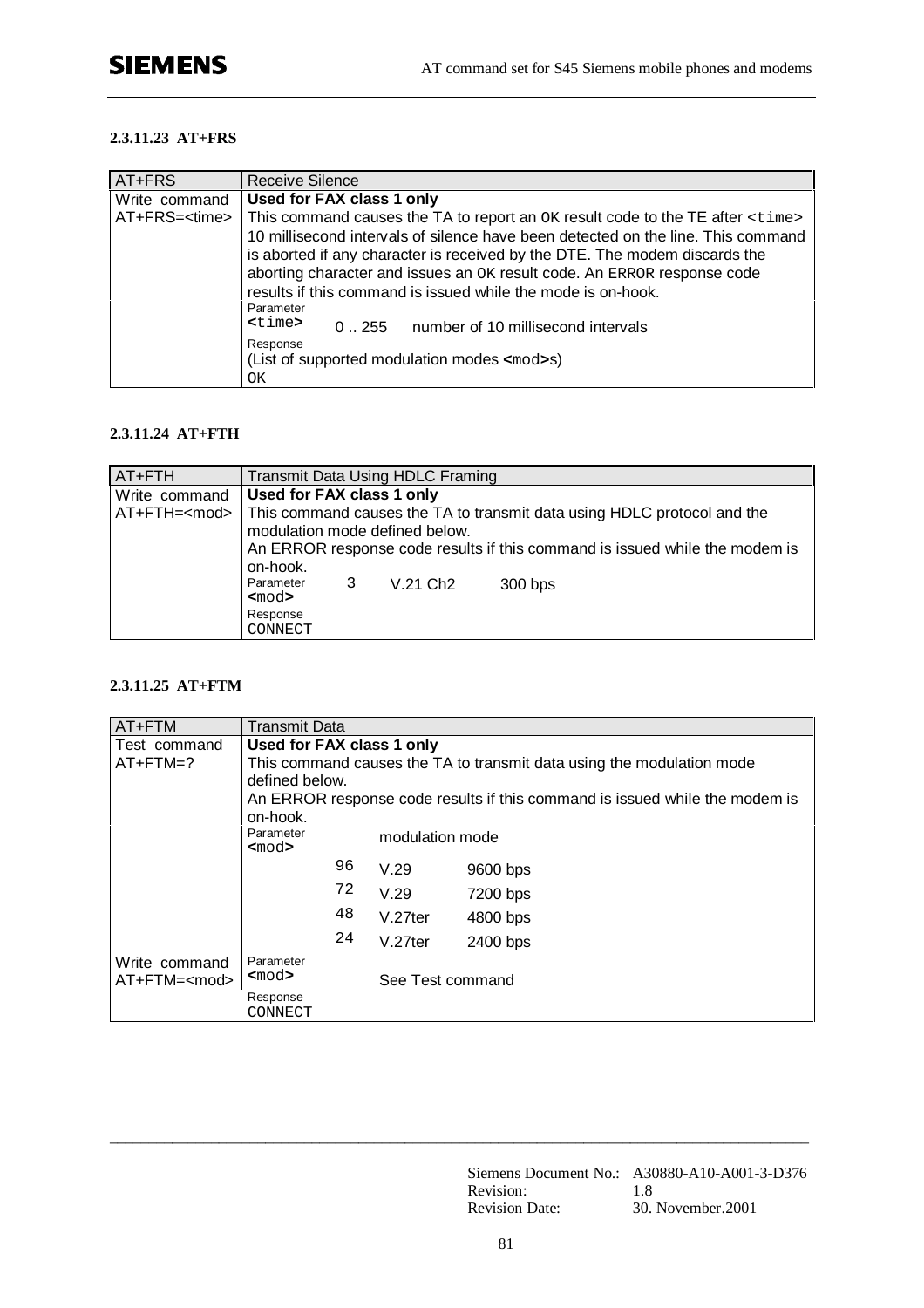#### 2.3.11.23 AT+FRS

| AT+FRS | Receive Silence |
|---|---|
| Write command<br>AT+FRS=<time> | **Used for FAX class 1 only**<br>This command causes the TA to report an OK result code to the TE after <time> 10 millisecond intervals of silence have been detected on the line. This command is aborted if any character is received by the DTE. The modem discards the aborting character and issues an OK result code. An ERROR response code results if this command is issued while the mode is on-hook. |
| | Parameter<br>**<time>** 0 .. 255 number of 10 millisecond intervals |
| | Response<br>(List of supported modulation modes **<mod>**s)<br>OK |

#### 2.3.11.24 AT+FTH

| AT+FTH | Transmit Data Using HDLC Framing |
|---|---|
| Write command<br>AT+FTH=<mod> | **Used for FAX class 1 only**<br>This command causes the TA to transmit data using HDLC protocol and the modulation mode defined below.<br>An ERROR response code results if this command is issued while the modem is on-hook. |
| | Parameter<br>**<mod>** 3 V.21 Ch2 300 bps |
| | Response<br>CONNECT |

#### 2.3.11.25 AT+FTM

| AT+FTM | Transmit Data | | | |
|---|---|---|---|---|
| Test command<br>AT+FTM=? | **Used for FAX class 1 only**<br>This command causes the TA to transmit data using the modulation mode defined below.<br>An ERROR response code results if this command is issued while the modem is on-hook. | | | |
| | Parameter<br>**<mod>** | | modulation mode | |
| | | 96 | V.29 | 9600 bps |
| | | 72 | V.29 | 7200 bps |
| | | 48 | V.27ter | 4800 bps |
| | | 24 | V.27ter | 2400 bps |
| Write command<br>AT+FTM=<mod> | Parameter<br>**<mod>** | | See Test command | |
| | Response<br>CONNECT | | | |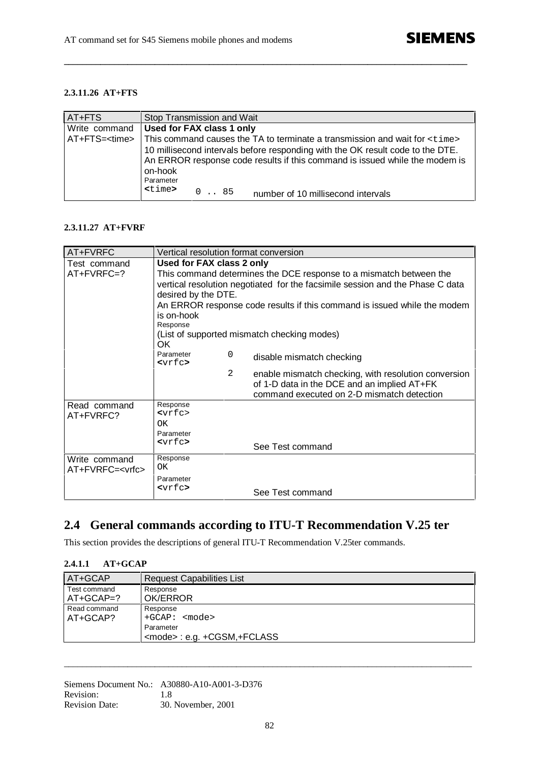#### 2.3.11.26 AT+FTS

| AT+FTS | Stop Transmission and Wait | | |
|---|---|---|---|
| Write command<br>AT+FTS=<time> | **Used for FAX class 1 only**<br>This command causes the TA to terminate a transmission and wait for <time> 10 millisecond intervals before responding with the OK result code to the DTE.<br>An ERROR response code results if this command is issued while the modem is on-hook<br>Parameter | | |
| | **<time>** | 0 .. 85 | number of 10 millisecond intervals |

#### 2.3.11.27 AT+FVRF

| AT+FVRFC | Vertical resolution format conversion | | |
|---|---|---|---|
| Test command<br>AT+FVRFC=? | **Used for FAX class 2 only**<br>This command determines the DCE response to a mismatch between the vertical resolution negotiated for the facsimile session and the Phase C data desired by the DTE.<br>An ERROR response code results if this command is issued while the modem is on-hook<br>Response<br>(List of supported mismatch checking modes)<br>OK | | |
| | Parameter<br>**<vrfc>** | 0 | disable mismatch checking |
| | | 2 | enable mismatch checking, with resolution conversion of 1-D data in the DCE and an implied AT+FK command executed on 2-D mismatch detection |
| Read command<br>AT+FVRFC? | Response<br><vrfc><br>OK<br>Parameter<br>**<vrfc>** | | See Test command |
| Write command<br>AT+FVRFC=<vrfc> | Response<br>OK<br>Parameter<br>**<vrfc>** | | See Test command |

## 2.4 General commands according to ITU-T Recommendation V.25 ter

This section provides the descriptions of general ITU-T Recommendation V.25ter commands.

#### 2.4.1.1 AT+GCAP

| AT+GCAP | Request Capabilities List |
|---|---|
| Test command<br>AT+GCAP=? | Response<br>OK/ERROR |
| Read command<br>AT+GCAP? | Response<br>+GCAP: <mode><br>Parameter<br><mode> : e.g. +CGSM,+FCLASS |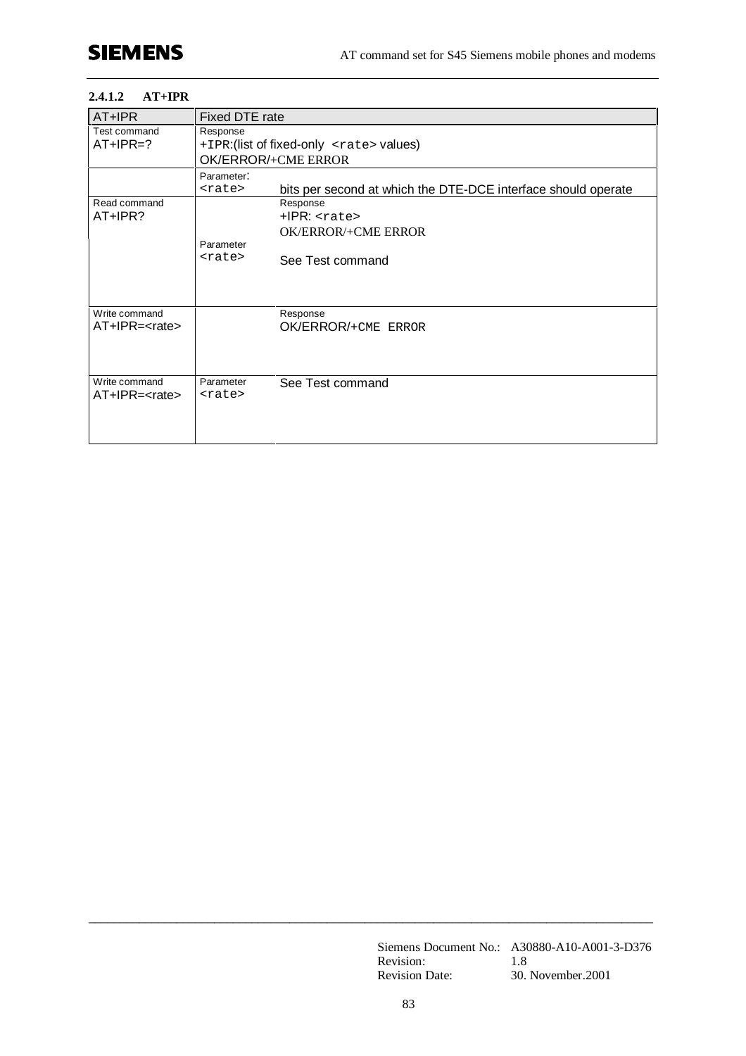#### 2.4.1.2 AT+IPR

| AT+IPR | Fixed DTE rate | |
|---|---|---|
| Test command<br>AT+IPR=? | Response<br>+IPR:(list of fixed-only `<rate>` values)<br>OK/ERROR/+CME ERROR | |
| | Parameter:<br>`<rate>` | bits per second at which the DTE-DCE interface should operate |
| Read command<br>AT+IPR? | Parameter<br>`<rate>` | Response<br>+IPR: `<rate>`<br>OK/ERROR/+CME ERROR<br><br>See Test command |
| Write command<br>AT+IPR=<rate> | | Response<br>OK/ERROR/+CME ERROR |
| Write command<br>AT+IPR=<rate> | Parameter<br>`<rate>` | See Test command |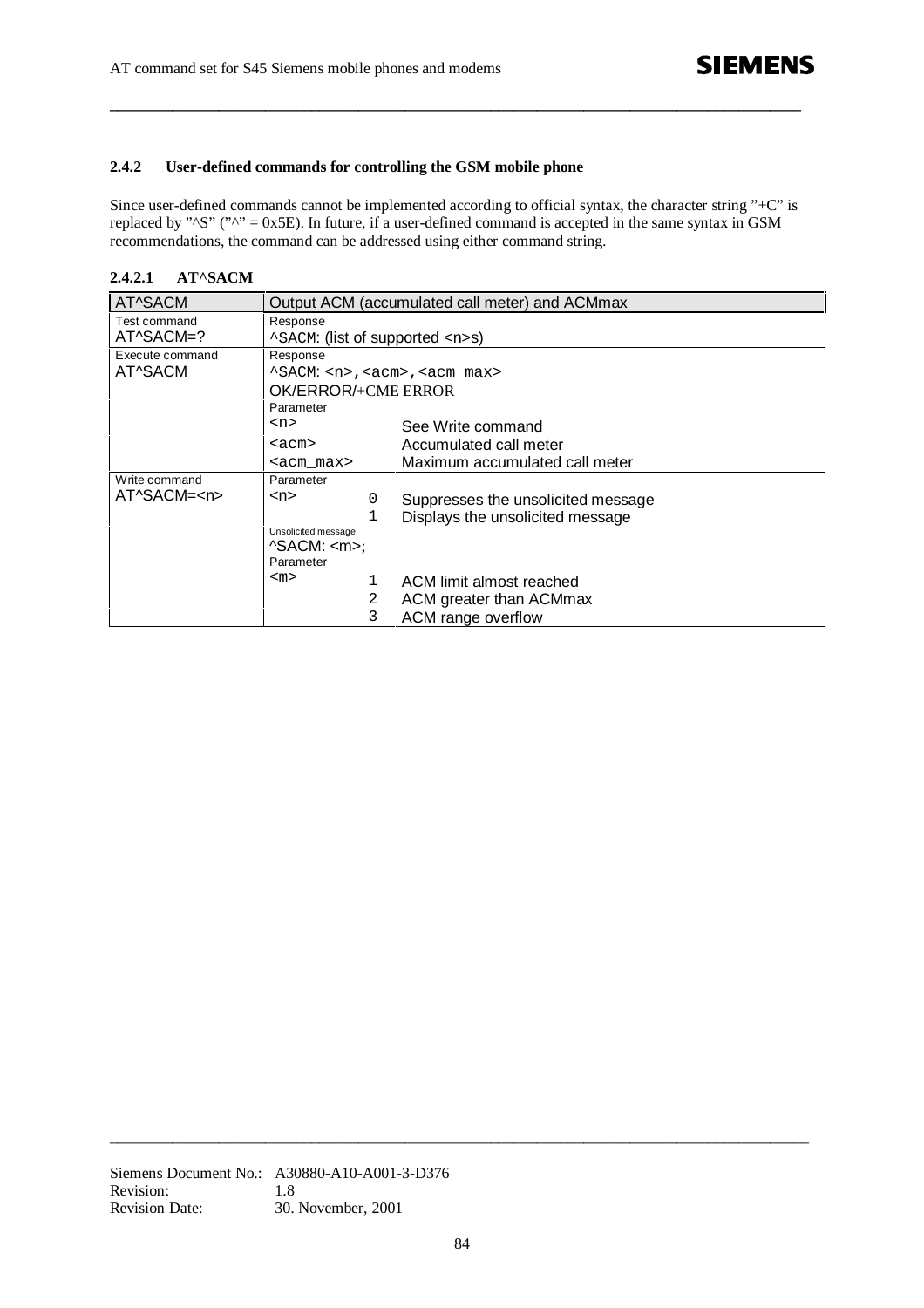### 2.4.2 User-defined commands for controlling the GSM mobile phone

Since user-defined commands cannot be implemented according to official syntax, the character string "+C" is replaced by "^S" ("^" = 0x5E). In future, if a user-defined command is accepted in the same syntax in GSM recommendations, the command can be addressed using either command string.

#### 2.4.2.1 AT^SACM

| AT^SACM | Output ACM (accumulated call meter) and ACMmax | | |
|---|---|---|---|
| Test command<br>AT^SACM=? | Response<br>^SACM: (list of supported <n>s) | | |
| Execute command<br>AT^SACM | Response<br>^SACM: <n>,<acm>,<acm_max><br>OK/ERROR/+CME ERROR | | |
| | Parameter<br><n> | | See Write command |
| | <acm> | | Accumulated call meter |
| | <acm_max> | | Maximum accumulated call meter |
| Write command<br>AT^SACM=<n> | Parameter<br><n> | 0 | Suppresses the unsolicited message |
| | | 1 | Displays the unsolicited message |
| | Unsolicited message<br>^SACM: <m>; | | |
| | Parameter<br><m> | 1 | ACM limit almost reached |
| | | 2 | ACM greater than ACMmax |
| | | 3 | ACM range overflow |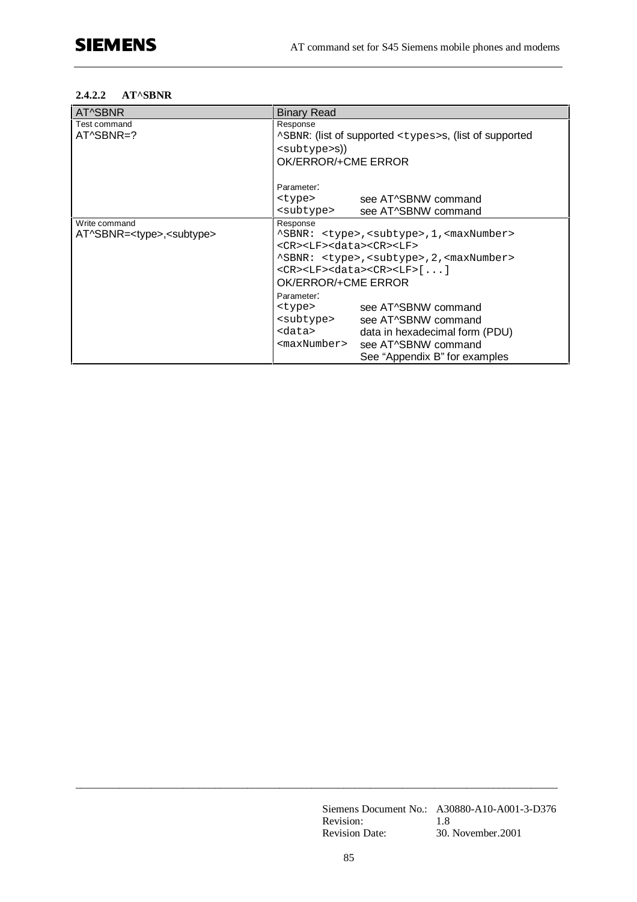### 2.4.2.2 AT^SBNR

| AT^SBNR | Binary Read |
|---|---|
| Test command<br>AT^SBNR=? | Response<br>^SBNR: (list of supported <types>s, (list of supported <subtype>s))<br>OK/ERROR/+CME ERROR<br><br>Parameter:<br><type> see AT^SBNW command<br><subtype> see AT^SBNW command |
| Write command<br>AT^SBNR=<type>,<subtype> | Response<br>^SBNR: <type>,<subtype>,1,<maxNumber><br><CR><LF><data><CR><LF><br>^SBNR: <type>,<subtype>,2,<maxNumber><br><CR><LF><data><CR><LF>[...]<br>OK/ERROR/+CME ERROR<br>Parameter:<br><type> see AT^SBNW command<br><subtype> see AT^SBNW command<br><data> data in hexadecimal form (PDU)<br><maxNumber> see AT^SBNW command<br>See "Appendix B" for examples |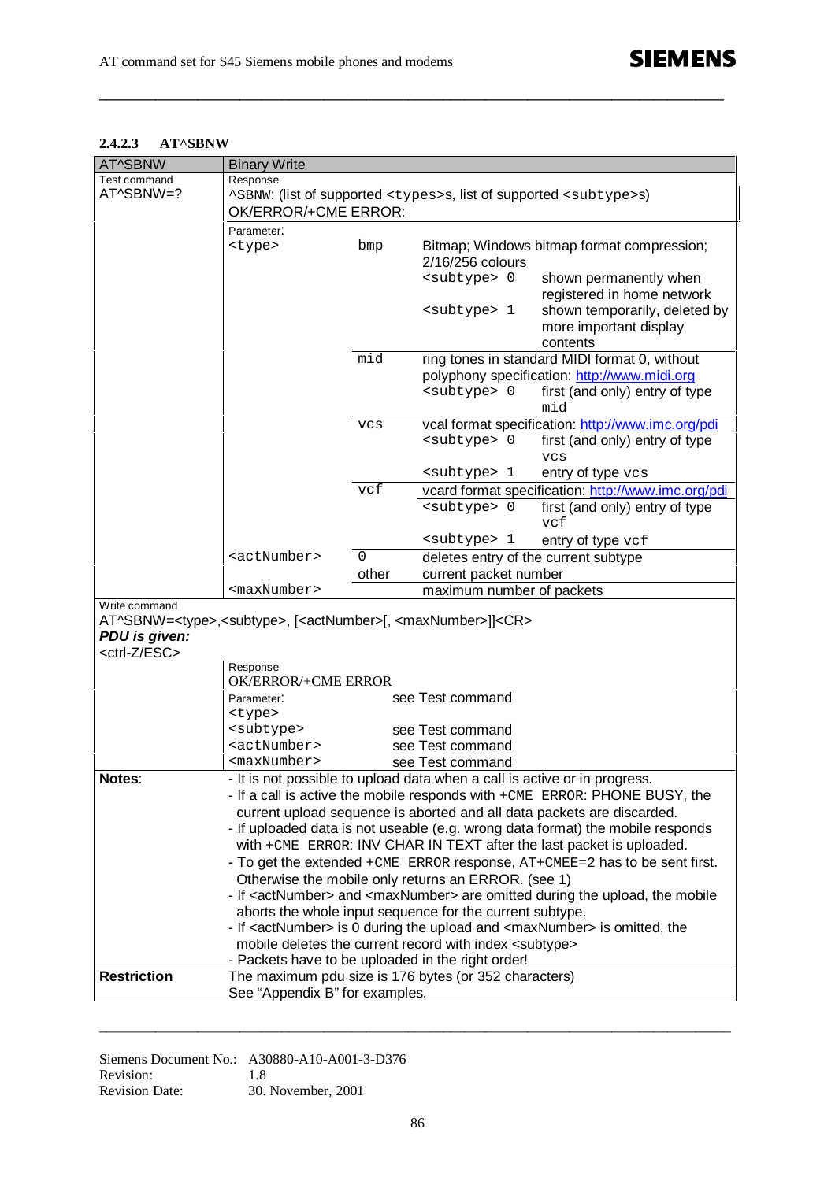### 2.4.2.3 AT^SBNW

| AT^SBNW | Binary Write | | | |
|---|---|---|---|---|
| Test command<br>AT^SBNW=? | Response<br>^SBNW: (list of supported <types>s, list of supported <subtype>s)<br>OK/ERROR/+CME ERROR: | | | |
| | Parameter:<br><type> | bmp | Bitmap; Windows bitmap format compression; 2/16/256 colours | |
| | | | <subtype> 0 | shown permanently when registered in home network |
| | | | <subtype> 1 | shown temporarily, deleted by more important display contents |
| | | mid | ring tones in standard MIDI format 0, without polyphony specification: http://www.midi.org | |
| | | | <subtype> 0 | first (and only) entry of type mid |
| | | vcs | vcal format specification: http://www.imc.org/pdi | |
| | | | <subtype> 0 | first (and only) entry of type vcs |
| | | | <subtype> 1 | entry of type vcs |
| | | vcf | vcard format specification: http://www.imc.org/pdi | |
| | | | <subtype> 0 | first (and only) entry of type vcf |
| | | | <subtype> 1 | entry of type vcf |
| | <actNumber> | 0 | deletes entry of the current subtype | |
| | | other | current packet number | |
| | <maxNumber> | | maximum number of packets | |
| Write command<br>AT^SBNW=<type>,<subtype>, [<actNumber>[, <maxNumber>]]<CR><br>***PDU is given:***<br><ctrl-Z/ESC> | Response<br>OK/ERROR/+CME ERROR | | | |
| | Parameter:<br><type> | see Test command | | |
| | <subtype> | see Test command | | |
| | <actNumber> | see Test command | | |
| | <maxNumber> | see Test command | | |
| **Notes**: | - It is not possible to upload data when a call is active or in progress.<br>- If a call is active the mobile responds with +CME ERROR: PHONE BUSY, the current upload sequence is aborted and all data packets are discarded.<br>- If uploaded data is not useable (e.g. wrong data format) the mobile responds with +CME ERROR: INV CHAR IN TEXT after the last packet is uploaded.<br>- To get the extended +CME ERROR response, AT+CMEE=2 has to be sent first. Otherwise the mobile only returns an ERROR. (see 1)<br>- If <actNumber> and <maxNumber> are omitted during the upload, the mobile aborts the whole input sequence for the current subtype.<br>- If <actNumber> is 0 during the upload and <maxNumber> is omitted, the mobile deletes the current record with index <subtype><br>- Packets have to be uploaded in the right order! | | | |
| **Restriction** | The maximum pdu size is 176 bytes (or 352 characters)<br>See "Appendix B" for examples. | | | |

Siemens Document No.: A30880-A10-A001-3-D376
Revision: 1.8
Revision Date: 30. November, 2001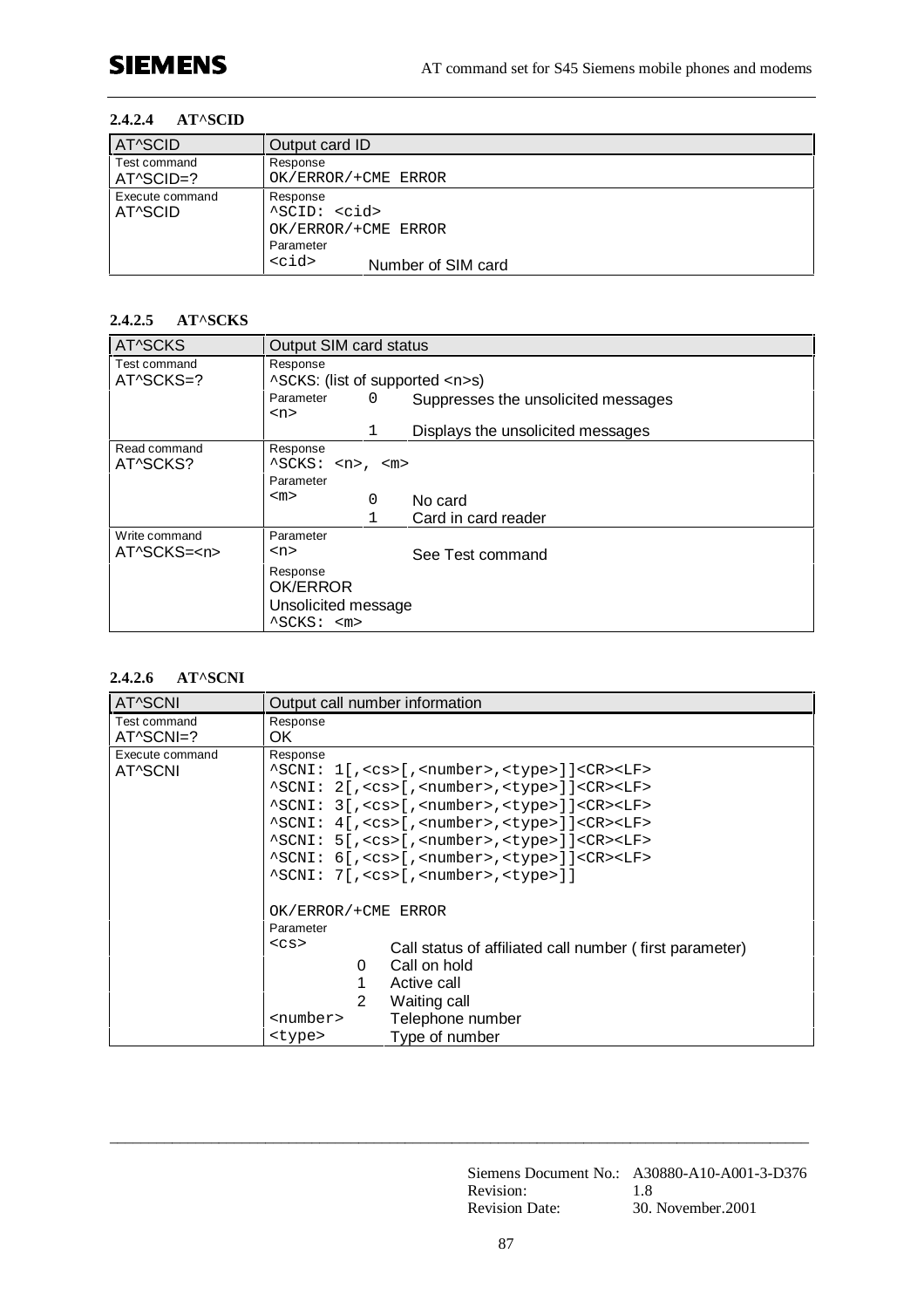#### 2.4.2.4 AT^SCID

| AT^SCID | Output card ID | |
|---|---|---|
| Test command<br>AT^SCID=? | Response<br>OK/ERROR/+CME ERROR | |
| Execute command<br>AT^SCID | Response<br>^SCID: <cid><br>OK/ERROR/+CME ERROR<br>Parameter | |
| | <cid> | Number of SIM card |

#### 2.4.2.5 AT^SCKS

| AT^SCKS | Output SIM card status | | |
|---|---|---|---|
| Test command<br>AT^SCKS=? | Response<br>^SCKS: (list of supported <n>s) | | |
| | Parameter<br><n> | 0 | Suppresses the unsolicited messages |
| | | 1 | Displays the unsolicited messages |
| Read command<br>AT^SCKS? | Response<br>^SCKS: <n>, <m><br>Parameter | | |
| | <m> | 0 | No card |
| | | 1 | Card in card reader |
| Write command<br>AT^SCKS=<n> | Parameter<br><n> | | See Test command |
| | Response<br>OK/ERROR<br>Unsolicited message<br>^SCKS: <m> | | |

#### 2.4.2.6 AT^SCNI

| AT^SCNI | Output call number information | |
|---|---|---|
| Test command<br>AT^SCNI=? | Response<br>OK | |
| Execute command<br>AT^SCNI | Response<br>^SCNI: 1[,<cs>[,<number>,<type>]]<CR><LF><br>^SCNI: 2[,<cs>[,<number>,<type>]]<CR><LF><br>^SCNI: 3[,<cs>[,<number>,<type>]]<CR><LF><br>^SCNI: 4[,<cs>[,<number>,<type>]]<CR><LF><br>^SCNI: 5[,<cs>[,<number>,<type>]]<CR><LF><br>^SCNI: 6[,<cs>[,<number>,<type>]]<CR><LF><br>^SCNI: 7[,<cs>[,<number>,<type>]]<br><br>OK/ERROR/+CME ERROR<br>Parameter | |
| | <cs> | Call status of affiliated call number ( first parameter) |
| | 0 | Call on hold |
| | 1 | Active call |
| | 2 | Waiting call |
| | <number> | Telephone number |
| | <type> | Type of number |

Siemens Document No.: A30880-A10-A001-3-D376
Revision: 1.8
Revision Date: 30. November.2001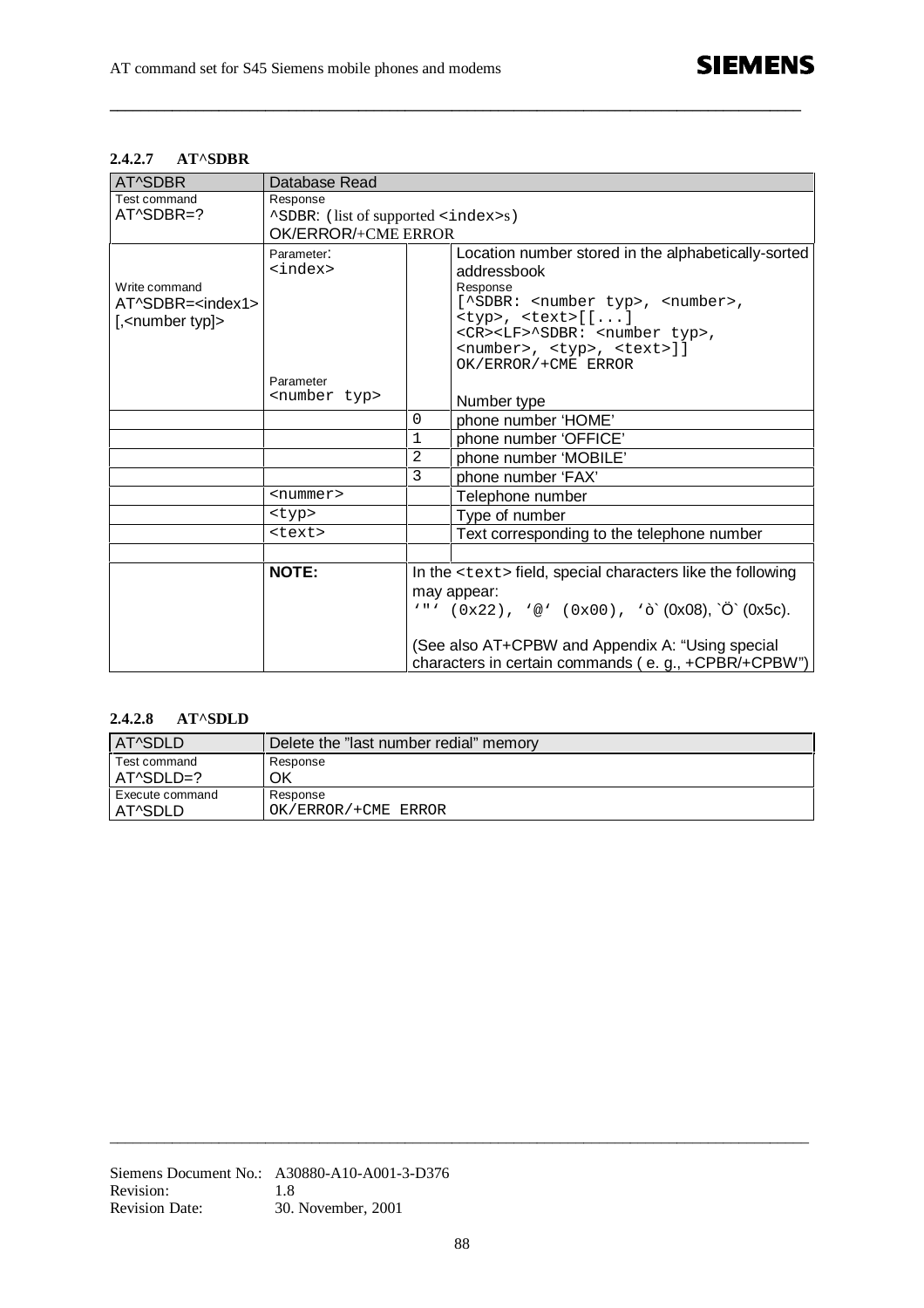#### 2.4.2.7 AT^SDBR

| AT^SDBR | Database Read | | |
|---|---|---|---|
| Test command<br>AT^SDBR=? | Response<br>^SDBR: (list of supported <index>s)<br>OK/ERROR/+CME ERROR | | |
| Write command<br>AT^SDBR=<index1>[,<number typ]> | Parameter:<br><index><br><br>Parameter<br><number typ> | | Location number stored in the alphabetically-sorted addressbook<br>Response<br>[^SDBR: <number typ>, <number>, <typ>, <text>[[...]<br><CR><LF>^SDBR: <number typ>, <number>, <typ>, <text>]]<br>OK/ERROR/+CME ERROR<br><br>Number type |
| | | 0 | phone number 'HOME' |
| | | 1 | phone number 'OFFICE' |
| | | 2 | phone number 'MOBILE' |
| | | 3 | phone number 'FAX' |
| | <nummer> | | Telephone number |
| | <typ> | | Type of number |
| | <text> | | Text corresponding to the telephone number |
| | | | |
| | **NOTE:** | In the <text> field, special characters like the following may appear:<br>'"' (0x22), '@' (0x00), 'ò' (0x08), 'Ö' (0x5c).<br><br>(See also AT+CPBW and Appendix A: "Using special characters in certain commands ( e. g., +CPBR/+CPBW") | |

#### 2.4.2.8 AT^SDLD

| AT^SDLD | Delete the "last number redial" memory |
|---|---|
| Test command<br>AT^SDLD=? | Response<br>OK |
| Execute command<br>AT^SDLD | Response<br>OK/ERROR/+CME ERROR |

Siemens Document No.: A30880-A10-A001-3-D376
Revision: 1.8
Revision Date: 30. November, 2001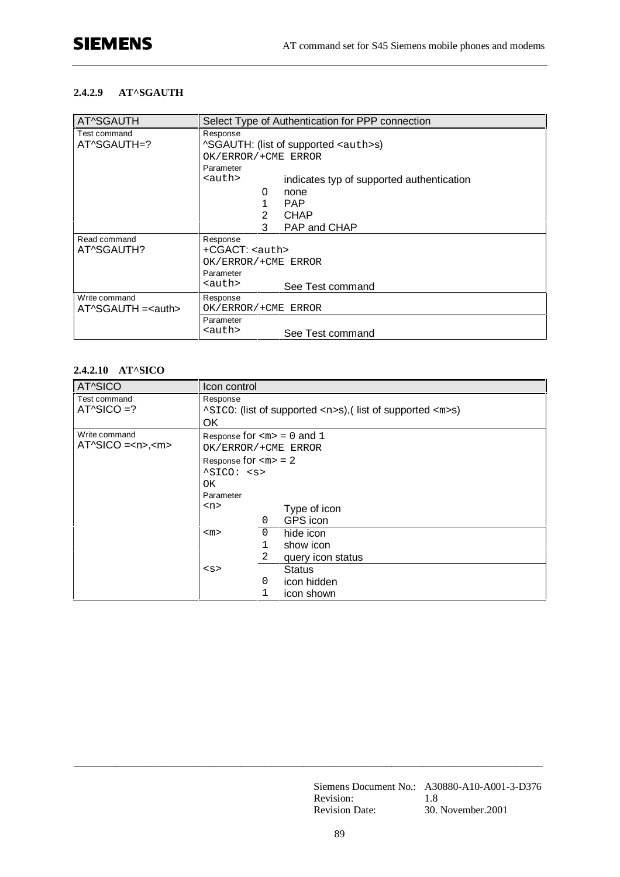### 2.4.2.9 AT^SGAUTH

| AT^SGAUTH | Select Type of Authentication for PPP connection |
| --- | --- |
| Test command<br>AT^SGAUTH=? | Response<br>^SGAUTH: (list of supported <auth>s)<br>OK/ERROR/+CME ERROR<br>Parameter<br><auth> indicates typ of supported authentication<br>0 none<br>1 PAP<br>2 CHAP<br>3 PAP and CHAP |
| Read command<br>AT^SGAUTH? | Response<br>+CGACT: <auth><br>OK/ERROR/+CME ERROR<br>Parameter<br><auth> See Test command |
| Write command<br>AT^SGAUTH =<auth> | Response<br>OK/ERROR/+CME ERROR<br>Parameter<br><auth> See Test command |

### 2.4.2.10 AT^SICO

| AT^SICO | Icon control |
| --- | --- |
| Test command<br>AT^SICO =? | Response<br>^SICO: (list of supported <n>s),( list of supported <m>s)<br>OK |
| Write command<br>AT^SICO =<n>,<m> | Response for <m> = 0 and 1<br>OK/ERROR/+CME ERROR<br>Response for <m> = 2<br>^SICO: <s><br>OK<br>Parameter<br><n> Type of icon<br>0 GPS icon<br><m> 0 hide icon<br>1 show icon<br>2 query icon status<br><s> Status<br>0 icon hidden<br>1 icon shown |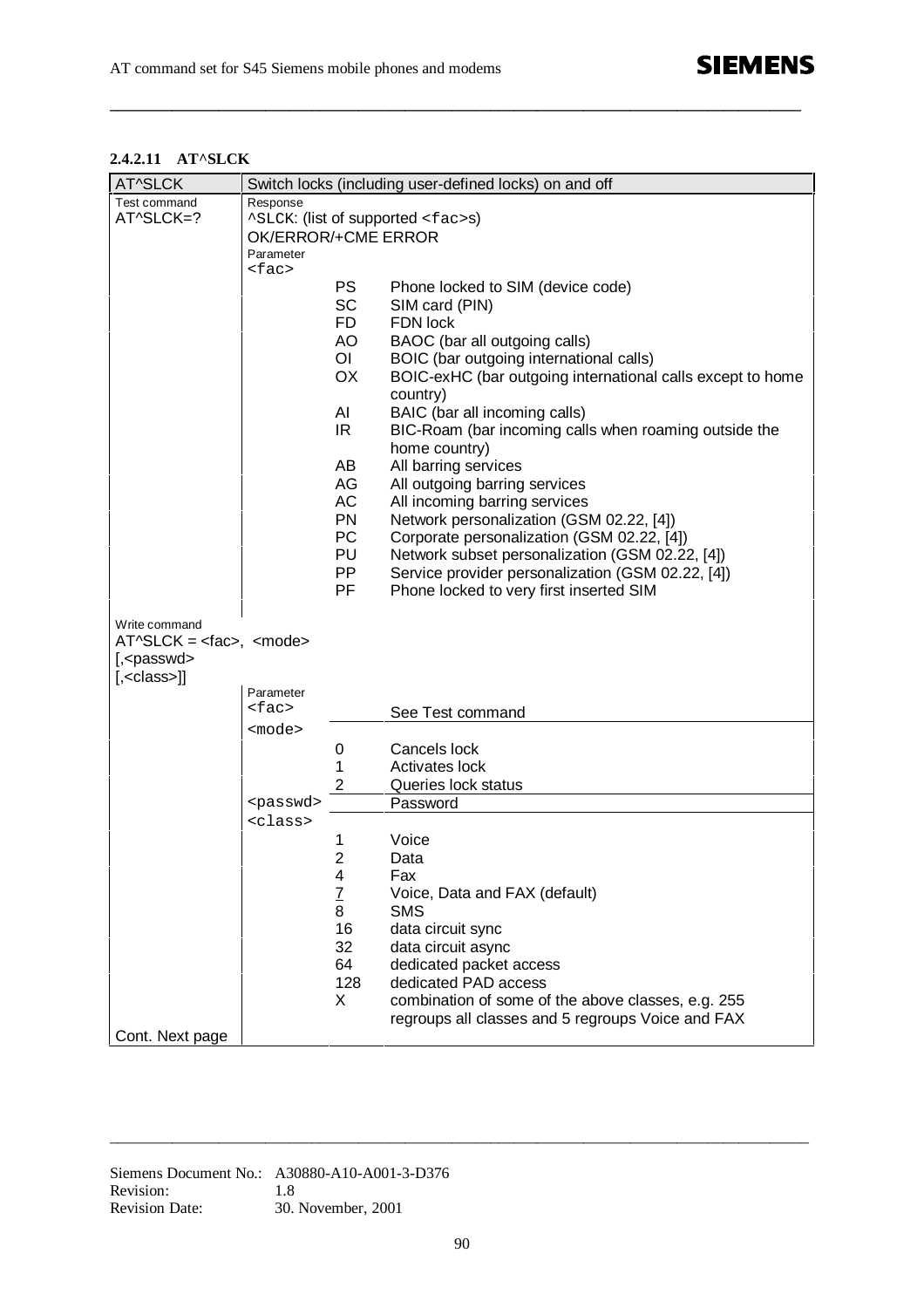#### 2.4.2.11 AT^SLCK

| AT^SLCK | Switch locks (including user-defined locks) on and off | | |
|---|---|---|---|
| Test command<br>AT^SLCK=? | Response<br>^SLCK: (list of supported <fac>s)<br>OK/ERROR/+CME ERROR | | |
| | Parameter<br><fac> | | |
| | | PS | Phone locked to SIM (device code) |
| | | SC | SIM card (PIN) |
| | | FD | FDN lock |
| | | AO | BAOC (bar all outgoing calls) |
| | | OI | BOIC (bar outgoing international calls) |
| | | OX | BOIC-exHC (bar outgoing international calls except to home country) |
| | | AI | BAIC (bar all incoming calls) |
| | | IR | BIC-Roam (bar incoming calls when roaming outside the home country) |
| | | AB | All barring services |
| | | AG | All outgoing barring services |
| | | AC | All incoming barring services |
| | | PN | Network personalization (GSM 02.22, [4]) |
| | | PC | Corporate personalization (GSM 02.22, [4]) |
| | | PU | Network subset personalization (GSM 02.22, [4]) |
| | | PP | Service provider personalization (GSM 02.22, [4]) |
| | | PF | Phone locked to very first inserted SIM |
| Write command<br>AT^SLCK = <fac>, <mode> [,<passwd> [,<class>]] | | | |
| | Parameter<br><fac> | | See Test command |
| | <mode> | | |
| | | 0 | Cancels lock |
| | | 1 | Activates lock |
| | | 2 | Queries lock status |
| | <passwd> | | Password |
| | <class> | | |
| | | 1 | Voice |
| | | 2 | Data |
| | | 4 | Fax |
| | | 7 | Voice, Data and FAX (default) |
| | | 8 | SMS |
| | | 16 | data circuit sync |
| | | 32 | data circuit async |
| | | 64 | dedicated packet access |
| | | 128 | dedicated PAD access |
| | | X | combination of some of the above classes, e.g. 255 regroups all classes and 5 regroups Voice and FAX |
| Cont. Next page | | | |

Siemens Document No.: A30880-A10-A001-3-D376
Revision: 1.8
Revision Date: 30. November, 2001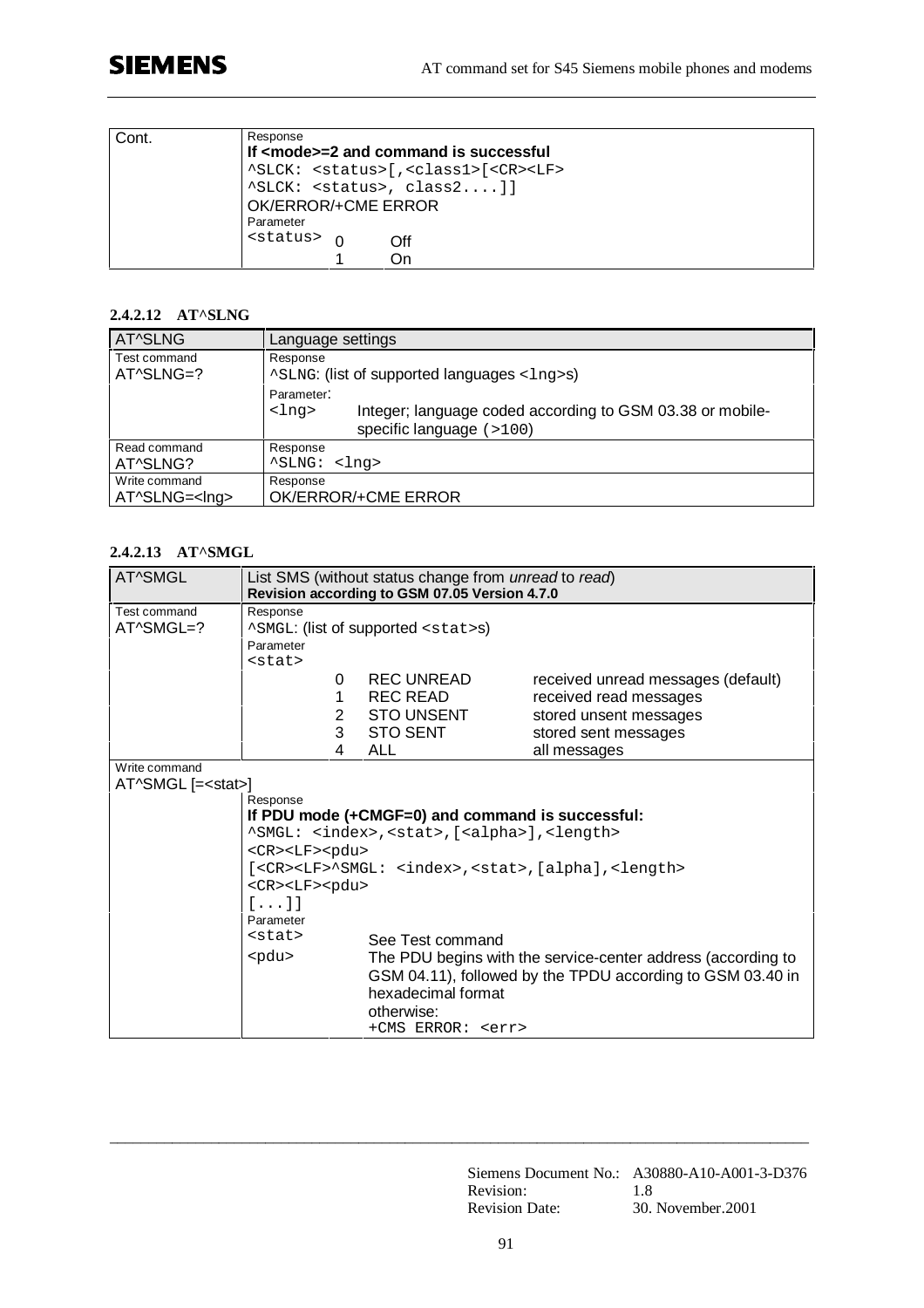| Cont. | Response<br>**If <mode>=2 and command is successful**<br>^SLCK: <status>[,<class1>[<CR><LF><br>^SLCK: <status>, class2....]]<br>OK/ERROR/+CME ERROR<br>Parameter<br><status> 0 Off<br>1 On |
|---|---|

### 2.4.2.12 AT^SLNG

| AT^SLNG | Language settings |
|---|---|
| Test command<br>AT^SLNG=? | Response<br>^SLNG: (list of supported languages <lng>s)<br>Parameter:<br><lng> Integer; language coded according to GSM 03.38 or mobile-specific language (>100) |
| Read command<br>AT^SLNG? | Response<br>^SLNG: <lng> |
| Write command<br>AT^SLNG=<lng> | Response<br>OK/ERROR/+CME ERROR |

### 2.4.2.13 AT^SMGL

| AT^SMGL | List SMS (without status change from *unread* to *read*)<br>**Revision according to GSM 07.05 Version 4.7.0** |
|---|---|
| Test command<br>AT^SMGL=? | Response<br>^SMGL: (list of supported <stat>s)<br>Parameter<br><stat><br>0 REC UNREAD received unread messages (default)<br>1 REC READ received read messages<br>2 STO UNSENT stored unsent messages<br>3 STO SENT stored sent messages<br>4 ALL all messages |
| Write command<br>AT^SMGL [=<stat>] | Response<br>**If PDU mode (+CMGF=0) and command is successful:**<br>^SMGL: <index>,<stat>,[<alpha>],<length><br><CR><LF><pdu><br>[<CR><LF>^SMGL: <index>,<stat>,[alpha],<length><br><CR><LF><pdu><br>[...]]<br>Parameter<br><stat> See Test command<br><pdu> The PDU begins with the service-center address (according to GSM 04.11), followed by the TPDU according to GSM 03.40 in hexadecimal format<br>otherwise:<br>+CMS ERROR: <err> |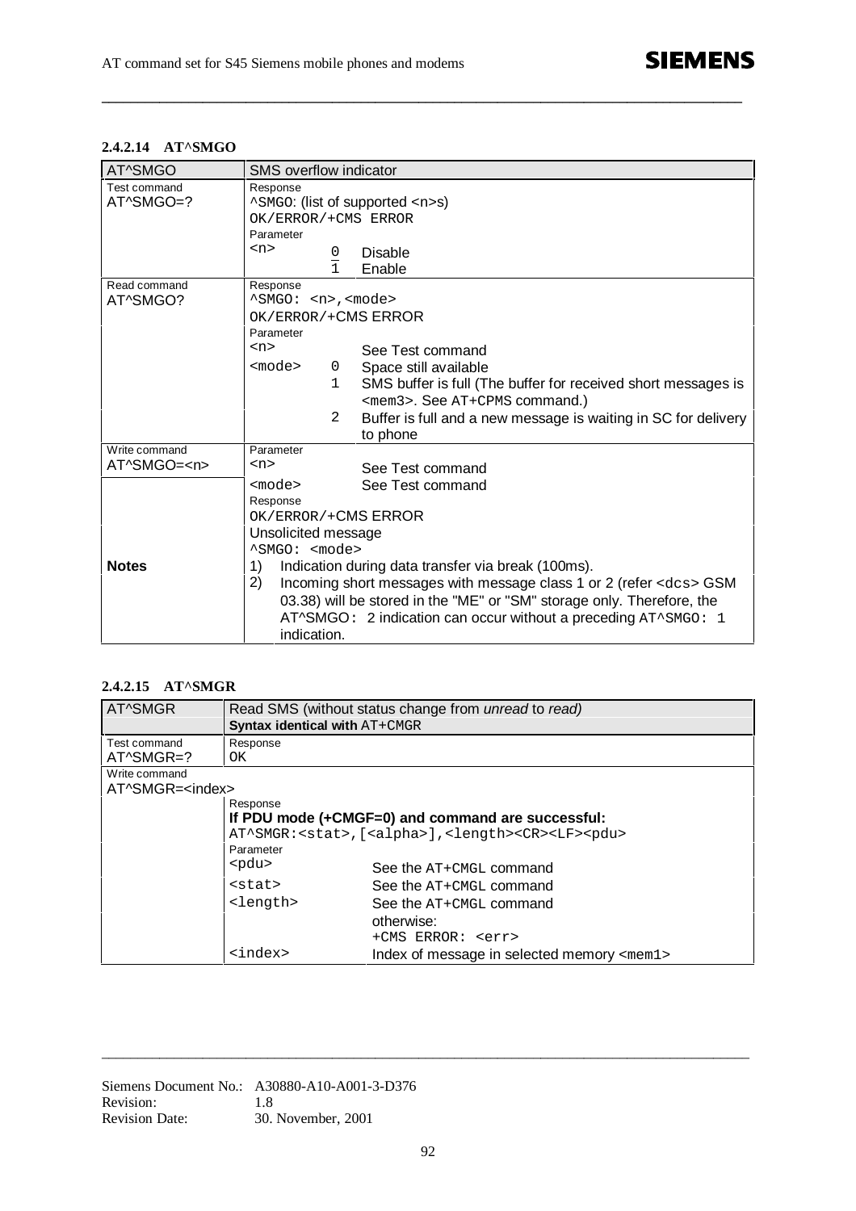### 2.4.2.14 AT^SMGO

| AT^SMGO | SMS overflow indicator | | |
|---|---|---|---|
| Test command<br>AT^SMGO=? | Response<br>^SMGO: (list of supported <n>s)<br>OK/ERROR/+CMS ERROR<br>Parameter | | |
| | <n> | 0<br>1 | Disable<br>Enable |
| Read command<br>AT^SMGO? | Response<br>^SMGO: <n>,<mode><br>OK/ERROR/+CMS ERROR<br>Parameter | | |
| | <n> | | See Test command |
| | <mode> | 0 | Space still available |
| | | 1 | SMS buffer is full (The buffer for received short messages is <mem3>. See AT+CPMS command.) |
| | | 2 | Buffer is full and a new message is waiting in SC for delivery to phone |
| Write command<br>AT^SMGO=<n> | Parameter<br><n> | | See Test command |
| | <mode> | | See Test command |
| | Response<br>OK/ERROR/+CMS ERROR<br>Unsolicited message<br>^SMGO: <mode> | | |
| **Notes** | 1) Indication during data transfer via break (100ms).<br>2) Incoming short messages with message class 1 or 2 (refer <dcs> GSM 03.38) will be stored in the "ME" or "SM" storage only. Therefore, the AT^SMGO: 2 indication can occur without a preceding AT^SMGO: 1 indication. | | |

### 2.4.2.15 AT^SMGR

| AT^SMGR | Read SMS (without status change from *unread* to *read*)<br>**Syntax identical with** AT+CMGR | |
|---|---|---|
| Test command<br>AT^SMGR=? | Response<br>OK | |
| Write command<br>AT^SMGR=<index> | | |
| | Response<br>**If PDU mode (+CMGF=0) and command are successful:**<br>AT^SMGR:<stat>,[<alpha>],<length><CR><LF><pdu><br>Parameter | |
| | <pdu> | See the AT+CMGL command |
| | <stat> | See the AT+CMGL command |
| | <length> | See the AT+CMGL command |
| | | otherwise:<br>+CMS ERROR: <err> |
| | <index> | Index of message in selected memory <mem1> |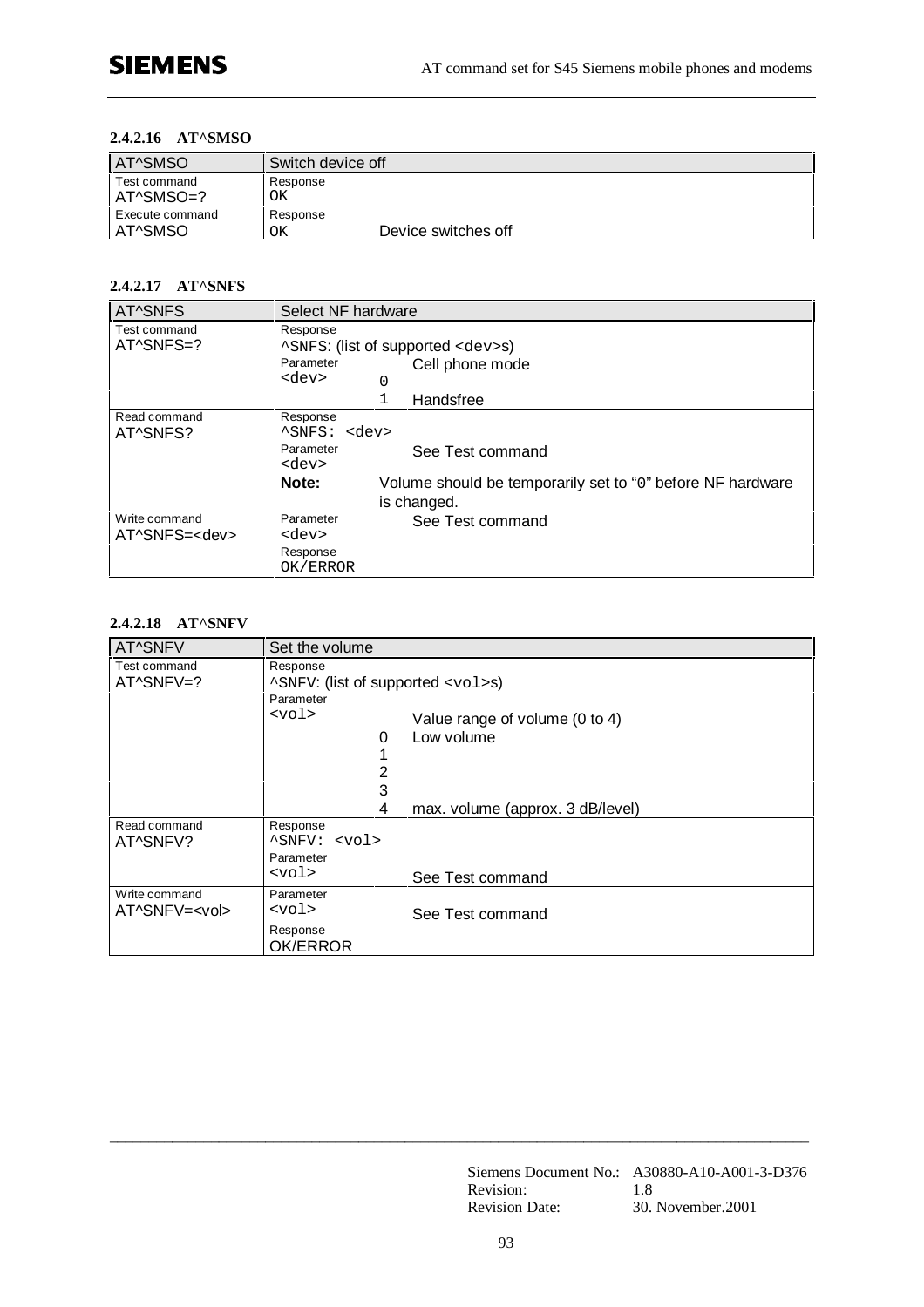#### 2.4.2.16 AT^SMSO

| AT^SMSO | Switch device off | |
|---|---|---|
| Test command<br>AT^SMSO=? | Response<br>OK | |
| Execute command<br>AT^SMSO | Response<br>OK | Device switches off |

#### 2.4.2.17 AT^SNFS

| AT^SNFS | Select NF hardware | | |
|---|---|---|---|
| Test command<br>AT^SNFS=? | Response<br>^SNFS: (list of supported <dev>s) | | |
| | Parameter<br><dev> | 0 | Cell phone mode |
| | | 1 | Handsfree |
| Read command<br>AT^SNFS? | Response<br>^SNFS: <dev> | | |
| | Parameter<br><dev> | | See Test command |
| | **Note:** | | Volume should be temporarily set to "0" before NF hardware is changed. |
| Write command<br>AT^SNFS=<dev> | Parameter<br><dev> | | See Test command |
| | Response<br>OK/ERROR | | |

#### 2.4.2.18 AT^SNFV

| AT^SNFV | Set the volume | | |
|---|---|---|---|
| Test command<br>AT^SNFV=? | Response<br>^SNFV: (list of supported <vol>s) | | |
| | Parameter<br><vol> | | Value range of volume (0 to 4) |
| | | 0 | Low volume |
| | | 1 | |
| | | 2 | |
| | | 3 | |
| | | 4 | max. volume (approx. 3 dB/level) |
| Read command<br>AT^SNFV? | Response<br>^SNFV: <vol> | | |
| | Parameter<br><vol> | | See Test command |
| Write command<br>AT^SNFV=<vol> | Parameter<br><vol> | | See Test command |
| | Response<br>OK/ERROR | | |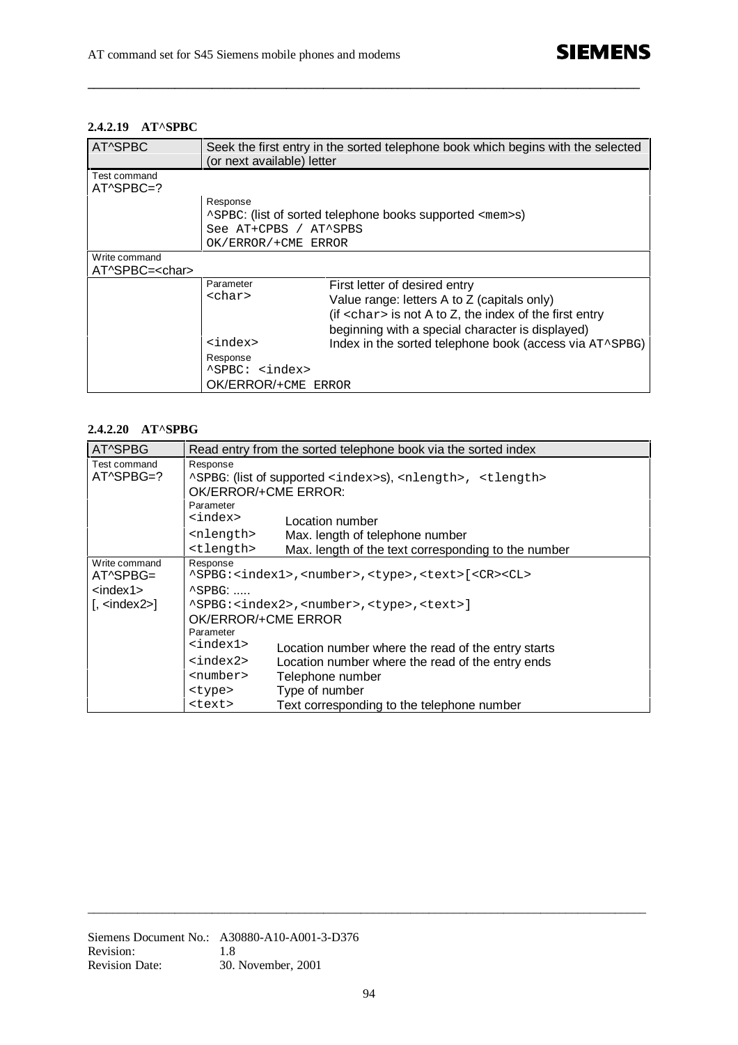#### 2.4.2.19 AT^SPBC

| AT^SPBC | Seek the first entry in the sorted telephone book which begins with the selected (or next available) letter | |
|---|---|---|
| Test command<br>AT^SPBC=? | | |
| | Response<br>^SPBC: (list of sorted telephone books supported <mem>s)<br>See AT+CPBS / AT^SPBS<br>OK/ERROR/+CME ERROR | |
| Write command<br>AT^SPBC=<char> | | |
| | Parameter<br><char> | First letter of desired entry<br>Value range: letters A to Z (capitals only)<br>(if <char> is not A to Z, the index of the first entry beginning with a special character is displayed) |
| | <index> | Index in the sorted telephone book (access via AT^SPBG) |
| | Response<br>^SPBC: <index><br>OK/ERROR/+CME ERROR | |

#### 2.4.2.20 AT^SPBG

| AT^SPBG | Read entry from the sorted telephone book via the sorted index | |
|---|---|---|
| Test command<br>AT^SPBG=? | Response<br>^SPBG: (list of supported <index>s), <nlength>, <tlength><br>OK/ERROR/+CME ERROR: | |
| | Parameter<br><index> | Location number |
| | <nlength> | Max. length of telephone number |
| | <tlength> | Max. length of the text corresponding to the number |
| Write command<br>AT^SPBG=<br><index1><br>[, <index2>] | Response<br>^SPBG:<index1>,<number>,<type>,<text>[<CR><CL><br>^SPBG: .....<br>^SPBG:<index2>,<number>,<type>,<text>]<br>OK/ERROR/+CME ERROR | |
| | Parameter<br><index1> | Location number where the read of the entry starts |
| | <index2> | Location number where the read of the entry ends |
| | <number> | Telephone number |
| | <type> | Type of number |
| | <text> | Text corresponding to the telephone number |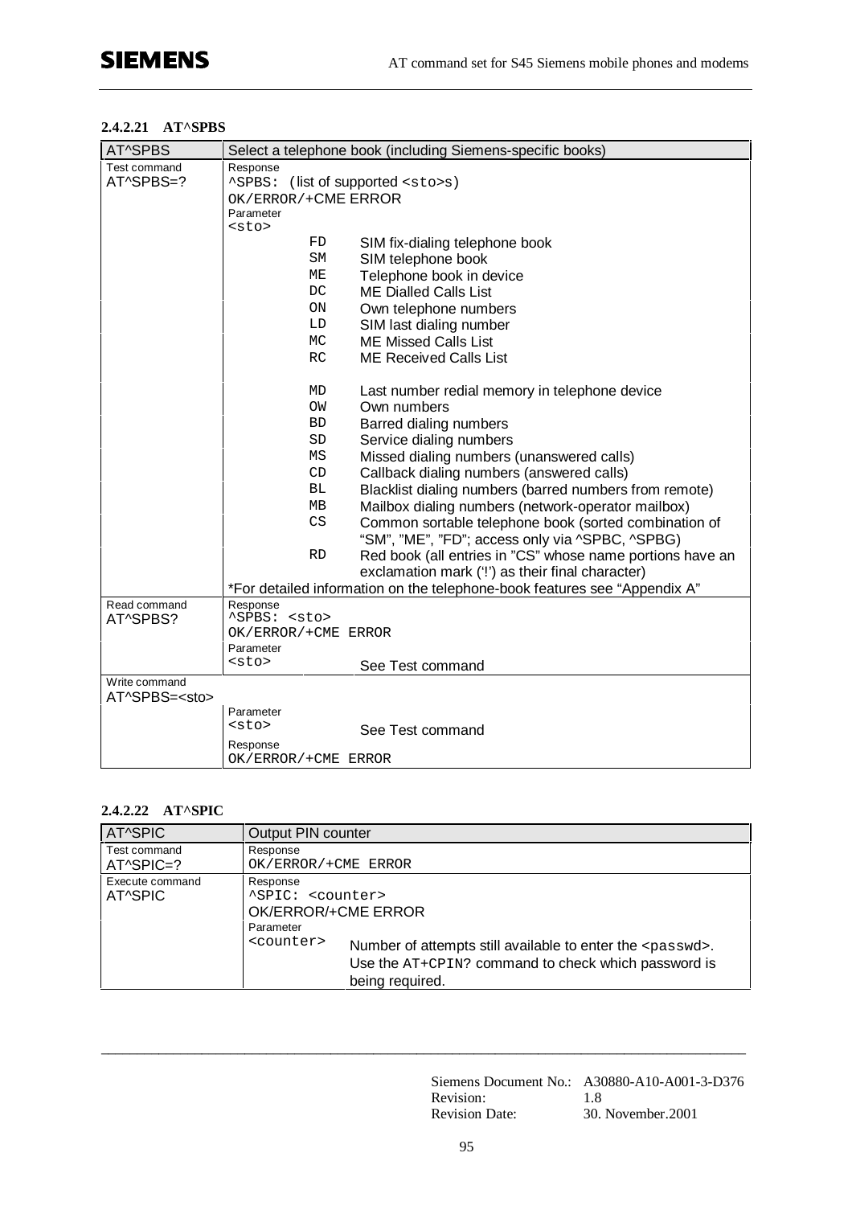#### 2.4.2.21 AT^SPBS

| AT^SPBS | Select a telephone book (including Siemens-specific books) | |
|---|---|---|
| Test command<br>AT^SPBS=? | Response<br>^SPBS: (list of supported <sto>s)<br>OK/ERROR/+CME ERROR<br>Parameter<br><sto> | |
| | FD | SIM fix-dialing telephone book |
| | SM | SIM telephone book |
| | ME | Telephone book in device |
| | DC | ME Dialled Calls List |
| | ON | Own telephone numbers |
| | LD | SIM last dialing number |
| | MC | ME Missed Calls List |
| | RC | ME Received Calls List |
| | MD | Last number redial memory in telephone device |
| | OW | Own numbers |
| | BD | Barred dialing numbers |
| | SD | Service dialing numbers |
| | MS | Missed dialing numbers (unanswered calls) |
| | CD | Callback dialing numbers (answered calls) |
| | BL | Blacklist dialing numbers (barred numbers from remote) |
| | MB | Mailbox dialing numbers (network-operator mailbox) |
| | CS | Common sortable telephone book (sorted combination of "SM", "ME", "FD"; access only via ^SPBC, ^SPBG) |
| | RD | Red book (all entries in "CS" whose name portions have an exclamation mark ('!') as their final character) |
| | *For detailed information on the telephone-book features see "Appendix A" | |
| Read command<br>AT^SPBS? | Response<br>^SPBS: <sto><br>OK/ERROR/+CME ERROR | |
| | Parameter<br><sto> | See Test command |
| Write command<br>AT^SPBS=<sto> | | |
| | Parameter<br><sto> | See Test command |
| | Response<br>OK/ERROR/+CME ERROR | |

#### 2.4.2.22 AT^SPIC

| AT^SPIC | Output PIN counter | |
|---|---|---|
| Test command<br>AT^SPIC=? | Response<br>OK/ERROR/+CME ERROR | |
| Execute command<br>AT^SPIC | Response<br>^SPIC: <counter><br>OK/ERROR/+CME ERROR | |
| | Parameter<br><counter> | Number of attempts still available to enter the <passwd>. Use the AT+CPIN? command to check which password is being required. |

Siemens Document No.: A30880-A10-A001-3-D376
Revision: 1.8
Revision Date: 30. November.2001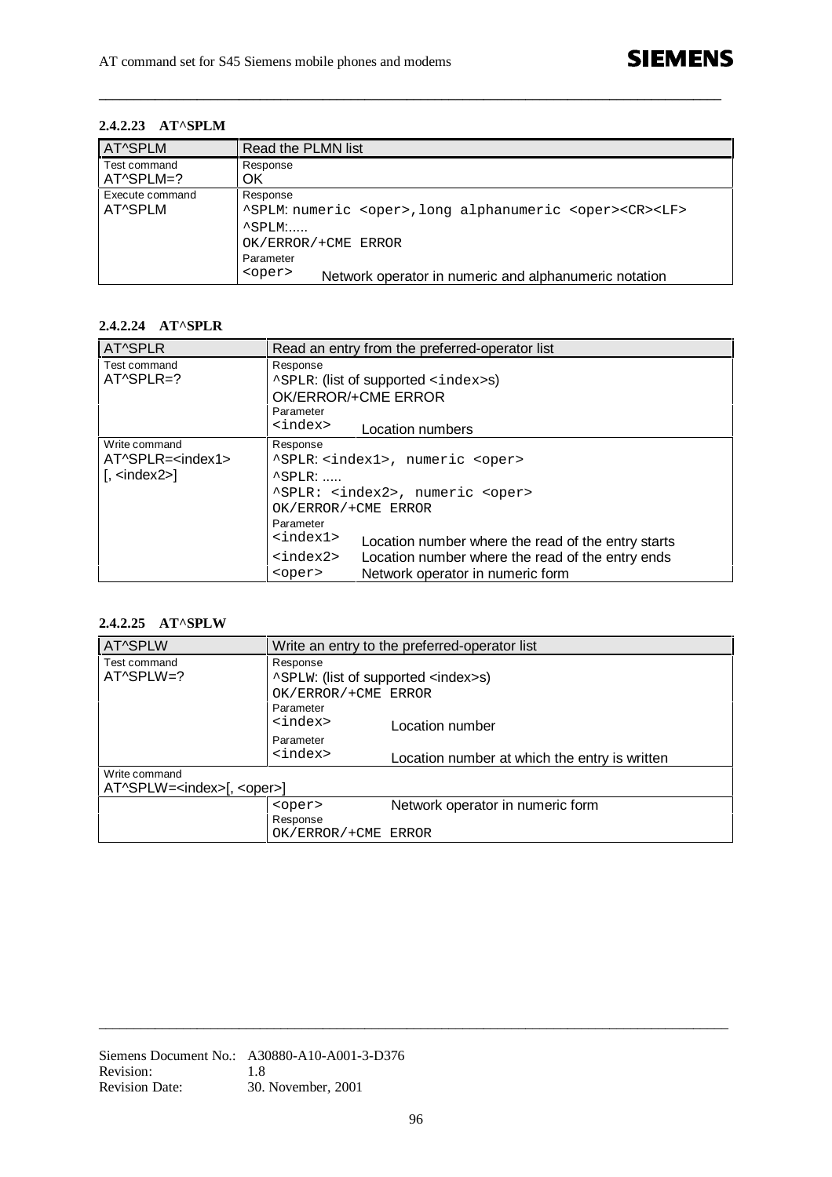### 2.4.2.23 AT^SPLM

| AT^SPLM | Read the PLMN list |
|---|---|
| Test command<br>AT^SPLM=? | Response<br>OK |
| Execute command<br>AT^SPLM | Response<br>^SPLM: numeric <oper>,long alphanumeric <oper><CR><LF><br>^SPLM:.....<br>OK/ERROR/+CME ERROR<br>Parameter<br><oper> Network operator in numeric and alphanumeric notation |

### 2.4.2.24 AT^SPLR

| AT^SPLR | Read an entry from the preferred-operator list |
|---|---|
| Test command<br>AT^SPLR=? | Response<br>^SPLR: (list of supported <index>s)<br>OK/ERROR/+CME ERROR<br>Parameter<br><index> Location numbers |
| Write command<br>AT^SPLR=<index1><br>[, <index2>] | Response<br>^SPLR: <index1>, numeric <oper><br>^SPLR: .....<br>^SPLR: <index2>, numeric <oper><br>OK/ERROR/+CME ERROR<br>Parameter<br><index1> Location number where the read of the entry starts<br><index2> Location number where the read of the entry ends<br><oper> Network operator in numeric form |

### 2.4.2.25 AT^SPLW

| AT^SPLW | Write an entry to the preferred-operator list |
|---|---|
| Test command<br>AT^SPLW=? | Response<br>^SPLW: (list of supported <index>s)<br>OK/ERROR/+CME ERROR<br>Parameter<br><index> Location number<br>Parameter<br><index> Location number at which the entry is written |
| Write command<br>AT^SPLW=<index>[, <oper>] | |
| | <oper> Network operator in numeric form<br>Response<br>OK/ERROR/+CME ERROR |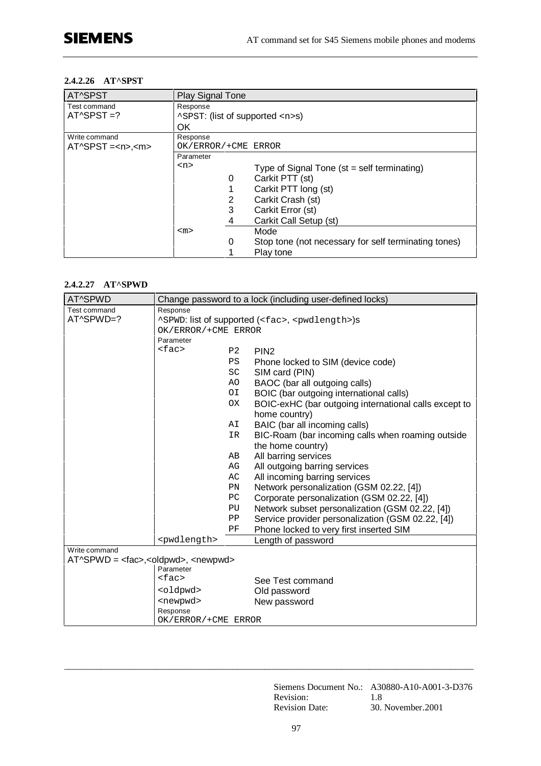#### 2.4.2.26 AT^SPST

| AT^SPST | Play Signal Tone | | |
|---|---|---|---|
| Test command<br>AT^SPST =? | Response<br>^SPST: (list of supported <n>s)<br>OK | | |
| Write command<br>AT^SPST =<n>,<m> | Response<br>OK/ERROR/+CME ERROR | | |
| | Parameter | | |
| | <n> | | Type of Signal Tone (st = self terminating) |
| | | 0 | Carkit PTT (st) |
| | | 1 | Carkit PTT long (st) |
| | | 2 | Carkit Crash (st) |
| | | 3 | Carkit Error (st) |
| | | 4 | Carkit Call Setup (st) |
| | <m> | | Mode |
| | | 0 | Stop tone (not necessary for self terminating tones) |
| | | 1 | Play tone |

#### 2.4.2.27 AT^SPWD

| AT^SPWD | Change password to a lock (including user-defined locks) | | |
|---|---|---|---|
| Test command<br>AT^SPWD=? | Response<br>^SPWD: list of supported (<fac>, <pwdlength>)s<br>OK/ERROR/+CME ERROR | | |
| | Parameter | | |
| | <fac> | P2 | PIN2 |
| | | PS | Phone locked to SIM (device code) |
| | | SC | SIM card (PIN) |
| | | AO | BAOC (bar all outgoing calls) |
| | | OI | BOIC (bar outgoing international calls) |
| | | OX | BOIC-exHC (bar outgoing international calls except to home country) |
| | | AI | BAIC (bar all incoming calls) |
| | | IR | BIC-Roam (bar incoming calls when roaming outside the home country) |
| | | AB | All barring services |
| | | AG | All outgoing barring services |
| | | AC | All incoming barring services |
| | | PN | Network personalization (GSM 02.22, [4]) |
| | | PC | Corporate personalization (GSM 02.22, [4]) |
| | | PU | Network subset personalization (GSM 02.22, [4]) |
| | | PP | Service provider personalization (GSM 02.22, [4]) |
| | | PF | Phone locked to very first inserted SIM |
| | <pwdlength> | | Length of password |
| Write command<br>AT^SPWD = <fac>,<oldpwd>, <newpwd> | | | |
| | Parameter | | |
| | <fac> | | See Test command |
| | <oldpwd> | | Old password |
| | <newpwd> | | New password |
| | Response<br>OK/ERROR/+CME ERROR | | |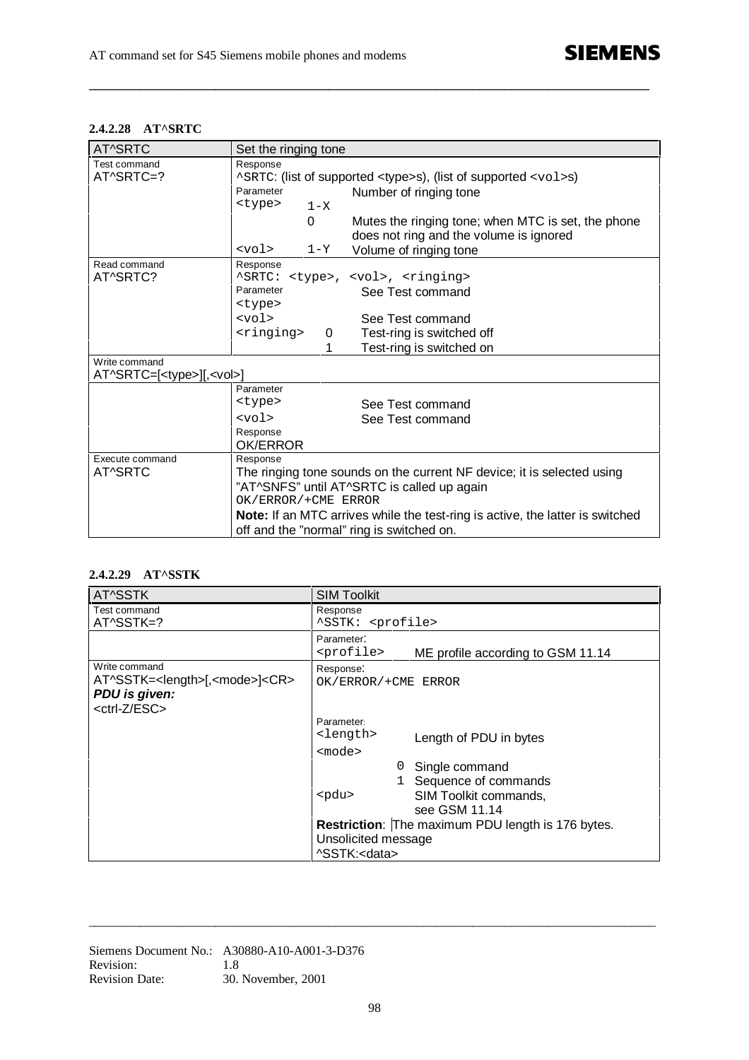#### 2.4.2.28 AT^SRTC

| AT^SRTC | Set the ringing tone |
|---|---|
| Test command<br>AT^SRTC=? | Response<br>^SRTC: (list of supported <type>s), (list of supported <vol>s)<br>Parameter<br><type> 1-X Number of ringing tone<br>0 Mutes the ringing tone; when MTC is set, the phone does not ring and the volume is ignored<br><vol> 1-Y Volume of ringing tone |
| Read command<br>AT^SRTC? | Response<br>^SRTC: <type>, <vol>, <ringing><br>Parameter<br><type> See Test command<br><vol> See Test command<br><ringing> 0 Test-ring is switched off<br>1 Test-ring is switched on |
| Write command<br>AT^SRTC=[<type>][,<vol>] | |
| | Parameter<br><type> See Test command<br><vol> See Test command<br>Response<br>OK/ERROR |
| Execute command<br>AT^SRTC | Response<br>The ringing tone sounds on the current NF device; it is selected using "AT^SNFS" until AT^SRTC is called up again<br>OK/ERROR/+CME ERROR<br>**Note:** If an MTC arrives while the test-ring is active, the latter is switched off and the "normal" ring is switched on. |

#### 2.4.2.29 AT^SSTK

| AT^SSTK | SIM Toolkit |
|---|---|
| Test command<br>AT^SSTK=? | Response<br>^SSTK: <profile> |
| | Parameter:<br><profile> ME profile according to GSM 11.14 |
| Write command<br>AT^SSTK=<length>[,<mode>]<CR><br>***PDU is given:***<br><ctrl-Z/ESC> | Response:<br>OK/ERROR/+CME ERROR |
| | Parameter:<br><length> Length of PDU in bytes<br><mode> |
| | 0 Single command<br>1 Sequence of commands<br><pdu> SIM Toolkit commands, see GSM 11.14 |
| | **Restriction**: The maximum PDU length is 176 bytes.<br>Unsolicited message<br>^SSTK:<data> |

Siemens Document No.: A30880-A10-A001-3-D376
Revision: 1.8
Revision Date: 30. November, 2001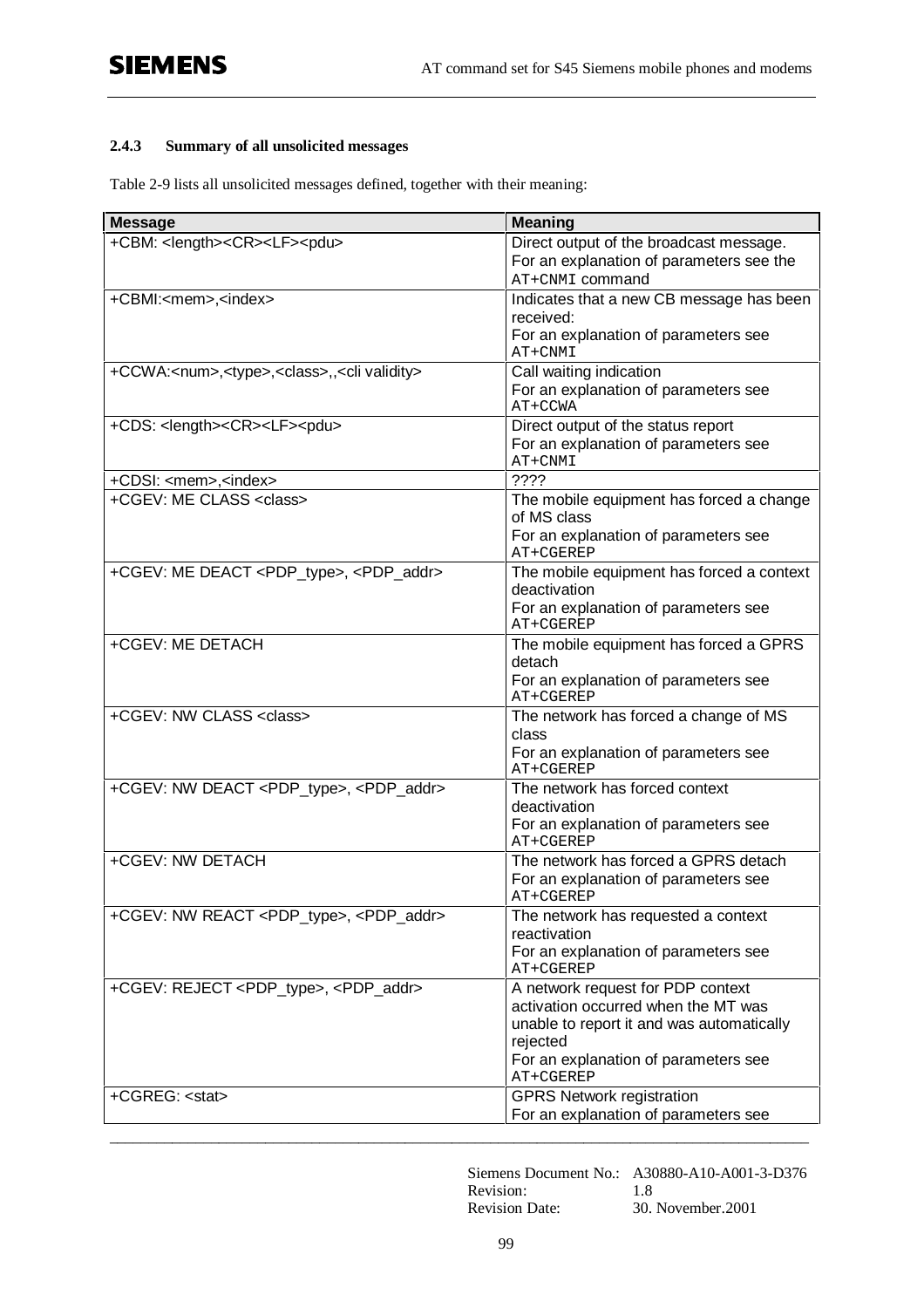### 2.4.3 Summary of all unsolicited messages

Table 2-9 lists all unsolicited messages defined, together with their meaning:

| Message | Meaning |
|---|---|
| +CBM: <length><CR><LF><pdu> | Direct output of the broadcast message. For an explanation of parameters see the AT+CNMI command |
| +CBMI:<mem>,<index> | Indicates that a new CB message has been received: For an explanation of parameters see AT+CNMI |
| +CCWA:<num>,<type>,<class>,,<cli validity> | Call waiting indication For an explanation of parameters see AT+CCWA |
| +CDS: <length><CR><LF><pdu> | Direct output of the status report For an explanation of parameters see AT+CNMI |
| +CDSI: <mem>,<index> | ???? |
| +CGEV: ME CLASS <class> | The mobile equipment has forced a change of MS class For an explanation of parameters see AT+CGEREP |
| +CGEV: ME DEACT <PDP_type>, <PDP_addr> | The mobile equipment has forced a context deactivation For an explanation of parameters see AT+CGEREP |
| +CGEV: ME DETACH | The mobile equipment has forced a GPRS detach For an explanation of parameters see AT+CGEREP |
| +CGEV: NW CLASS <class> | The network has forced a change of MS class For an explanation of parameters see AT+CGEREP |
| +CGEV: NW DEACT <PDP_type>, <PDP_addr> | The network has forced context deactivation For an explanation of parameters see AT+CGEREP |
| +CGEV: NW DETACH | The network has forced a GPRS detach For an explanation of parameters see AT+CGEREP |
| +CGEV: NW REACT <PDP_type>, <PDP_addr> | The network has requested a context reactivation For an explanation of parameters see AT+CGEREP |
| +CGEV: REJECT <PDP_type>, <PDP_addr> | A network request for PDP context activation occurred when the MT was unable to report it and was automatically rejected For an explanation of parameters see AT+CGEREP |
| +CGREG: <stat> | GPRS Network registration For an explanation of parameters see |

Siemens Document No.: A30880-A10-A001-3-D376
Revision: 1.8
Revision Date: 30. November.2001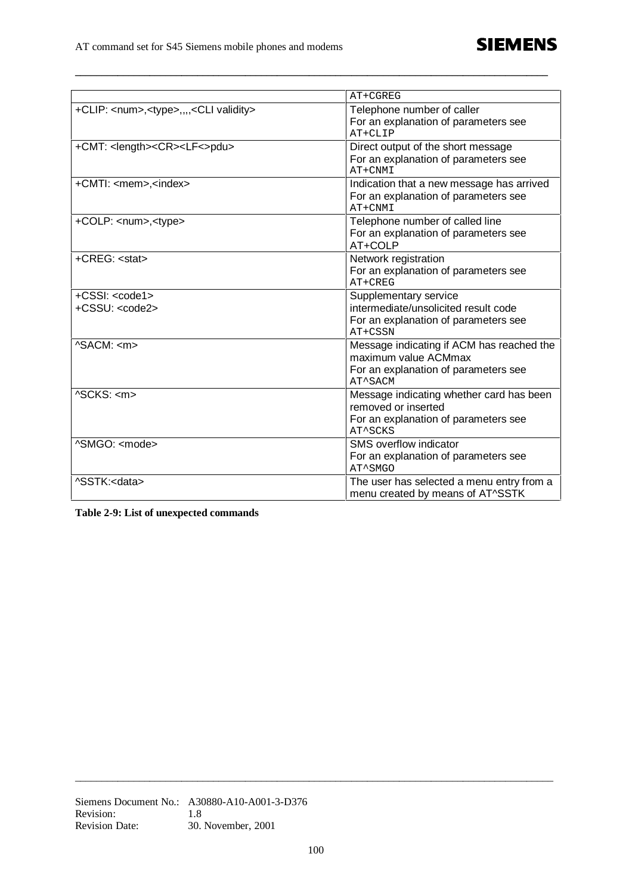|  | AT+CGREG |
|---|---|
| +CLIP: <num>,<type>,,,,<CLI validity> | Telephone number of caller<br>For an explanation of parameters see AT+CLIP |
| +CMT: <length><CR><LF<>pdu> | Direct output of the short message<br>For an explanation of parameters see AT+CNMI |
| +CMTI: <mem>,<index> | Indication that a new message has arrived<br>For an explanation of parameters see AT+CNMI |
| +COLP: <num>,<type> | Telephone number of called line<br>For an explanation of parameters see AT+COLP |
| +CREG: <stat> | Network registration<br>For an explanation of parameters see AT+CREG |
| +CSSI: <code1><br>+CSSU: <code2> | Supplementary service intermediate/unsolicited result code<br>For an explanation of parameters see AT+CSSN |
| ^SACM: <m> | Message indicating if ACM has reached the maximum value ACMmax<br>For an explanation of parameters see AT^SACM |
| ^SCKS: <m> | Message indicating whether card has been removed or inserted<br>For an explanation of parameters see AT^SCKS |
| ^SMGO: <mode> | SMS overflow indicator<br>For an explanation of parameters see AT^SMGO |
| ^SSTK:<data> | The user has selected a menu entry from a menu created by means of AT^SSTK |

**Table 2-9: List of unexpected commands**

Siemens Document No.: A30880-A10-A001-3-D376
Revision: 1.8
Revision Date: 30. November, 2001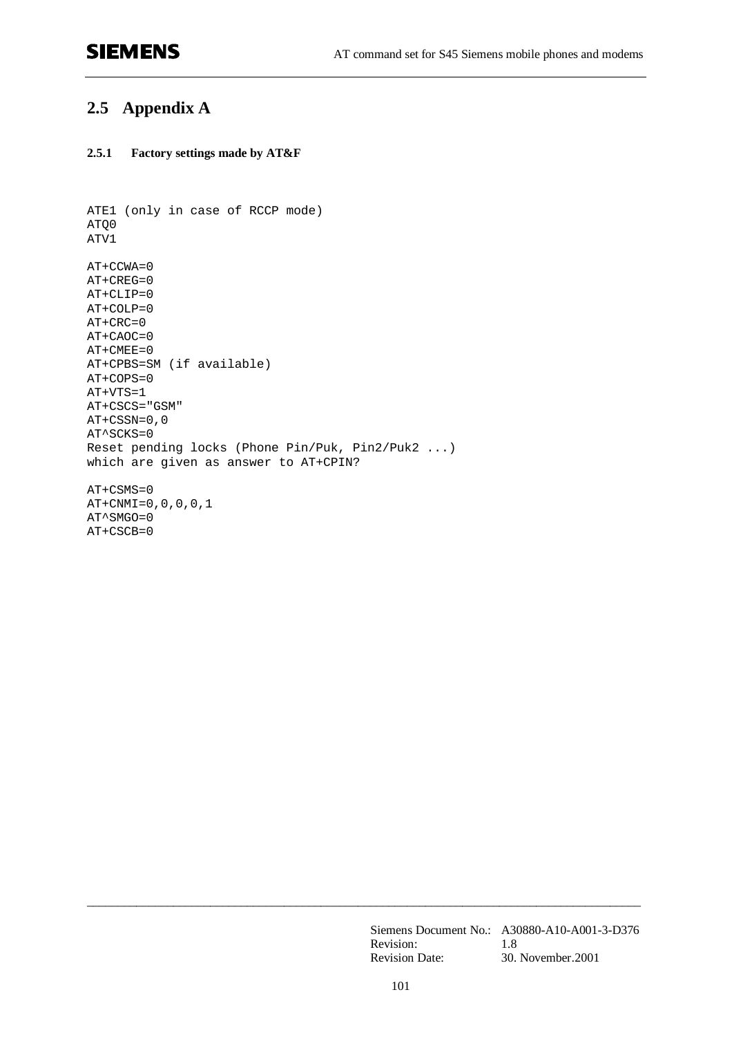## 2.5 Appendix A

### 2.5.1 Factory settings made by AT&F

```
ATE1 (only in case of RCCP mode)
ATQ0
ATV1

AT+CCWA=0
AT+CREG=0
AT+CLIP=0
AT+COLP=0
AT+CRC=0
AT+CAOC=0
AT+CMEE=0
AT+CPBS=SM (if available)
AT+COPS=0
AT+VTS=1
AT+CSCS="GSM"
AT+CSSN=0,0
AT^SCKS=0
Reset pending locks (Phone Pin/Puk, Pin2/Puk2 ...)
which are given as answer to AT+CPIN?

AT+CSMS=0
AT+CNMI=0,0,0,0,1
AT^SMGO=0
AT+CSCB=0
```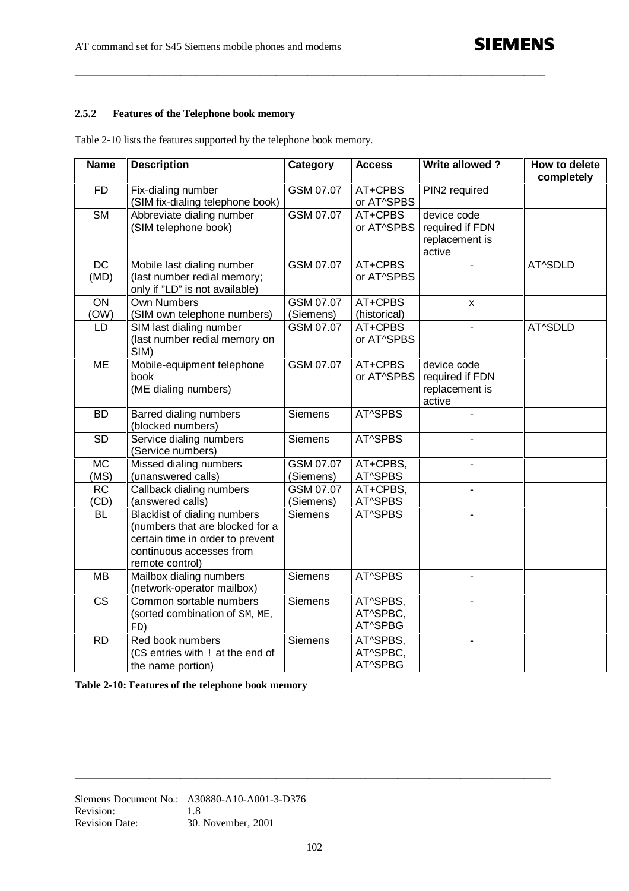### 2.5.2 Features of the Telephone book memory

Table 2-10 lists the features supported by the telephone book memory.

| Name | Description | Category | Access | Write allowed ? | How to delete completely |
|---|---|---|---|---|---|
| FD | Fix-dialing number (SIM fix-dialing telephone book) | GSM 07.07 | AT+CPBS or AT^SPBS | PIN2 required | |
| SM | Abbreviate dialing number (SIM telephone book) | GSM 07.07 | AT+CPBS or AT^SPBS | device code required if FDN replacement is active | |
| DC (MD) | Mobile last dialing number (last number redial memory; only if "LD" is not available) | GSM 07.07 | AT+CPBS or AT^SPBS | - | AT^SDLD |
| ON (OW) | Own Numbers (SIM own telephone numbers) | GSM 07.07 (Siemens) | AT+CPBS (historical) | x | |
| LD | SIM last dialing number (last number redial memory on SIM) | GSM 07.07 | AT+CPBS or AT^SPBS | - | AT^SDLD |
| ME | Mobile-equipment telephone book (ME dialing numbers) | GSM 07.07 | AT+CPBS or AT^SPBS | device code required if FDN replacement is active | |
| BD | Barred dialing numbers (blocked numbers) | Siemens | AT^SPBS | - | |
| SD | Service dialing numbers (Service numbers) | Siemens | AT^SPBS | - | |
| MC (MS) | Missed dialing numbers (unanswered calls) | GSM 07.07 (Siemens) | AT+CPBS, AT^SPBS | - | |
| RC (CD) | Callback dialing numbers (answered calls) | GSM 07.07 (Siemens) | AT+CPBS, AT^SPBS | - | |
| BL | Blacklist of dialing numbers (numbers that are blocked for a certain time in order to prevent continuous accesses from remote control) | Siemens | AT^SPBS | - | |
| MB | Mailbox dialing numbers (network-operator mailbox) | Siemens | AT^SPBS | - | |
| CS | Common sortable numbers (sorted combination of SM, ME, FD) | Siemens | AT^SPBS, AT^SPBC, AT^SPBG | - | |
| RD | Red book numbers (CS entries with ! at the end of the name portion) | Siemens | AT^SPBS, AT^SPBC, AT^SPBG | - | |

**Table 2-10: Features of the telephone book memory**

Siemens Document No.: A30880-A10-A001-3-D376
Revision: 1.8
Revision Date: 30. November, 2001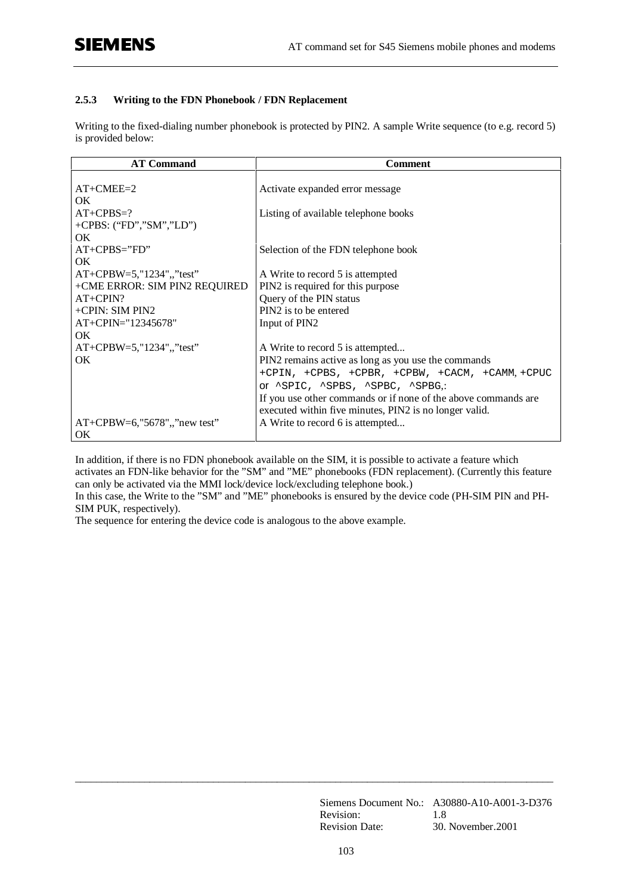### 2.5.3 Writing to the FDN Phonebook / FDN Replacement

Writing to the fixed-dialing number phonebook is protected by PIN2. A sample Write sequence (to e.g. record 5) is provided below:

| AT Command | Comment |
|---|---|
| AT+CMEE=2<br>OK | Activate expanded error message |
| AT+CPBS=?<br>+CPBS: ("FD","SM","LD")<br>OK | Listing of available telephone books |
| AT+CPBS="FD"<br>OK | Selection of the FDN telephone book |
| AT+CPBW=5,"1234",,"test" | A Write to record 5 is attempted |
| +CME ERROR: SIM PIN2 REQUIRED | PIN2 is required for this purpose |
| AT+CPIN? | Query of the PIN status |
| +CPIN: SIM PIN2 | PIN2 is to be entered |
| AT+CPIN="12345678"<br>OK | Input of PIN2 |
| AT+CPBW=5,"1234",,"test" | A Write to record 5 is attempted... |
| OK | PIN2 remains active as long as you use the commands `+CPIN, +CPBS, +CPBR, +CPBW, +CACM, +CAMM, +CPUC` or `^SPIC, ^SPBS, ^SPBC, ^SPBG`,:<br>If you use other commands or if none of the above commands are executed within five minutes, PIN2 is no longer valid. |
| AT+CPBW=6,"5678",,"new test"<br>OK | A Write to record 6 is attempted... |

In addition, if there is no FDN phonebook available on the SIM, it is possible to activate a feature which activates an FDN-like behavior for the "SM" and "ME" phonebooks (FDN replacement). (Currently this feature can only be activated via the MMI lock/device lock/excluding telephone book.)
In this case, the Write to the "SM" and "ME" phonebooks is ensured by the device code (PH-SIM PIN and PH-SIM PUK, respectively).
The sequence for entering the device code is analogous to the above example.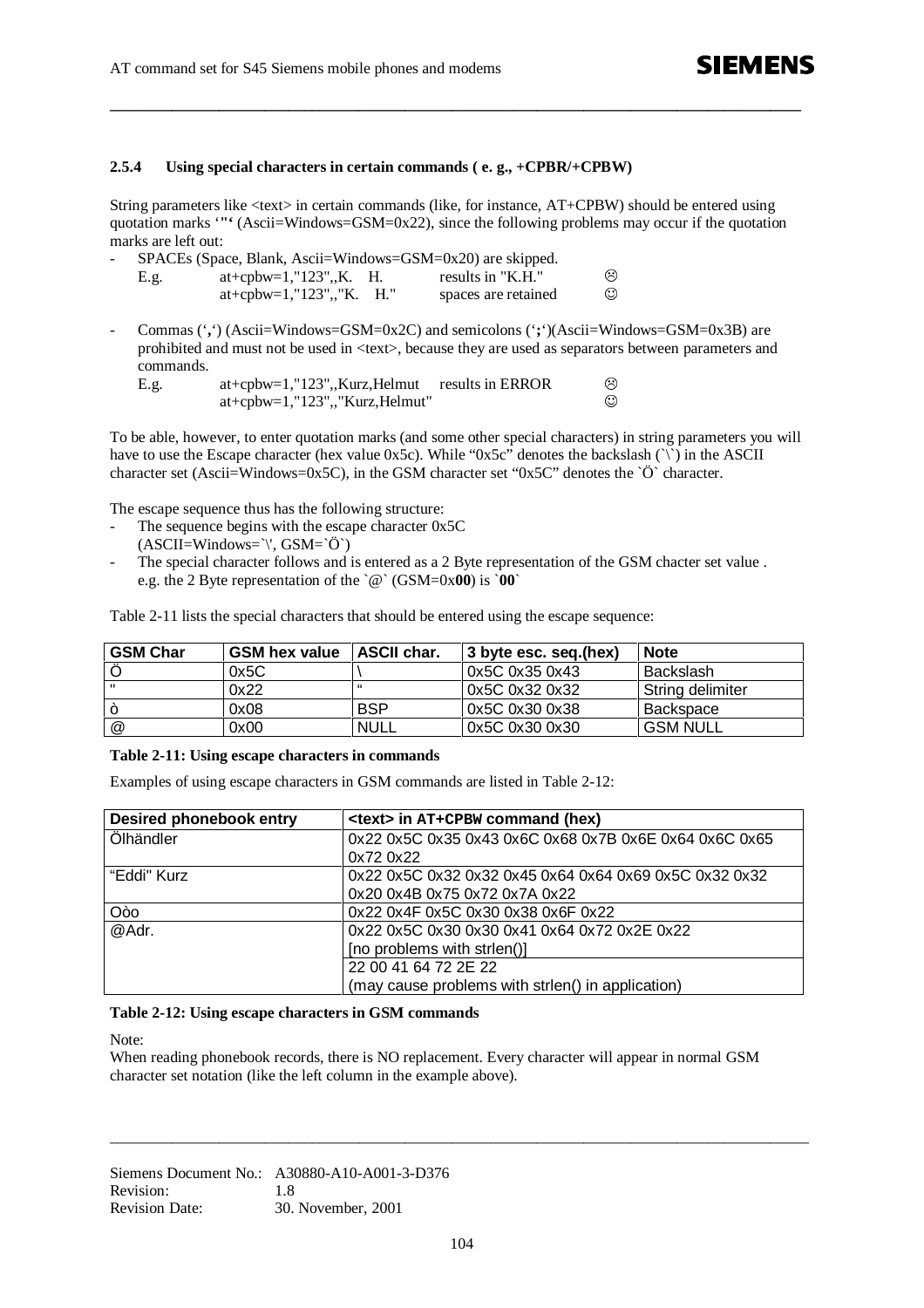### 2.5.4 Using special characters in certain commands ( e. g., +CPBR/+CPBW)

String parameters like <text> in certain commands (like, for instance, AT+CPBW) should be entered using quotation marks '**"**' (Ascii=Windows=GSM=0x22), since the following problems may occur if the quotation marks are left out:

- SPACEs (Space, Blank, Ascii=Windows=GSM=0x20) are skipped.

  | E.g. | at+cpbw=1,"123",,K.   H. | results in "K.H." | ☹ |
  |---|---|---|---|
  | | at+cpbw=1,"123",,"K.   H." | spaces are retained | ☺ |

- Commas ('**,**') (Ascii=Windows=GSM=0x2C) and semicolons ('**;**')(Ascii=Windows=GSM=0x3B) are prohibited and must not be used in <text>, because they are used as separators between parameters and commands.

  | E.g. | at+cpbw=1,"123",,Kurz,Helmut | results in ERROR | ☹ |
  |---|---|---|---|
  | | at+cpbw=1,"123",,"Kurz,Helmut" | | ☺ |

To be able, however, to enter quotation marks (and some other special characters) in string parameters you will have to use the Escape character (hex value 0x5c). While "0x5c" denotes the backslash (`\`) in the ASCII character set (Ascii=Windows=0x5C), in the GSM character set "0x5C" denotes the `Ö` character.

The escape sequence thus has the following structure:

- The sequence begins with the escape character 0x5C (ASCII=Windows=`\', GSM=`Ö`)
- The special character follows and is entered as a 2 Byte representation of the GSM chacter set value . e.g. the 2 Byte representation of the `@` (GSM=0x**00**) is `**00**`

Table 2-11 lists the special characters that should be entered using the escape sequence:

| GSM Char | GSM hex value | ASCII char. | 3 byte esc. seq.(hex) | Note |
|---|---|---|---|---|
| Ö | 0x5C | \ | 0x5C 0x35 0x43 | Backslash |
| " | 0x22 | " | 0x5C 0x32 0x32 | String delimiter |
| ò | 0x08 | BSP | 0x5C 0x30 0x38 | Backspace |
| @ | 0x00 | NULL | 0x5C 0x30 0x30 | GSM NULL |

**Table 2-11: Using escape characters in commands**

Examples of using escape characters in GSM commands are listed in Table 2-12:

| Desired phonebook entry | <text> in AT+CPBW command (hex) |
|---|---|
| Ölhändler | 0x22 0x5C 0x35 0x43 0x6C 0x68 0x7B 0x6E 0x64 0x6C 0x65 0x72 0x22 |
| "Eddi" Kurz | 0x22 0x5C 0x32 0x32 0x45 0x64 0x64 0x69 0x5C 0x32 0x32 0x20 0x4B 0x75 0x72 0x7A 0x22 |
| Oòo | 0x22 0x4F 0x5C 0x30 0x38 0x6F 0x22 |
| @Adr. | 0x22 0x5C 0x30 0x30 0x41 0x64 0x72 0x2E 0x22 [no problems with strlen()] |
| | 22 00 41 64 72 2E 22 (may cause problems with strlen() in application) |

**Table 2-12: Using escape characters in GSM commands**

Note:
When reading phonebook records, there is NO replacement. Every character will appear in normal GSM character set notation (like the left column in the example above).

Siemens Document No.: A30880-A10-A001-3-D376
Revision: 1.8
Revision Date: 30. November, 2001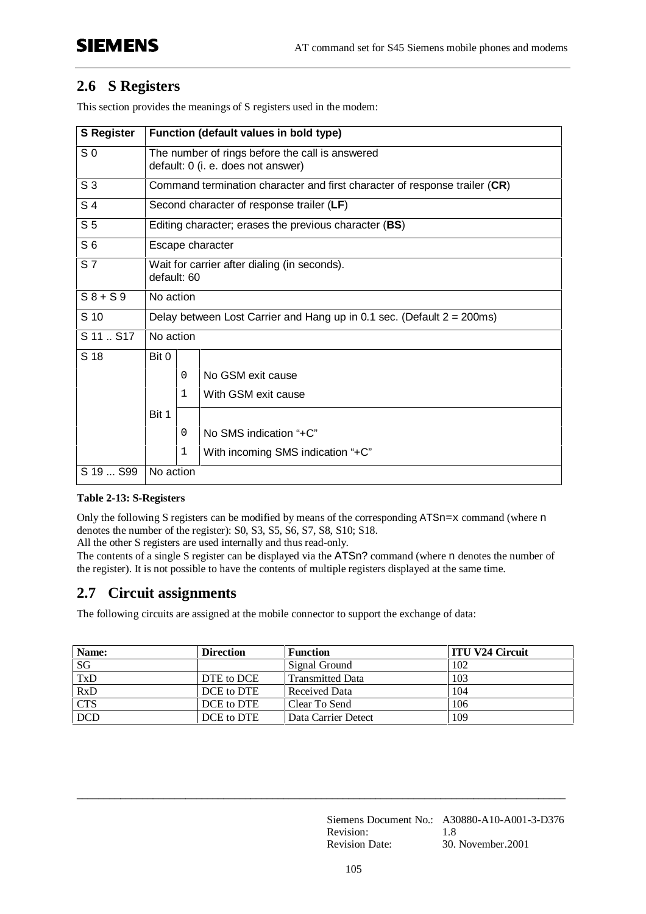## 2.6 S Registers

This section provides the meanings of S registers used in the modem:

| S Register | Function (default values in bold type) | | |
|---|---|---|---|
| S 0 | The number of rings before the call is answered<br>default: 0 (i. e. does not answer) | | |
| S 3 | Command termination character and first character of response trailer (**CR**) | | |
| S 4 | Second character of response trailer (**LF**) | | |
| S 5 | Editing character; erases the previous character (**BS**) | | |
| S 6 | Escape character | | |
| S 7 | Wait for carrier after dialing (in seconds).<br>default: 60 | | |
| S 8 + S 9 | No action | | |
| S 10 | Delay between Lost Carrier and Hang up in 0.1 sec. (Default 2 = 200ms) | | |
| S 11 .. S17 | No action | | |
| S 18 | Bit 0 | | |
| | | 0 | No GSM exit cause |
| | | 1 | With GSM exit cause |
| | Bit 1 | | |
| | | 0 | No SMS indication "+C" |
| | | 1 | With incoming SMS indication "+C" |
| S 19 ... S99 | No action | | |

**Table 2-13: S-Registers**

Only the following S registers can be modified by means of the corresponding ATSn=x command (where n denotes the number of the register): S0, S3, S5, S6, S7, S8, S10; S18.
All the other S registers are used internally and thus read-only.
The contents of a single S register can be displayed via the ATSn? command (where n denotes the number of the register). It is not possible to have the contents of multiple registers displayed at the same time.

## 2.7 Circuit assignments

The following circuits are assigned at the mobile connector to support the exchange of data:

| Name: | Direction | Function | ITU V24 Circuit |
|---|---|---|---|
| SG | | Signal Ground | 102 |
| TxD | DTE to DCE | Transmitted Data | 103 |
| RxD | DCE to DTE | Received Data | 104 |
| CTS | DCE to DTE | Clear To Send | 106 |
| DCD | DCE to DTE | Data Carrier Detect | 109 |

Siemens Document No.: A30880-A10-A001-3-D376
Revision: 1.8
Revision Date: 30. November.2001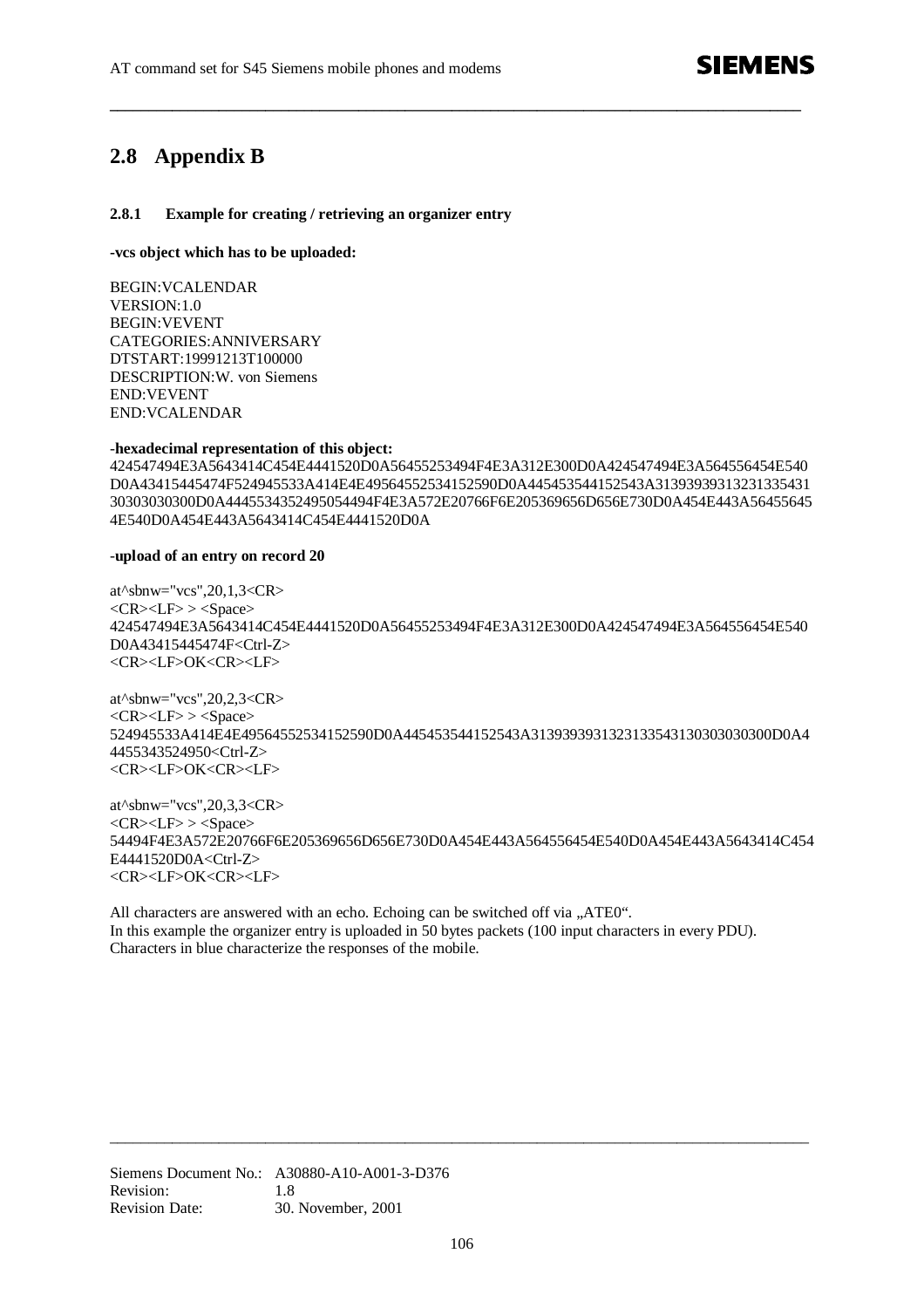## 2.8 Appendix B

### 2.8.1 Example for creating / retrieving an organizer entry

**-vcs object which has to be uploaded:**

BEGIN:VCALENDAR
VERSION:1.0
BEGIN:VEVENT
CATEGORIES:ANNIVERSARY
DTSTART:19991213T100000
DESCRIPTION:W. von Siemens
END:VEVENT
END:VCALENDAR

-**hexadecimal representation of this object:**
424547494E3A5643414C454E4441520D0A56455253494F4E3A312E300D0A424547494E3A564556454E540D0A43415445474F524945533A414E4E49564552534152590D0A445453544152543A313939393132313354313030303030300D0A4445534352495054494F4E3A572E20766F6E205369656D656E730D0A454E443A564556454E540D0A454E443A5643414C454E4441520D0A

-**upload of an entry on record 20**

at^sbnw="vcs",20,1,3<CR>
<CR><LF> > <Space>
424547494E3A5643414C454E4441520D0A56455253494F4E3A312E300D0A424547494E3A564556454E540D0A43415445474F<Ctrl-Z>
<CR><LF>OK<CR><LF>

at^sbnw="vcs",20,2,3<CR>
<CR><LF> > <Space>
524945533A414E4E49564552534152590D0A445453544152543A3139393931323133543130303030300D0A44455343524950<Ctrl-Z>
<CR><LF>OK<CR><LF>

at^sbnw="vcs",20,3,3<CR>
<CR><LF> > <Space>
54494F4E3A572E20766F6E205369656D656E730D0A454E443A564556454E540D0A454E443A5643414C454E4441520D0A<Ctrl-Z>
<CR><LF>OK<CR><LF>

All characters are answered with an echo. Echoing can be switched off via „ATE0“.
In this example the organizer entry is uploaded in 50 bytes packets (100 input characters in every PDU).
Characters in blue characterize the responses of the mobile.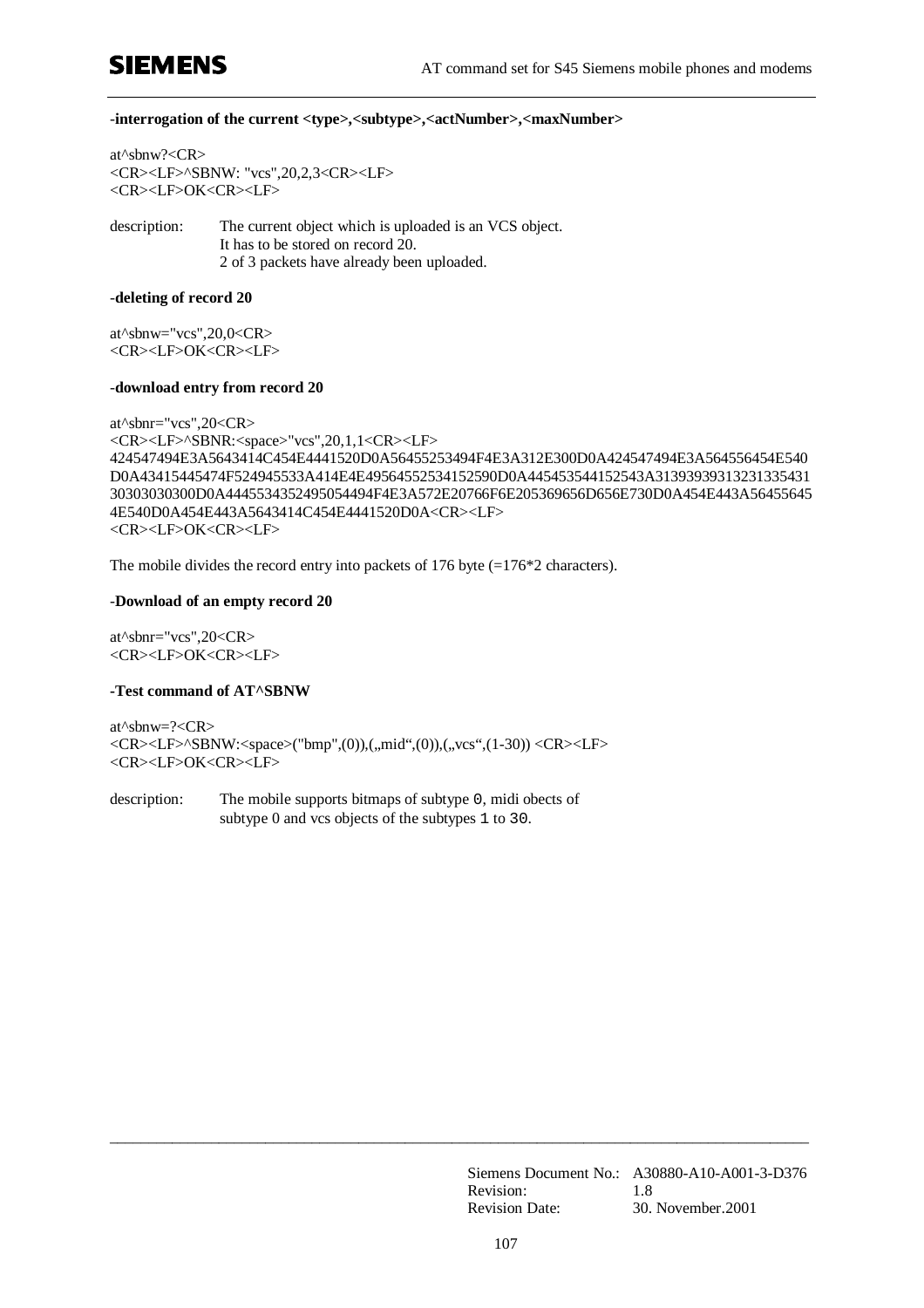**-interrogation of the current <type>,<subtype>,<actNumber>,<maxNumber>**

at^sbnw?<CR>
<CR><LF>^SBNW: "vcs",20,2,3<CR><LF>
<CR><LF>OK<CR><LF>

description: The current object which is uploaded is an VCS object.
It has to be stored on record 20.
2 of 3 packets have already been uploaded.

**-deleting of record 20**

at^sbnw="vcs",20,0<CR>
<CR><LF>OK<CR><LF>

**-download entry from record 20**

at^sbnr="vcs",20<CR>
<CR><LF>^SBNR:<space>"vcs",20,1,1<CR><LF>
424547494E3A5643414C454E4441520D0A56455253494F4E3A312E300D0A424547494E3A564556454E540D0A43415445474F524945533A414E4E49564552534152590D0A445453544152543A313939393132313354313030303030300D0A4445534352495054494F4E3A572E20766F6E205369656D656E730D0A454E443A564556454E540D0A454E443A5643414C454E4441520D0A<CR><LF>
<CR><LF>OK<CR><LF>

The mobile divides the record entry into packets of 176 byte (=176*2 characters).

**-Download of an empty record 20**

at^sbnr="vcs",20<CR>
<CR><LF>OK<CR><LF>

**-Test command of AT^SBNW**

at^sbnw=?<CR>
<CR><LF>^SBNW:<space>("bmp",(0)),(„mid“,(0)),(„vcs“,(1-30)) <CR><LF>
<CR><LF>OK<CR><LF>

description: The mobile supports bitmaps of subtype 0, midi obects of subtype 0 and vcs objects of the subtypes 1 to 30.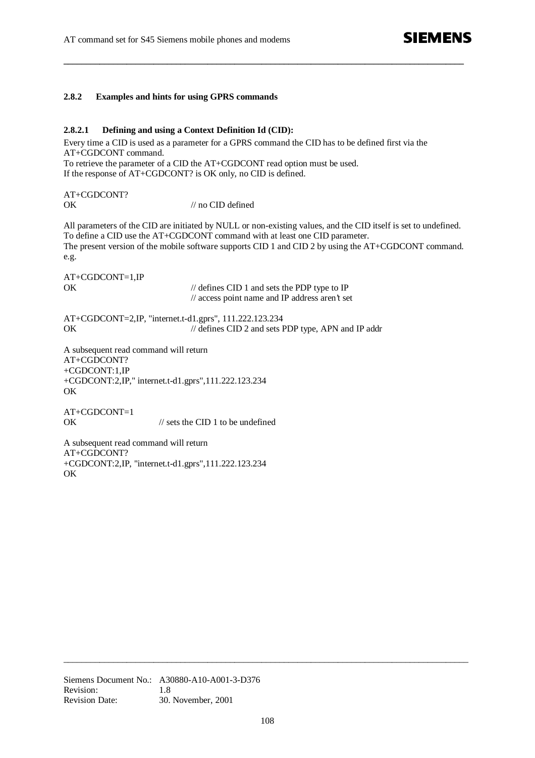### 2.8.2 Examples and hints for using GPRS commands

#### 2.8.2.1 Defining and using a Context Definition Id (CID):

Every time a CID is used as a parameter for a GPRS command the CID has to be defined first via the AT+CGDCONT command.
To retrieve the parameter of a CID the AT+CGDCONT read option must be used.
If the response of AT+CGDCONT? is OK only, no CID is defined.

```
AT+CGDCONT?
OK                          // no CID defined
```

All parameters of the CID are initiated by NULL or non-existing values, and the CID itself is set to undefined.
To define a CID use the AT+CGDCONT command with at least one CID parameter.
The present version of the mobile software supports CID 1 and CID 2 by using the AT+CGDCONT command.
e.g.

```
AT+CGDCONT=1,IP
OK                          // defines CID 1 and sets the PDP type to IP
                            // access point name and IP address aren't set

AT+CGDCONT=2,IP, "internet.t-d1.gprs", 111.222.123.234
OK                          // defines CID 2 and sets PDP type, APN and IP addr
```

A subsequent read command will return

```
AT+CGDCONT?
+CGDCONT:1,IP
+CGDCONT:2,IP," internet.t-d1.gprs",111.222.123.234
OK

AT+CGDCONT=1
OK                  // sets the CID 1 to be undefined
```

A subsequent read command will return

```
AT+CGDCONT?
+CGDCONT:2,IP, "internet.t-d1.gprs",111.222.123.234
OK
```

Siemens Document No.: A30880-A10-A001-3-D376
Revision: 1.8
Revision Date: 30. November, 2001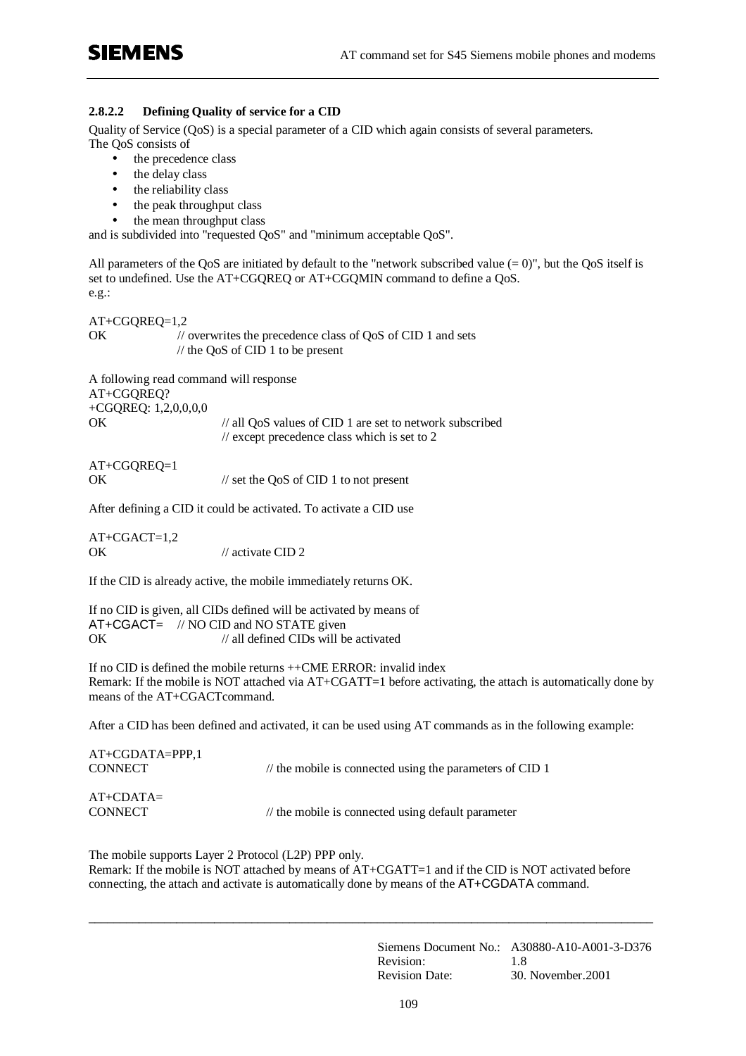#### 2.8.2.2 Defining Quality of service for a CID

Quality of Service (QoS) is a special parameter of a CID which again consists of several parameters.
The QoS consists of

- the precedence class
- the delay class
- the reliability class
- the peak throughput class
- the mean throughput class

and is subdivided into "requested QoS" and "minimum acceptable QoS".

All parameters of the QoS are initiated by default to the "network subscribed value (= 0)", but the QoS itself is set to undefined. Use the AT+CGQREQ or AT+CGQMIN command to define a QoS.
e.g.:

```
AT+CGQREQ=1,2
OK              // overwrites the precedence class of QoS of CID 1 and sets
                // the QoS of CID 1 to be present
```

A following read command will response

```
AT+CGQREQ?
+CGQREQ: 1,2,0,0,0,0
OK                      // all QoS values of CID 1 are set to network subscribed
                        // except precedence class which is set to 2
```

```
AT+CGQREQ=1
OK                      // set the QoS of CID 1 to not present
```

After defining a CID it could be activated. To activate a CID use

```
AT+CGACT=1,2
OK                      // activate CID 2
```

If the CID is already active, the mobile immediately returns OK.

If no CID is given, all CIDs defined will be activated by means of

```
AT+CGACT=    // NO CID and NO STATE given
OK                      // all defined CIDs will be activated
```

If no CID is defined the mobile returns ++CME ERROR: invalid index
Remark: If the mobile is NOT attached via AT+CGATT=1 before activating, the attach is automatically done by means of the AT+CGACTcommand.

After a CID has been defined and activated, it can be used using AT commands as in the following example:

```
AT+CGDATA=PPP,1
CONNECT                         // the mobile is connected using the parameters of CID 1

AT+CDATA=
CONNECT                         // the mobile is connected using default parameter
```

The mobile supports Layer 2 Protocol (L2P) PPP only.
Remark: If the mobile is NOT attached by means of AT+CGATT=1 and if the CID is NOT activated before connecting, the attach and activate is automatically done by means of the AT+CGDATA command.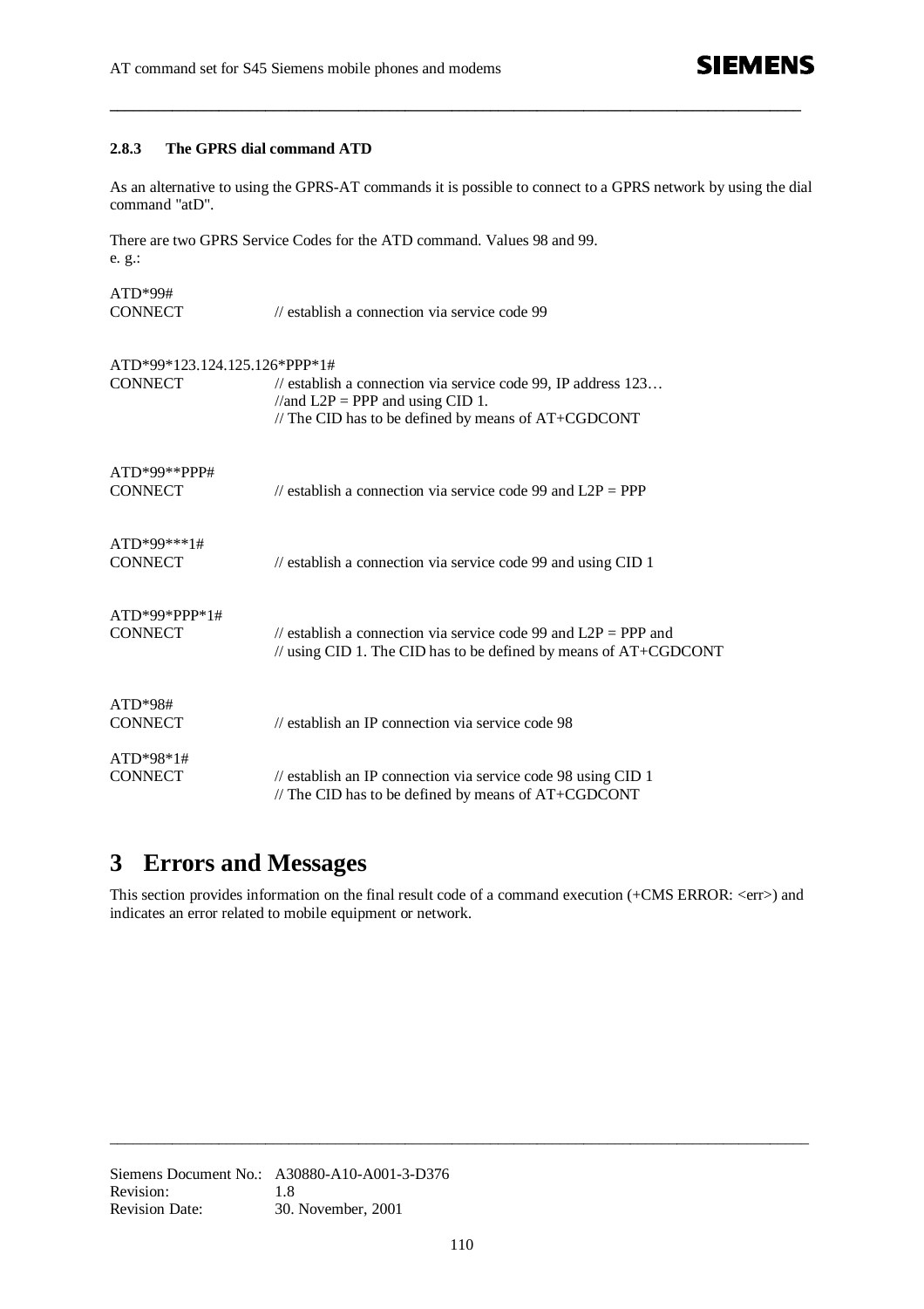### 2.8.3 The GPRS dial command ATD

As an alternative to using the GPRS-AT commands it is possible to connect to a GPRS network by using the dial command "atD".

There are two GPRS Service Codes for the ATD command. Values 98 and 99.
e. g.:

```
ATD*99#
CONNECT          // establish a connection via service code 99


ATD*99*123.124.125.126*PPP*1#
CONNECT          // establish a connection via service code 99, IP address 123…
                 //and L2P = PPP and using CID 1.
                 // The CID has to be defined by means of AT+CGDCONT


ATD*99**PPP#
CONNECT          // establish a connection via service code 99 and L2P = PPP


ATD*99***1#
CONNECT          // establish a connection via service code 99 and using CID 1


ATD*99*PPP*1#
CONNECT          // establish a connection via service code 99 and L2P = PPP and
                 // using CID 1. The CID has to be defined by means of AT+CGDCONT


ATD*98#
CONNECT          // establish an IP connection via service code 98

ATD*98*1#
CONNECT          // establish an IP connection via service code 98 using CID 1
                 // The CID has to be defined by means of AT+CGDCONT
```

# 3 Errors and Messages

This section provides information on the final result code of a command execution (+CMS ERROR: <err>) and indicates an error related to mobile equipment or network.

Siemens Document No.: A30880-A10-A001-3-D376
Revision: 1.8
Revision Date: 30. November, 2001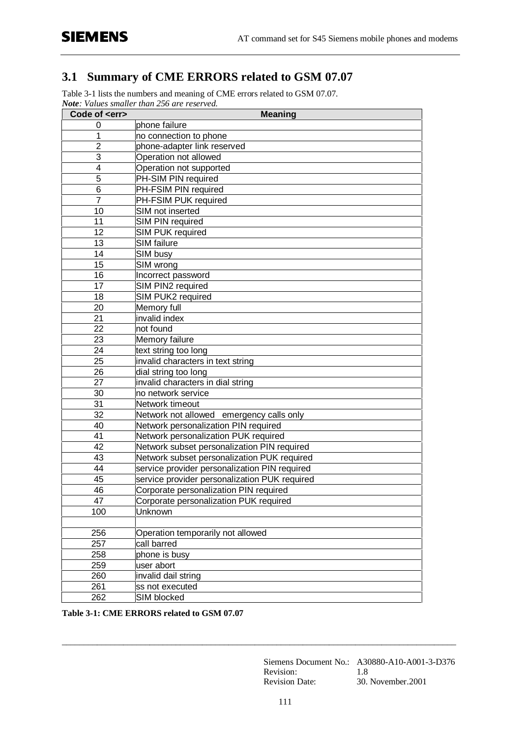## 3.1 Summary of CME ERRORS related to GSM 07.07

Table 3-1 lists the numbers and meaning of CME errors related to GSM 07.07.
***Note**: Values smaller than 256 are reserved.*

| Code of <err> | Meaning |
|---|---|
| 0 | phone failure |
| 1 | no connection to phone |
| 2 | phone-adapter link reserved |
| 3 | Operation not allowed |
| 4 | Operation not supported |
| 5 | PH-SIM PIN required |
| 6 | PH-FSIM PIN required |
| 7 | PH-FSIM PUK required |
| 10 | SIM not inserted |
| 11 | SIM PIN required |
| 12 | SIM PUK required |
| 13 | SIM failure |
| 14 | SIM busy |
| 15 | SIM wrong |
| 16 | Incorrect password |
| 17 | SIM PIN2 required |
| 18 | SIM PUK2 required |
| 20 | Memory full |
| 21 | invalid index |
| 22 | not found |
| 23 | Memory failure |
| 24 | text string too long |
| 25 | invalid characters in text string |
| 26 | dial string too long |
| 27 | invalid characters in dial string |
| 30 | no network service |
| 31 | Network timeout |
| 32 | Network not allowed emergency calls only |
| 40 | Network personalization PIN required |
| 41 | Network personalization PUK required |
| 42 | Network subset personalization PIN required |
| 43 | Network subset personalization PUK required |
| 44 | service provider personalization PIN required |
| 45 | service provider personalization PUK required |
| 46 | Corporate personalization PIN required |
| 47 | Corporate personalization PUK required |
| 100 | Unknown |
| | |
| 256 | Operation temporarily not allowed |
| 257 | call barred |
| 258 | phone is busy |
| 259 | user abort |
| 260 | invalid dail string |
| 261 | ss not executed |
| 262 | SIM blocked |

**Table 3-1: CME ERRORS related to GSM 07.07**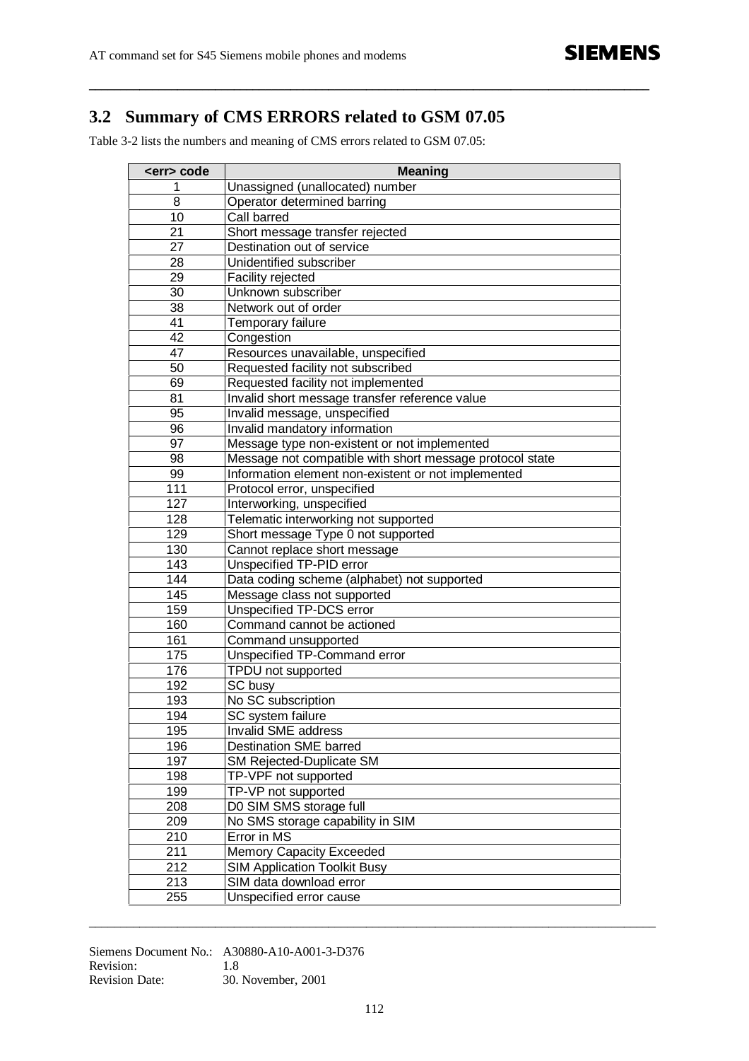## 3.2 Summary of CMS ERRORS related to GSM 07.05

Table 3-2 lists the numbers and meaning of CMS errors related to GSM 07.05:

| <err> code | Meaning |
|---|---|
| 1 | Unassigned (unallocated) number |
| 8 | Operator determined barring |
| 10 | Call barred |
| 21 | Short message transfer rejected |
| 27 | Destination out of service |
| 28 | Unidentified subscriber |
| 29 | Facility rejected |
| 30 | Unknown subscriber |
| 38 | Network out of order |
| 41 | Temporary failure |
| 42 | Congestion |
| 47 | Resources unavailable, unspecified |
| 50 | Requested facility not subscribed |
| 69 | Requested facility not implemented |
| 81 | Invalid short message transfer reference value |
| 95 | Invalid message, unspecified |
| 96 | Invalid mandatory information |
| 97 | Message type non-existent or not implemented |
| 98 | Message not compatible with short message protocol state |
| 99 | Information element non-existent or not implemented |
| 111 | Protocol error, unspecified |
| 127 | Interworking, unspecified |
| 128 | Telematic interworking not supported |
| 129 | Short message Type 0 not supported |
| 130 | Cannot replace short message |
| 143 | Unspecified TP-PID error |
| 144 | Data coding scheme (alphabet) not supported |
| 145 | Message class not supported |
| 159 | Unspecified TP-DCS error |
| 160 | Command cannot be actioned |
| 161 | Command unsupported |
| 175 | Unspecified TP-Command error |
| 176 | TPDU not supported |
| 192 | SC busy |
| 193 | No SC subscription |
| 194 | SC system failure |
| 195 | Invalid SME address |
| 196 | Destination SME barred |
| 197 | SM Rejected-Duplicate SM |
| 198 | TP-VPF not supported |
| 199 | TP-VP not supported |
| 208 | D0 SIM SMS storage full |
| 209 | No SMS storage capability in SIM |
| 210 | Error in MS |
| 211 | Memory Capacity Exceeded |
| 212 | SIM Application Toolkit Busy |
| 213 | SIM data download error |
| 255 | Unspecified error cause |

Siemens Document No.: A30880-A10-A001-3-D376
Revision: 1.8
Revision Date: 30. November, 2001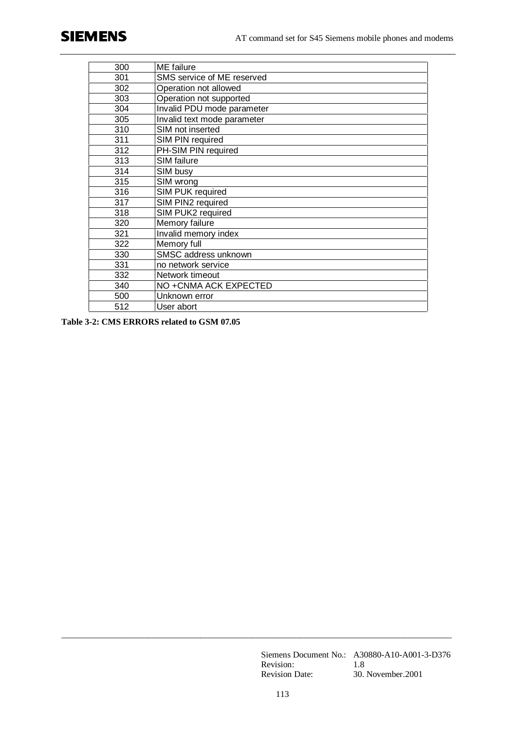| | |
|---|---|
| 300 | ME failure |
| 301 | SMS service of ME reserved |
| 302 | Operation not allowed |
| 303 | Operation not supported |
| 304 | Invalid PDU mode parameter |
| 305 | Invalid text mode parameter |
| 310 | SIM not inserted |
| 311 | SIM PIN required |
| 312 | PH-SIM PIN required |
| 313 | SIM failure |
| 314 | SIM busy |
| 315 | SIM wrong |
| 316 | SIM PUK required |
| 317 | SIM PIN2 required |
| 318 | SIM PUK2 required |
| 320 | Memory failure |
| 321 | Invalid memory index |
| 322 | Memory full |
| 330 | SMSC address unknown |
| 331 | no network service |
| 332 | Network timeout |
| 340 | NO +CNMA ACK EXPECTED |
| 500 | Unknown error |
| 512 | User abort |

**Table 3-2: CMS ERRORS related to GSM 07.05**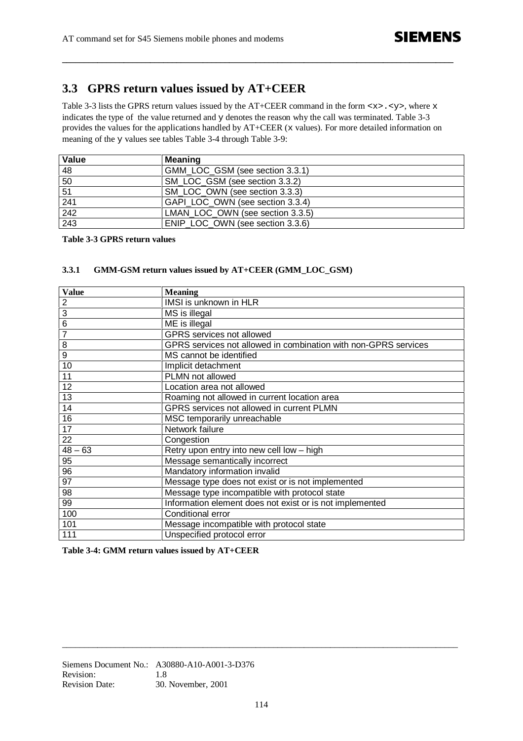## 3.3 GPRS return values issued by AT+CEER

Table 3-3 lists the GPRS return values issued by the AT+CEER command in the form `<x>.<y>`, where `x` indicates the type of the value returned and `y` denotes the reason why the call was terminated. Table 3-3 provides the values for the applications handled by AT+CEER (`x` values). For more detailed information on meaning of the `y` values see tables Table 3-4 through Table 3-9:

| Value | Meaning |
|---|---|
| 48 | GMM_LOC_GSM (see section 3.3.1) |
| 50 | SM_LOC_GSM (see section 3.3.2) |
| 51 | SM_LOC_OWN (see section 3.3.3) |
| 241 | GAPI_LOC_OWN (see section 3.3.4) |
| 242 | LMAN_LOC_OWN (see section 3.3.5) |
| 243 | ENIP_LOC_OWN (see section 3.3.6) |

**Table 3-3 GPRS return values**

### 3.3.1 GMM-GSM return values issued by AT+CEER (GMM_LOC_GSM)

| Value | Meaning |
|---|---|
| 2 | IMSI is unknown in HLR |
| 3 | MS is illegal |
| 6 | ME is illegal |
| 7 | GPRS services not allowed |
| 8 | GPRS services not allowed in combination with non-GPRS services |
| 9 | MS cannot be identified |
| 10 | Implicit detachment |
| 11 | PLMN not allowed |
| 12 | Location area not allowed |
| 13 | Roaming not allowed in current location area |
| 14 | GPRS services not allowed in current PLMN |
| 16 | MSC temporarily unreachable |
| 17 | Network failure |
| 22 | Congestion |
| 48 – 63 | Retry upon entry into new cell low – high |
| 95 | Message semantically incorrect |
| 96 | Mandatory information invalid |
| 97 | Message type does not exist or is not implemented |
| 98 | Message type incompatible with protocol state |
| 99 | Information element does not exist or is not implemented |
| 100 | Conditional error |
| 101 | Message incompatible with protocol state |
| 111 | Unspecified protocol error |

**Table 3-4: GMM return values issued by AT+CEER**

Siemens Document No.: A30880-A10-A001-3-D376
Revision: 1.8
Revision Date: 30. November, 2001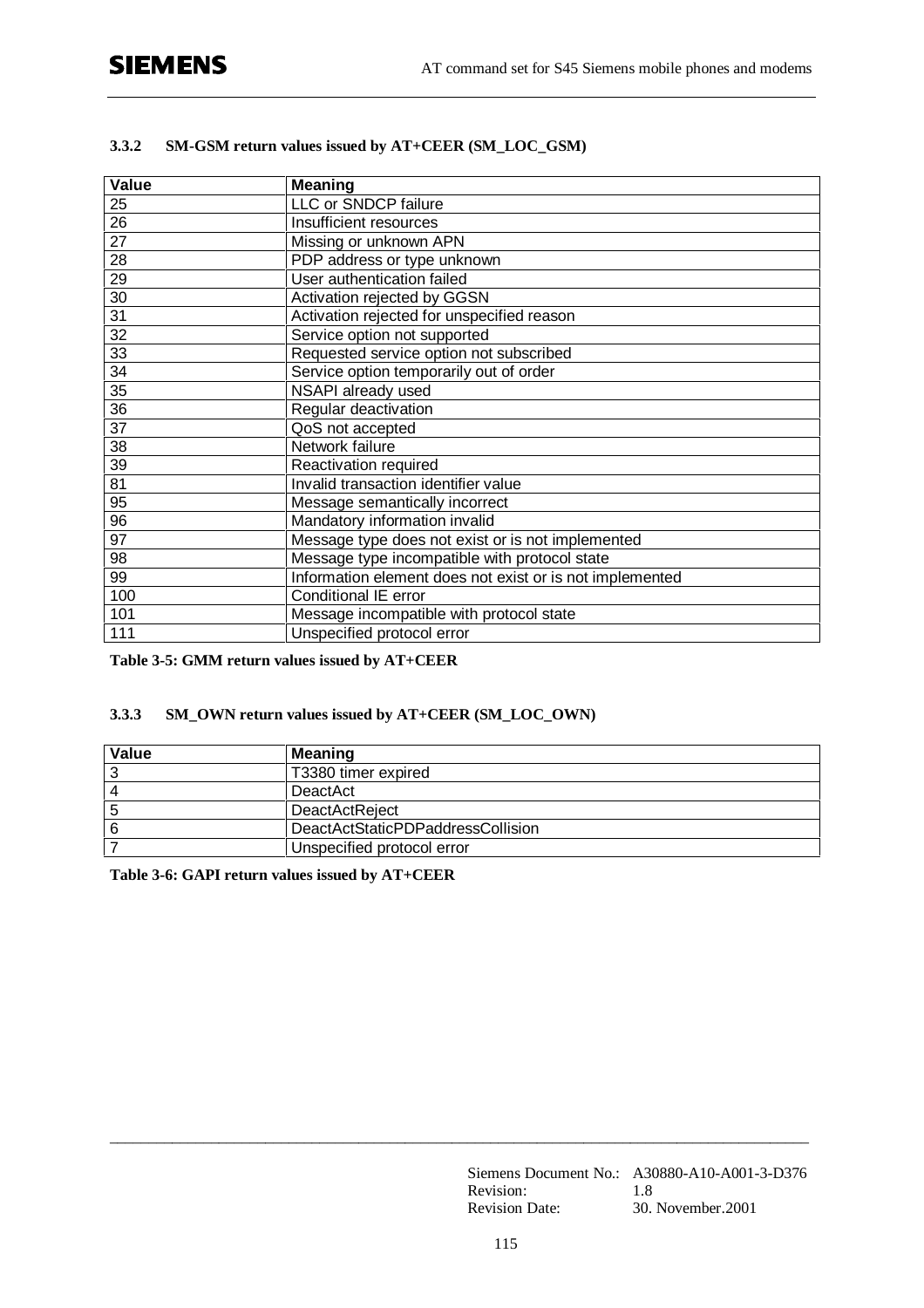### 3.3.2 SM-GSM return values issued by AT+CEER (SM_LOC_GSM)

| Value | Meaning |
|---|---|
| 25 | LLC or SNDCP failure |
| 26 | Insufficient resources |
| 27 | Missing or unknown APN |
| 28 | PDP address or type unknown |
| 29 | User authentication failed |
| 30 | Activation rejected by GGSN |
| 31 | Activation rejected for unspecified reason |
| 32 | Service option not supported |
| 33 | Requested service option not subscribed |
| 34 | Service option temporarily out of order |
| 35 | NSAPI already used |
| 36 | Regular deactivation |
| 37 | QoS not accepted |
| 38 | Network failure |
| 39 | Reactivation required |
| 81 | Invalid transaction identifier value |
| 95 | Message semantically incorrect |
| 96 | Mandatory information invalid |
| 97 | Message type does not exist or is not implemented |
| 98 | Message type incompatible with protocol state |
| 99 | Information element does not exist or is not implemented |
| 100 | Conditional IE error |
| 101 | Message incompatible with protocol state |
| 111 | Unspecified protocol error |

**Table 3-5: GMM return values issued by AT+CEER**

### 3.3.3 SM_OWN return values issued by AT+CEER (SM_LOC_OWN)

| Value | Meaning |
|---|---|
| 3 | T3380 timer expired |
| 4 | DeactAct |
| 5 | DeactActReject |
| 6 | DeactActStaticPDPaddressCollision |
| 7 | Unspecified protocol error |

**Table 3-6: GAPI return values issued by AT+CEER**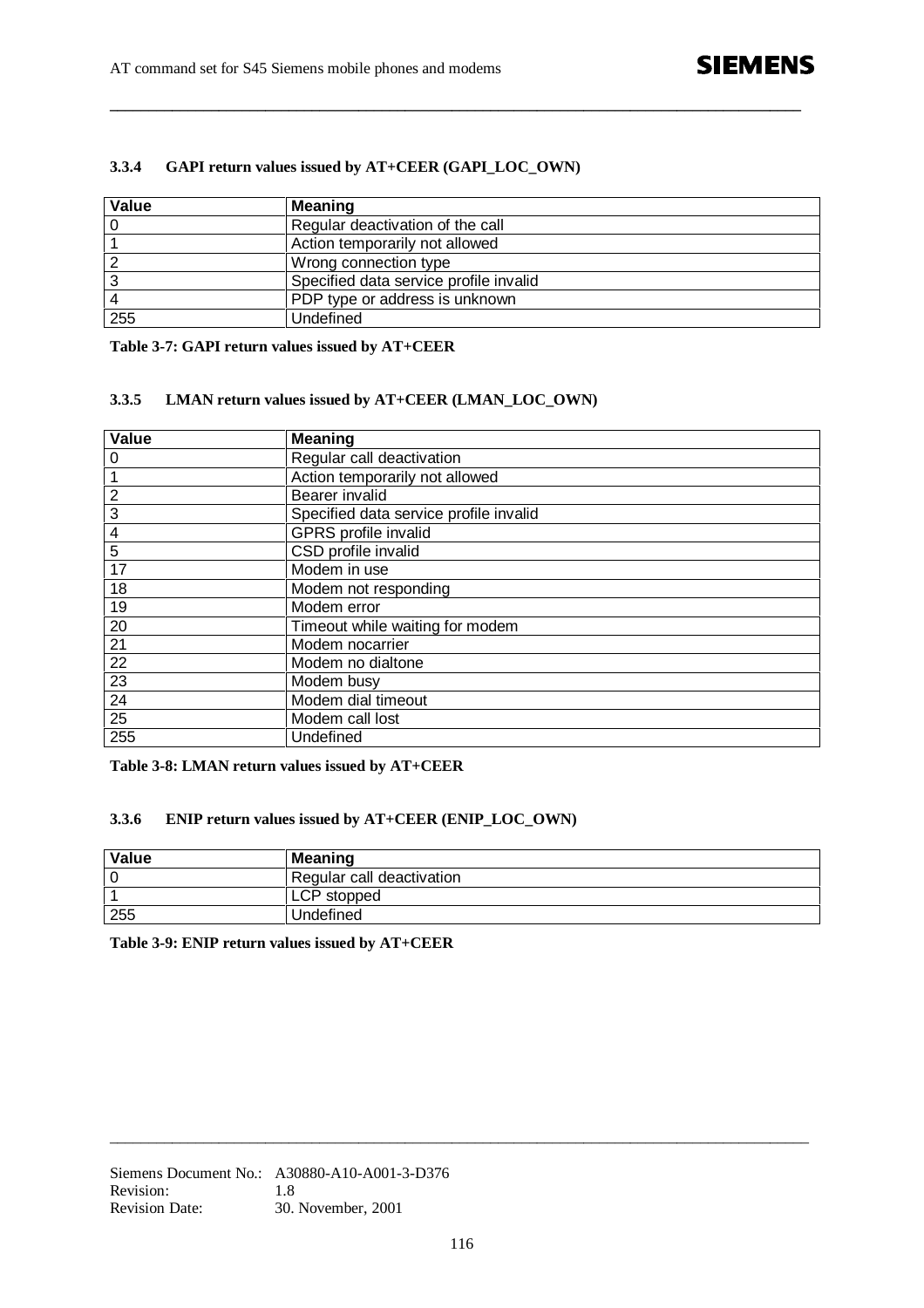### 3.3.4 GAPI return values issued by AT+CEER (GAPI_LOC_OWN)

| Value | Meaning |
|---|---|
| 0 | Regular deactivation of the call |
| 1 | Action temporarily not allowed |
| 2 | Wrong connection type |
| 3 | Specified data service profile invalid |
| 4 | PDP type or address is unknown |
| 255 | Undefined |

**Table 3-7: GAPI return values issued by AT+CEER**

### 3.3.5 LMAN return values issued by AT+CEER (LMAN_LOC_OWN)

| Value | Meaning |
|---|---|
| 0 | Regular call deactivation |
| 1 | Action temporarily not allowed |
| 2 | Bearer invalid |
| 3 | Specified data service profile invalid |
| 4 | GPRS profile invalid |
| 5 | CSD profile invalid |
| 17 | Modem in use |
| 18 | Modem not responding |
| 19 | Modem error |
| 20 | Timeout while waiting for modem |
| 21 | Modem nocarrier |
| 22 | Modem no dialtone |
| 23 | Modem busy |
| 24 | Modem dial timeout |
| 25 | Modem call lost |
| 255 | Undefined |

**Table 3-8: LMAN return values issued by AT+CEER**

### 3.3.6 ENIP return values issued by AT+CEER (ENIP_LOC_OWN)

| Value | Meaning |
|---|---|
| 0 | Regular call deactivation |
| 1 | LCP stopped |
| 255 | Undefined |

**Table 3-9: ENIP return values issued by AT+CEER**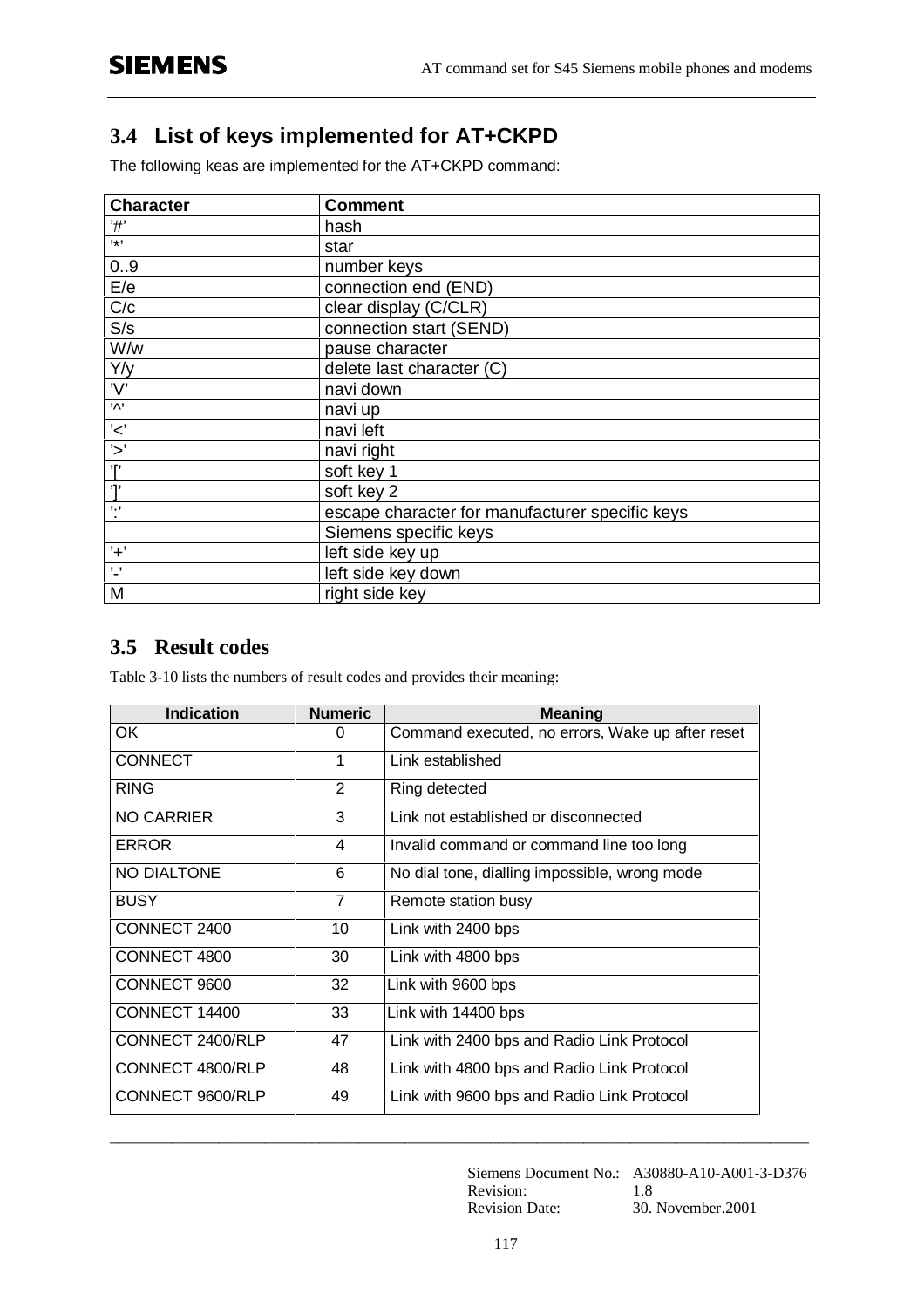## 3.4 List of keys implemented for AT+CKPD

The following keas are implemented for the AT+CKPD command:

| Character | Comment |
| --- | --- |
| '#' | hash |
| '*' | star |
| 0..9 | number keys |
| E/e | connection end (END) |
| C/c | clear display (C/CLR) |
| S/s | connection start (SEND) |
| W/w | pause character |
| Y/y | delete last character (C) |
| 'V' | navi down |
| '^' | navi up |
| '<' | navi left |
| '>' | navi right |
| '[' | soft key 1 |
| ']' | soft key 2 |
| ':' | escape character for manufacturer specific keys |
| | Siemens specific keys |
| '+' | left side key up |
| '-' | left side key down |
| M | right side key |

## 3.5 Result codes

Table 3-10 lists the numbers of result codes and provides their meaning:

| Indication | Numeric | Meaning |
| --- | --- | --- |
| OK | 0 | Command executed, no errors, Wake up after reset |
| CONNECT | 1 | Link established |
| RING | 2 | Ring detected |
| NO CARRIER | 3 | Link not established or disconnected |
| ERROR | 4 | Invalid command or command line too long |
| NO DIALTONE | 6 | No dial tone, dialling impossible, wrong mode |
| BUSY | 7 | Remote station busy |
| CONNECT 2400 | 10 | Link with 2400 bps |
| CONNECT 4800 | 30 | Link with 4800 bps |
| CONNECT 9600 | 32 | Link with 9600 bps |
| CONNECT 14400 | 33 | Link with 14400 bps |
| CONNECT 2400/RLP | 47 | Link with 2400 bps and Radio Link Protocol |
| CONNECT 4800/RLP | 48 | Link with 4800 bps and Radio Link Protocol |
| CONNECT 9600/RLP | 49 | Link with 9600 bps and Radio Link Protocol |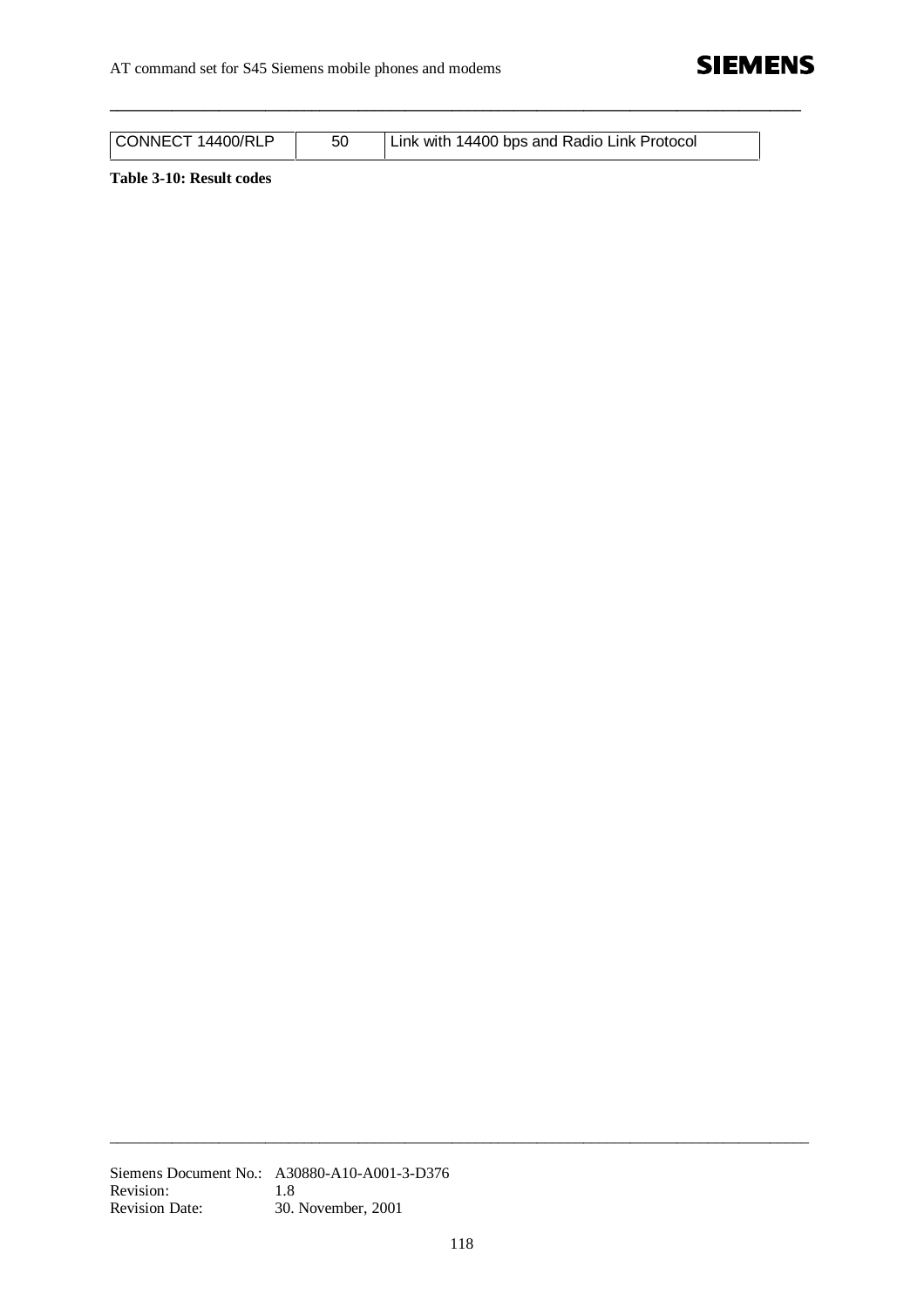| CONNECT 14400/RLP | 50 | Link with 14400 bps and Radio Link Protocol |
|---|---|---|

**Table 3-10: Result codes**

Siemens Document No.: A30880-A10-A001-3-D376
Revision: 1.8
Revision Date: 30. November, 2001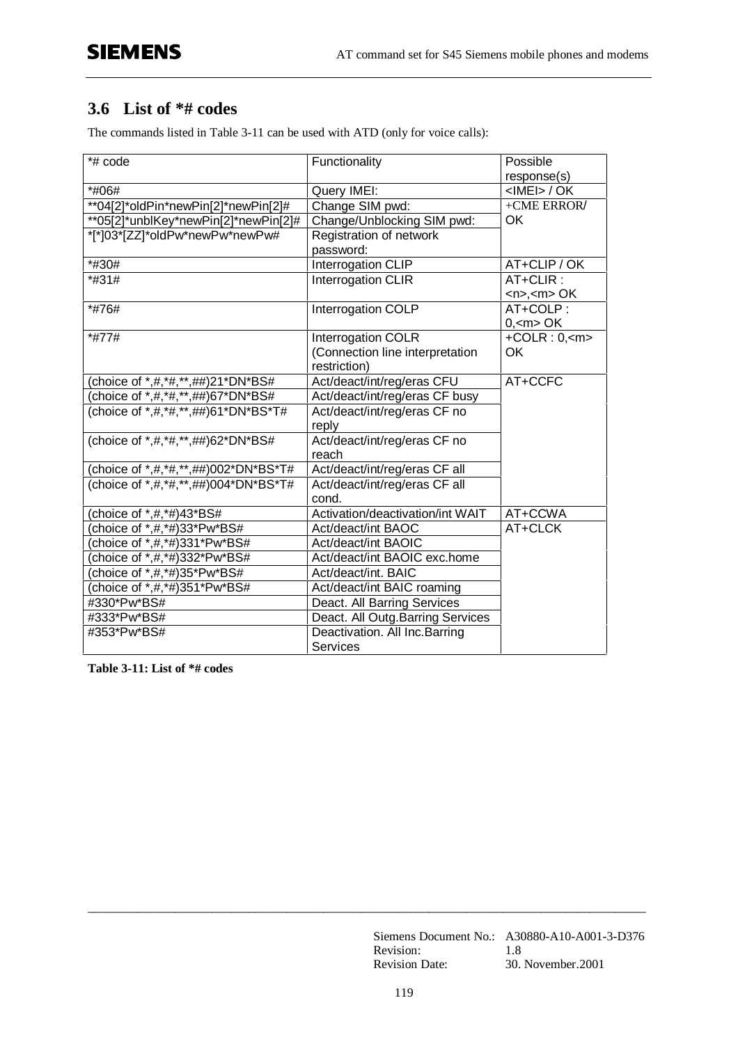## 3.6 List of *# codes

The commands listed in Table 3-11 can be used with ATD (only for voice calls):

| *# code | Functionality | Possible response(s) |
|---|---|---|
| *#06# | Query IMEI: | <IMEI> / OK |
| **04[2]*oldPin*newPin[2]*newPin[2]# | Change SIM pwd: | +CME ERROR/ OK |
| **05[2]*unblKey*newPin[2]*newPin[2]# | Change/Unblocking SIM pwd: | |
| *[*]03*[ZZ]*oldPw*newPw*newPw# | Registration of network password: | |
| *#30# | Interrogation CLIP | AT+CLIP / OK |
| *#31# | Interrogation CLIR | AT+CLIR : <n>,<m> OK |
| *#76# | Interrogation COLP | AT+COLP : 0,<m> OK |
| *#77# | Interrogation COLR (Connection line interpretation restriction) | +COLR : 0,<m> OK |
| (choice of *,#,*#,**,##)21*DN*BS# | Act/deact/int/reg/eras CFU | AT+CCFC |
| (choice of *,#,*#,**,##)67*DN*BS# | Act/deact/int/reg/eras CF busy | |
| (choice of *,#,*#,**,##)61*DN*BS*T# | Act/deact/int/reg/eras CF no reply | |
| (choice of *,#,*#,**,##)62*DN*BS# | Act/deact/int/reg/eras CF no reach | |
| (choice of *,#,*#,**,##)002*DN*BS*T# | Act/deact/int/reg/eras CF all | |
| (choice of *,#,*#,**,##)004*DN*BS*T# | Act/deact/int/reg/eras CF all cond. | |
| (choice of *,#,*#)43*BS# | Activation/deactivation/int WAIT | AT+CCWA |
| (choice of *,#,*#)33*Pw*BS# | Act/deact/int BAOC | AT+CLCK |
| (choice of *,#,*#)331*Pw*BS# | Act/deact/int BAOIC | |
| (choice of *,#,*#)332*Pw*BS# | Act/deact/int BAOIC exc.home | |
| (choice of *,#,*#)35*Pw*BS# | Act/deact/int. BAIC | |
| (choice of *,#,*#)351*Pw*BS# | Act/deact/int BAIC roaming | |
| #330*Pw*BS# | Deact. All Barring Services | |
| #333*Pw*BS# | Deact. All Outg.Barring Services | |
| #353*Pw*BS# | Deactivation. All Inc.Barring Services | |

**Table 3-11: List of *# codes**

Siemens Document No.: A30880-A10-A001-3-D376
Revision: 1.8
Revision Date: 30. November.2001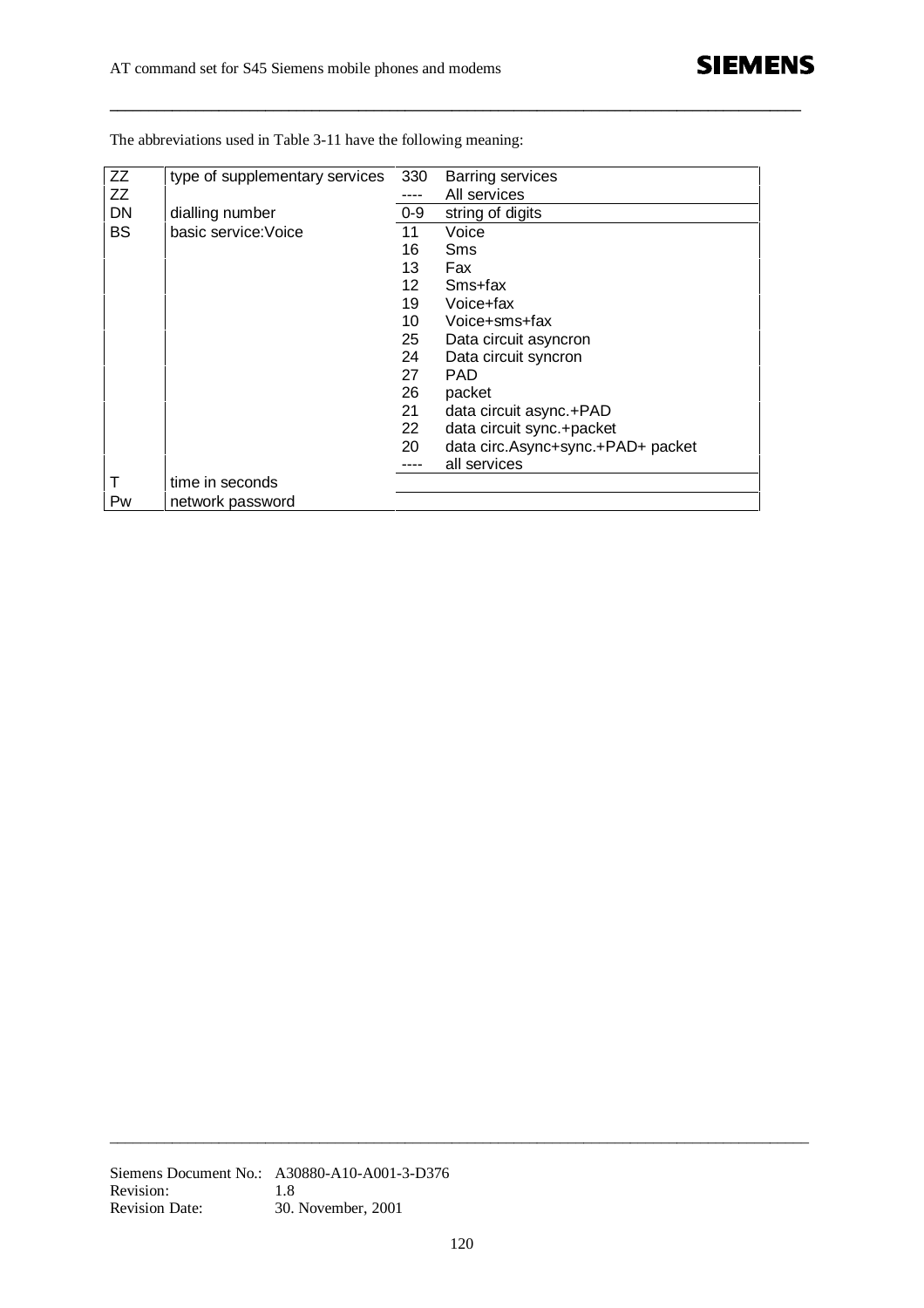The abbreviations used in Table 3-11 have the following meaning:

| | | | |
|---|---|---|---|
| ZZ | type of supplementary services | 330 | Barring services |
| ZZ | | ---- | All services |
| DN | dialling number | 0-9 | string of digits |
| BS | basic service:Voice | 11 | Voice |
| | | 16 | Sms |
| | | 13 | Fax |
| | | 12 | Sms+fax |
| | | 19 | Voice+fax |
| | | 10 | Voice+sms+fax |
| | | 25 | Data circuit asyncron |
| | | 24 | Data circuit syncron |
| | | 27 | PAD |
| | | 26 | packet |
| | | 21 | data circuit async.+PAD |
| | | 22 | data circuit sync.+packet |
| | | 20 | data circ.Async+sync.+PAD+ packet |
| | | ---- | all services |
| T | time in seconds | | |
| Pw | network password | | |

Siemens Document No.: A30880-A10-A001-3-D376
Revision: 1.8
Revision Date: 30. November, 2001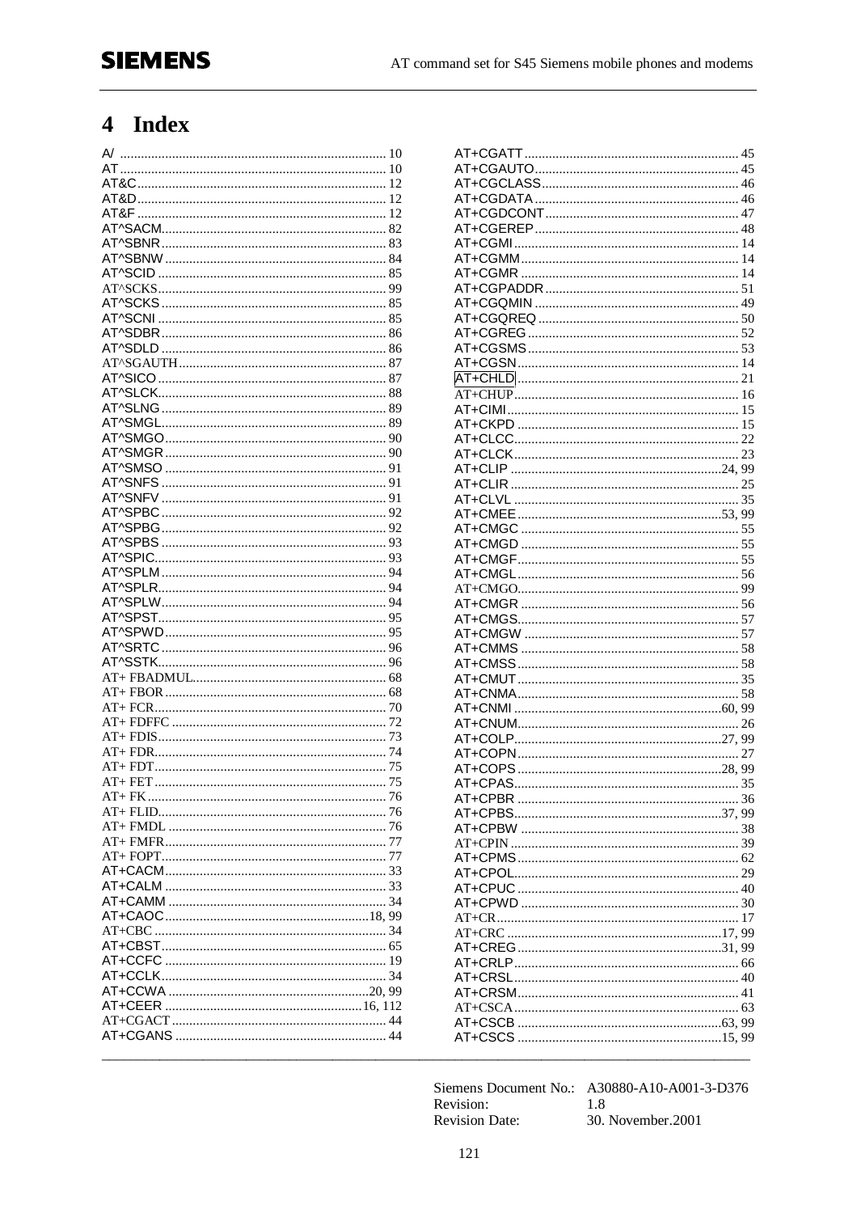# 4 Index

A/ ... 10
AT ... 10
AT&C ... 12
AT&D ... 12
AT&F ... 12
AT^SACM ... 82
AT^SBNR ... 83
AT^SBNW ... 84
AT^SCID ... 85
AT^SCKS ... 99
AT^SCKS ... 85
AT^SCNI ... 85
AT^SDBR ... 86
AT^SDLD ... 86
AT^SGAUTH ... 87
AT^SICO ... 87
AT^SLCK ... 88
AT^SLNG ... 89
AT^SMGL ... 89
AT^SMGO ... 90
AT^SMGR ... 90
AT^SMSO ... 91
AT^SNFS ... 91
AT^SNFV ... 91
AT^SPBC ... 92
AT^SPBG ... 92
AT^SPBS ... 93
AT^SPIC ... 93
AT^SPLM ... 94
AT^SPLR ... 94
AT^SPLW ... 94
AT^SPST ... 95
AT^SPWD ... 95
AT^SRTC ... 96
AT^SSTK ... 96
AT+ FBADMUL ... 68
AT+ FBOR ... 68
AT+ FCR ... 70
AT+ FDFFC ... 72
AT+ FDIS ... 73
AT+ FDR ... 74
AT+ FDT ... 75
AT+ FET ... 75
AT+ FK ... 76
AT+ FLID ... 76
AT+ FMDL ... 76
AT+ FMFR ... 77
AT+ FOPT ... 77
AT+CACM ... 33
AT+CALM ... 33
AT+CAMM ... 34
AT+CAOC ... 18, 99
AT+CBC ... 34
AT+CBST ... 65
AT+CCFC ... 19
AT+CCLK ... 34
AT+CCWA ... 20, 99
AT+CEER ... 16, 112
AT+CGACT ... 44
AT+CGANS ... 44
AT+CGATT ... 45
AT+CGAUTO ... 45
AT+CGCLASS ... 46
AT+CGDATA ... 46
AT+CGDCONT ... 47
AT+CGEREP ... 48
AT+CGMI ... 14
AT+CGMM ... 14
AT+CGMR ... 14
AT+CGPADDR ... 51
AT+CGQMIN ... 49
AT+CGQREQ ... 50
AT+CGREG ... 52
AT+CGSMS ... 53
AT+CGSN ... 14
AT+CHLD ... 21
AT+CHUP ... 16
AT+CIMI ... 15
AT+CKPD ... 15
AT+CLCC ... 22
AT+CLCK ... 23
AT+CLIP ... 24, 99
AT+CLIR ... 25
AT+CLVL ... 35
AT+CMEE ... 53, 99
AT+CMGC ... 55
AT+CMGD ... 55
AT+CMGF ... 55
AT+CMGL ... 56
AT+CMGO ... 99
AT+CMGR ... 56
AT+CMGS ... 57
AT+CMGW ... 57
AT+CMMS ... 58
AT+CMSS ... 58
AT+CMUT ... 35
AT+CNMA ... 58
AT+CNMI ... 60, 99
AT+CNUM ... 26
AT+COLP ... 27, 99
AT+COPN ... 27
AT+COPS ... 28, 99
AT+CPAS ... 35
AT+CPBR ... 36
AT+CPBS ... 37, 99
AT+CPBW ... 38
AT+CPIN ... 39
AT+CPMS ... 62
AT+CPOL ... 29
AT+CPUC ... 40
AT+CPWD ... 30
AT+CR ... 17
AT+CRC ... 17, 99
AT+CREG ... 31, 99
AT+CRLP ... 66
AT+CRSL ... 40
AT+CRSM ... 41
AT+CSCA ... 63
AT+CSCB ... 63, 99
AT+CSCS ... 15, 99

Siemens Document No.: A30880-A10-A001-3-D376
Revision: 1.8
Revision Date: 30. November.2001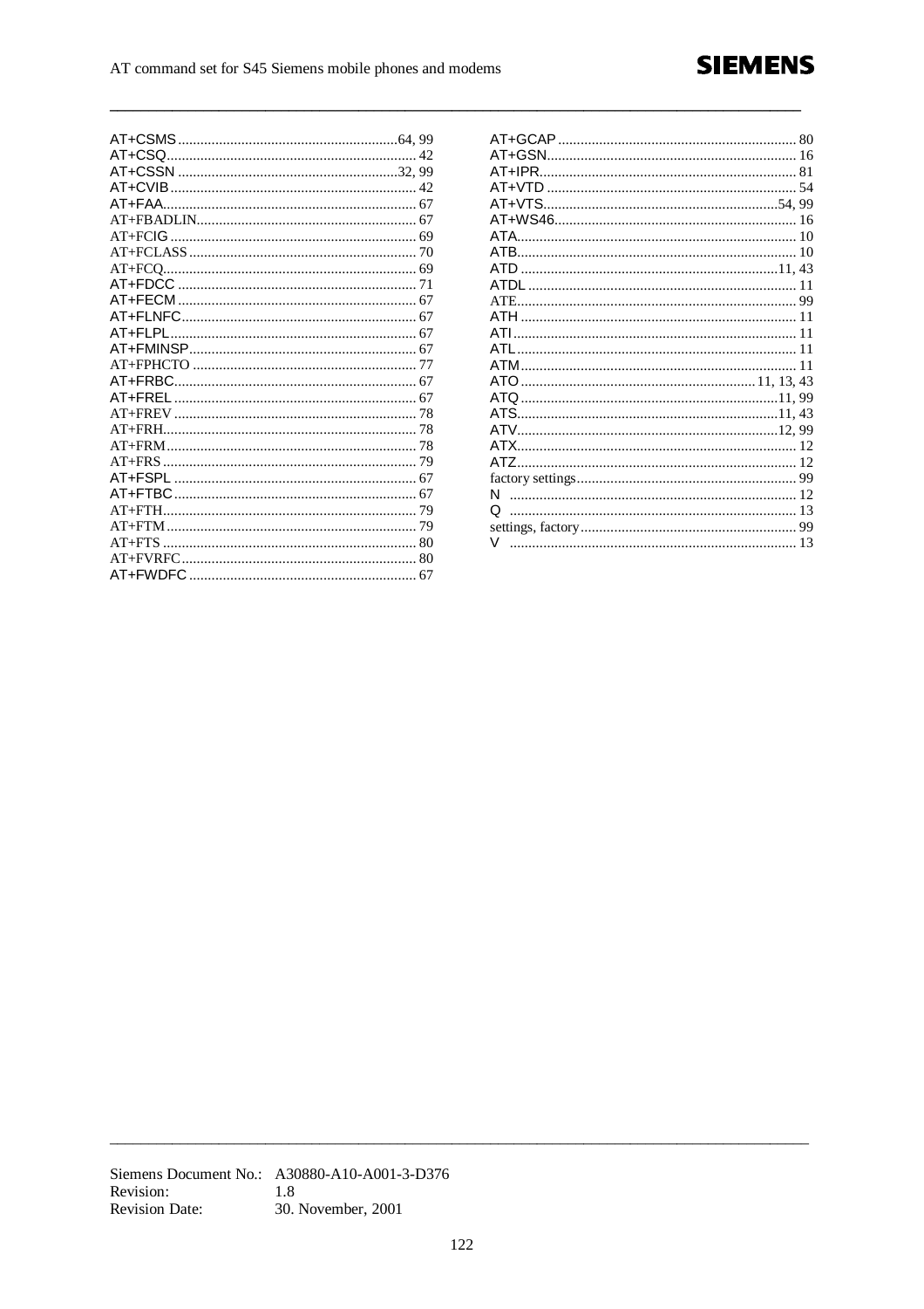AT+CSMS ........................................................... 64, 99
AT+CSQ ............................................................. 42
AT+CSSN ........................................................... 32, 99
AT+CVIB ............................................................ 42
AT+FAA ............................................................. 67
AT+FBADLIN ........................................................ 67
AT+FCIG ............................................................ 69
AT+FCLASS ......................................................... 70
AT+FCQ ............................................................. 69
AT+FDCC ........................................................... 71
AT+FECM ........................................................... 67
AT+FLNFC .......................................................... 67
AT+FLPL ............................................................ 67
AT+FMINSP ........................................................ 67
AT+FPHCTO ........................................................ 77
AT+FRBC ........................................................... 67
AT+FREL ........................................................... 67
AT+FREV ........................................................... 78
AT+FRH ............................................................. 78
AT+FRM ............................................................. 78
AT+FRS ............................................................. 79
AT+FSPL ........................................................... 67
AT+FTBC ........................................................... 67
AT+FTH ............................................................. 79
AT+FTM ............................................................. 79
AT+FTS ............................................................. 80
AT+FVRFC ......................................................... 80
AT+FWDFC ......................................................... 67
AT+GCAP .......................................................... 80
AT+GSN ............................................................ 16
AT+IPR ............................................................. 81
AT+VTD ............................................................ 54
AT+VTS ............................................................ 54, 99
AT+WS46 .......................................................... 16
ATA ................................................................. 10
ATB ................................................................. 10
ATD ................................................................. 11, 43
ATDL ............................................................... 11
ATE ................................................................. 99
ATH ................................................................. 11
ATI .................................................................. 11
ATL ................................................................. 11
ATM ................................................................. 11
ATO ................................................................. 11, 13, 43
ATQ ................................................................. 11, 99
ATS ................................................................. 11, 43
ATV ................................................................. 12, 99
ATX ................................................................. 12
ATZ ................................................................. 12
factory settings .................................................. 99
N .................................................................... 12
Q .................................................................... 13
settings, factory .................................................. 99
V .................................................................... 13

Siemens Document No.: A30880-A10-A001-3-D376
Revision: 1.8
Revision Date: 30. November, 2001